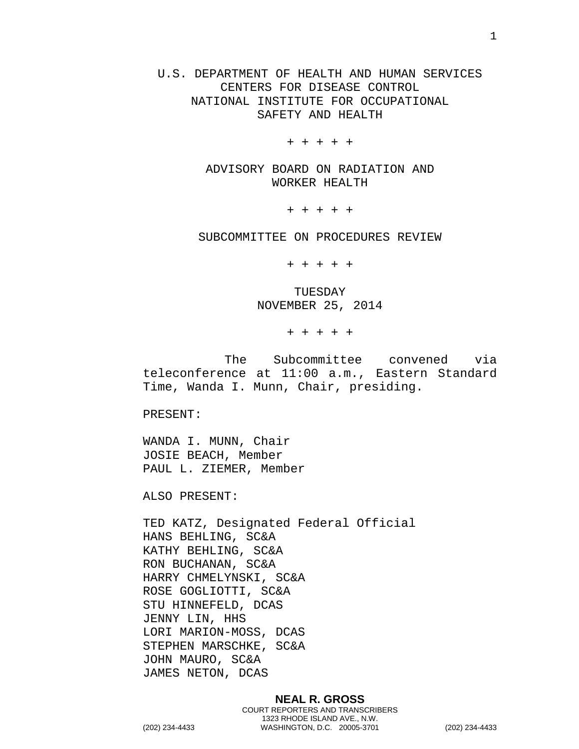U.S. DEPARTMENT OF HEALTH AND HUMAN SERVICES
CENTERS FOR DISEASE CONTROL
NATIONAL INSTITUTE FOR OCCUPATIONAL
SAFETY AND HEALTH

+ + + + +

ADVISORY BOARD ON RADIATION AND
WORKER HEALTH

+ + + + +

SUBCOMMITTEE ON PROCEDURES REVIEW

+ + + + +

TUESDAY
NOVEMBER 25, 2014

+ + + + +

The Subcommittee convened via teleconference at 11:00 a.m., Eastern Standard Time, Wanda I. Munn, Chair, presiding.

PRESENT:

WANDA I. MUNN, Chair
JOSIE BEACH, Member
PAUL L. ZIEMER, Member

ALSO PRESENT:

TED KATZ, Designated Federal Official
HANS BEHLING, SC&A
KATHY BEHLING, SC&A
RON BUCHANAN, SC&A
HARRY CHMELYNSKI, SC&A
ROSE GOGLIOTTI, SC&A
STU HINNEFELD, DCAS
JENNY LIN, HHS
LORI MARION-MOSS, DCAS
STEPHEN MARSCHKE, SC&A
JOHN MAURO, SC&A
JAMES NETON, DCAS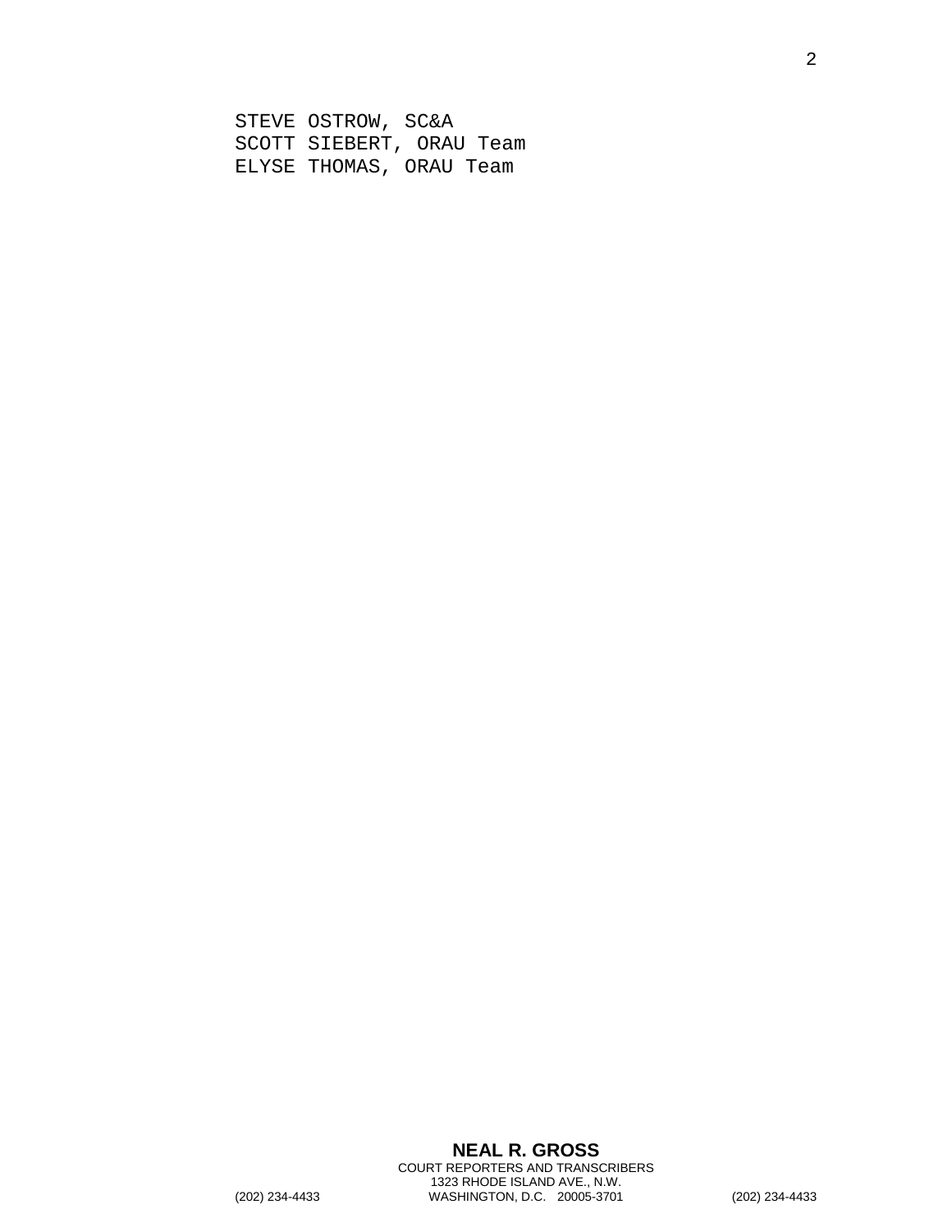STEVE OSTROW, SC&A
SCOTT SIEBERT, ORAU Team
ELYSE THOMAS, ORAU Team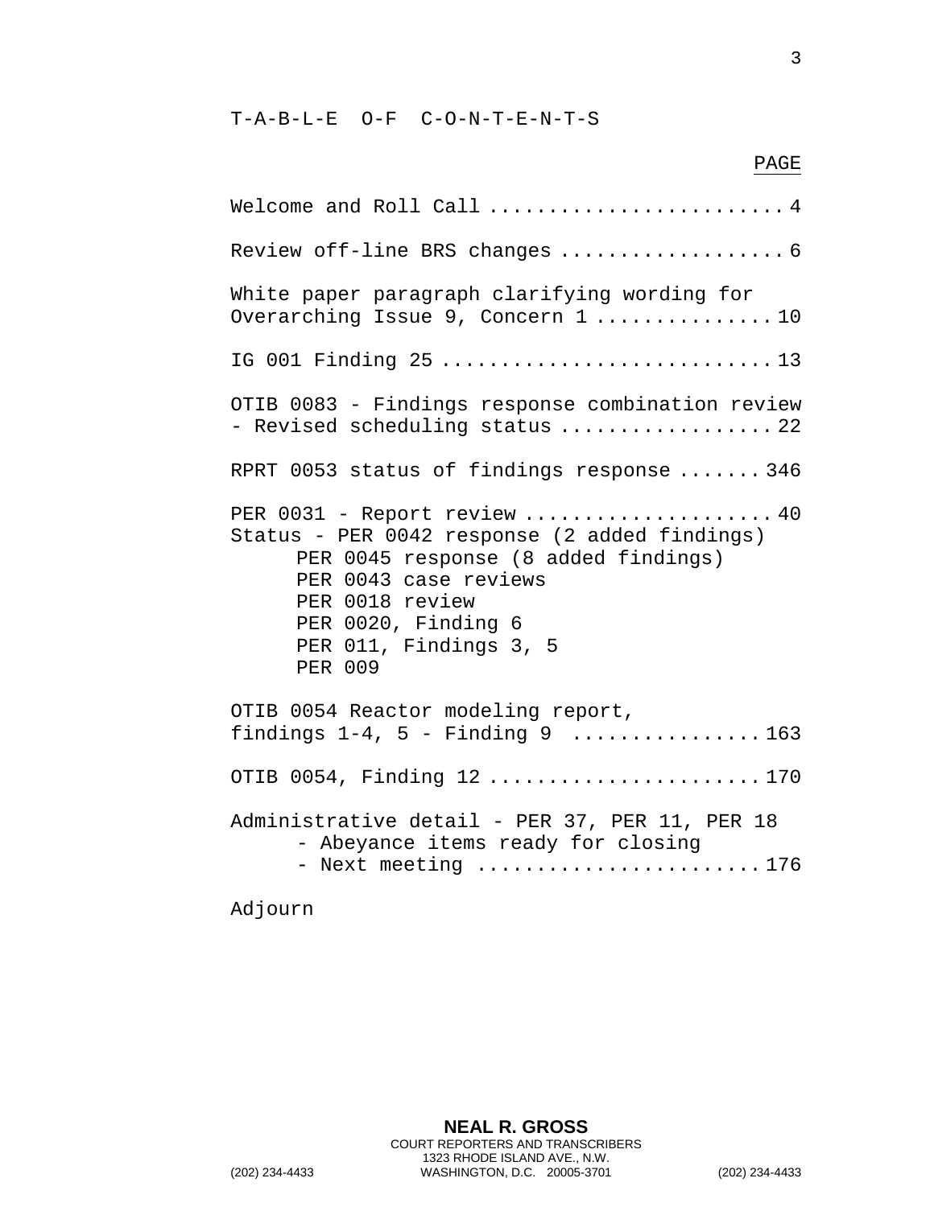# T-A-B-L-E O-F C-O-N-T-E-N-T-S

| | PAGE |
|---|---|
| Welcome and Roll Call | 4 |
| Review off-line BRS changes | 6 |
| White paper paragraph clarifying wording for Overarching Issue 9, Concern 1 | 10 |
| IG 001 Finding 25 | 13 |
| OTIB 0083 - Findings response combination review - Revised scheduling status | 22 |
| RPRT 0053 status of findings response | 346 |
| PER 0031 - Report review | 40 |
| Status - PER 0042 response (2 added findings)<br>PER 0045 response (8 added findings)<br>PER 0043 case reviews<br>PER 0018 review<br>PER 0020, Finding 6<br>PER 011, Findings 3, 5<br>PER 009 | |
| OTIB 0054 Reactor modeling report, findings 1-4, 5 - Finding 9 | 163 |
| OTIB 0054, Finding 12 | 170 |
| Administrative detail - PER 37, PER 11, PER 18<br>- Abeyance items ready for closing<br>- Next meeting | 176 |
| Adjourn | |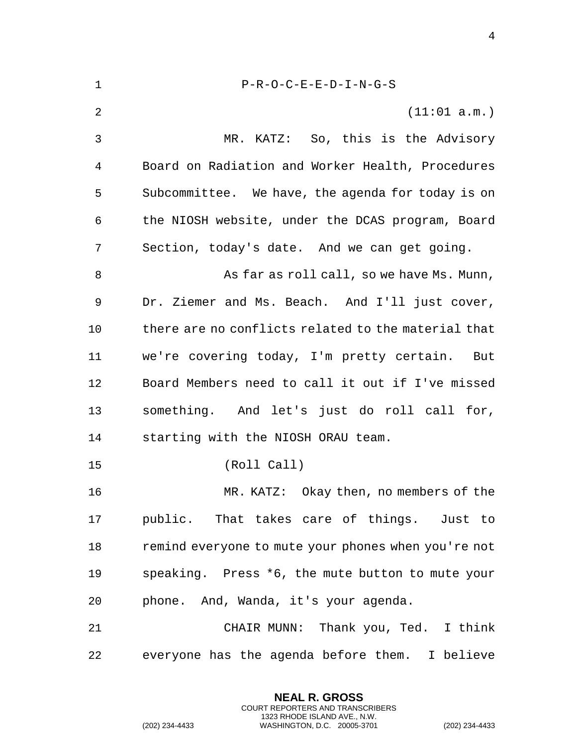P-R-O-C-E-E-D-I-N-G-S

(11:01 a.m.)

MR. KATZ: So, this is the Advisory Board on Radiation and Worker Health, Procedures Subcommittee. We have, the agenda for today is on the NIOSH website, under the DCAS program, Board Section, today's date. And we can get going.

As far as roll call, so we have Ms. Munn, Dr. Ziemer and Ms. Beach. And I'll just cover, there are no conflicts related to the material that we're covering today, I'm pretty certain. But Board Members need to call it out if I've missed something. And let's just do roll call for, starting with the NIOSH ORAU team.

(Roll Call)

MR. KATZ: Okay then, no members of the public. That takes care of things. Just to remind everyone to mute your phones when you're not speaking. Press *6, the mute button to mute your phone. And, Wanda, it's your agenda.

CHAIR MUNN: Thank you, Ted. I think everyone has the agenda before them. I believe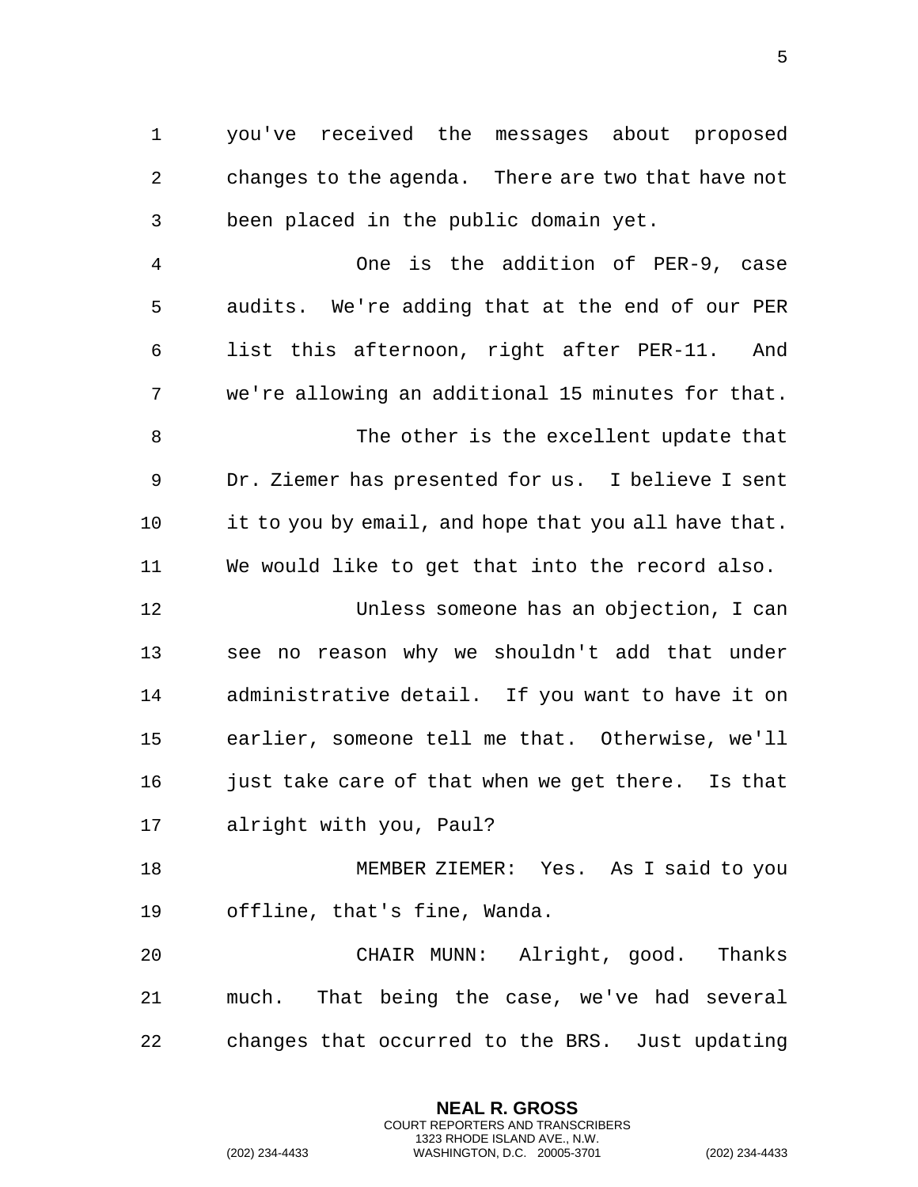you've received the messages about proposed changes to the agenda. There are two that have not been placed in the public domain yet.

One is the addition of PER-9, case audits. We're adding that at the end of our PER list this afternoon, right after PER-11. And we're allowing an additional 15 minutes for that.

The other is the excellent update that Dr. Ziemer has presented for us. I believe I sent it to you by email, and hope that you all have that. We would like to get that into the record also.

Unless someone has an objection, I can see no reason why we shouldn't add that under administrative detail. If you want to have it on earlier, someone tell me that. Otherwise, we'll just take care of that when we get there. Is that alright with you, Paul?

MEMBER ZIEMER: Yes. As I said to you offline, that's fine, Wanda.

CHAIR MUNN: Alright, good. Thanks much. That being the case, we've had several changes that occurred to the BRS. Just updating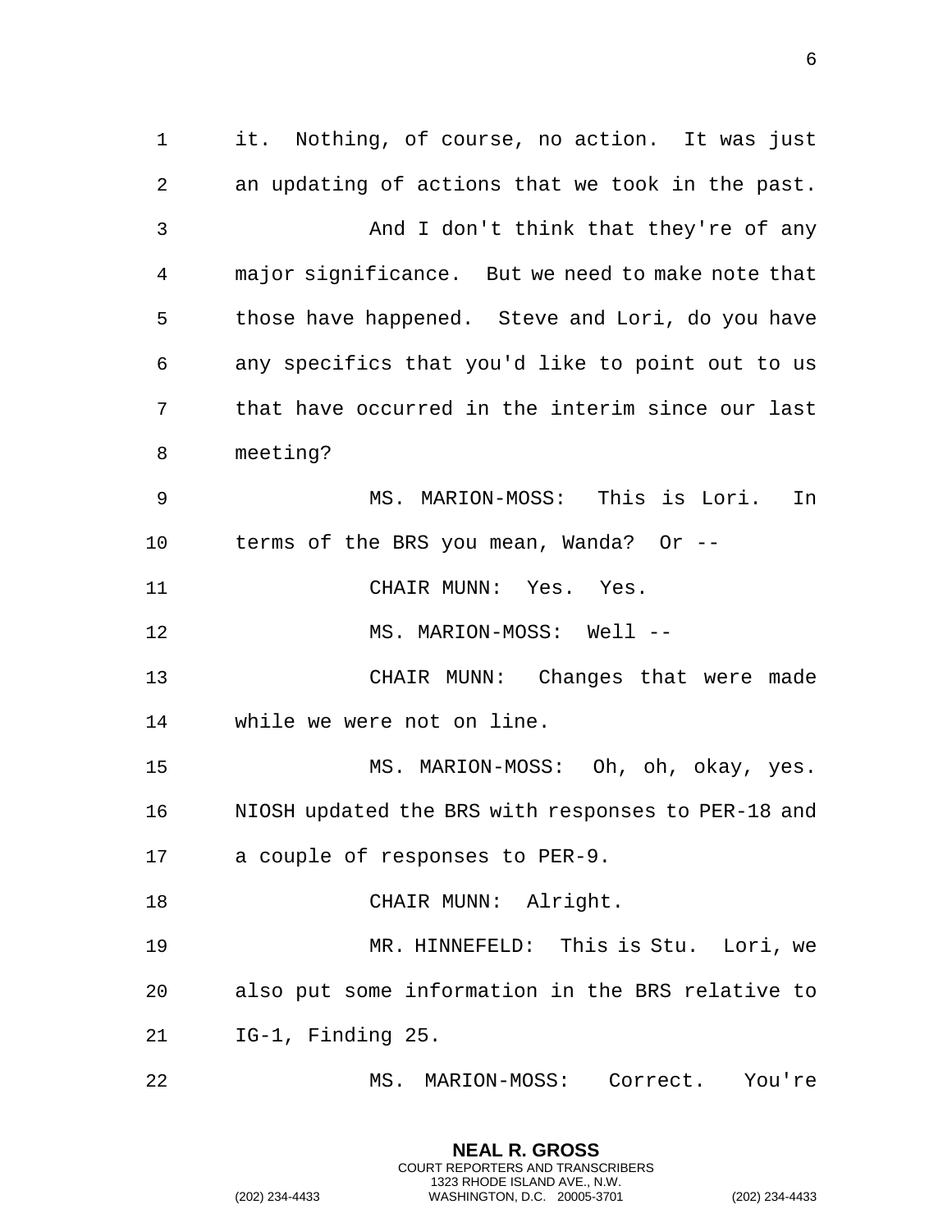it. Nothing, of course, no action. It was just an updating of actions that we took in the past.

And I don't think that they're of any major significance. But we need to make note that those have happened. Steve and Lori, do you have any specifics that you'd like to point out to us that have occurred in the interim since our last meeting?

MS. MARION-MOSS: This is Lori. In terms of the BRS you mean, Wanda? Or --

CHAIR MUNN: Yes. Yes.

MS. MARION-MOSS: Well --

CHAIR MUNN: Changes that were made while we were not on line.

MS. MARION-MOSS: Oh, oh, okay, yes. NIOSH updated the BRS with responses to PER-18 and a couple of responses to PER-9.

CHAIR MUNN: Alright.

MR. HINNEFELD: This is Stu. Lori, we also put some information in the BRS relative to IG-1, Finding 25.

MS. MARION-MOSS: Correct. You're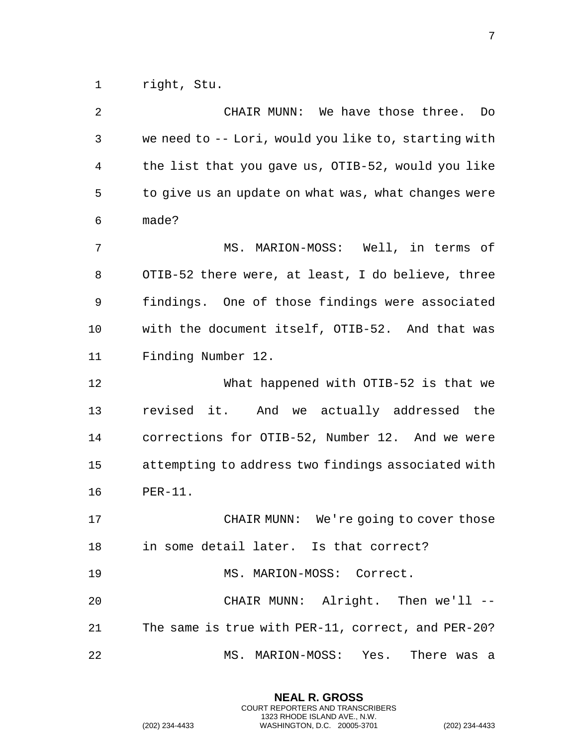right, Stu.

CHAIR MUNN: We have those three. Do we need to -- Lori, would you like to, starting with the list that you gave us, OTIB-52, would you like to give us an update on what was, what changes were made?

MS. MARION-MOSS: Well, in terms of OTIB-52 there were, at least, I do believe, three findings. One of those findings were associated with the document itself, OTIB-52. And that was Finding Number 12.

What happened with OTIB-52 is that we revised it. And we actually addressed the corrections for OTIB-52, Number 12. And we were attempting to address two findings associated with PER-11.

CHAIR MUNN: We're going to cover those in some detail later. Is that correct?

MS. MARION-MOSS: Correct.

CHAIR MUNN: Alright. Then we'll -- The same is true with PER-11, correct, and PER-20?

MS. MARION-MOSS: Yes. There was a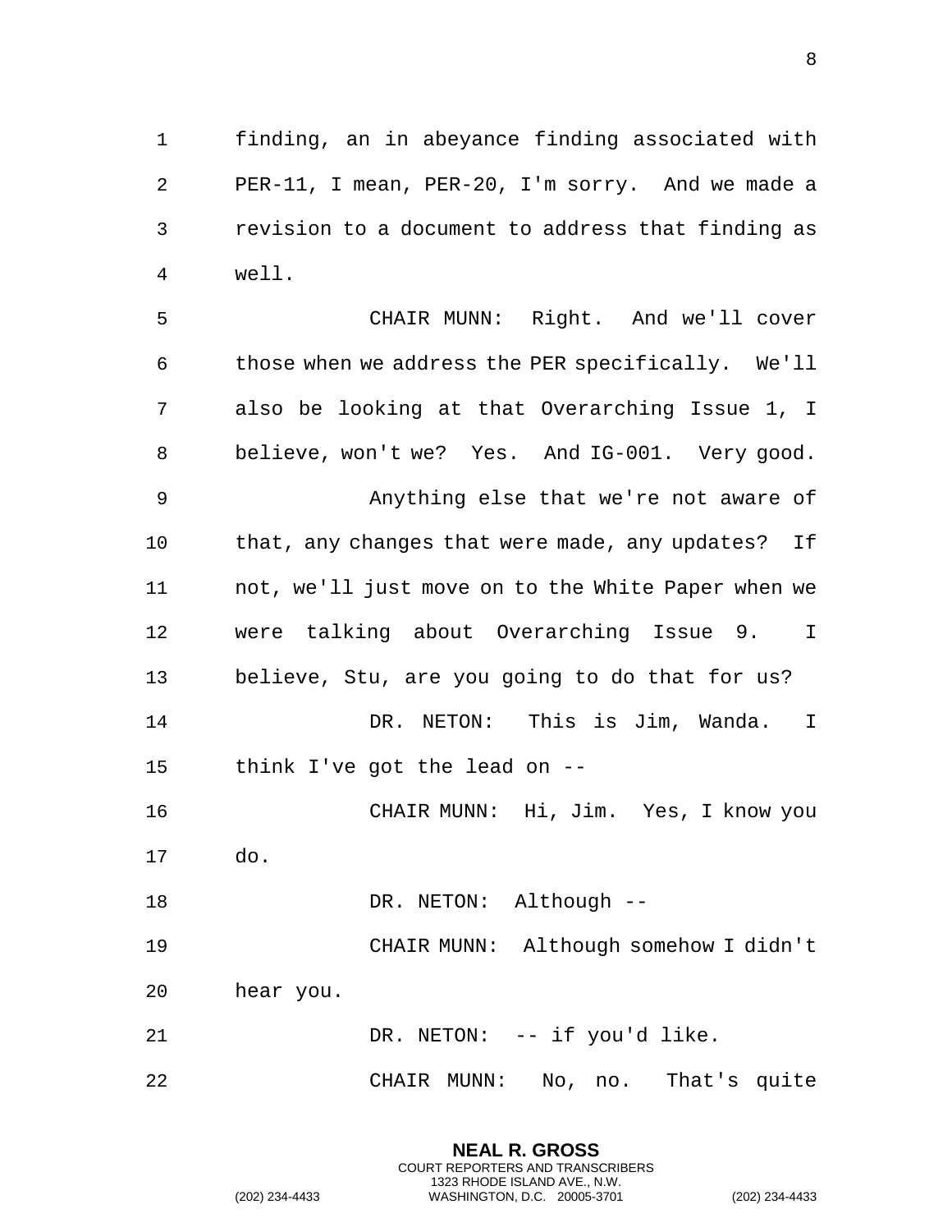finding, an in abeyance finding associated with PER-11, I mean, PER-20, I'm sorry. And we made a revision to a document to address that finding as well.

CHAIR MUNN: Right. And we'll cover those when we address the PER specifically. We'll also be looking at that Overarching Issue 1, I believe, won't we? Yes. And IG-001. Very good.

Anything else that we're not aware of that, any changes that were made, any updates? If not, we'll just move on to the White Paper when we were talking about Overarching Issue 9. I believe, Stu, are you going to do that for us?

DR. NETON: This is Jim, Wanda. I think I've got the lead on --

CHAIR MUNN: Hi, Jim. Yes, I know you do.

DR. NETON: Although --

CHAIR MUNN: Although somehow I didn't hear you.

DR. NETON: -- if you'd like.

CHAIR MUNN: No, no. That's quite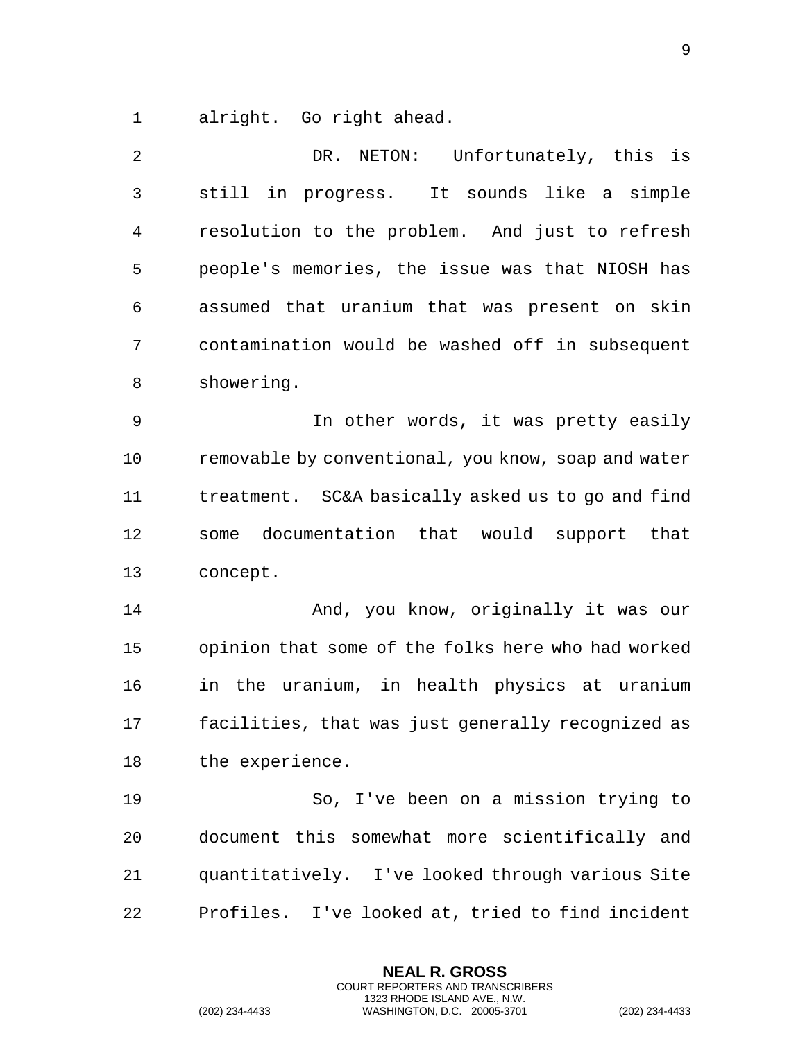alright. Go right ahead.

DR. NETON: Unfortunately, this is still in progress. It sounds like a simple resolution to the problem. And just to refresh people's memories, the issue was that NIOSH has assumed that uranium that was present on skin contamination would be washed off in subsequent showering.

In other words, it was pretty easily removable by conventional, you know, soap and water treatment. SC&A basically asked us to go and find some documentation that would support that concept.

And, you know, originally it was our opinion that some of the folks here who had worked in the uranium, in health physics at uranium facilities, that was just generally recognized as the experience.

So, I've been on a mission trying to document this somewhat more scientifically and quantitatively. I've looked through various Site Profiles. I've looked at, tried to find incident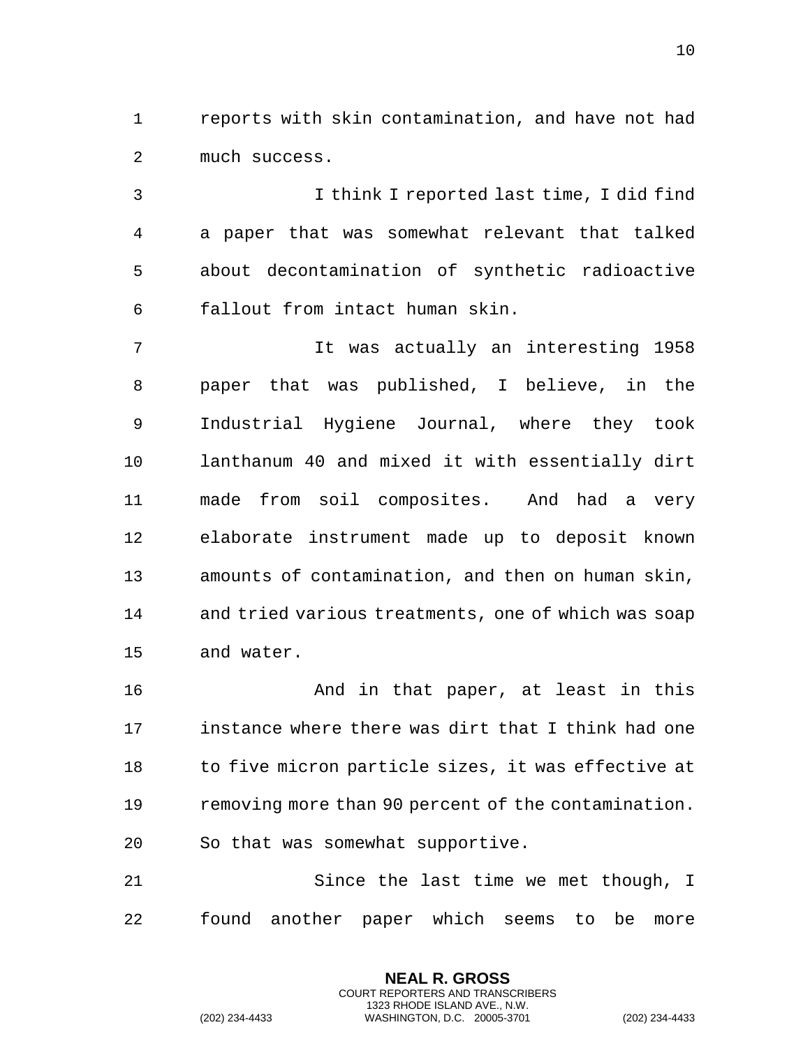reports with skin contamination, and have not had much success.

I think I reported last time, I did find a paper that was somewhat relevant that talked about decontamination of synthetic radioactive fallout from intact human skin.

It was actually an interesting 1958 paper that was published, I believe, in the Industrial Hygiene Journal, where they took lanthanum 40 and mixed it with essentially dirt made from soil composites. And had a very elaborate instrument made up to deposit known amounts of contamination, and then on human skin, and tried various treatments, one of which was soap and water.

And in that paper, at least in this instance where there was dirt that I think had one to five micron particle sizes, it was effective at removing more than 90 percent of the contamination. So that was somewhat supportive.

Since the last time we met though, I found another paper which seems to be more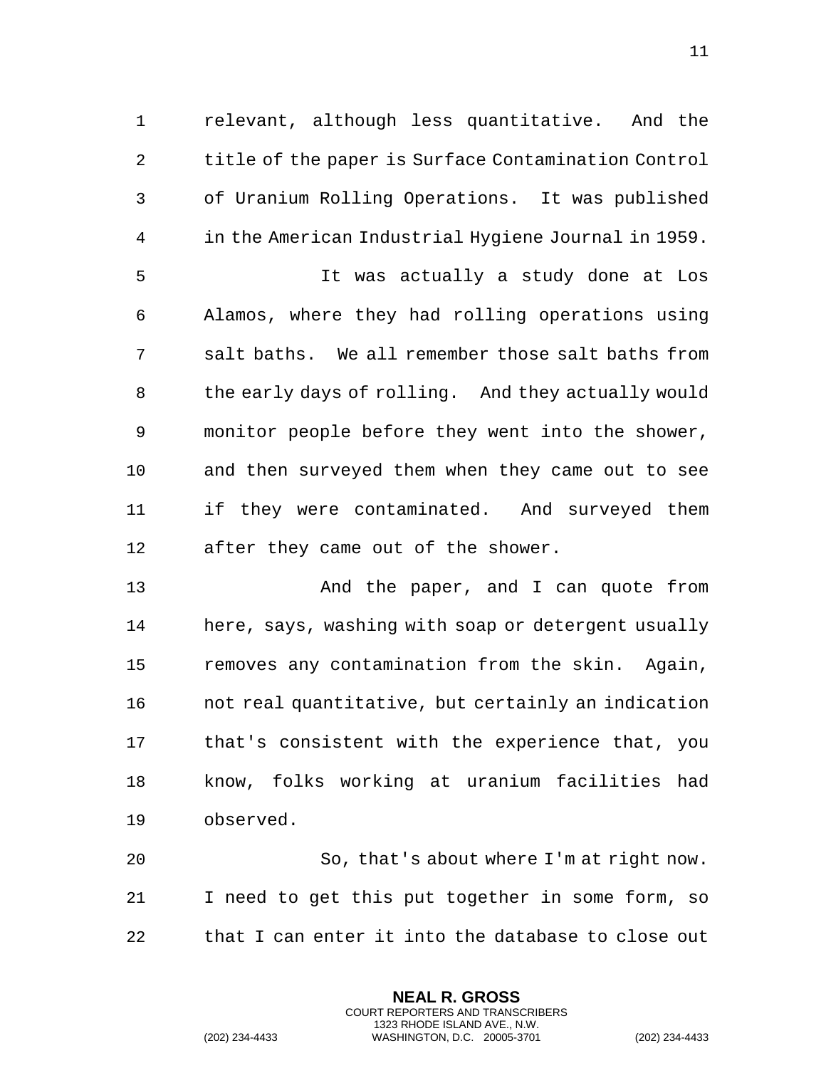relevant, although less quantitative. And the title of the paper is Surface Contamination Control of Uranium Rolling Operations. It was published in the American Industrial Hygiene Journal in 1959.

It was actually a study done at Los Alamos, where they had rolling operations using salt baths. We all remember those salt baths from the early days of rolling. And they actually would monitor people before they went into the shower, and then surveyed them when they came out to see if they were contaminated. And surveyed them after they came out of the shower.

And the paper, and I can quote from here, says, washing with soap or detergent usually removes any contamination from the skin. Again, not real quantitative, but certainly an indication that's consistent with the experience that, you know, folks working at uranium facilities had observed.

So, that's about where I'm at right now. I need to get this put together in some form, so that I can enter it into the database to close out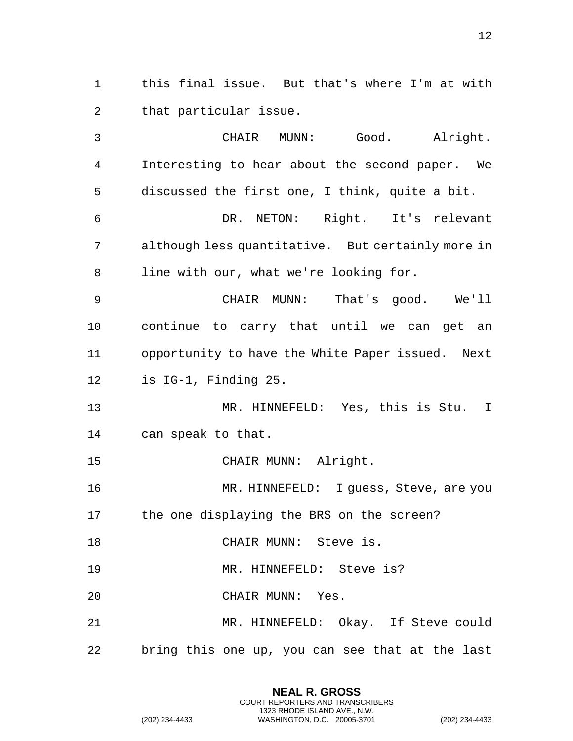this final issue. But that's where I'm at with that particular issue.

CHAIR MUNN: Good. Alright. Interesting to hear about the second paper. We discussed the first one, I think, quite a bit.

DR. NETON: Right. It's relevant although less quantitative. But certainly more in line with our, what we're looking for.

CHAIR MUNN: That's good. We'll continue to carry that until we can get an opportunity to have the White Paper issued. Next is IG-1, Finding 25.

MR. HINNEFELD: Yes, this is Stu. I can speak to that.

CHAIR MUNN: Alright.

MR. HINNEFELD: I guess, Steve, are you the one displaying the BRS on the screen?

CHAIR MUNN: Steve is.

MR. HINNEFELD: Steve is?

CHAIR MUNN: Yes.

MR. HINNEFELD: Okay. If Steve could bring this one up, you can see that at the last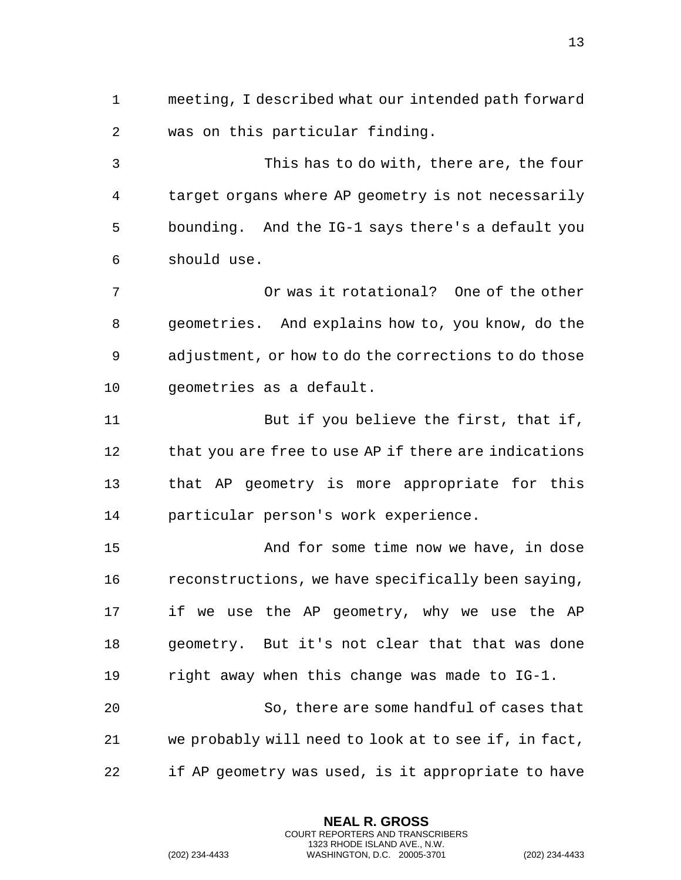meeting, I described what our intended path forward was on this particular finding.

This has to do with, there are, the four target organs where AP geometry is not necessarily bounding. And the IG-1 says there's a default you should use.

Or was it rotational? One of the other geometries. And explains how to, you know, do the adjustment, or how to do the corrections to do those geometries as a default.

But if you believe the first, that if, that you are free to use AP if there are indications that AP geometry is more appropriate for this particular person's work experience.

And for some time now we have, in dose reconstructions, we have specifically been saying, if we use the AP geometry, why we use the AP geometry. But it's not clear that that was done right away when this change was made to IG-1.

So, there are some handful of cases that we probably will need to look at to see if, in fact, if AP geometry was used, is it appropriate to have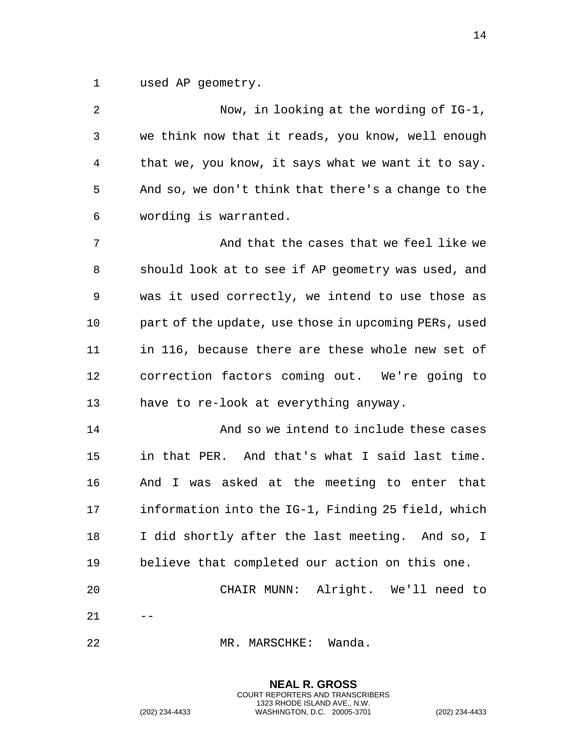used AP geometry.

Now, in looking at the wording of IG-1, we think now that it reads, you know, well enough that we, you know, it says what we want it to say. And so, we don't think that there's a change to the wording is warranted.

And that the cases that we feel like we should look at to see if AP geometry was used, and was it used correctly, we intend to use those as part of the update, use those in upcoming PERs, used in 116, because there are these whole new set of correction factors coming out. We're going to have to re-look at everything anyway.

And so we intend to include these cases in that PER. And that's what I said last time. And I was asked at the meeting to enter that information into the IG-1, Finding 25 field, which I did shortly after the last meeting. And so, I believe that completed our action on this one.

CHAIR MUNN: Alright. We'll need to --

MR. MARSCHKE: Wanda.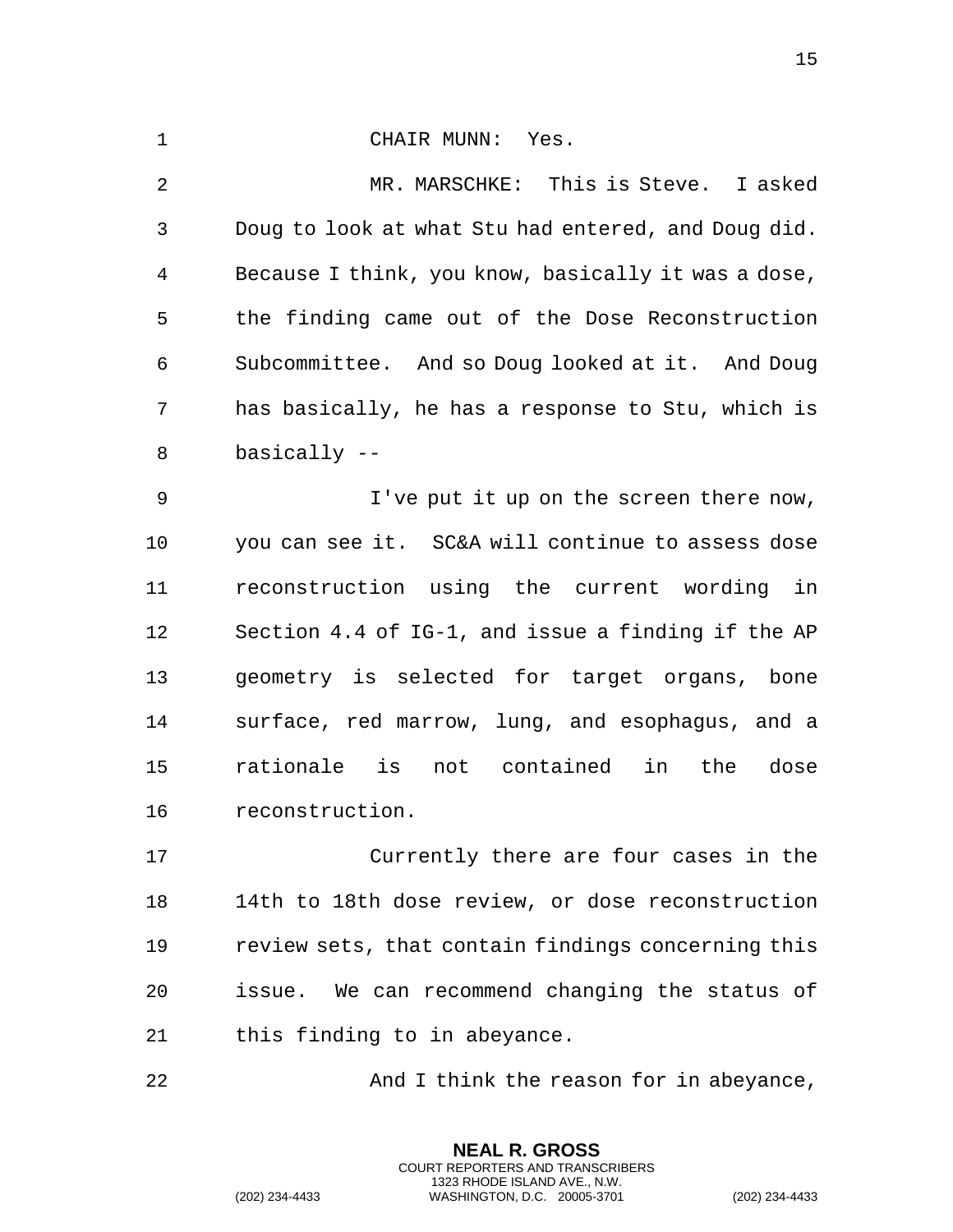CHAIR MUNN: Yes.

MR. MARSCHKE: This is Steve. I asked Doug to look at what Stu had entered, and Doug did. Because I think, you know, basically it was a dose, the finding came out of the Dose Reconstruction Subcommittee. And so Doug looked at it. And Doug has basically, he has a response to Stu, which is basically --

I've put it up on the screen there now, you can see it. SC&A will continue to assess dose reconstruction using the current wording in Section 4.4 of IG-1, and issue a finding if the AP geometry is selected for target organs, bone surface, red marrow, lung, and esophagus, and a rationale is not contained in the dose reconstruction.

Currently there are four cases in the 14th to 18th dose review, or dose reconstruction review sets, that contain findings concerning this issue. We can recommend changing the status of this finding to in abeyance.

And I think the reason for in abeyance,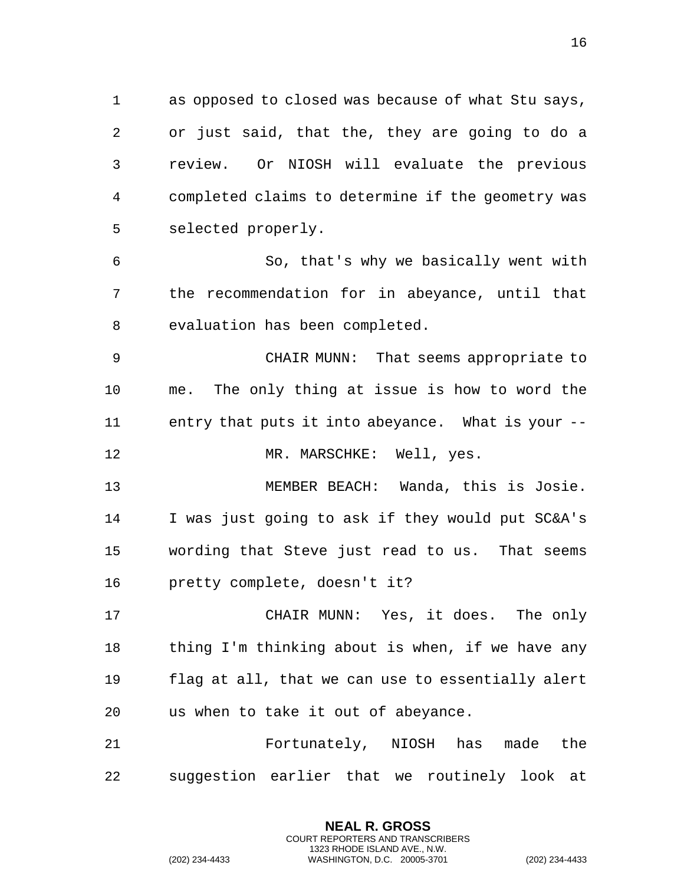as opposed to closed was because of what Stu says, or just said, that the, they are going to do a review. Or NIOSH will evaluate the previous completed claims to determine if the geometry was selected properly.

So, that's why we basically went with the recommendation for in abeyance, until that evaluation has been completed.

CHAIR MUNN: That seems appropriate to me. The only thing at issue is how to word the entry that puts it into abeyance. What is your --

MR. MARSCHKE: Well, yes.

MEMBER BEACH: Wanda, this is Josie. I was just going to ask if they would put SC&A's wording that Steve just read to us. That seems pretty complete, doesn't it?

CHAIR MUNN: Yes, it does. The only thing I'm thinking about is when, if we have any flag at all, that we can use to essentially alert us when to take it out of abeyance.

Fortunately, NIOSH has made the suggestion earlier that we routinely look at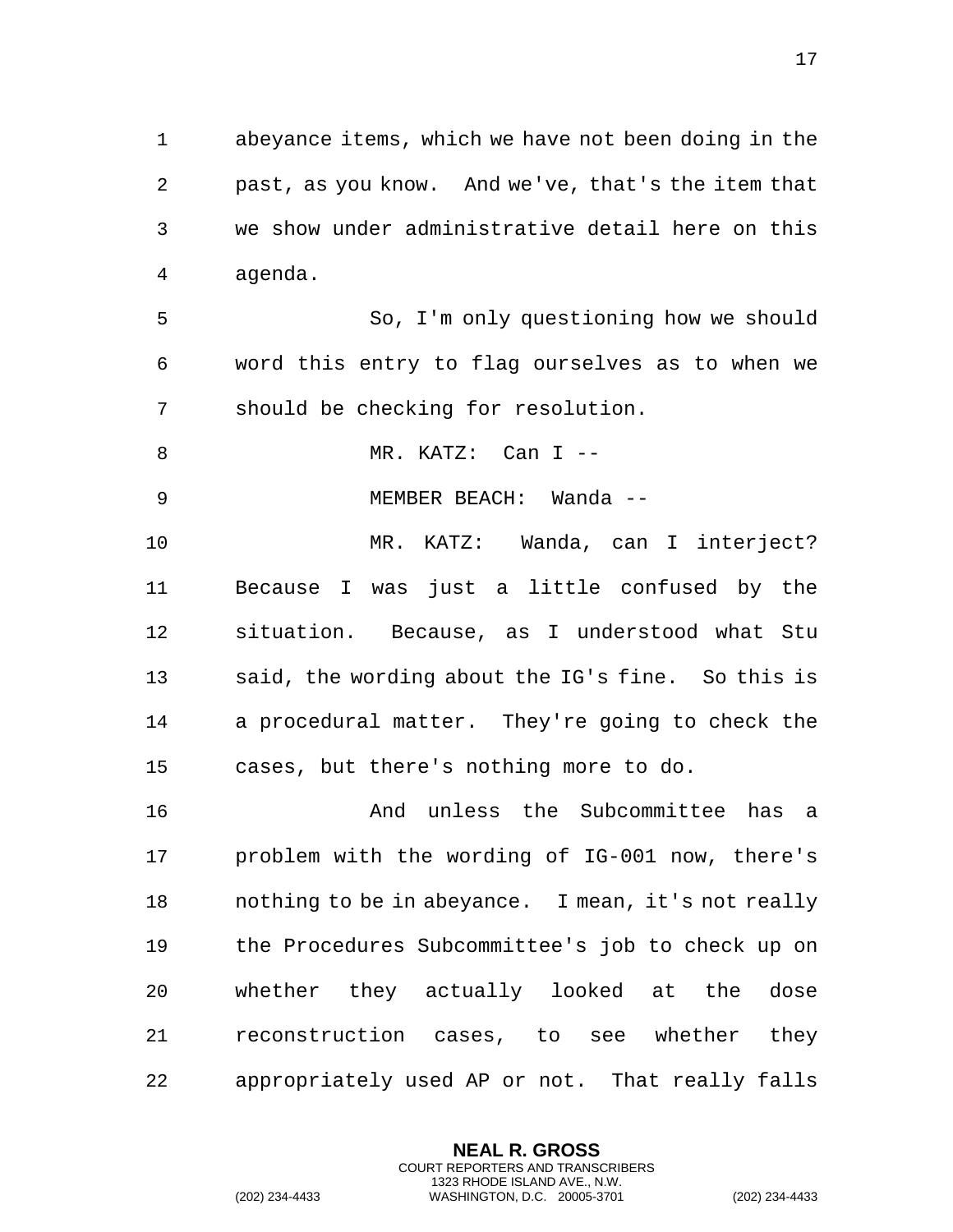abeyance items, which we have not been doing in the past, as you know. And we've, that's the item that we show under administrative detail here on this agenda.

So, I'm only questioning how we should word this entry to flag ourselves as to when we should be checking for resolution.

MR. KATZ: Can I --

MEMBER BEACH: Wanda --

MR. KATZ: Wanda, can I interject? Because I was just a little confused by the situation. Because, as I understood what Stu said, the wording about the IG's fine. So this is a procedural matter. They're going to check the cases, but there's nothing more to do.

And unless the Subcommittee has a problem with the wording of IG-001 now, there's nothing to be in abeyance. I mean, it's not really the Procedures Subcommittee's job to check up on whether they actually looked at the dose reconstruction cases, to see whether they appropriately used AP or not. That really falls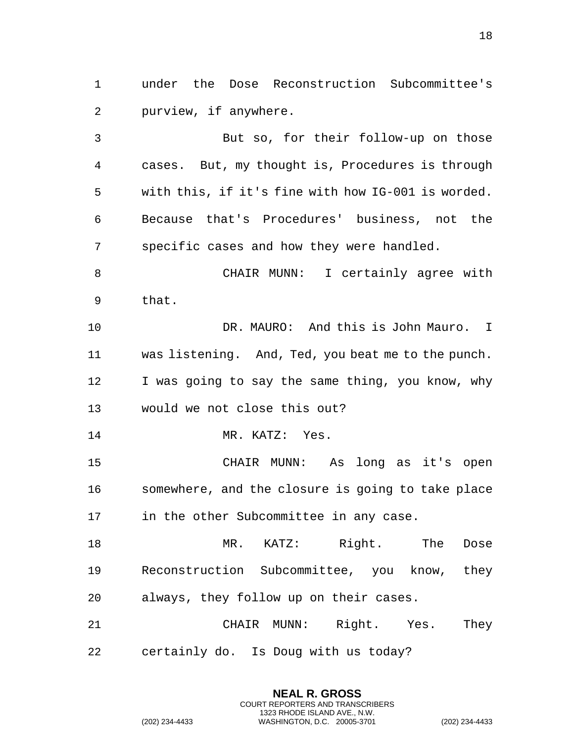under the Dose Reconstruction Subcommittee's purview, if anywhere.

But so, for their follow-up on those cases. But, my thought is, Procedures is through with this, if it's fine with how IG-001 is worded. Because that's Procedures' business, not the specific cases and how they were handled.

CHAIR MUNN: I certainly agree with that.

DR. MAURO: And this is John Mauro. I was listening. And, Ted, you beat me to the punch. I was going to say the same thing, you know, why would we not close this out?

MR. KATZ: Yes.

CHAIR MUNN: As long as it's open somewhere, and the closure is going to take place in the other Subcommittee in any case.

MR. KATZ: Right. The Dose Reconstruction Subcommittee, you know, they always, they follow up on their cases.

CHAIR MUNN: Right. Yes. They certainly do. Is Doug with us today?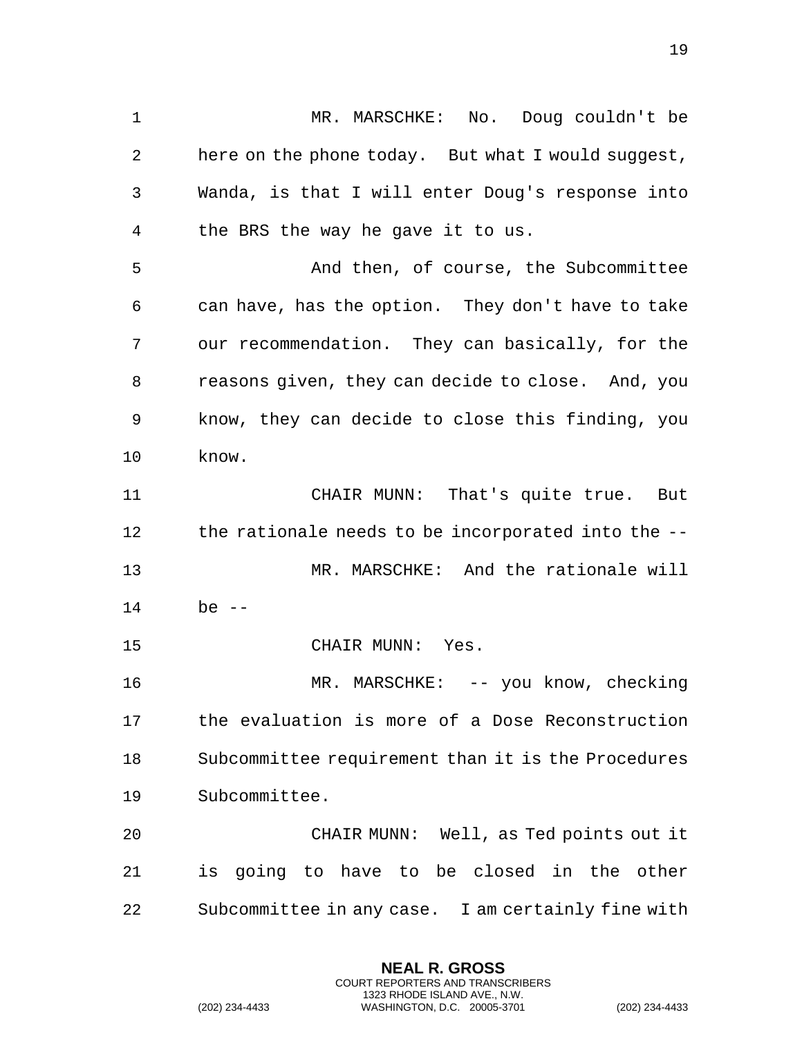MR. MARSCHKE: No. Doug couldn't be here on the phone today. But what I would suggest, Wanda, is that I will enter Doug's response into the BRS the way he gave it to us.

And then, of course, the Subcommittee can have, has the option. They don't have to take our recommendation. They can basically, for the reasons given, they can decide to close. And, you know, they can decide to close this finding, you know.

CHAIR MUNN: That's quite true. But the rationale needs to be incorporated into the --

MR. MARSCHKE: And the rationale will be --

CHAIR MUNN: Yes.

MR. MARSCHKE: -- you know, checking the evaluation is more of a Dose Reconstruction Subcommittee requirement than it is the Procedures Subcommittee.

CHAIR MUNN: Well, as Ted points out it is going to have to be closed in the other Subcommittee in any case. I am certainly fine with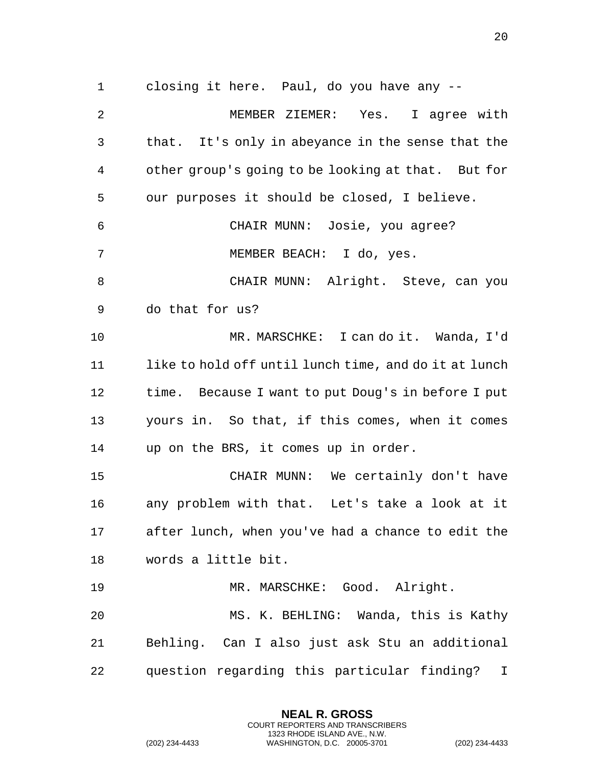closing it here. Paul, do you have any --

MEMBER ZIEMER: Yes. I agree with that. It's only in abeyance in the sense that the other group's going to be looking at that. But for our purposes it should be closed, I believe.

CHAIR MUNN: Josie, you agree?

MEMBER BEACH: I do, yes.

CHAIR MUNN: Alright. Steve, can you do that for us?

MR. MARSCHKE: I can do it. Wanda, I'd like to hold off until lunch time, and do it at lunch time. Because I want to put Doug's in before I put yours in. So that, if this comes, when it comes up on the BRS, it comes up in order.

CHAIR MUNN: We certainly don't have any problem with that. Let's take a look at it after lunch, when you've had a chance to edit the words a little bit.

MR. MARSCHKE: Good. Alright.

MS. K. BEHLING: Wanda, this is Kathy Behling. Can I also just ask Stu an additional question regarding this particular finding? I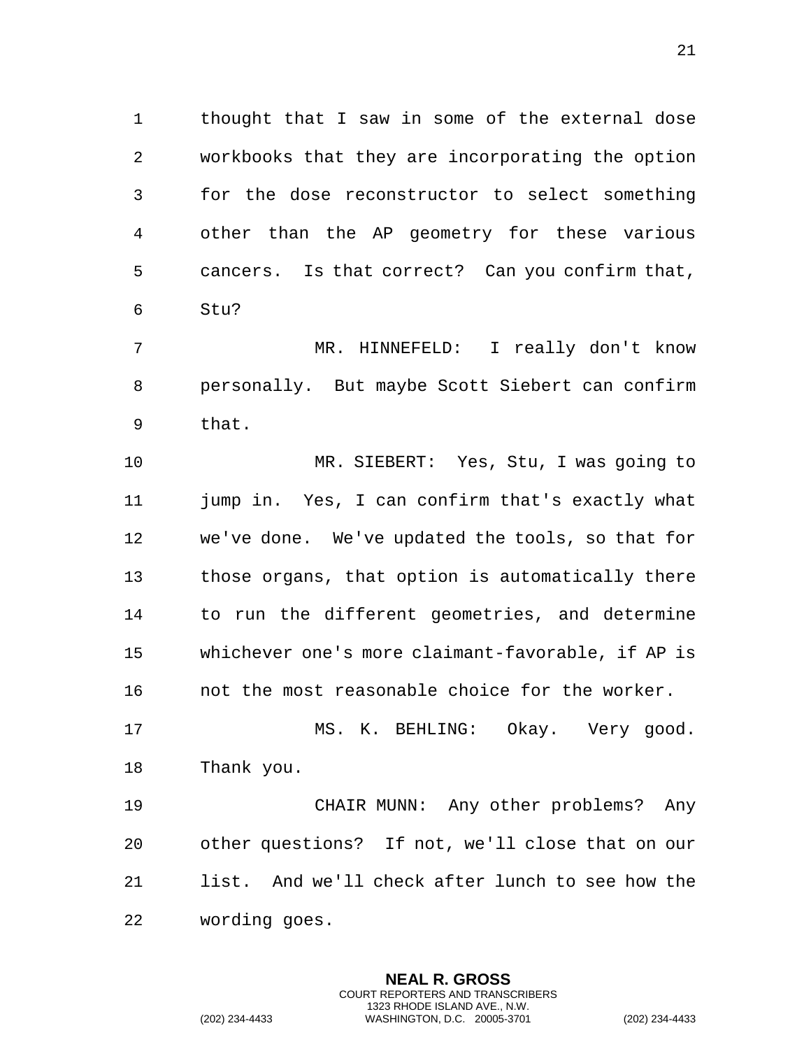thought that I saw in some of the external dose workbooks that they are incorporating the option for the dose reconstructor to select something other than the AP geometry for these various cancers. Is that correct? Can you confirm that, Stu?

MR. HINNEFELD: I really don't know personally. But maybe Scott Siebert can confirm that.

MR. SIEBERT: Yes, Stu, I was going to jump in. Yes, I can confirm that's exactly what we've done. We've updated the tools, so that for those organs, that option is automatically there to run the different geometries, and determine whichever one's more claimant-favorable, if AP is not the most reasonable choice for the worker.

MS. K. BEHLING: Okay. Very good. Thank you.

CHAIR MUNN: Any other problems? Any other questions? If not, we'll close that on our list. And we'll check after lunch to see how the wording goes.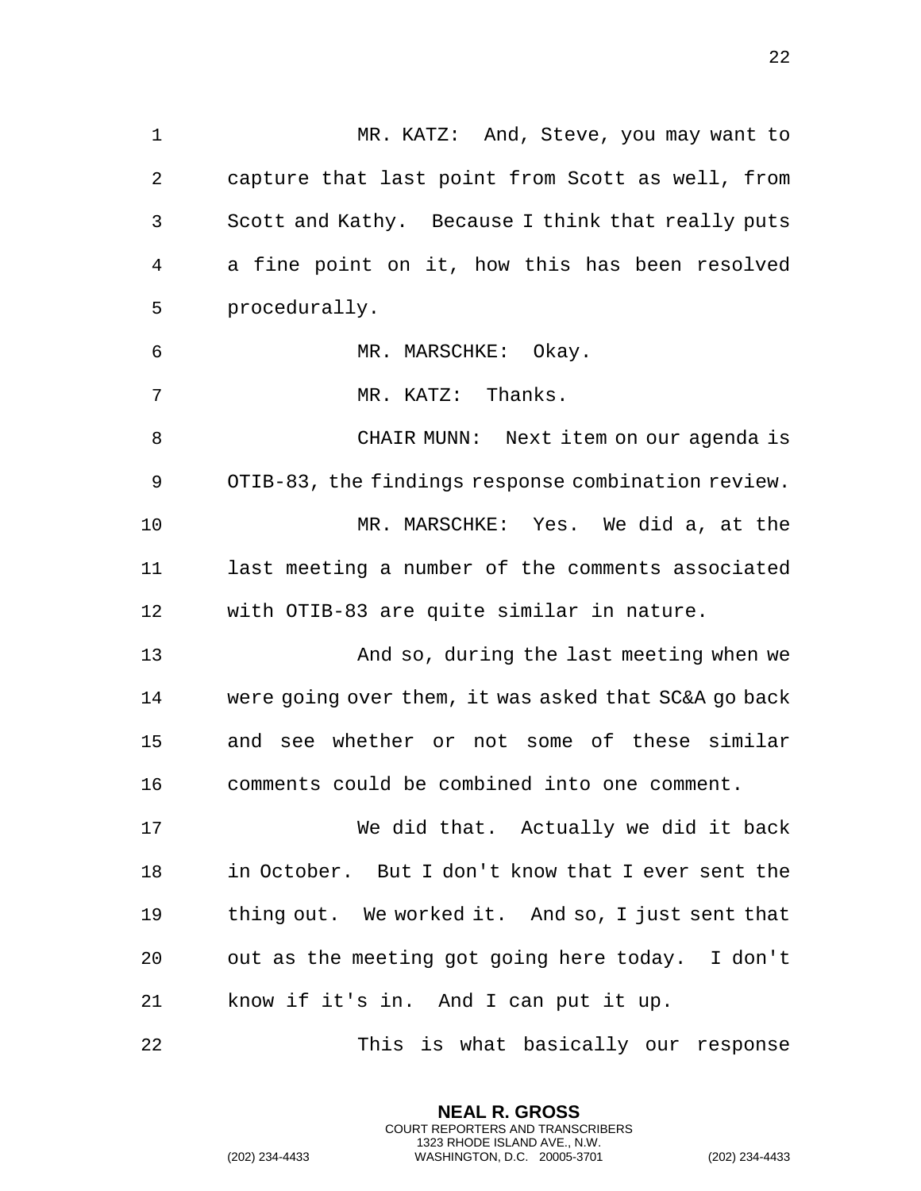MR. KATZ: And, Steve, you may want to capture that last point from Scott as well, from Scott and Kathy. Because I think that really puts a fine point on it, how this has been resolved procedurally.

MR. MARSCHKE: Okay.

MR. KATZ: Thanks.

CHAIR MUNN: Next item on our agenda is OTIB-83, the findings response combination review.

MR. MARSCHKE: Yes. We did a, at the last meeting a number of the comments associated with OTIB-83 are quite similar in nature.

And so, during the last meeting when we were going over them, it was asked that SC&A go back and see whether or not some of these similar comments could be combined into one comment.

We did that. Actually we did it back in October. But I don't know that I ever sent the thing out. We worked it. And so, I just sent that out as the meeting got going here today. I don't know if it's in. And I can put it up.

This is what basically our response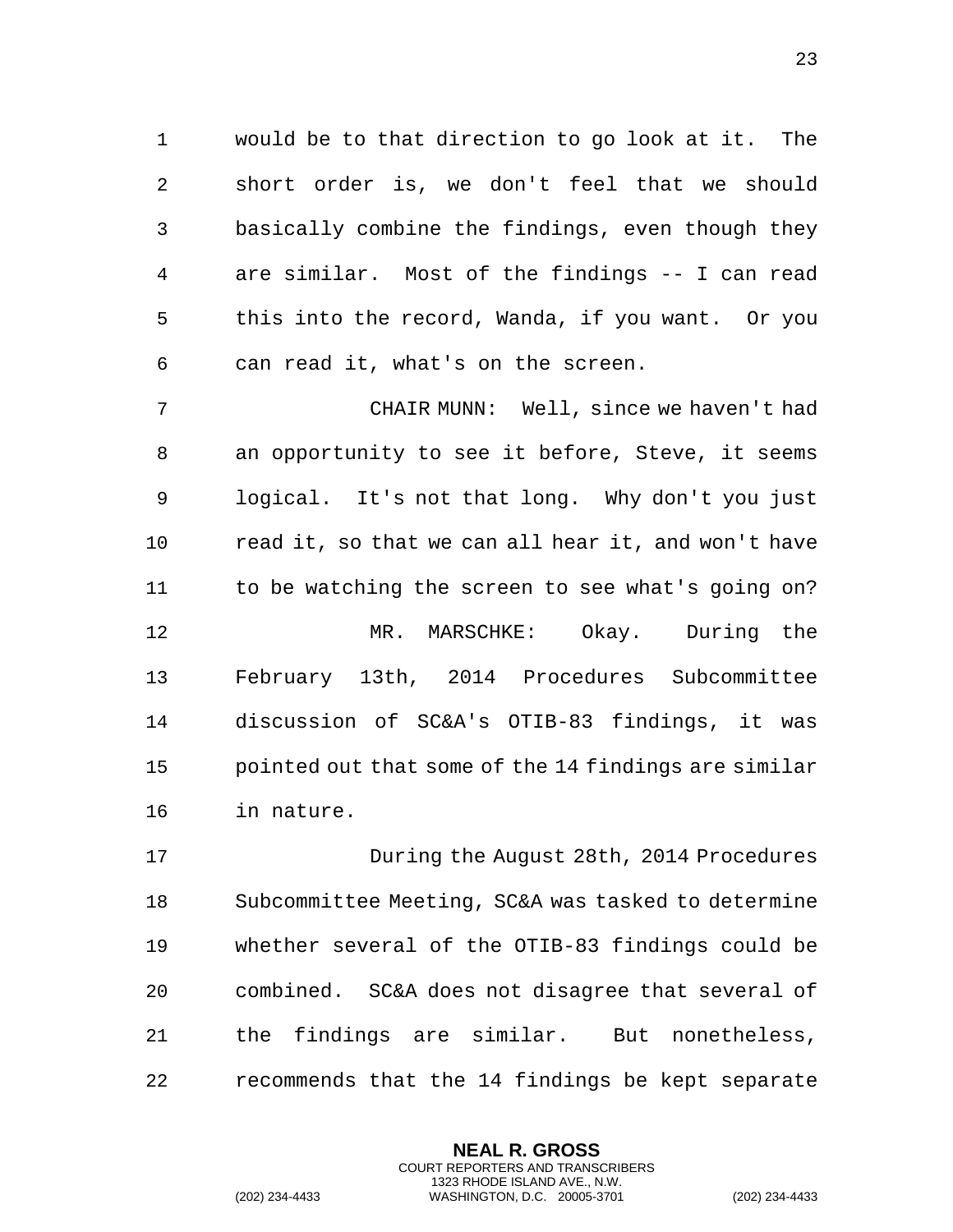would be to that direction to go look at it. The short order is, we don't feel that we should basically combine the findings, even though they are similar. Most of the findings -- I can read this into the record, Wanda, if you want. Or you can read it, what's on the screen.

CHAIR MUNN: Well, since we haven't had an opportunity to see it before, Steve, it seems logical. It's not that long. Why don't you just read it, so that we can all hear it, and won't have to be watching the screen to see what's going on?

MR. MARSCHKE: Okay. During the February 13th, 2014 Procedures Subcommittee discussion of SC&A's OTIB-83 findings, it was pointed out that some of the 14 findings are similar in nature.

During the August 28th, 2014 Procedures Subcommittee Meeting, SC&A was tasked to determine whether several of the OTIB-83 findings could be combined. SC&A does not disagree that several of the findings are similar. But nonetheless, recommends that the 14 findings be kept separate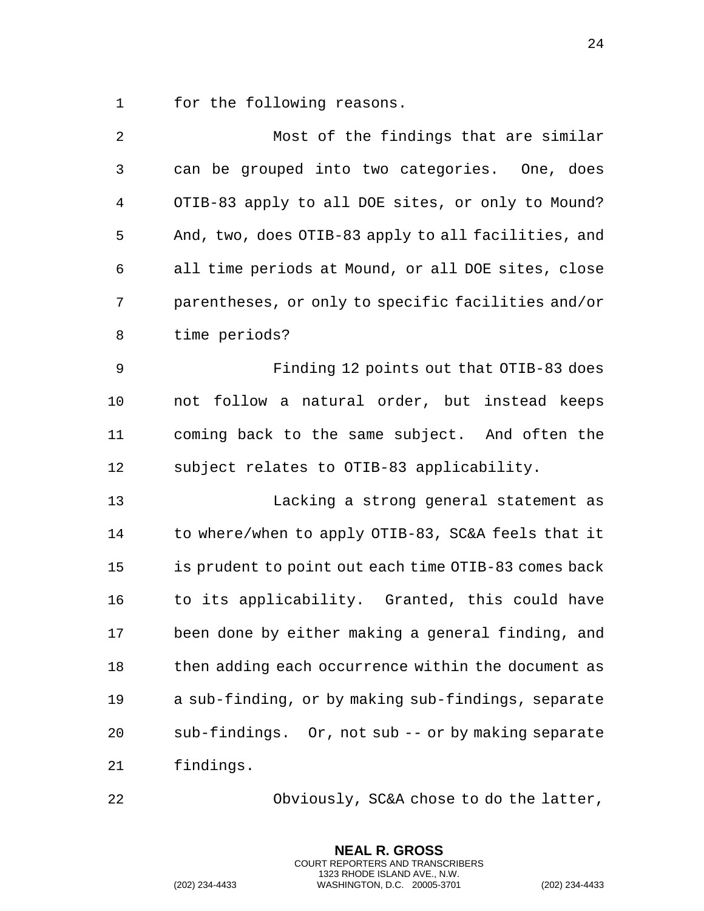for the following reasons.

Most of the findings that are similar can be grouped into two categories. One, does OTIB-83 apply to all DOE sites, or only to Mound? And, two, does OTIB-83 apply to all facilities, and all time periods at Mound, or all DOE sites, close parentheses, or only to specific facilities and/or time periods?

Finding 12 points out that OTIB-83 does not follow a natural order, but instead keeps coming back to the same subject. And often the subject relates to OTIB-83 applicability.

Lacking a strong general statement as to where/when to apply OTIB-83, SC&A feels that it is prudent to point out each time OTIB-83 comes back to its applicability. Granted, this could have been done by either making a general finding, and then adding each occurrence within the document as a sub-finding, or by making sub-findings, separate sub-findings. Or, not sub -- or by making separate findings.

Obviously, SC&A chose to do the latter,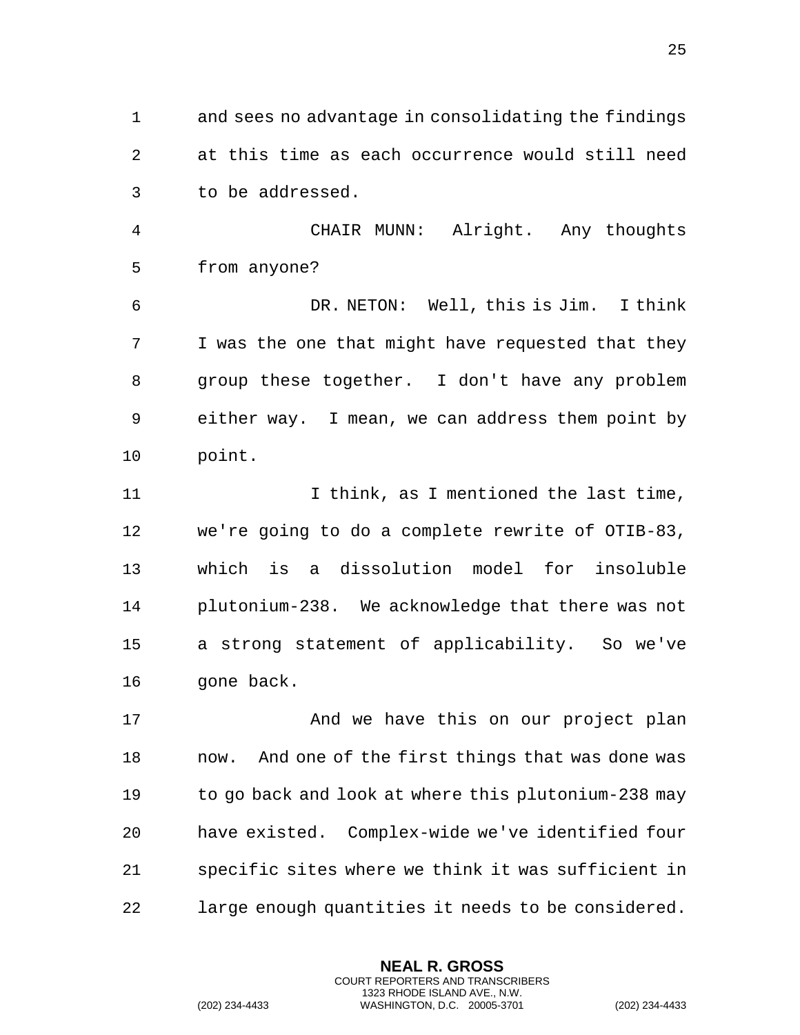and sees no advantage in consolidating the findings at this time as each occurrence would still need to be addressed.

CHAIR MUNN: Alright. Any thoughts from anyone?

DR. NETON: Well, this is Jim. I think I was the one that might have requested that they group these together. I don't have any problem either way. I mean, we can address them point by point.

I think, as I mentioned the last time, we're going to do a complete rewrite of OTIB-83, which is a dissolution model for insoluble plutonium-238. We acknowledge that there was not a strong statement of applicability. So we've gone back.

And we have this on our project plan now. And one of the first things that was done was to go back and look at where this plutonium-238 may have existed. Complex-wide we've identified four specific sites where we think it was sufficient in large enough quantities it needs to be considered.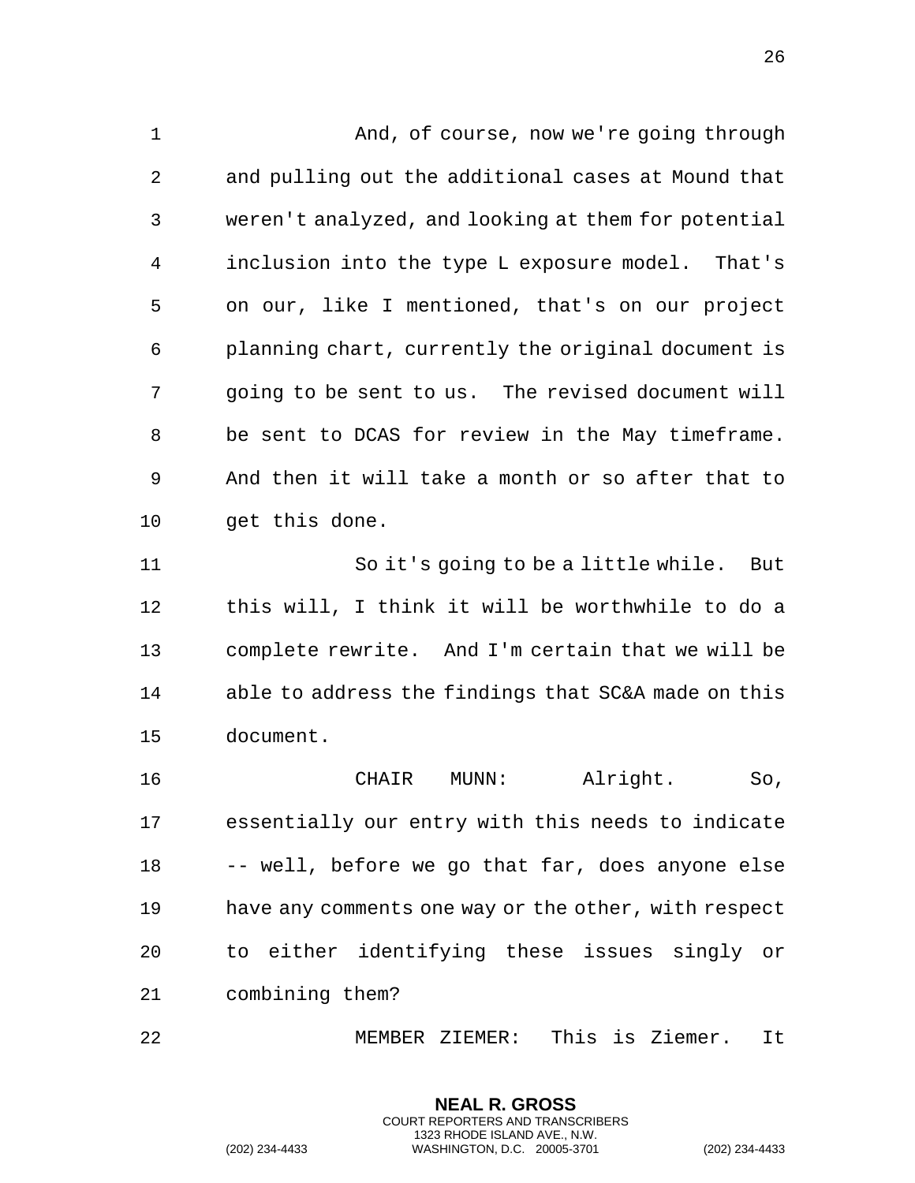And, of course, now we're going through and pulling out the additional cases at Mound that weren't analyzed, and looking at them for potential inclusion into the type L exposure model. That's on our, like I mentioned, that's on our project planning chart, currently the original document is going to be sent to us. The revised document will be sent to DCAS for review in the May timeframe. And then it will take a month or so after that to get this done.

So it's going to be a little while. But this will, I think it will be worthwhile to do a complete rewrite. And I'm certain that we will be able to address the findings that SC&A made on this document.

CHAIR MUNN: Alright. So, essentially our entry with this needs to indicate -- well, before we go that far, does anyone else have any comments one way or the other, with respect to either identifying these issues singly or combining them?

MEMBER ZIEMER: This is Ziemer. It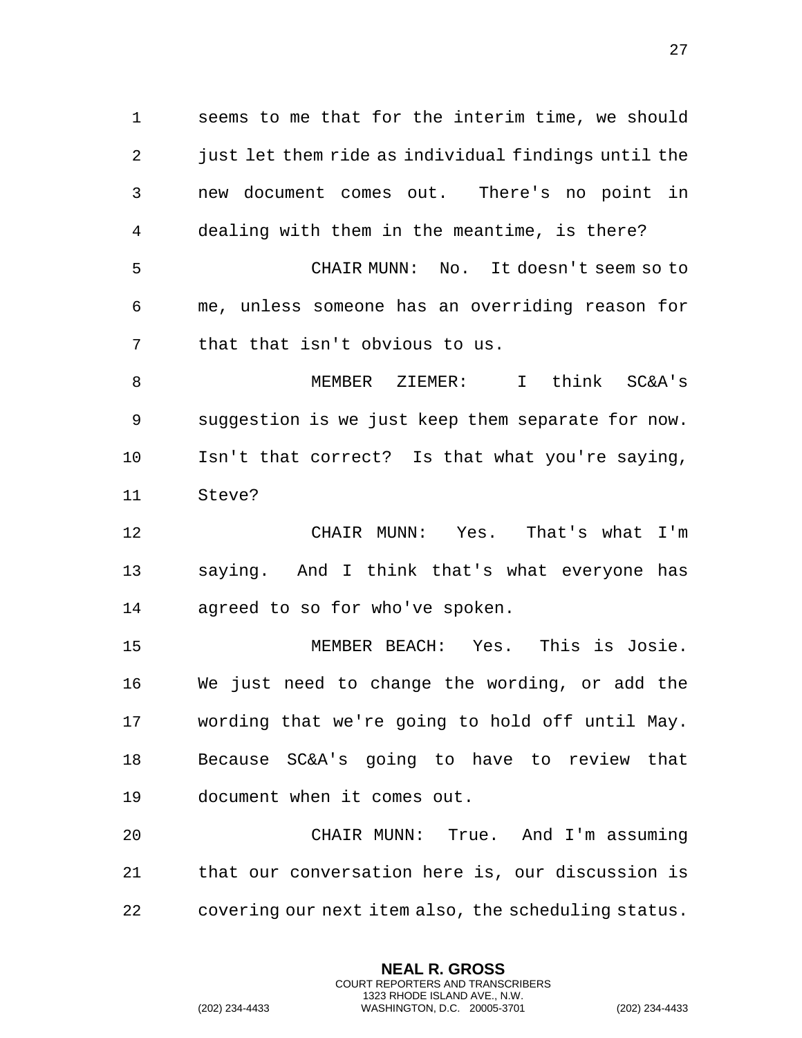seems to me that for the interim time, we should just let them ride as individual findings until the new document comes out. There's no point in dealing with them in the meantime, is there?

CHAIR MUNN: No. It doesn't seem so to me, unless someone has an overriding reason for that that isn't obvious to us.

MEMBER ZIEMER: I think SC&A's suggestion is we just keep them separate for now. Isn't that correct? Is that what you're saying, Steve?

CHAIR MUNN: Yes. That's what I'm saying. And I think that's what everyone has agreed to so for who've spoken.

MEMBER BEACH: Yes. This is Josie. We just need to change the wording, or add the wording that we're going to hold off until May. Because SC&A's going to have to review that document when it comes out.

CHAIR MUNN: True. And I'm assuming that our conversation here is, our discussion is covering our next item also, the scheduling status.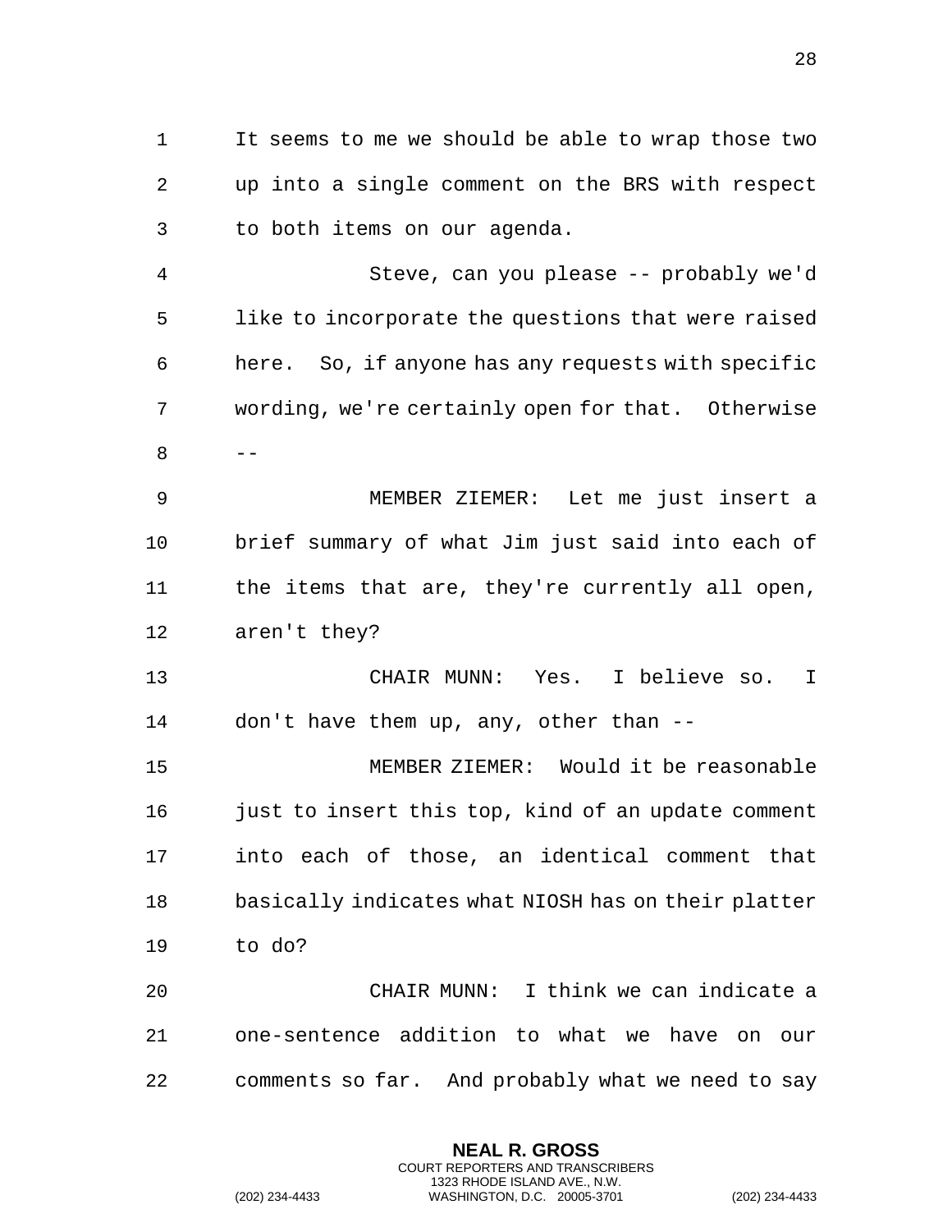It seems to me we should be able to wrap those two up into a single comment on the BRS with respect to both items on our agenda.

Steve, can you please -- probably we'd like to incorporate the questions that were raised here. So, if anyone has any requests with specific wording, we're certainly open for that. Otherwise --

MEMBER ZIEMER: Let me just insert a brief summary of what Jim just said into each of the items that are, they're currently all open, aren't they?

CHAIR MUNN: Yes. I believe so. I don't have them up, any, other than --

MEMBER ZIEMER: Would it be reasonable just to insert this top, kind of an update comment into each of those, an identical comment that basically indicates what NIOSH has on their platter to do?

CHAIR MUNN: I think we can indicate a one-sentence addition to what we have on our comments so far. And probably what we need to say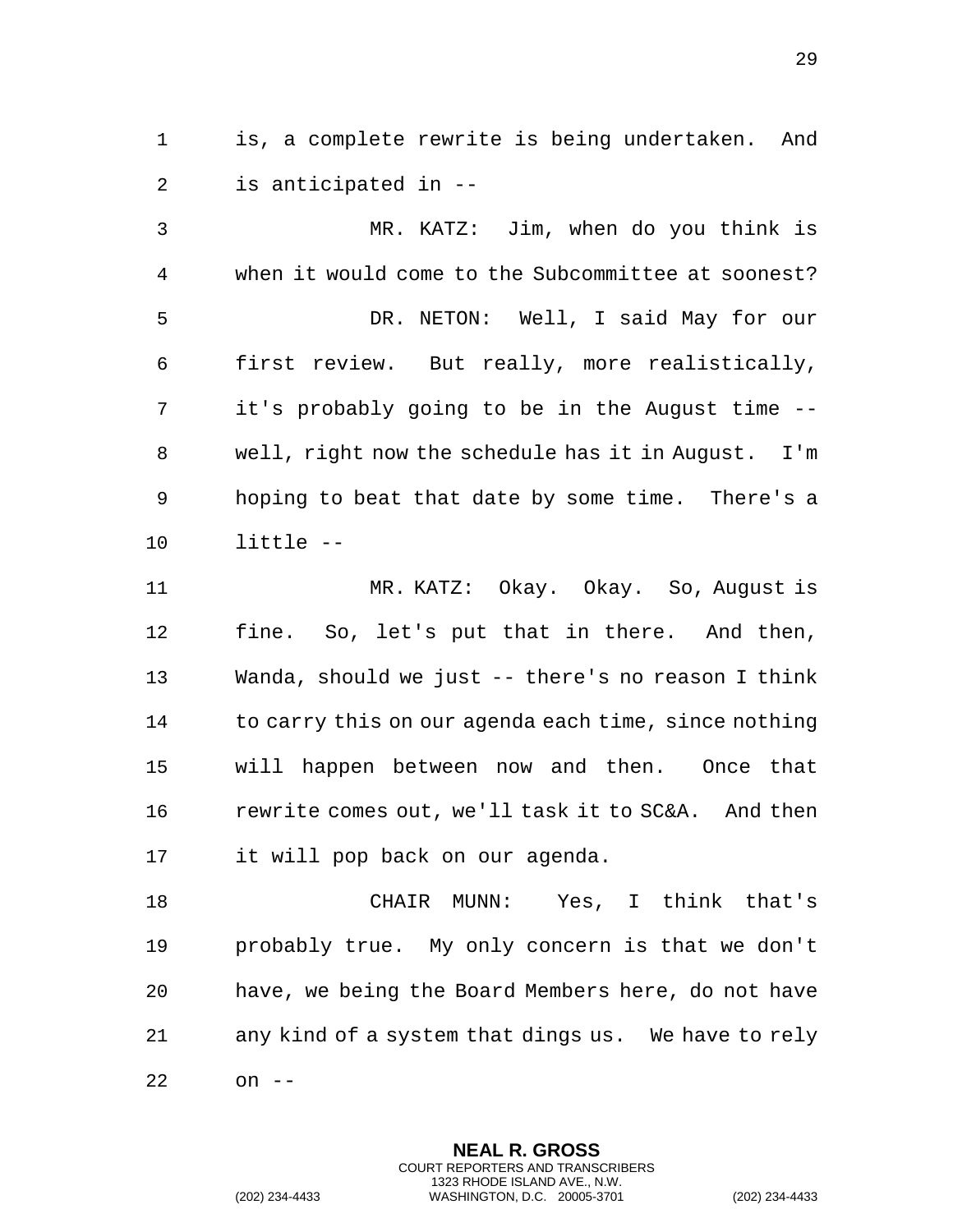is, a complete rewrite is being undertaken. And is anticipated in --

MR. KATZ: Jim, when do you think is when it would come to the Subcommittee at soonest?

DR. NETON: Well, I said May for our first review. But really, more realistically, it's probably going to be in the August time -- well, right now the schedule has it in August. I'm hoping to beat that date by some time. There's a little --

MR. KATZ: Okay. Okay. So, August is fine. So, let's put that in there. And then, Wanda, should we just -- there's no reason I think to carry this on our agenda each time, since nothing will happen between now and then. Once that rewrite comes out, we'll task it to SC&A. And then it will pop back on our agenda.

CHAIR MUNN: Yes, I think that's probably true. My only concern is that we don't have, we being the Board Members here, do not have any kind of a system that dings us. We have to rely on --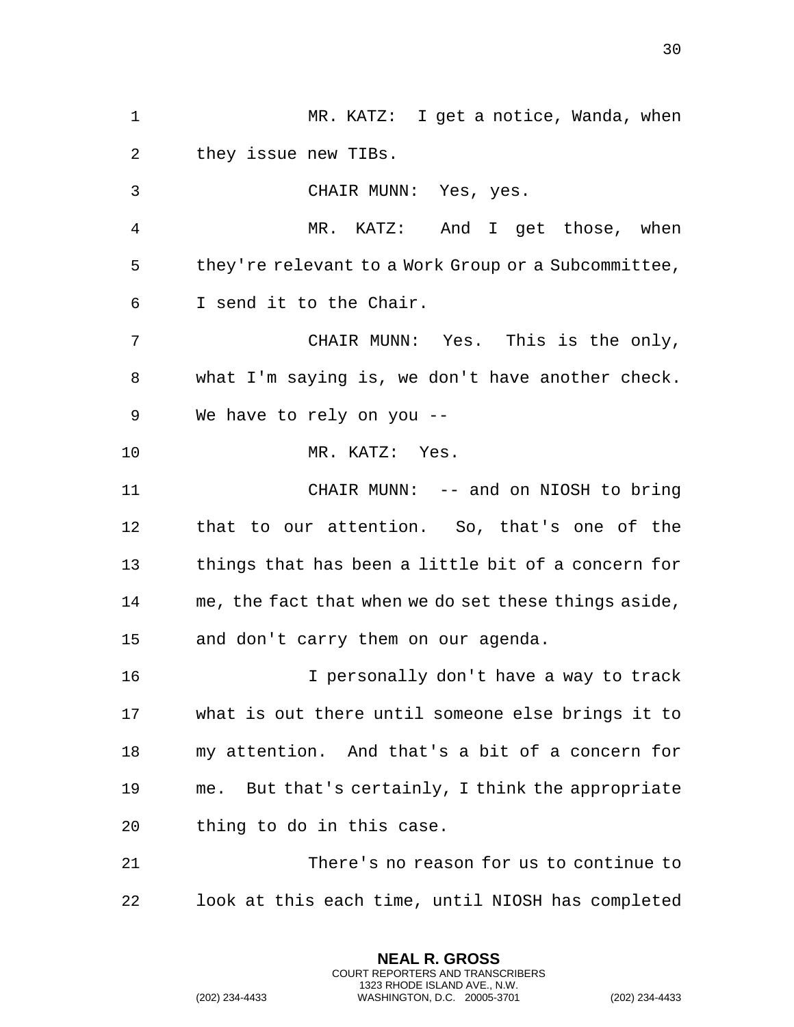MR. KATZ: I get a notice, Wanda, when they issue new TIBs.

CHAIR MUNN: Yes, yes.

MR. KATZ: And I get those, when they're relevant to a Work Group or a Subcommittee, I send it to the Chair.

CHAIR MUNN: Yes. This is the only, what I'm saying is, we don't have another check. We have to rely on you --

MR. KATZ: Yes.

CHAIR MUNN: -- and on NIOSH to bring that to our attention. So, that's one of the things that has been a little bit of a concern for me, the fact that when we do set these things aside, and don't carry them on our agenda.

I personally don't have a way to track what is out there until someone else brings it to my attention. And that's a bit of a concern for me. But that's certainly, I think the appropriate thing to do in this case.

There's no reason for us to continue to look at this each time, until NIOSH has completed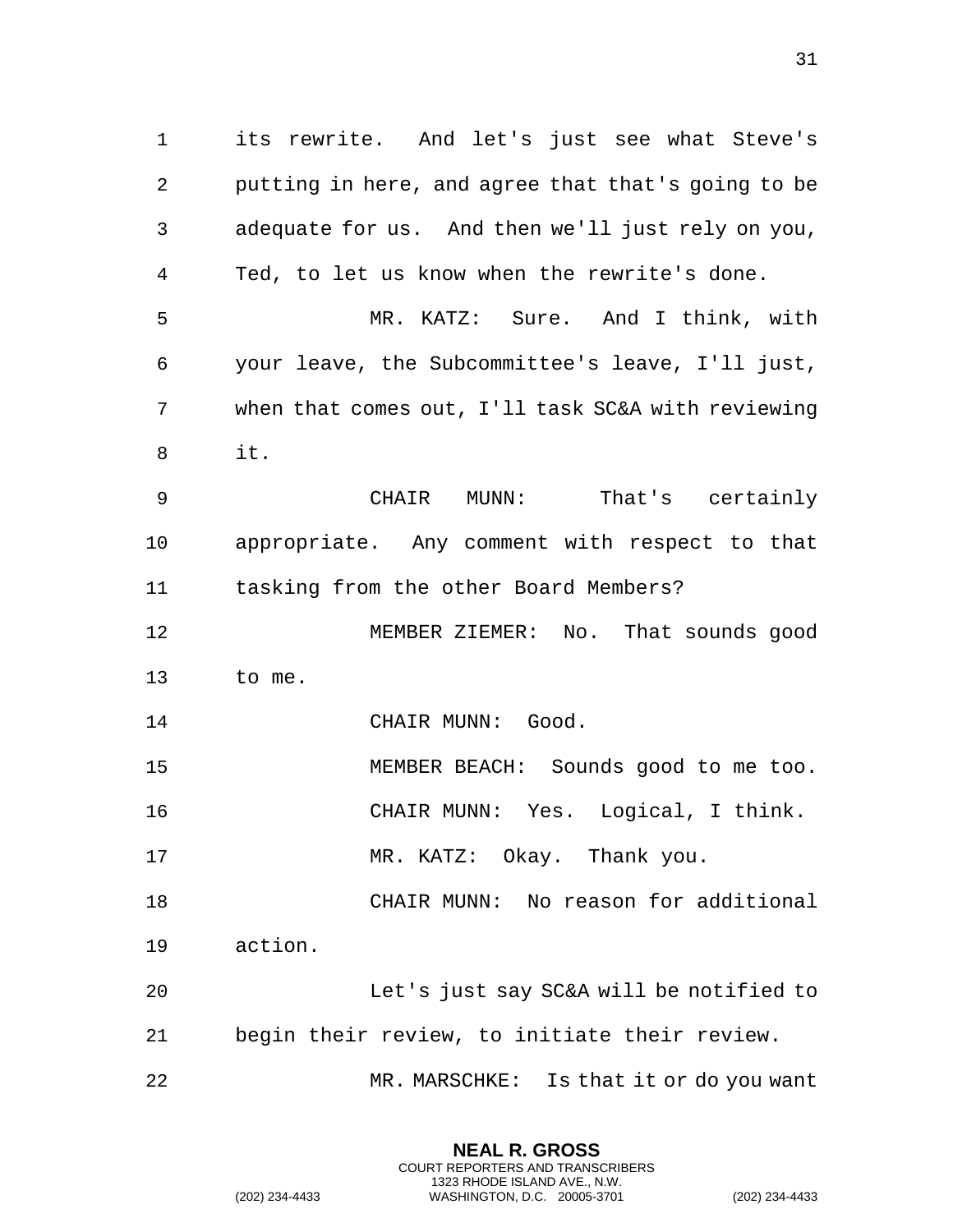its rewrite. And let's just see what Steve's putting in here, and agree that that's going to be adequate for us. And then we'll just rely on you, Ted, to let us know when the rewrite's done.

MR. KATZ: Sure. And I think, with your leave, the Subcommittee's leave, I'll just, when that comes out, I'll task SC&A with reviewing it.

CHAIR MUNN: That's certainly appropriate. Any comment with respect to that tasking from the other Board Members?

MEMBER ZIEMER: No. That sounds good to me.

CHAIR MUNN: Good.

MEMBER BEACH: Sounds good to me too.

CHAIR MUNN: Yes. Logical, I think.

MR. KATZ: Okay. Thank you.

CHAIR MUNN: No reason for additional action.

Let's just say SC&A will be notified to begin their review, to initiate their review.

MR. MARSCHKE: Is that it or do you want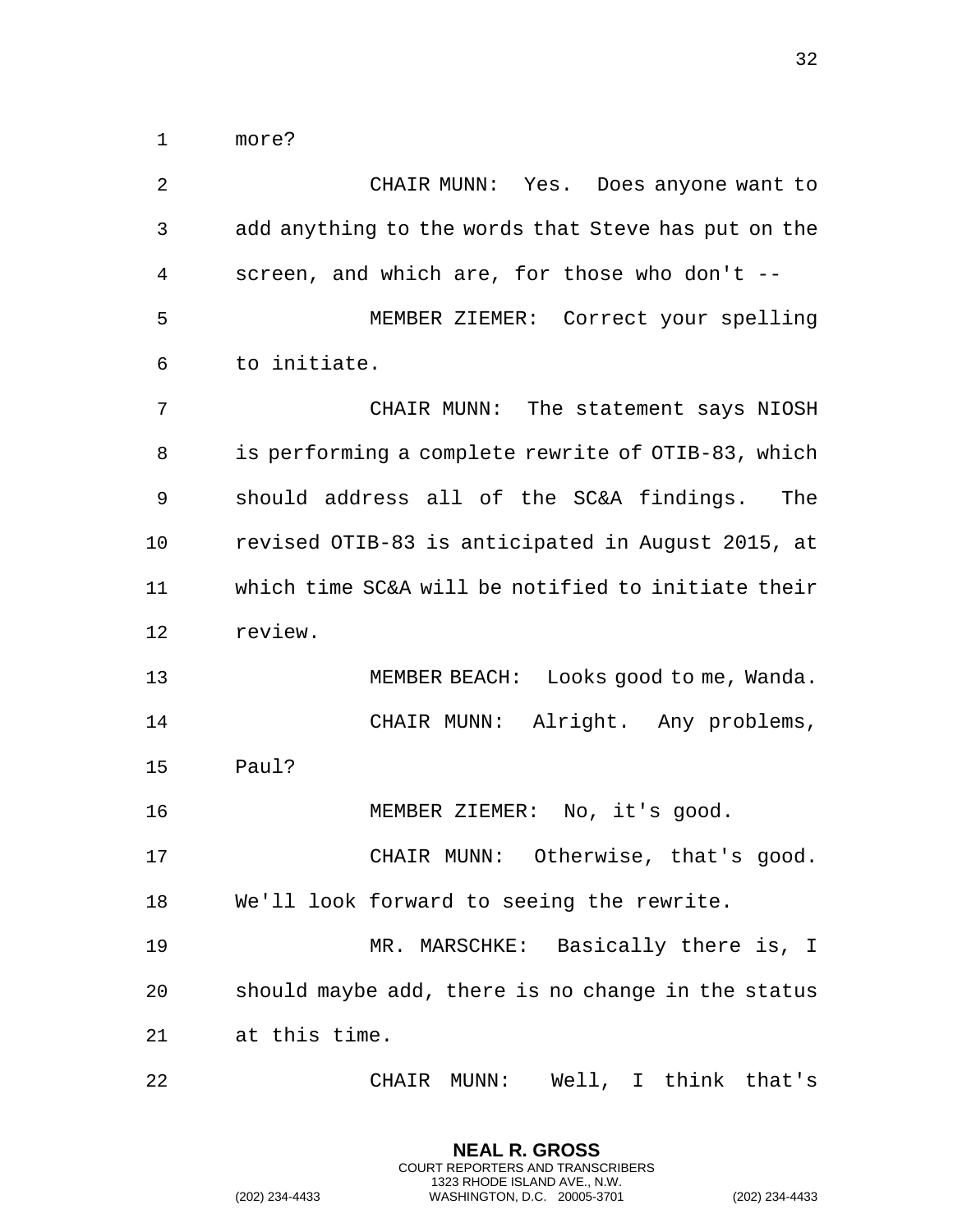more?

CHAIR MUNN: Yes. Does anyone want to add anything to the words that Steve has put on the screen, and which are, for those who don't --

MEMBER ZIEMER: Correct your spelling to initiate.

CHAIR MUNN: The statement says NIOSH is performing a complete rewrite of OTIB-83, which should address all of the SC&A findings. The revised OTIB-83 is anticipated in August 2015, at which time SC&A will be notified to initiate their review.

MEMBER BEACH: Looks good to me, Wanda.

CHAIR MUNN: Alright. Any problems, Paul?

MEMBER ZIEMER: No, it's good.

CHAIR MUNN: Otherwise, that's good. We'll look forward to seeing the rewrite.

MR. MARSCHKE: Basically there is, I should maybe add, there is no change in the status at this time.

CHAIR MUNN: Well, I think that's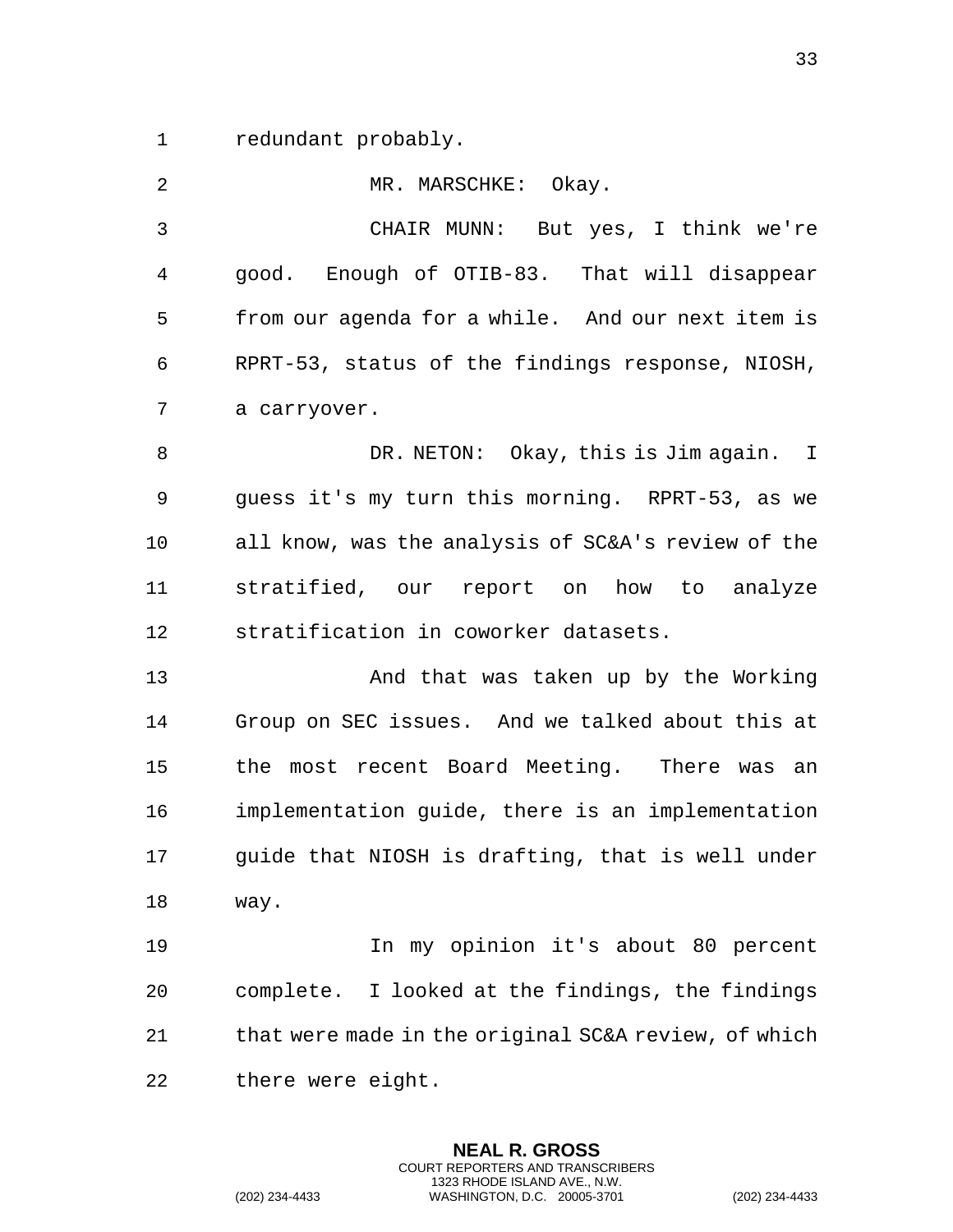redundant probably.

MR. MARSCHKE: Okay.

CHAIR MUNN: But yes, I think we're good. Enough of OTIB-83. That will disappear from our agenda for a while. And our next item is RPRT-53, status of the findings response, NIOSH, a carryover.

DR. NETON: Okay, this is Jim again. I guess it's my turn this morning. RPRT-53, as we all know, was the analysis of SC&A's review of the stratified, our report on how to analyze stratification in coworker datasets.

And that was taken up by the Working Group on SEC issues. And we talked about this at the most recent Board Meeting. There was an implementation guide, there is an implementation guide that NIOSH is drafting, that is well under way.

In my opinion it's about 80 percent complete. I looked at the findings, the findings that were made in the original SC&A review, of which there were eight.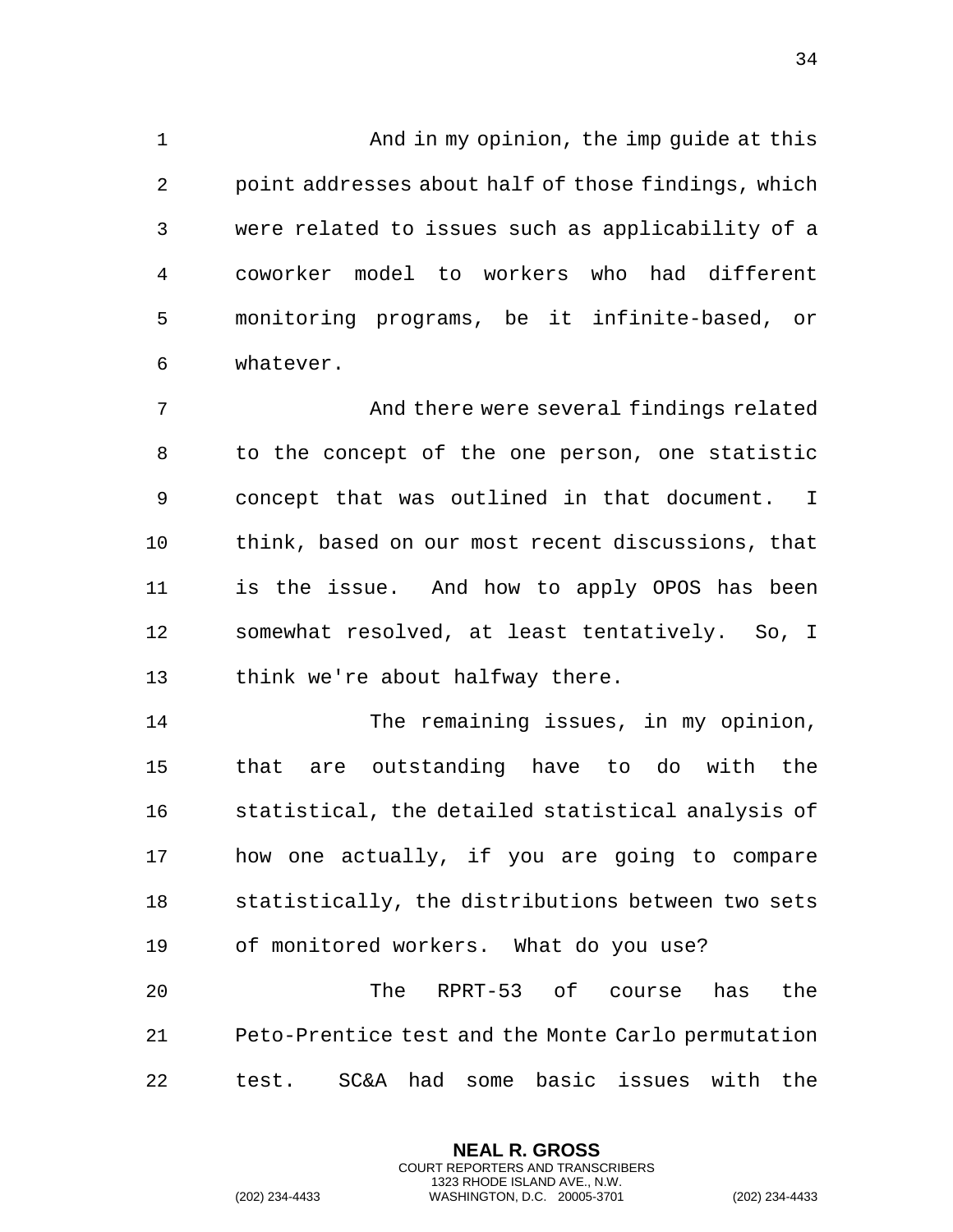And in my opinion, the imp guide at this point addresses about half of those findings, which were related to issues such as applicability of a coworker model to workers who had different monitoring programs, be it infinite-based, or whatever.

And there were several findings related to the concept of the one person, one statistic concept that was outlined in that document. I think, based on our most recent discussions, that is the issue. And how to apply OPOS has been somewhat resolved, at least tentatively. So, I think we're about halfway there.

The remaining issues, in my opinion, that are outstanding have to do with the statistical, the detailed statistical analysis of how one actually, if you are going to compare statistically, the distributions between two sets of monitored workers. What do you use?

The RPRT-53 of course has the Peto-Prentice test and the Monte Carlo permutation test. SC&A had some basic issues with the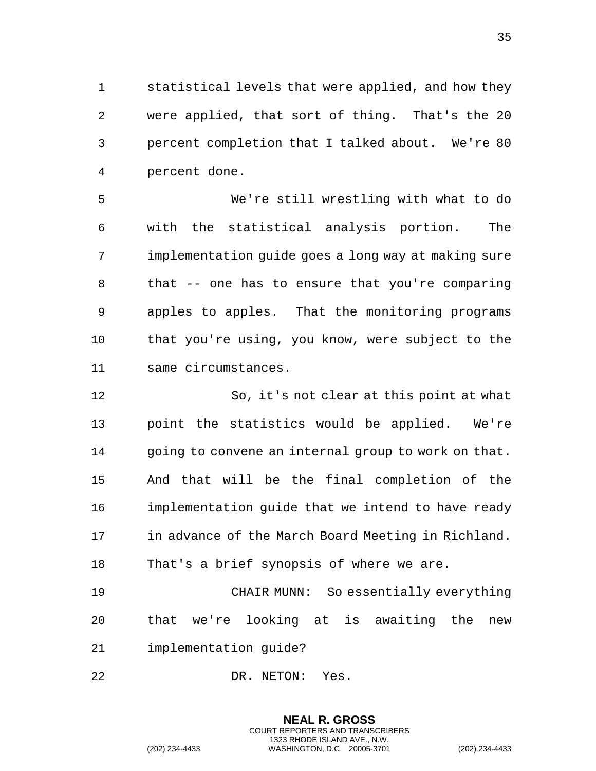statistical levels that were applied, and how they were applied, that sort of thing. That's the 20 percent completion that I talked about. We're 80 percent done.

We're still wrestling with what to do with the statistical analysis portion. The implementation guide goes a long way at making sure that -- one has to ensure that you're comparing apples to apples. That the monitoring programs that you're using, you know, were subject to the same circumstances.

So, it's not clear at this point at what point the statistics would be applied. We're going to convene an internal group to work on that. And that will be the final completion of the implementation guide that we intend to have ready in advance of the March Board Meeting in Richland. That's a brief synopsis of where we are.

CHAIR MUNN: So essentially everything that we're looking at is awaiting the new implementation guide?

DR. NETON: Yes.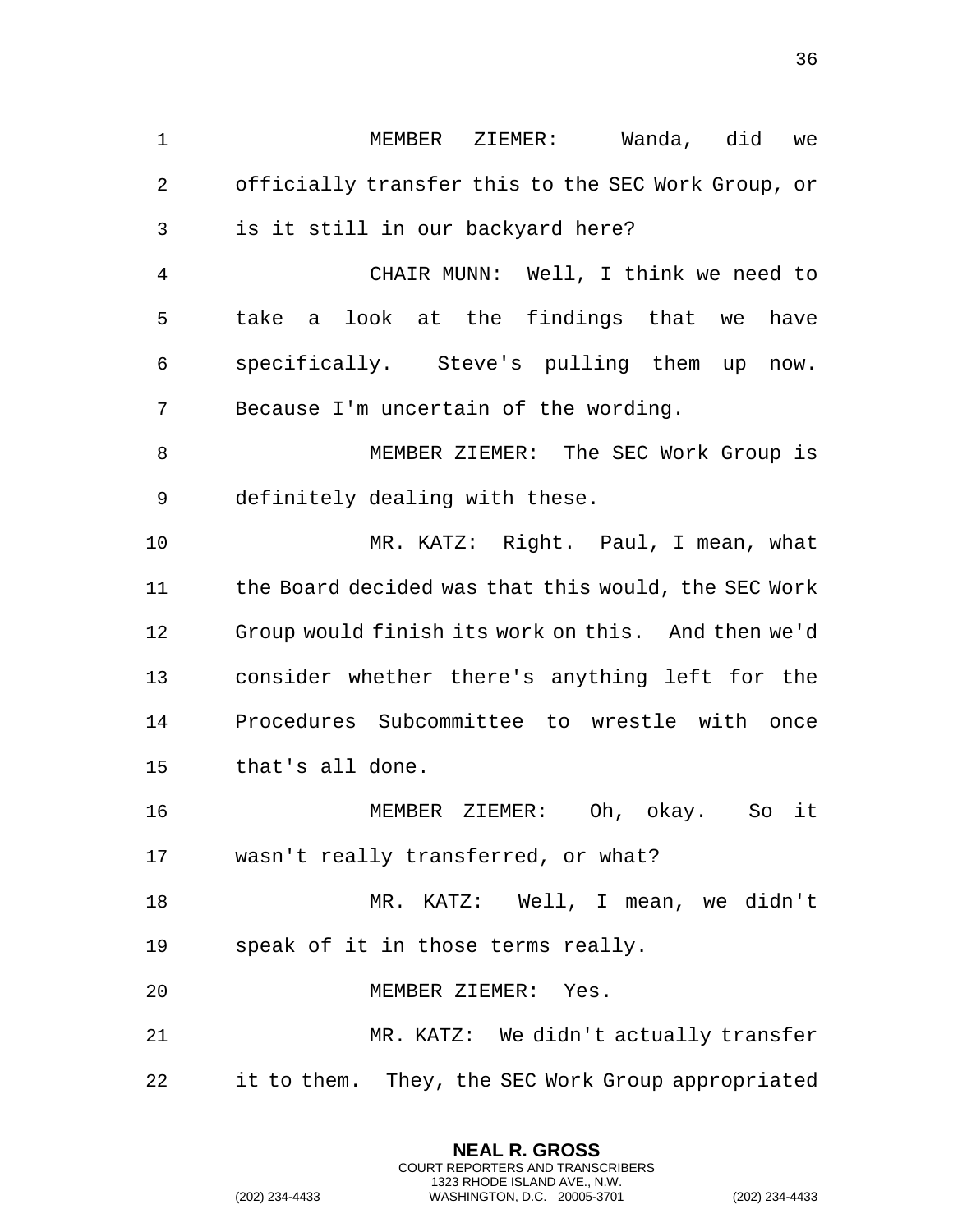MEMBER ZIEMER: Wanda, did we officially transfer this to the SEC Work Group, or is it still in our backyard here?

CHAIR MUNN: Well, I think we need to take a look at the findings that we have specifically. Steve's pulling them up now. Because I'm uncertain of the wording.

MEMBER ZIEMER: The SEC Work Group is definitely dealing with these.

MR. KATZ: Right. Paul, I mean, what the Board decided was that this would, the SEC Work Group would finish its work on this. And then we'd consider whether there's anything left for the Procedures Subcommittee to wrestle with once that's all done.

MEMBER ZIEMER: Oh, okay. So it wasn't really transferred, or what?

MR. KATZ: Well, I mean, we didn't speak of it in those terms really.

MEMBER ZIEMER: Yes.

MR. KATZ: We didn't actually transfer it to them. They, the SEC Work Group appropriated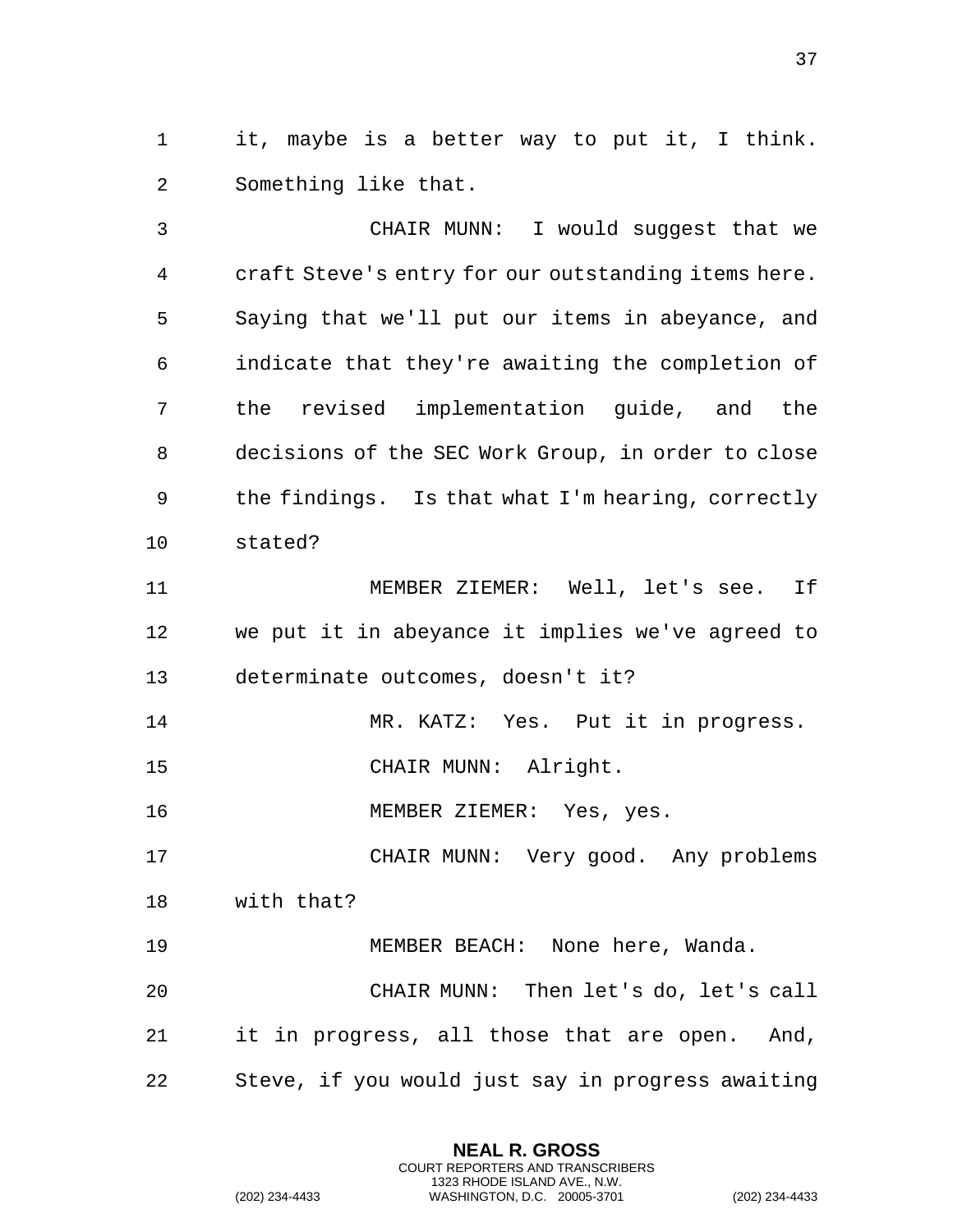it, maybe is a better way to put it, I think. Something like that.

CHAIR MUNN: I would suggest that we craft Steve's entry for our outstanding items here. Saying that we'll put our items in abeyance, and indicate that they're awaiting the completion of the revised implementation guide, and the decisions of the SEC Work Group, in order to close the findings. Is that what I'm hearing, correctly stated?

MEMBER ZIEMER: Well, let's see. If we put it in abeyance it implies we've agreed to determinate outcomes, doesn't it?

MR. KATZ: Yes. Put it in progress.

CHAIR MUNN: Alright.

MEMBER ZIEMER: Yes, yes.

CHAIR MUNN: Very good. Any problems with that?

MEMBER BEACH: None here, Wanda.

CHAIR MUNN: Then let's do, let's call it in progress, all those that are open. And, Steve, if you would just say in progress awaiting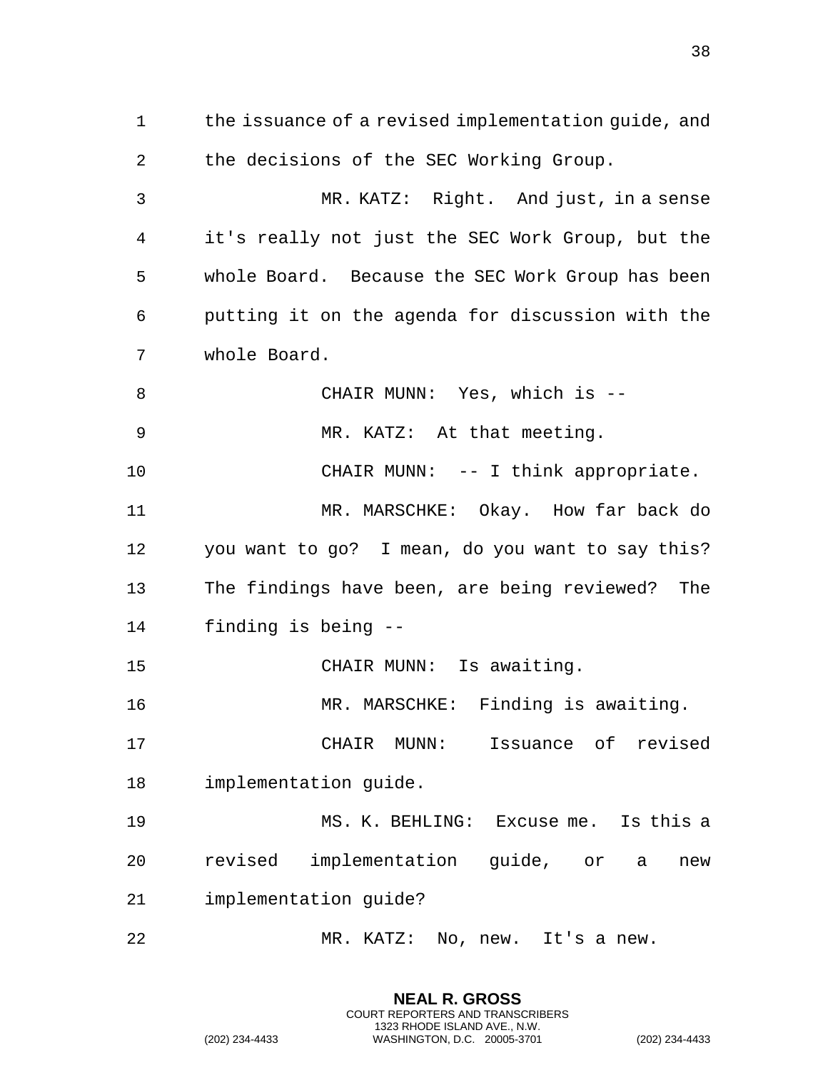the issuance of a revised implementation guide, and the decisions of the SEC Working Group.

MR. KATZ: Right. And just, in a sense it's really not just the SEC Work Group, but the whole Board. Because the SEC Work Group has been putting it on the agenda for discussion with the whole Board.

CHAIR MUNN: Yes, which is --

MR. KATZ: At that meeting.

CHAIR MUNN: -- I think appropriate.

MR. MARSCHKE: Okay. How far back do you want to go? I mean, do you want to say this? The findings have been, are being reviewed? The finding is being --

CHAIR MUNN: Is awaiting.

MR. MARSCHKE: Finding is awaiting.

CHAIR MUNN: Issuance of revised implementation guide.

MS. K. BEHLING: Excuse me. Is this a revised implementation guide, or a new implementation guide?

MR. KATZ: No, new. It's a new.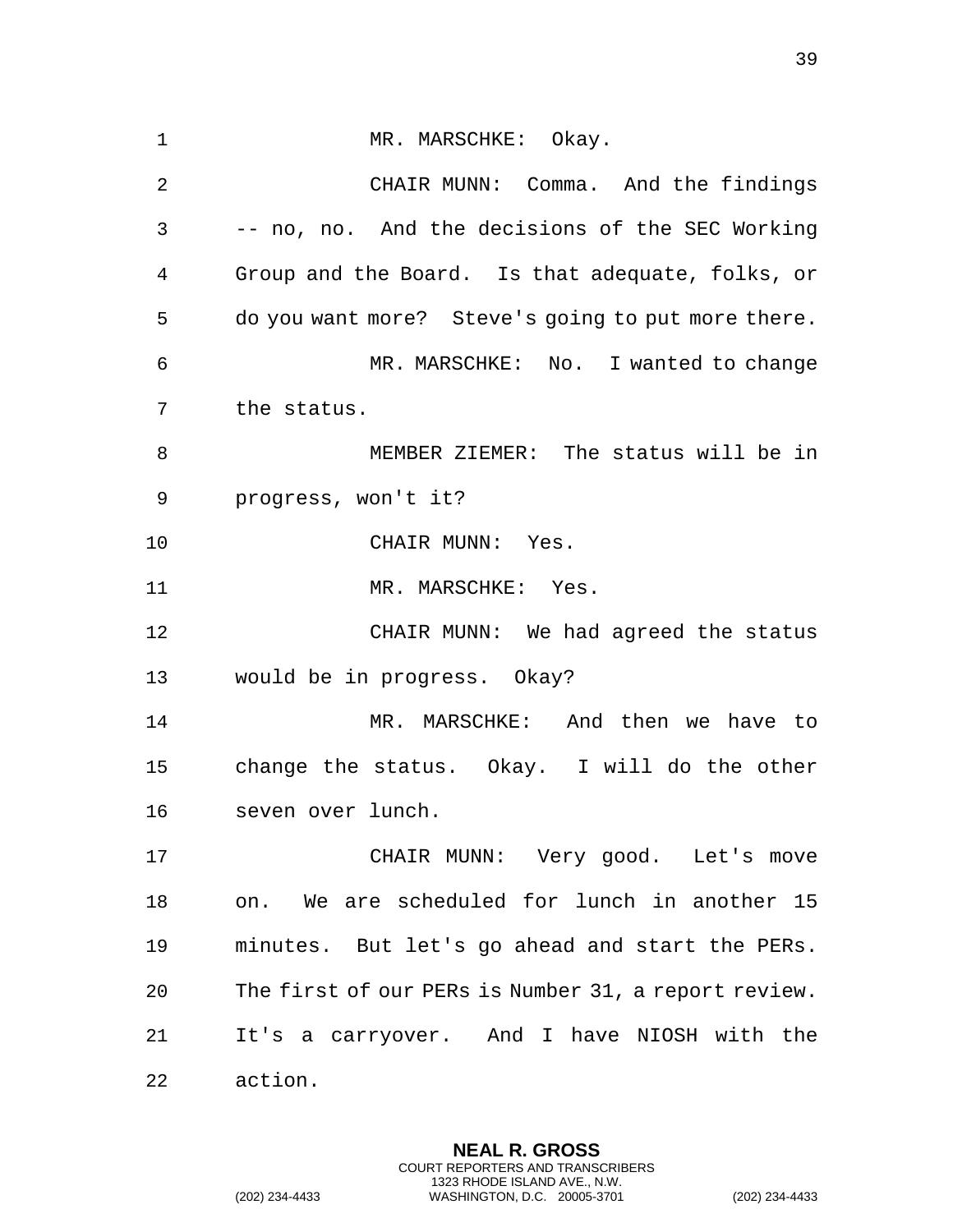MR. MARSCHKE: Okay.

CHAIR MUNN: Comma. And the findings -- no, no. And the decisions of the SEC Working Group and the Board. Is that adequate, folks, or do you want more? Steve's going to put more there.

MR. MARSCHKE: No. I wanted to change the status.

MEMBER ZIEMER: The status will be in progress, won't it?

CHAIR MUNN: Yes.

MR. MARSCHKE: Yes.

CHAIR MUNN: We had agreed the status would be in progress. Okay?

MR. MARSCHKE: And then we have to change the status. Okay. I will do the other seven over lunch.

CHAIR MUNN: Very good. Let's move on. We are scheduled for lunch in another 15 minutes. But let's go ahead and start the PERs. The first of our PERs is Number 31, a report review. It's a carryover. And I have NIOSH with the action.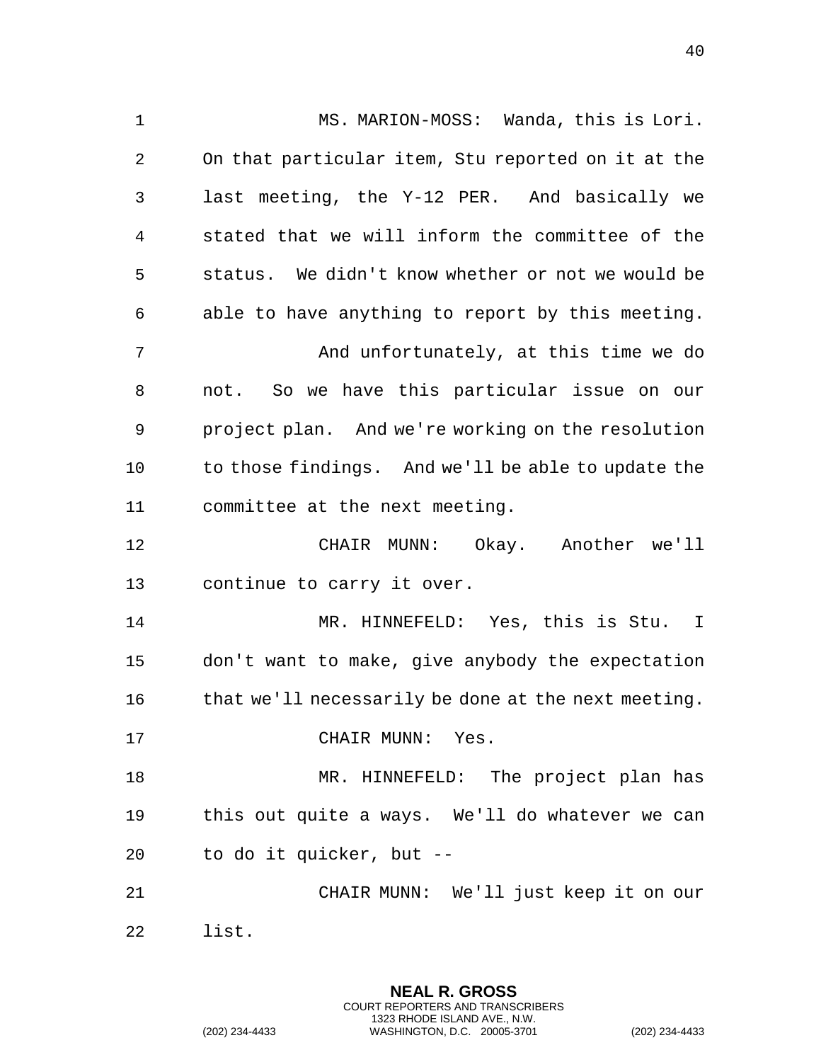MS. MARION-MOSS: Wanda, this is Lori. On that particular item, Stu reported on it at the last meeting, the Y-12 PER. And basically we stated that we will inform the committee of the status. We didn't know whether or not we would be able to have anything to report by this meeting.

And unfortunately, at this time we do not. So we have this particular issue on our project plan. And we're working on the resolution to those findings. And we'll be able to update the committee at the next meeting.

CHAIR MUNN: Okay. Another we'll continue to carry it over.

MR. HINNEFELD: Yes, this is Stu. I don't want to make, give anybody the expectation that we'll necessarily be done at the next meeting.

CHAIR MUNN: Yes.

MR. HINNEFELD: The project plan has this out quite a ways. We'll do whatever we can to do it quicker, but --

CHAIR MUNN: We'll just keep it on our list.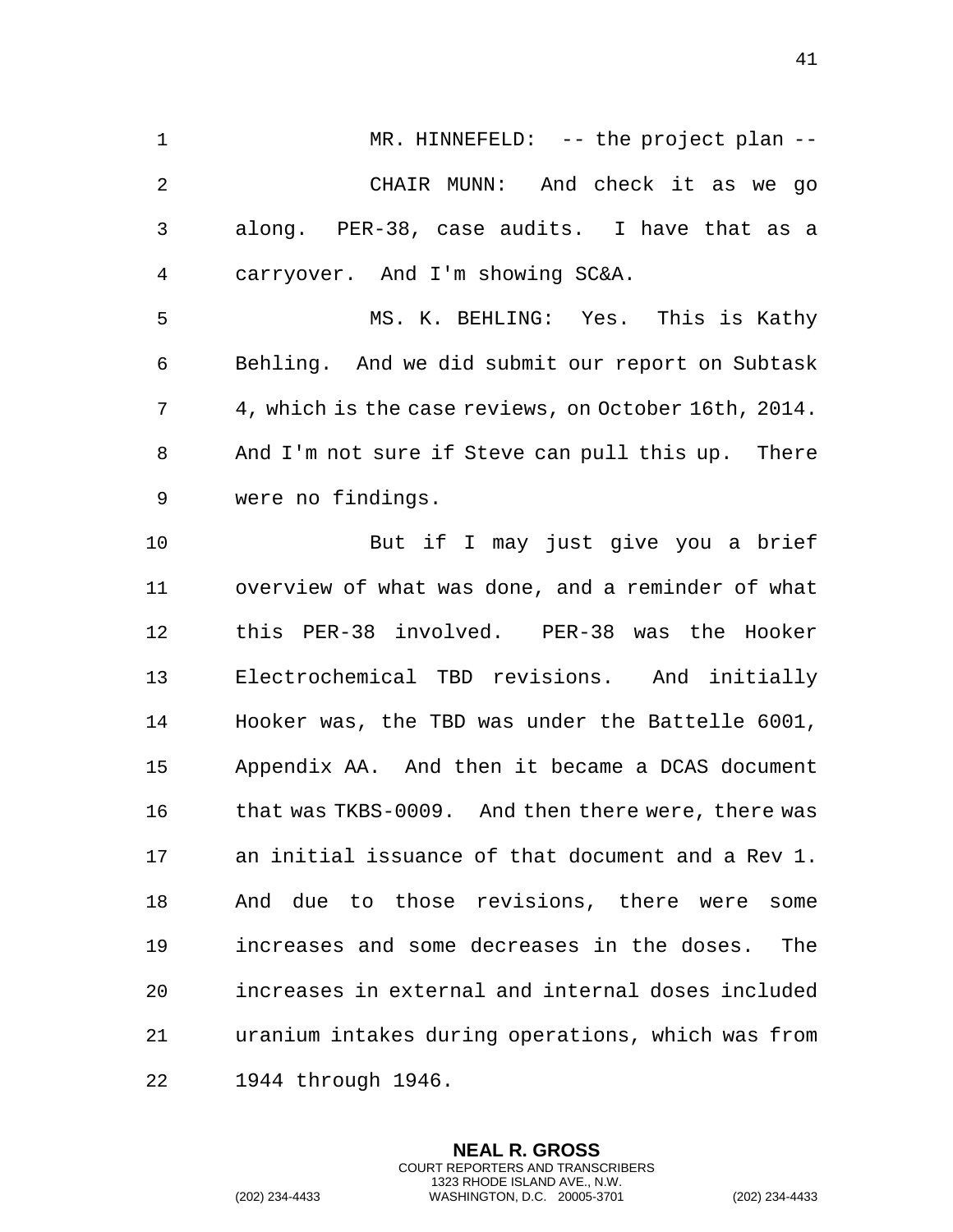MR. HINNEFELD: -- the project plan --

CHAIR MUNN: And check it as we go along. PER-38, case audits. I have that as a carryover. And I'm showing SC&A.

MS. K. BEHLING: Yes. This is Kathy Behling. And we did submit our report on Subtask 4, which is the case reviews, on October 16th, 2014. And I'm not sure if Steve can pull this up. There were no findings.

But if I may just give you a brief overview of what was done, and a reminder of what this PER-38 involved. PER-38 was the Hooker Electrochemical TBD revisions. And initially Hooker was, the TBD was under the Battelle 6001, Appendix AA. And then it became a DCAS document that was TKBS-0009. And then there were, there was an initial issuance of that document and a Rev 1. And due to those revisions, there were some increases and some decreases in the doses. The increases in external and internal doses included uranium intakes during operations, which was from 1944 through 1946.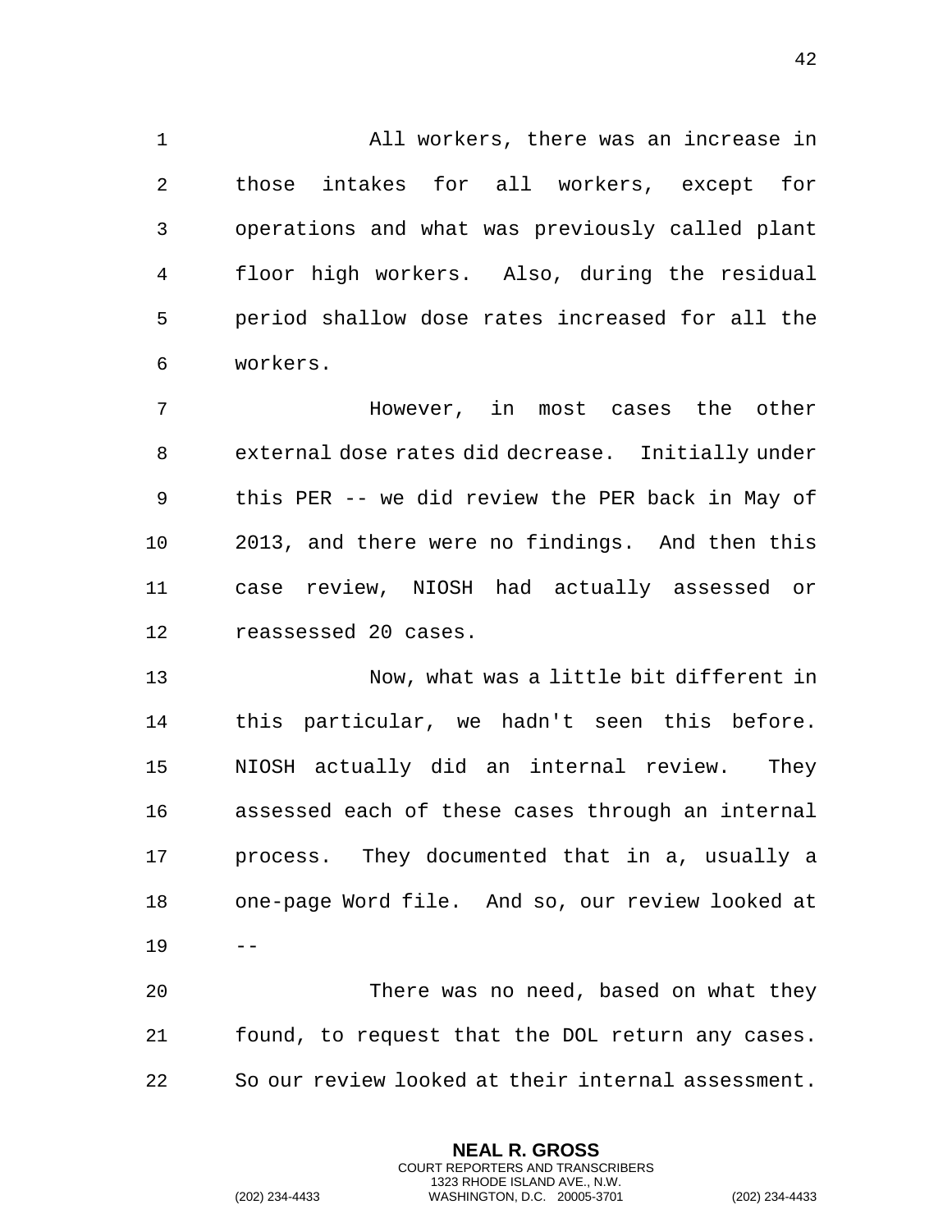All workers, there was an increase in those intakes for all workers, except for operations and what was previously called plant floor high workers. Also, during the residual period shallow dose rates increased for all the workers.

However, in most cases the other external dose rates did decrease. Initially under this PER -- we did review the PER back in May of 2013, and there were no findings. And then this case review, NIOSH had actually assessed or reassessed 20 cases.

Now, what was a little bit different in this particular, we hadn't seen this before. NIOSH actually did an internal review. They assessed each of these cases through an internal process. They documented that in a, usually a one-page Word file. And so, our review looked at --

There was no need, based on what they found, to request that the DOL return any cases. So our review looked at their internal assessment.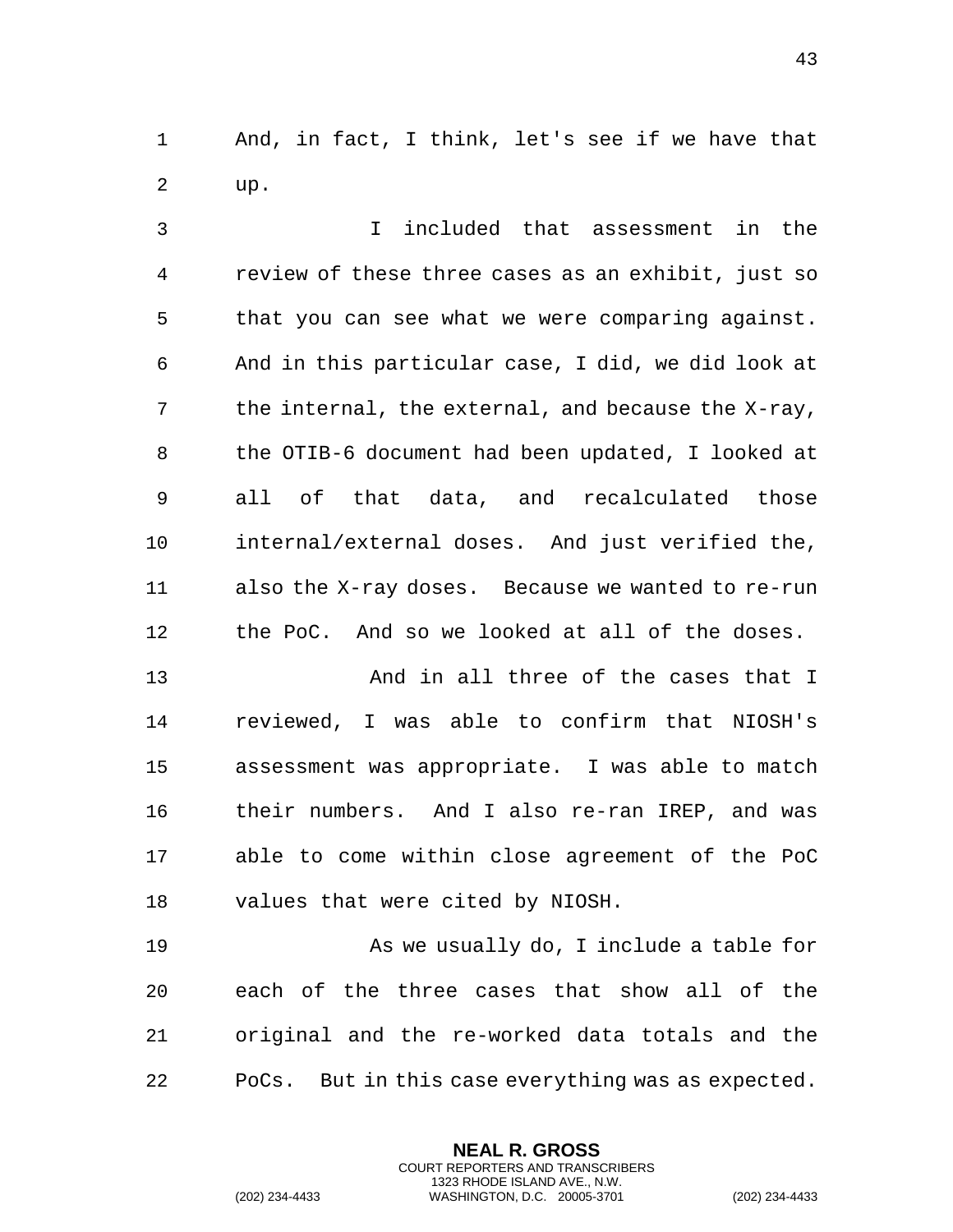And, in fact, I think, let's see if we have that up.

I included that assessment in the review of these three cases as an exhibit, just so that you can see what we were comparing against. And in this particular case, I did, we did look at the internal, the external, and because the X-ray, the OTIB-6 document had been updated, I looked at all of that data, and recalculated those internal/external doses. And just verified the, also the X-ray doses. Because we wanted to re-run the PoC. And so we looked at all of the doses.

And in all three of the cases that I reviewed, I was able to confirm that NIOSH's assessment was appropriate. I was able to match their numbers. And I also re-ran IREP, and was able to come within close agreement of the PoC values that were cited by NIOSH.

As we usually do, I include a table for each of the three cases that show all of the original and the re-worked data totals and the PoCs. But in this case everything was as expected.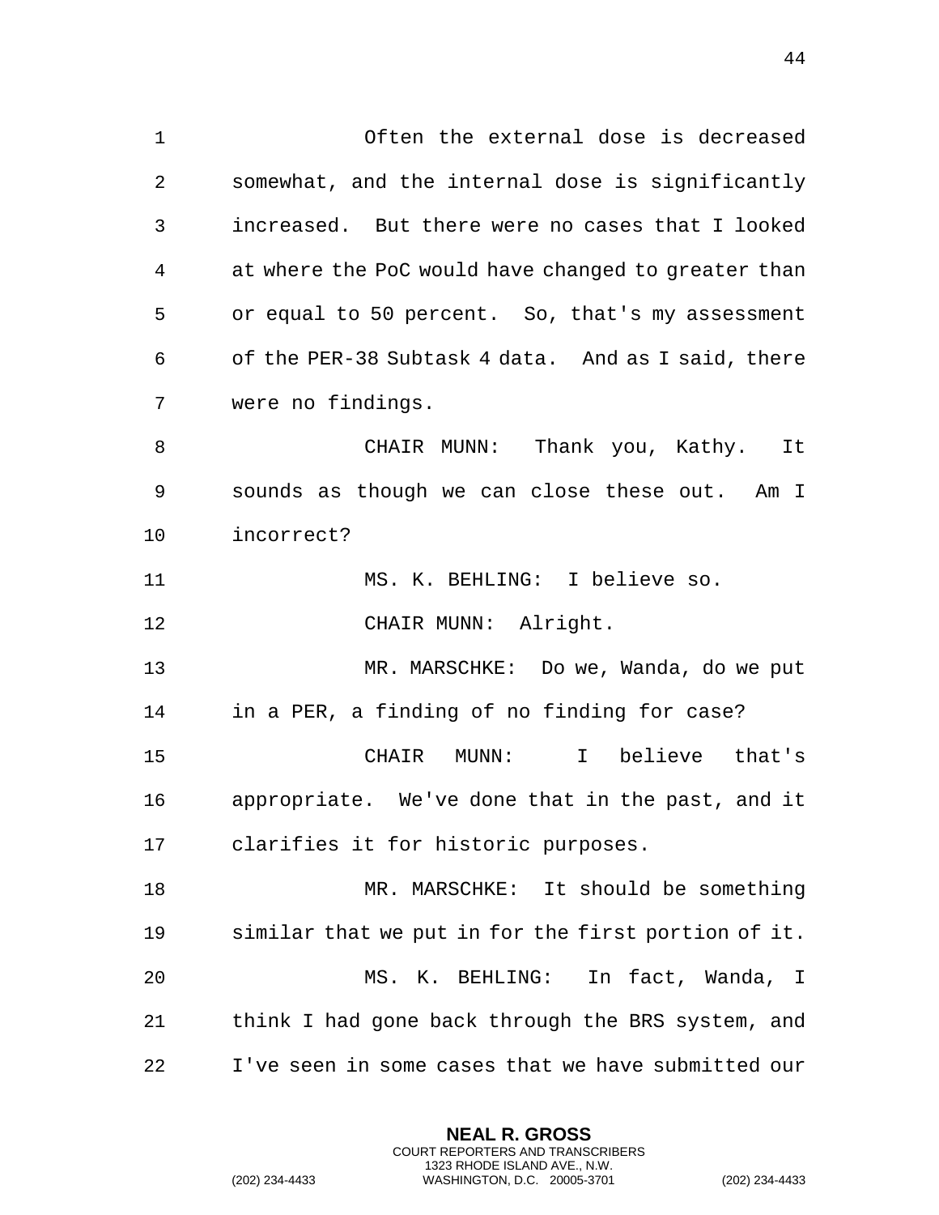Often the external dose is decreased somewhat, and the internal dose is significantly increased. But there were no cases that I looked at where the PoC would have changed to greater than or equal to 50 percent. So, that's my assessment of the PER-38 Subtask 4 data. And as I said, there were no findings.

CHAIR MUNN: Thank you, Kathy. It sounds as though we can close these out. Am I incorrect?

MS. K. BEHLING: I believe so.

CHAIR MUNN: Alright.

MR. MARSCHKE: Do we, Wanda, do we put in a PER, a finding of no finding for case?

CHAIR MUNN: I believe that's appropriate. We've done that in the past, and it clarifies it for historic purposes.

MR. MARSCHKE: It should be something similar that we put in for the first portion of it.

MS. K. BEHLING: In fact, Wanda, I think I had gone back through the BRS system, and I've seen in some cases that we have submitted our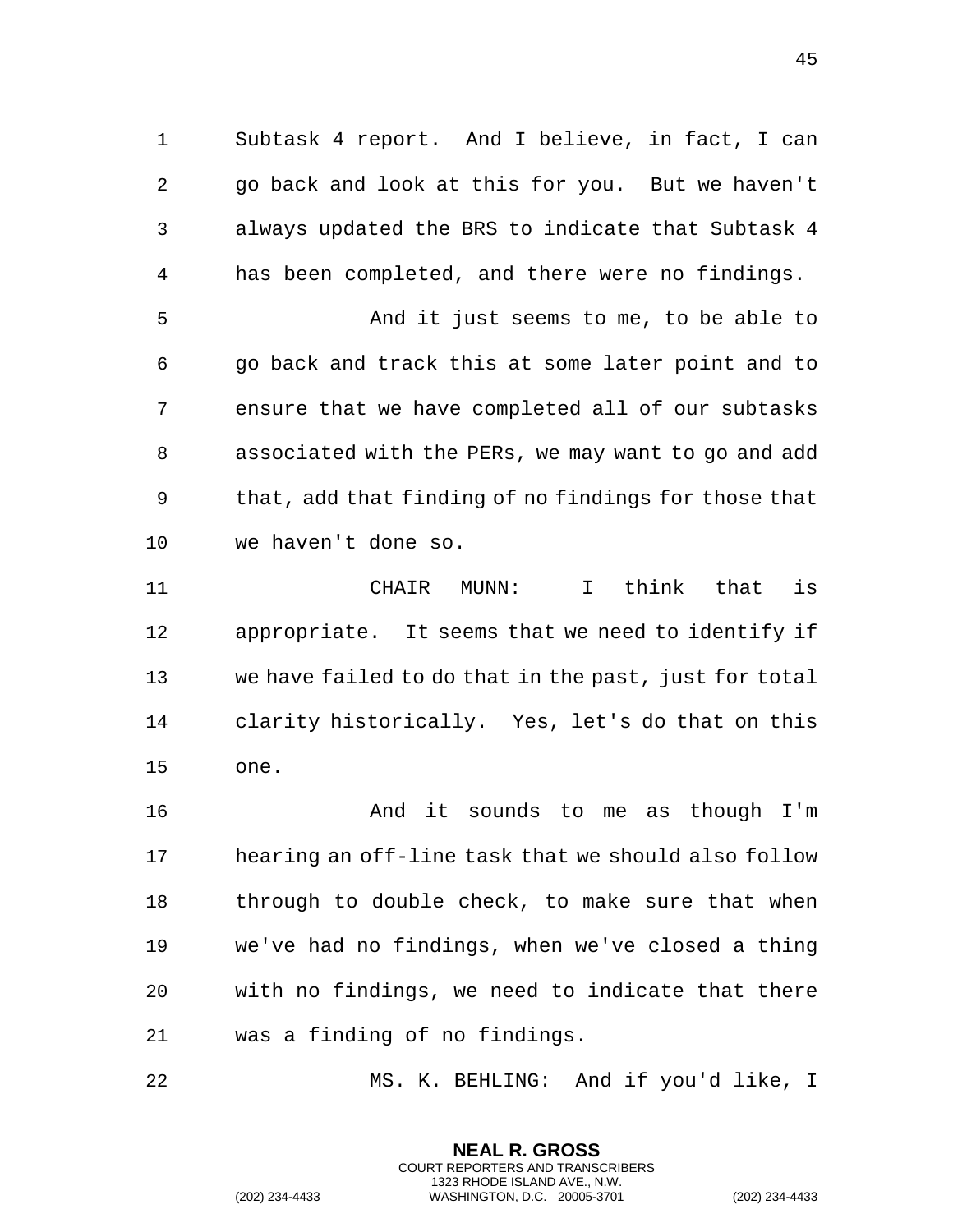Subtask 4 report. And I believe, in fact, I can go back and look at this for you. But we haven't always updated the BRS to indicate that Subtask 4 has been completed, and there were no findings.

And it just seems to me, to be able to go back and track this at some later point and to ensure that we have completed all of our subtasks associated with the PERs, we may want to go and add that, add that finding of no findings for those that we haven't done so.

CHAIR MUNN: I think that is appropriate. It seems that we need to identify if we have failed to do that in the past, just for total clarity historically. Yes, let's do that on this one.

And it sounds to me as though I'm hearing an off-line task that we should also follow through to double check, to make sure that when we've had no findings, when we've closed a thing with no findings, we need to indicate that there was a finding of no findings.

MS. K. BEHLING: And if you'd like, I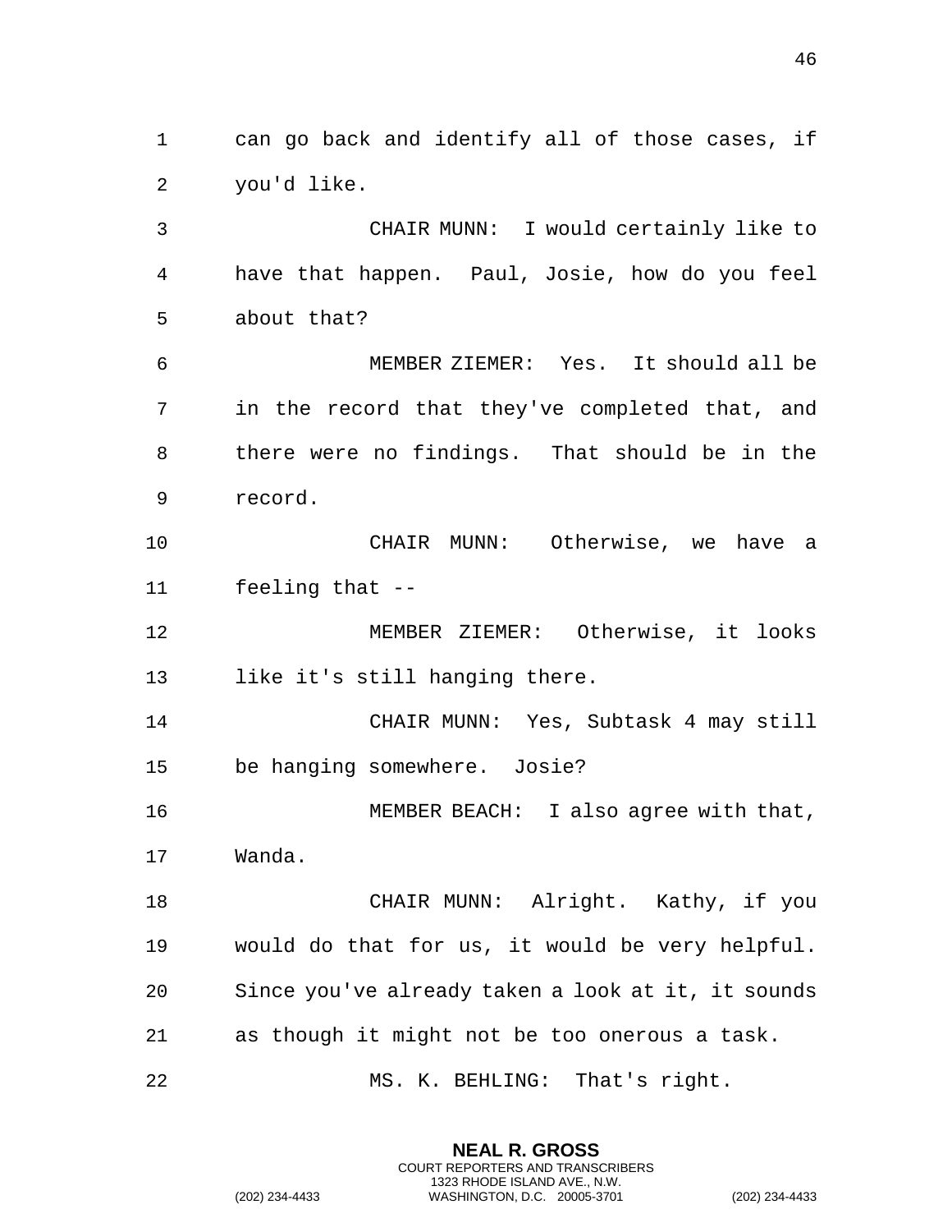can go back and identify all of those cases, if you'd like.

CHAIR MUNN: I would certainly like to have that happen. Paul, Josie, how do you feel about that?

MEMBER ZIEMER: Yes. It should all be in the record that they've completed that, and there were no findings. That should be in the record.

CHAIR MUNN: Otherwise, we have a feeling that --

MEMBER ZIEMER: Otherwise, it looks like it's still hanging there.

CHAIR MUNN: Yes, Subtask 4 may still be hanging somewhere. Josie?

MEMBER BEACH: I also agree with that, Wanda.

CHAIR MUNN: Alright. Kathy, if you would do that for us, it would be very helpful. Since you've already taken a look at it, it sounds as though it might not be too onerous a task.

MS. K. BEHLING: That's right.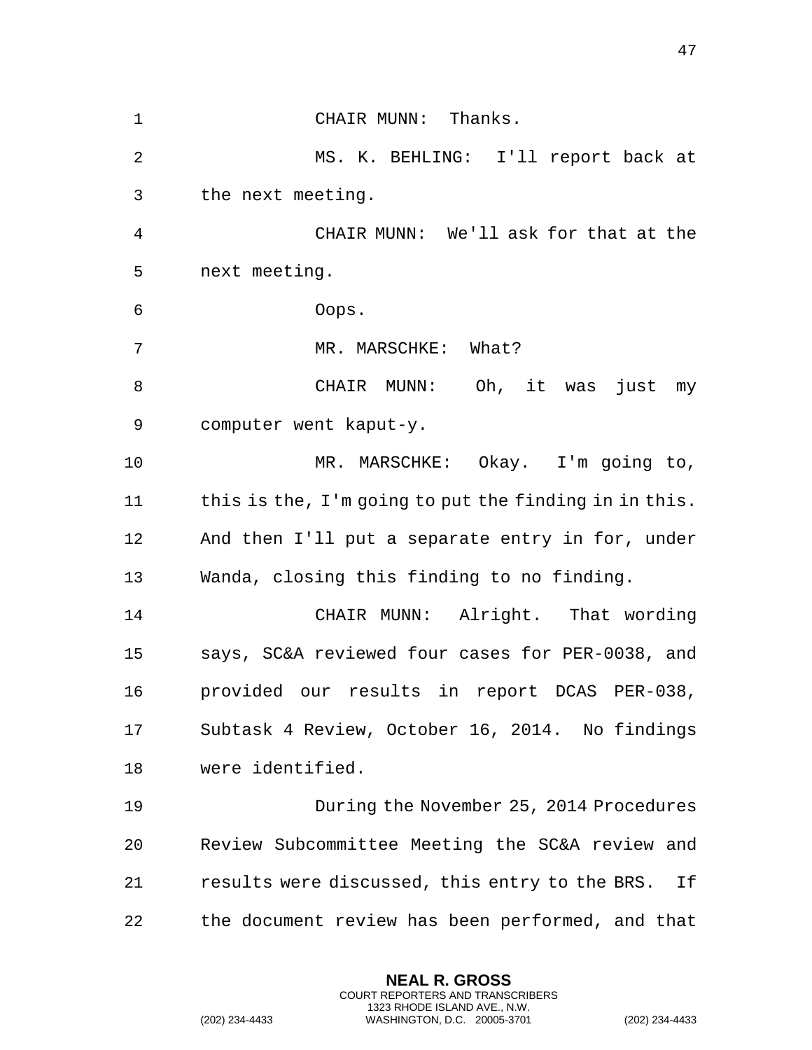CHAIR MUNN: Thanks.

MS. K. BEHLING: I'll report back at the next meeting.

CHAIR MUNN: We'll ask for that at the next meeting.

Oops.

MR. MARSCHKE: What?

CHAIR MUNN: Oh, it was just my computer went kaput-y.

MR. MARSCHKE: Okay. I'm going to, this is the, I'm going to put the finding in in this. And then I'll put a separate entry in for, under Wanda, closing this finding to no finding.

CHAIR MUNN: Alright. That wording says, SC&A reviewed four cases for PER-0038, and provided our results in report DCAS PER-038, Subtask 4 Review, October 16, 2014. No findings were identified.

During the November 25, 2014 Procedures Review Subcommittee Meeting the SC&A review and results were discussed, this entry to the BRS. If the document review has been performed, and that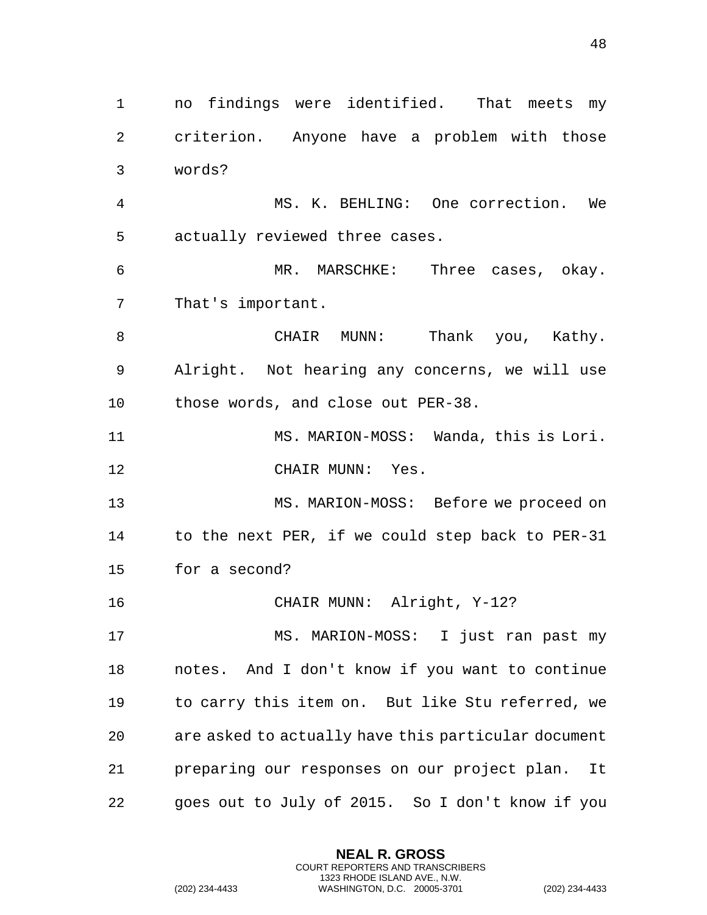no findings were identified. That meets my criterion. Anyone have a problem with those words?

MS. K. BEHLING: One correction. We actually reviewed three cases.

MR. MARSCHKE: Three cases, okay. That's important.

CHAIR MUNN: Thank you, Kathy. Alright. Not hearing any concerns, we will use those words, and close out PER-38.

MS. MARION-MOSS: Wanda, this is Lori.

CHAIR MUNN: Yes.

MS. MARION-MOSS: Before we proceed on to the next PER, if we could step back to PER-31 for a second?

CHAIR MUNN: Alright, Y-12?

MS. MARION-MOSS: I just ran past my notes. And I don't know if you want to continue to carry this item on. But like Stu referred, we are asked to actually have this particular document preparing our responses on our project plan. It goes out to July of 2015. So I don't know if you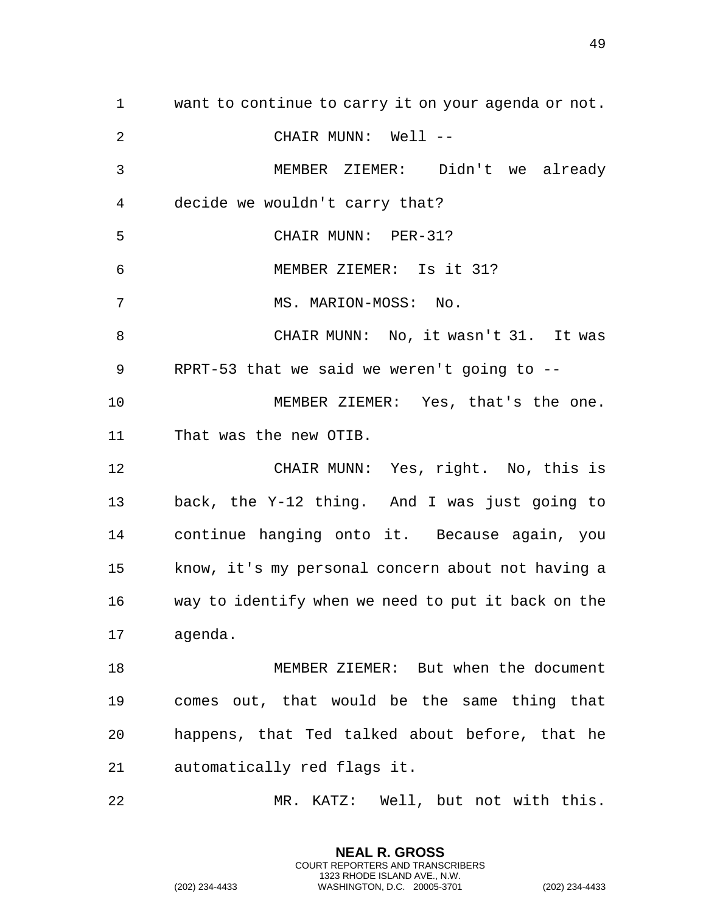want to continue to carry it on your agenda or not.

CHAIR MUNN: Well --

MEMBER ZIEMER: Didn't we already decide we wouldn't carry that?

CHAIR MUNN: PER-31?

MEMBER ZIEMER: Is it 31?

MS. MARION-MOSS: No.

CHAIR MUNN: No, it wasn't 31. It was RPRT-53 that we said we weren't going to --

MEMBER ZIEMER: Yes, that's the one. That was the new OTIB.

CHAIR MUNN: Yes, right. No, this is back, the Y-12 thing. And I was just going to continue hanging onto it. Because again, you know, it's my personal concern about not having a way to identify when we need to put it back on the agenda.

MEMBER ZIEMER: But when the document comes out, that would be the same thing that happens, that Ted talked about before, that he automatically red flags it.

MR. KATZ: Well, but not with this.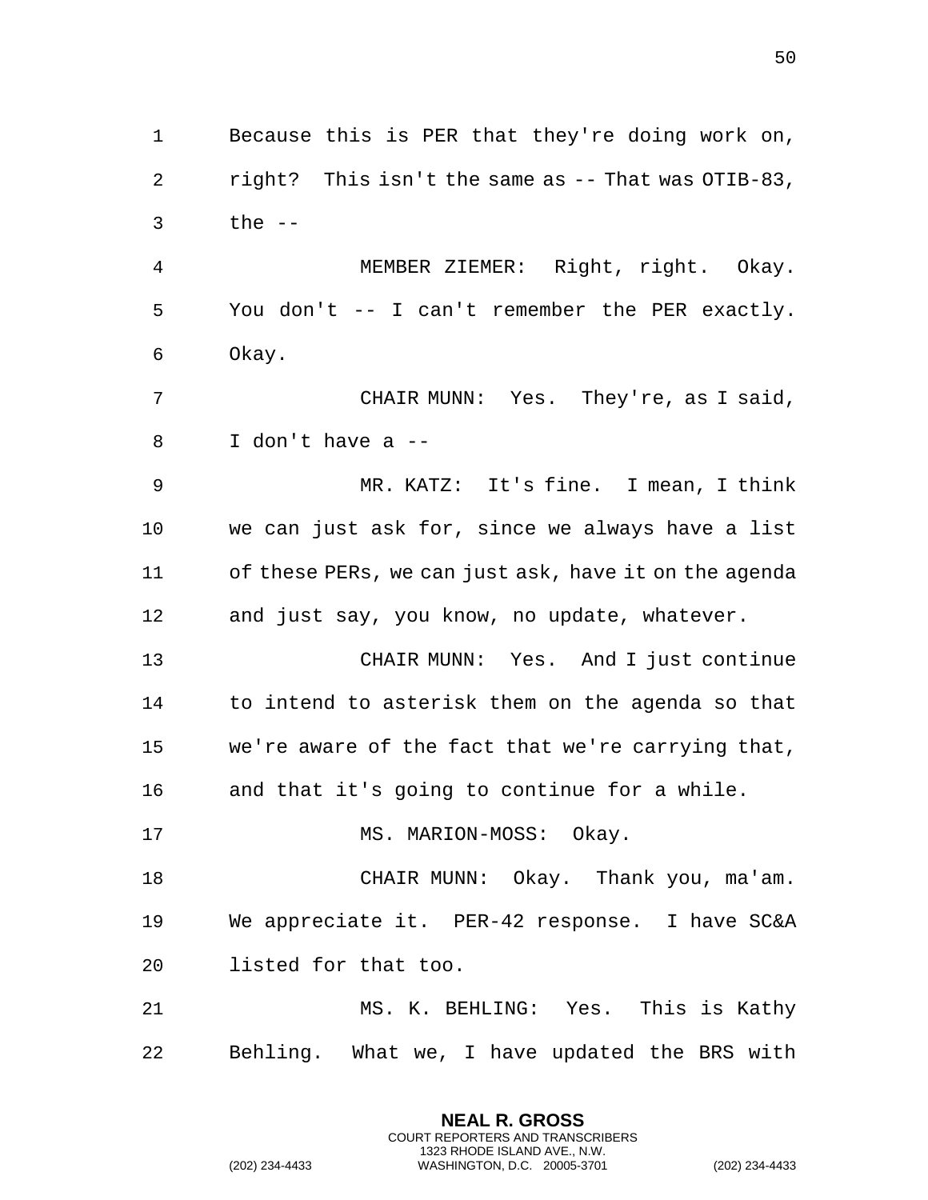Because this is PER that they're doing work on, right? This isn't the same as -- That was OTIB-83, the --

MEMBER ZIEMER: Right, right. Okay. You don't -- I can't remember the PER exactly. Okay.

CHAIR MUNN: Yes. They're, as I said, I don't have a --

MR. KATZ: It's fine. I mean, I think we can just ask for, since we always have a list of these PERs, we can just ask, have it on the agenda and just say, you know, no update, whatever.

CHAIR MUNN: Yes. And I just continue to intend to asterisk them on the agenda so that we're aware of the fact that we're carrying that, and that it's going to continue for a while.

MS. MARION-MOSS: Okay.

CHAIR MUNN: Okay. Thank you, ma'am. We appreciate it. PER-42 response. I have SC&A listed for that too.

MS. K. BEHLING: Yes. This is Kathy Behling. What we, I have updated the BRS with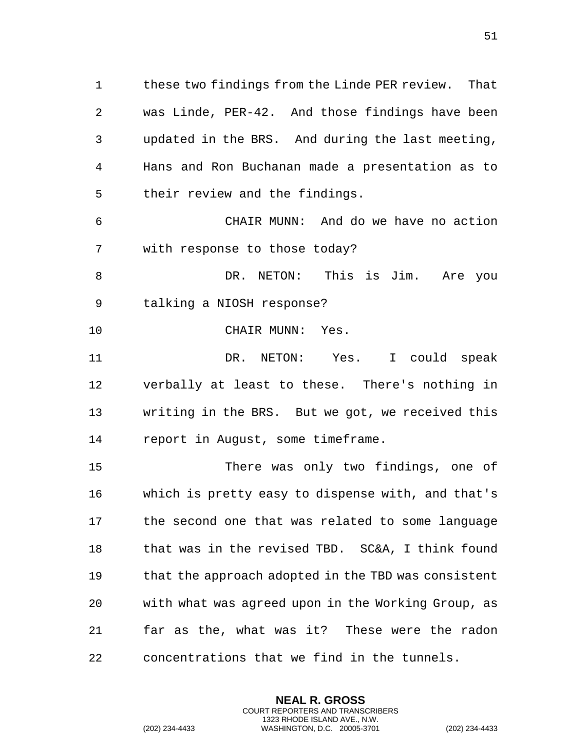these two findings from the Linde PER review. That was Linde, PER-42. And those findings have been updated in the BRS. And during the last meeting, Hans and Ron Buchanan made a presentation as to their review and the findings.

CHAIR MUNN: And do we have no action with response to those today?

DR. NETON: This is Jim. Are you talking a NIOSH response?

CHAIR MUNN: Yes.

DR. NETON: Yes. I could speak verbally at least to these. There's nothing in writing in the BRS. But we got, we received this report in August, some timeframe.

There was only two findings, one of which is pretty easy to dispense with, and that's the second one that was related to some language that was in the revised TBD. SC&A, I think found that the approach adopted in the TBD was consistent with what was agreed upon in the Working Group, as far as the, what was it? These were the radon concentrations that we find in the tunnels.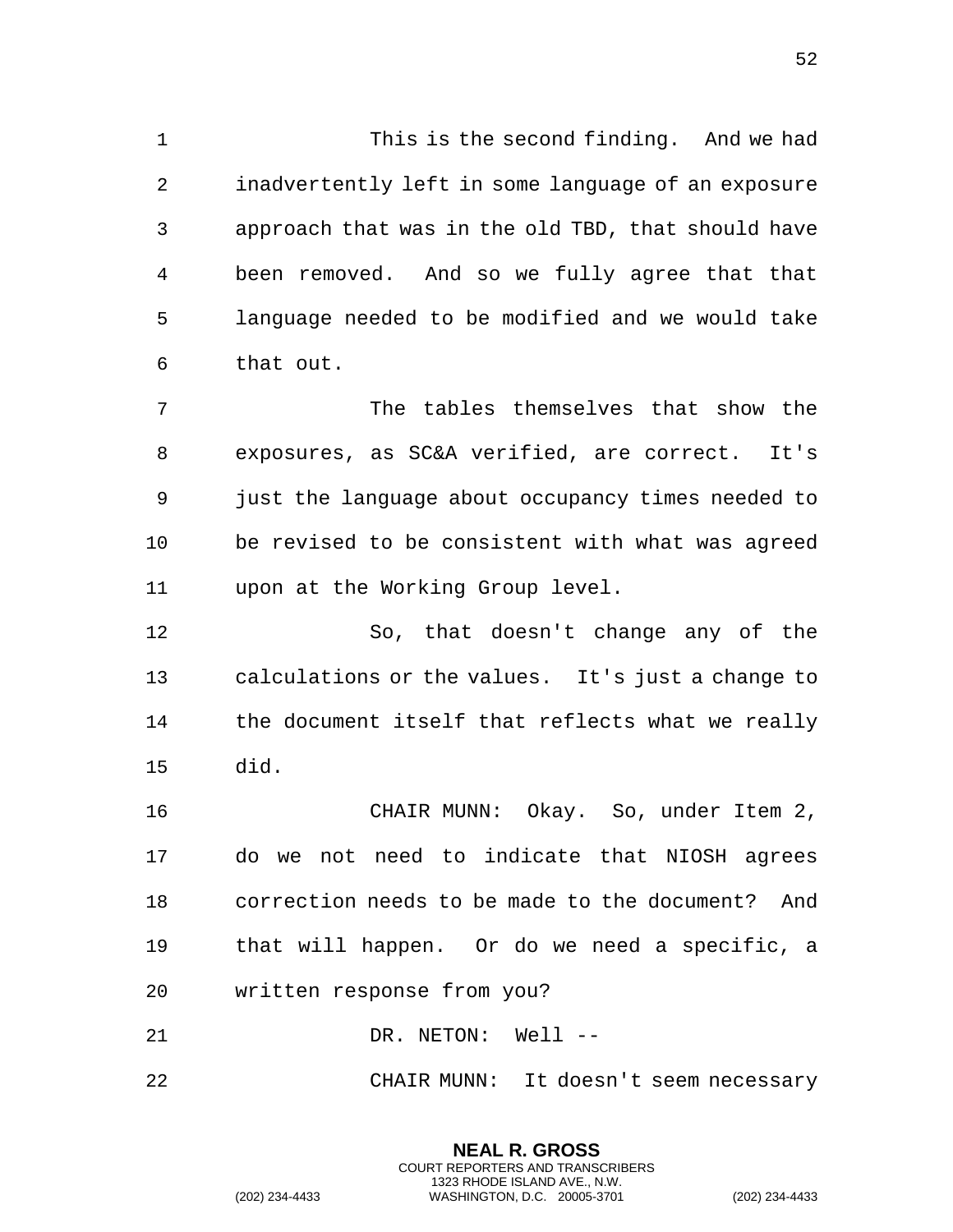This is the second finding. And we had inadvertently left in some language of an exposure approach that was in the old TBD, that should have been removed. And so we fully agree that that language needed to be modified and we would take that out.

The tables themselves that show the exposures, as SC&A verified, are correct. It's just the language about occupancy times needed to be revised to be consistent with what was agreed upon at the Working Group level.

So, that doesn't change any of the calculations or the values. It's just a change to the document itself that reflects what we really did.

CHAIR MUNN: Okay. So, under Item 2, do we not need to indicate that NIOSH agrees correction needs to be made to the document? And that will happen. Or do we need a specific, a written response from you?

DR. NETON: Well --

CHAIR MUNN: It doesn't seem necessary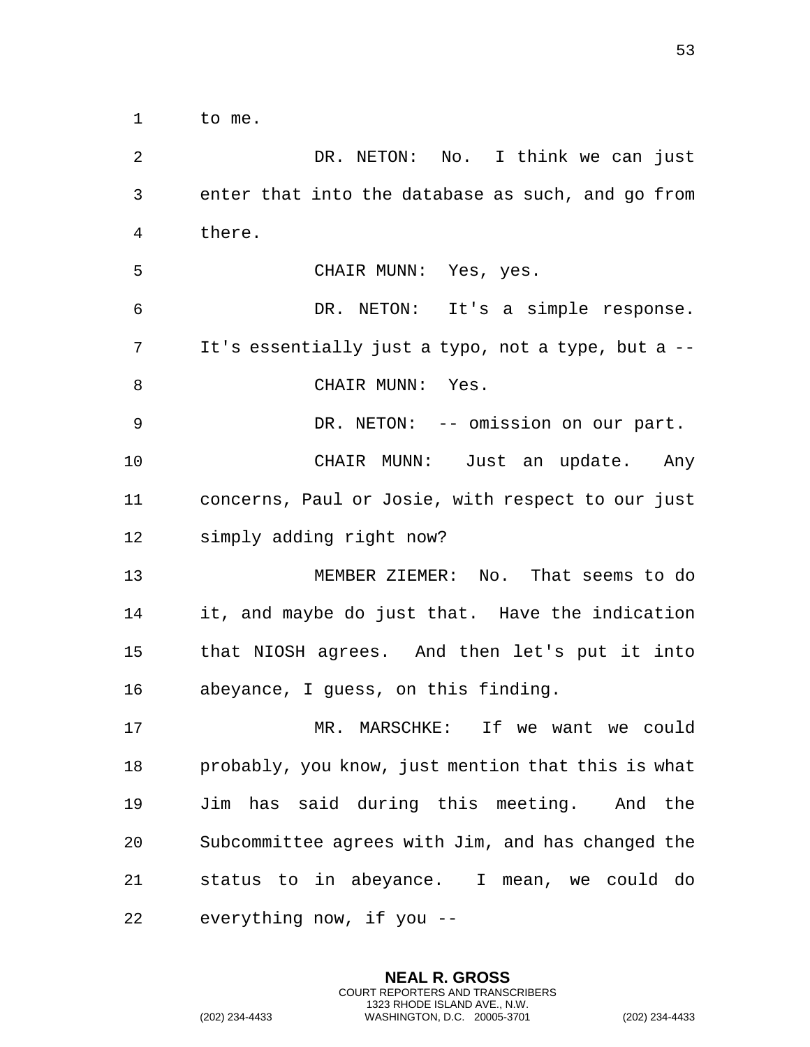to me.

DR. NETON: No. I think we can just enter that into the database as such, and go from there.

CHAIR MUNN: Yes, yes.

DR. NETON: It's a simple response. It's essentially just a typo, not a type, but a --

CHAIR MUNN: Yes.

DR. NETON: -- omission on our part.

CHAIR MUNN: Just an update. Any concerns, Paul or Josie, with respect to our just simply adding right now?

MEMBER ZIEMER: No. That seems to do it, and maybe do just that. Have the indication that NIOSH agrees. And then let's put it into abeyance, I guess, on this finding.

MR. MARSCHKE: If we want we could probably, you know, just mention that this is what Jim has said during this meeting. And the Subcommittee agrees with Jim, and has changed the status to in abeyance. I mean, we could do everything now, if you --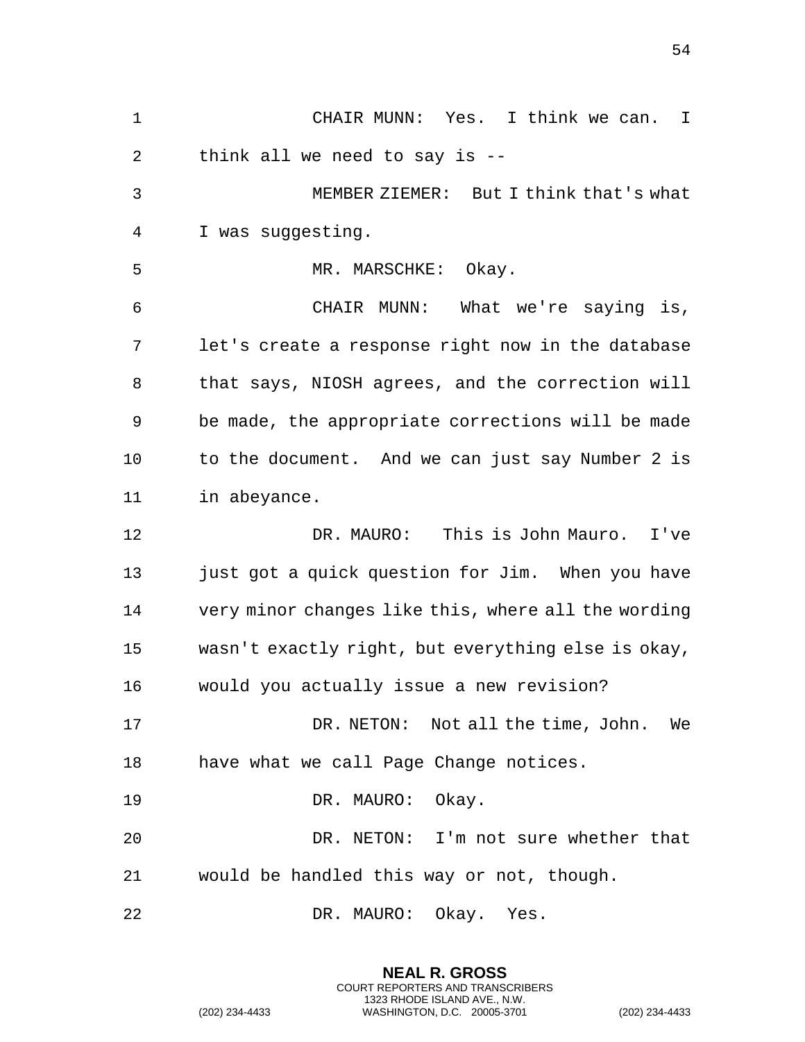CHAIR MUNN: Yes. I think we can. I think all we need to say is --

MEMBER ZIEMER: But I think that's what I was suggesting.

MR. MARSCHKE: Okay.

CHAIR MUNN: What we're saying is, let's create a response right now in the database that says, NIOSH agrees, and the correction will be made, the appropriate corrections will be made to the document. And we can just say Number 2 is in abeyance.

DR. MAURO: This is John Mauro. I've just got a quick question for Jim. When you have very minor changes like this, where all the wording wasn't exactly right, but everything else is okay, would you actually issue a new revision?

DR. NETON: Not all the time, John. We have what we call Page Change notices.

DR. MAURO: Okay.

DR. NETON: I'm not sure whether that would be handled this way or not, though.

DR. MAURO: Okay. Yes.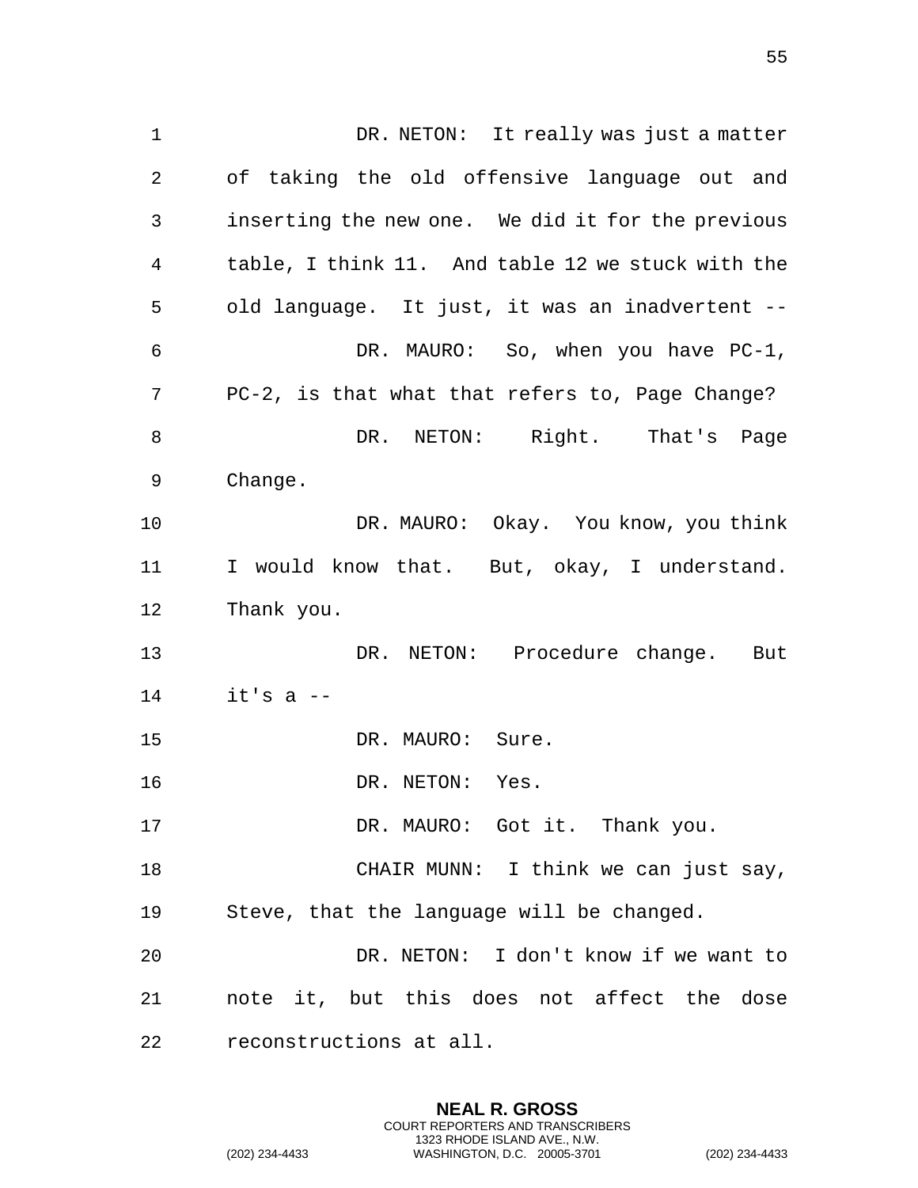DR. NETON: It really was just a matter of taking the old offensive language out and inserting the new one. We did it for the previous table, I think 11. And table 12 we stuck with the old language. It just, it was an inadvertent --

DR. MAURO: So, when you have PC-1, PC-2, is that what that refers to, Page Change?

DR. NETON: Right. That's Page Change.

DR. MAURO: Okay. You know, you think I would know that. But, okay, I understand. Thank you.

DR. NETON: Procedure change. But it's a --

DR. MAURO: Sure.

DR. NETON: Yes.

DR. MAURO: Got it. Thank you.

CHAIR MUNN: I think we can just say, Steve, that the language will be changed.

DR. NETON: I don't know if we want to note it, but this does not affect the dose reconstructions at all.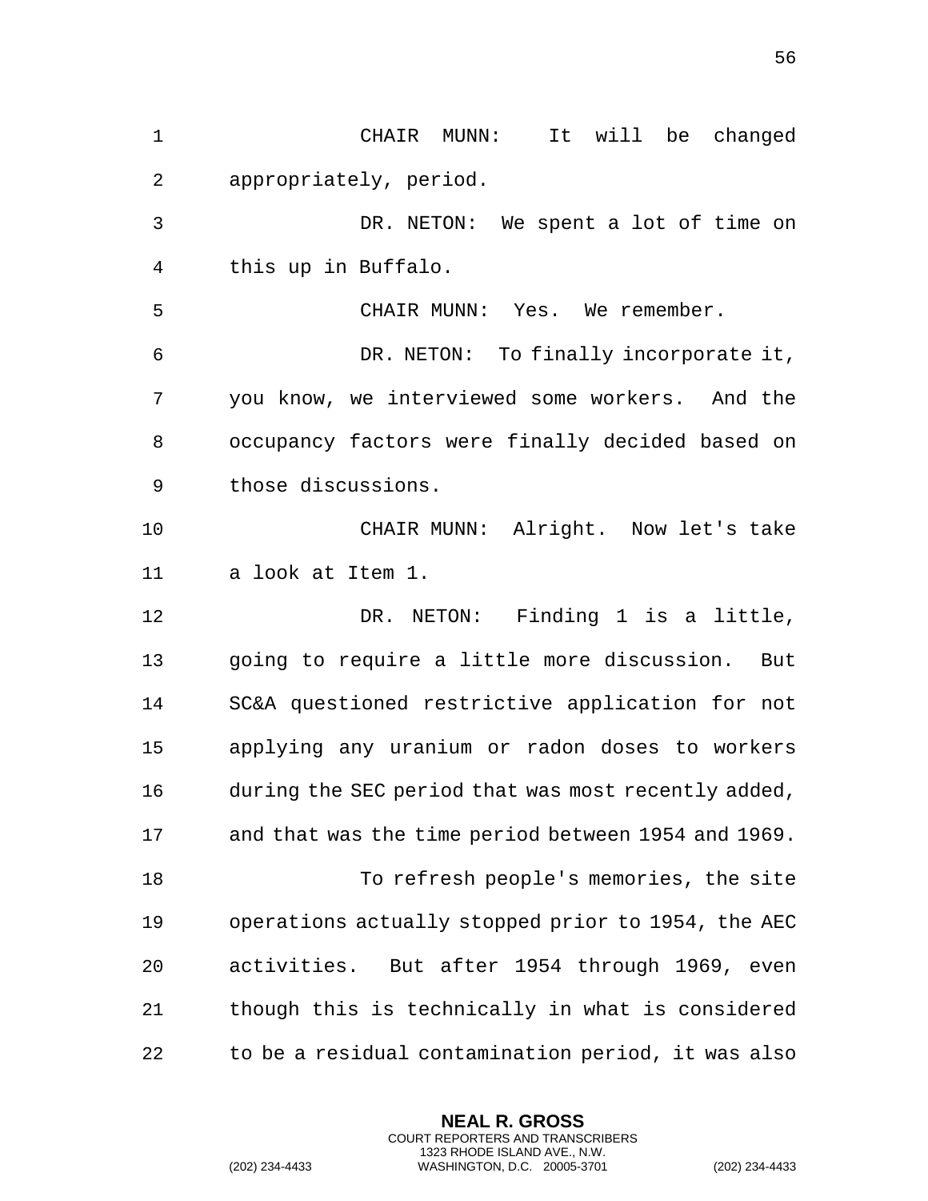CHAIR MUNN: It will be changed appropriately, period.

DR. NETON: We spent a lot of time on this up in Buffalo.

CHAIR MUNN: Yes. We remember.

DR. NETON: To finally incorporate it, you know, we interviewed some workers. And the occupancy factors were finally decided based on those discussions.

CHAIR MUNN: Alright. Now let's take a look at Item 1.

DR. NETON: Finding 1 is a little, going to require a little more discussion. But SC&A questioned restrictive application for not applying any uranium or radon doses to workers during the SEC period that was most recently added, and that was the time period between 1954 and 1969.

To refresh people's memories, the site operations actually stopped prior to 1954, the AEC activities. But after 1954 through 1969, even though this is technically in what is considered to be a residual contamination period, it was also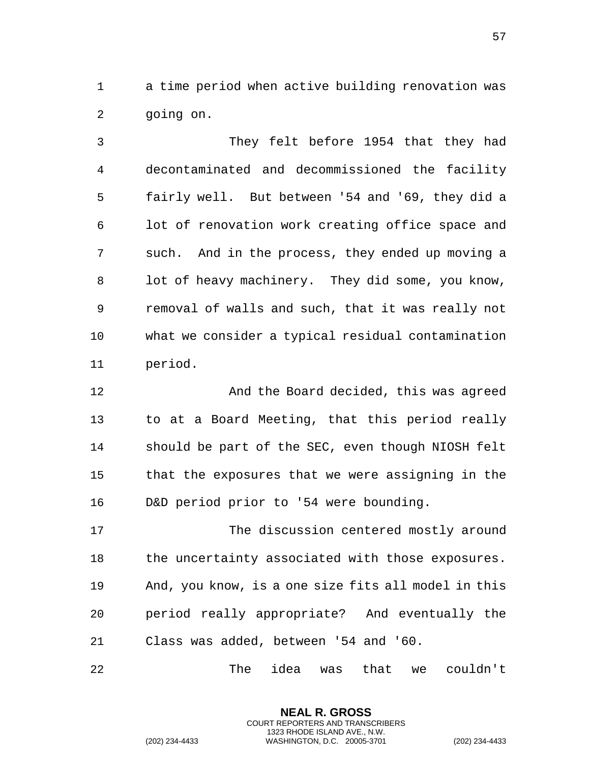a time period when active building renovation was going on.

They felt before 1954 that they had decontaminated and decommissioned the facility fairly well. But between '54 and '69, they did a lot of renovation work creating office space and such. And in the process, they ended up moving a lot of heavy machinery. They did some, you know, removal of walls and such, that it was really not what we consider a typical residual contamination period.

And the Board decided, this was agreed to at a Board Meeting, that this period really should be part of the SEC, even though NIOSH felt that the exposures that we were assigning in the D&D period prior to '54 were bounding.

The discussion centered mostly around the uncertainty associated with those exposures. And, you know, is a one size fits all model in this period really appropriate? And eventually the Class was added, between '54 and '60.

The idea was that we couldn't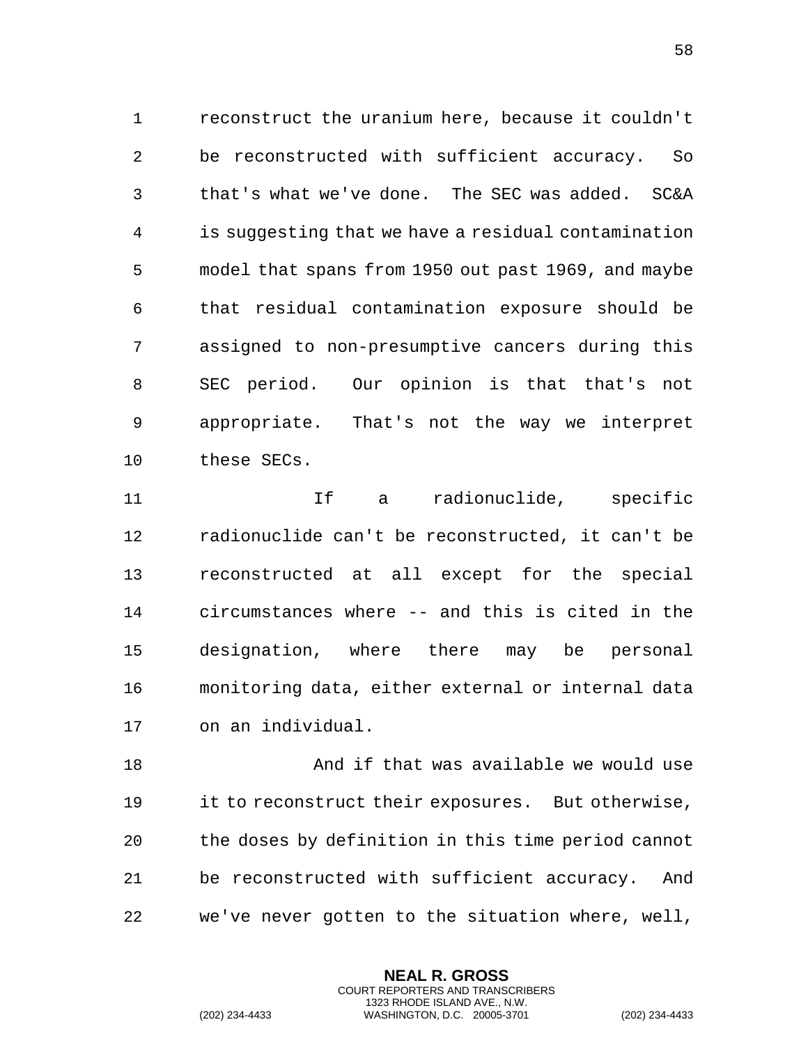reconstruct the uranium here, because it couldn't be reconstructed with sufficient accuracy. So that's what we've done. The SEC was added. SC&A is suggesting that we have a residual contamination model that spans from 1950 out past 1969, and maybe that residual contamination exposure should be assigned to non-presumptive cancers during this SEC period. Our opinion is that that's not appropriate. That's not the way we interpret these SECs.

If a radionuclide, specific radionuclide can't be reconstructed, it can't be reconstructed at all except for the special circumstances where -- and this is cited in the designation, where there may be personal monitoring data, either external or internal data on an individual.

And if that was available we would use it to reconstruct their exposures. But otherwise, the doses by definition in this time period cannot be reconstructed with sufficient accuracy. And we've never gotten to the situation where, well,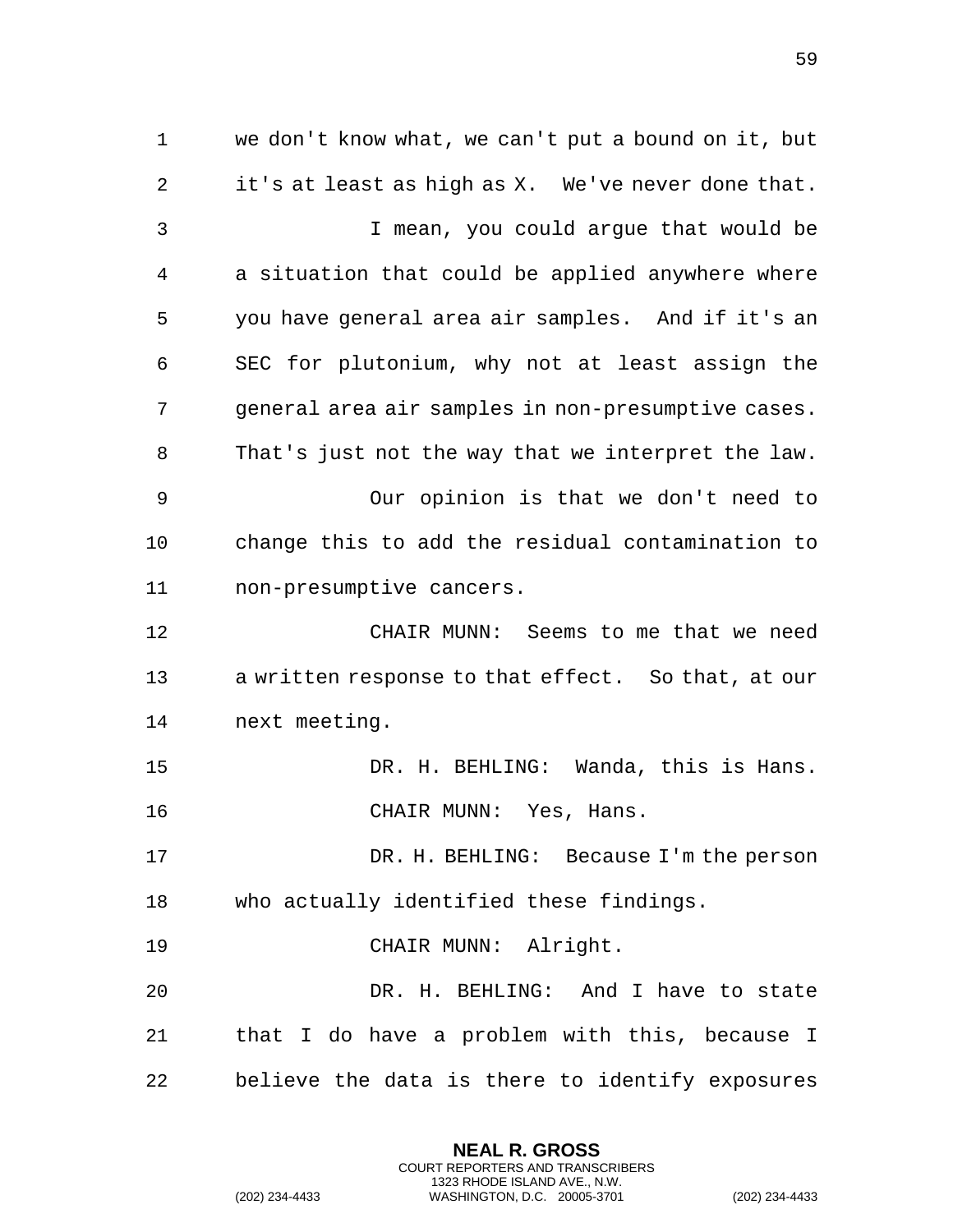we don't know what, we can't put a bound on it, but it's at least as high as X. We've never done that.

I mean, you could argue that would be a situation that could be applied anywhere where you have general area air samples. And if it's an SEC for plutonium, why not at least assign the general area air samples in non-presumptive cases. That's just not the way that we interpret the law.

Our opinion is that we don't need to change this to add the residual contamination to non-presumptive cancers.

CHAIR MUNN: Seems to me that we need a written response to that effect. So that, at our next meeting.

DR. H. BEHLING: Wanda, this is Hans.

CHAIR MUNN: Yes, Hans.

DR. H. BEHLING: Because I'm the person who actually identified these findings.

CHAIR MUNN: Alright.

DR. H. BEHLING: And I have to state that I do have a problem with this, because I believe the data is there to identify exposures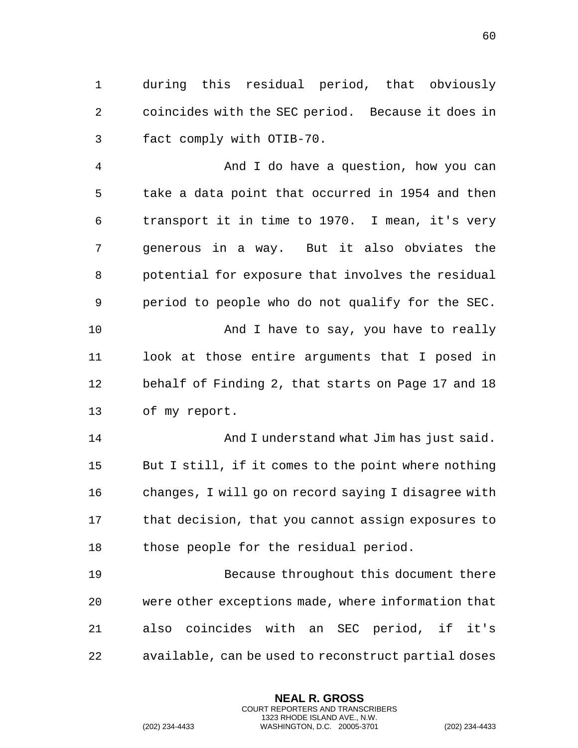during this residual period, that obviously coincides with the SEC period. Because it does in fact comply with OTIB-70.

And I do have a question, how you can take a data point that occurred in 1954 and then transport it in time to 1970. I mean, it's very generous in a way. But it also obviates the potential for exposure that involves the residual period to people who do not qualify for the SEC.

And I have to say, you have to really look at those entire arguments that I posed in behalf of Finding 2, that starts on Page 17 and 18 of my report.

And I understand what Jim has just said. But I still, if it comes to the point where nothing changes, I will go on record saying I disagree with that decision, that you cannot assign exposures to those people for the residual period.

Because throughout this document there were other exceptions made, where information that also coincides with an SEC period, if it's available, can be used to reconstruct partial doses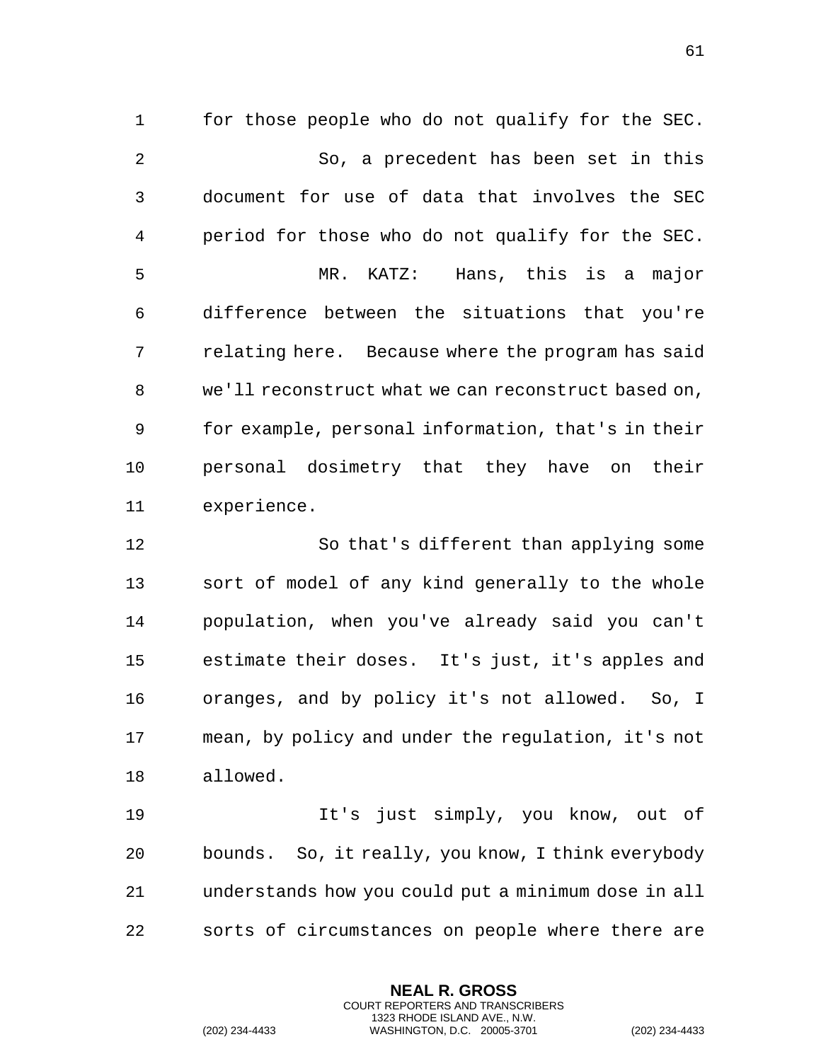for those people who do not qualify for the SEC.

So, a precedent has been set in this document for use of data that involves the SEC period for those who do not qualify for the SEC.

MR. KATZ: Hans, this is a major difference between the situations that you're relating here. Because where the program has said we'll reconstruct what we can reconstruct based on, for example, personal information, that's in their personal dosimetry that they have on their experience.

So that's different than applying some sort of model of any kind generally to the whole population, when you've already said you can't estimate their doses. It's just, it's apples and oranges, and by policy it's not allowed. So, I mean, by policy and under the regulation, it's not allowed.

It's just simply, you know, out of bounds. So, it really, you know, I think everybody understands how you could put a minimum dose in all sorts of circumstances on people where there are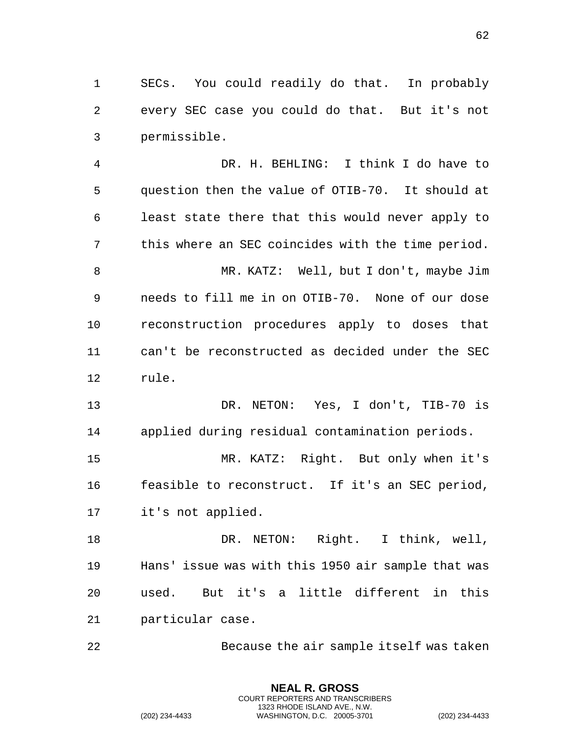SECs. You could readily do that. In probably every SEC case you could do that. But it's not permissible.

DR. H. BEHLING: I think I do have to question then the value of OTIB-70. It should at least state there that this would never apply to this where an SEC coincides with the time period.

MR. KATZ: Well, but I don't, maybe Jim needs to fill me in on OTIB-70. None of our dose reconstruction procedures apply to doses that can't be reconstructed as decided under the SEC rule.

DR. NETON: Yes, I don't, TIB-70 is applied during residual contamination periods.

MR. KATZ: Right. But only when it's feasible to reconstruct. If it's an SEC period, it's not applied.

DR. NETON: Right. I think, well, Hans' issue was with this 1950 air sample that was used. But it's a little different in this particular case.

Because the air sample itself was taken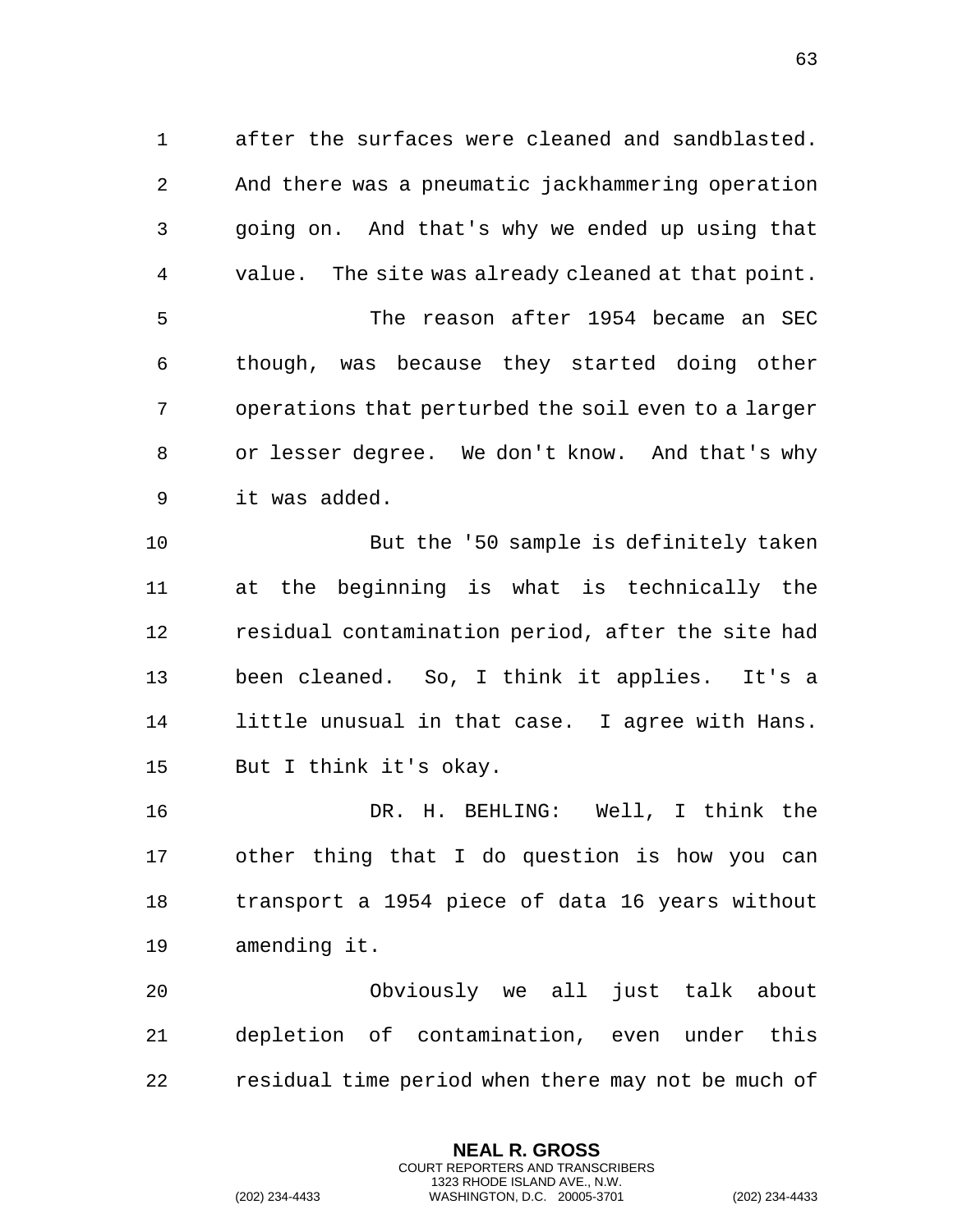after the surfaces were cleaned and sandblasted. And there was a pneumatic jackhammering operation going on. And that's why we ended up using that value. The site was already cleaned at that point.

The reason after 1954 became an SEC though, was because they started doing other operations that perturbed the soil even to a larger or lesser degree. We don't know. And that's why it was added.

But the '50 sample is definitely taken at the beginning is what is technically the residual contamination period, after the site had been cleaned. So, I think it applies. It's a little unusual in that case. I agree with Hans. But I think it's okay.

DR. H. BEHLING: Well, I think the other thing that I do question is how you can transport a 1954 piece of data 16 years without amending it.

Obviously we all just talk about depletion of contamination, even under this residual time period when there may not be much of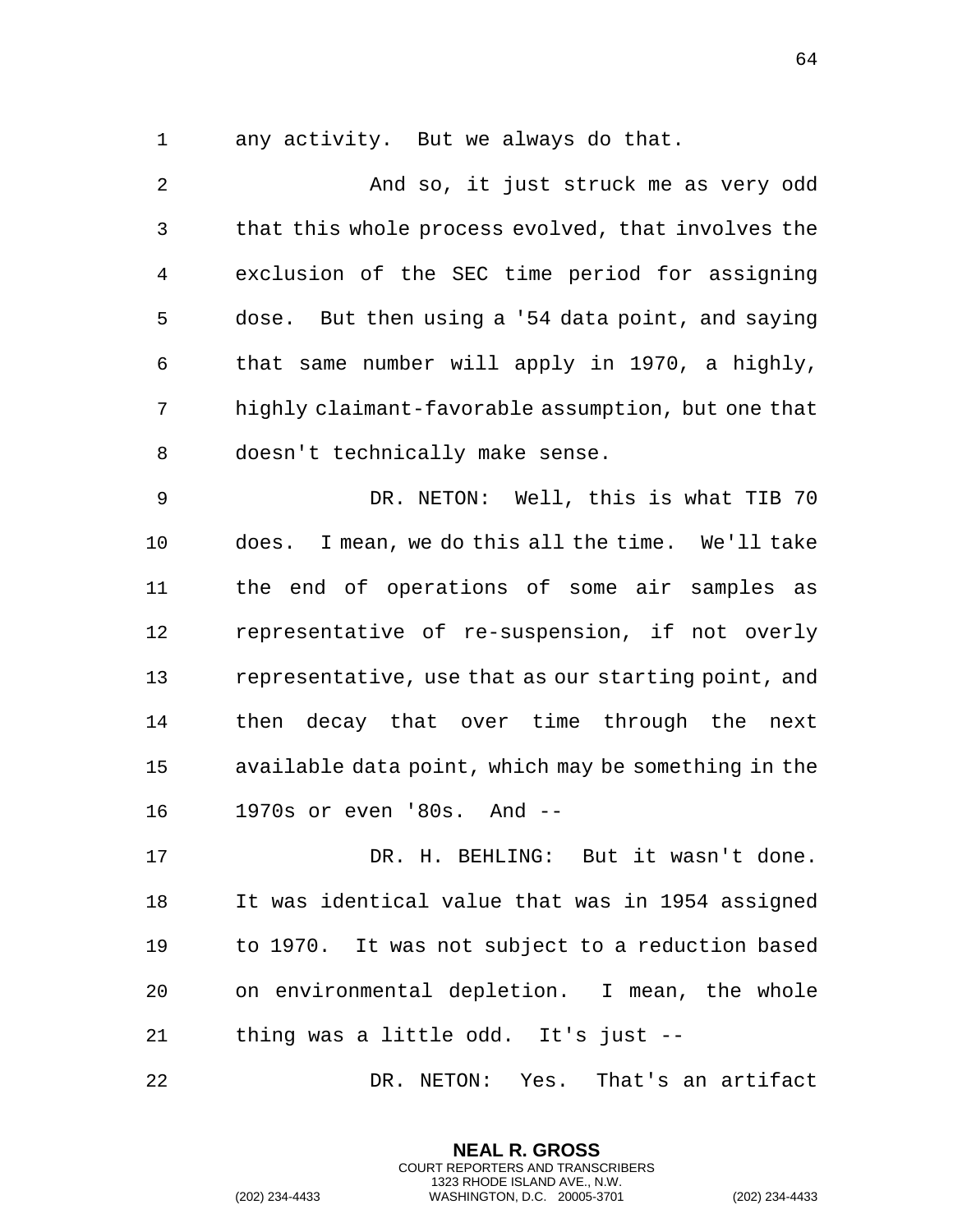any activity. But we always do that.

And so, it just struck me as very odd that this whole process evolved, that involves the exclusion of the SEC time period for assigning dose. But then using a '54 data point, and saying that same number will apply in 1970, a highly, highly claimant-favorable assumption, but one that doesn't technically make sense.

DR. NETON: Well, this is what TIB 70 does. I mean, we do this all the time. We'll take the end of operations of some air samples as representative of re-suspension, if not overly representative, use that as our starting point, and then decay that over time through the next available data point, which may be something in the 1970s or even '80s. And --

DR. H. BEHLING: But it wasn't done. It was identical value that was in 1954 assigned to 1970. It was not subject to a reduction based on environmental depletion. I mean, the whole thing was a little odd. It's just --

DR. NETON: Yes. That's an artifact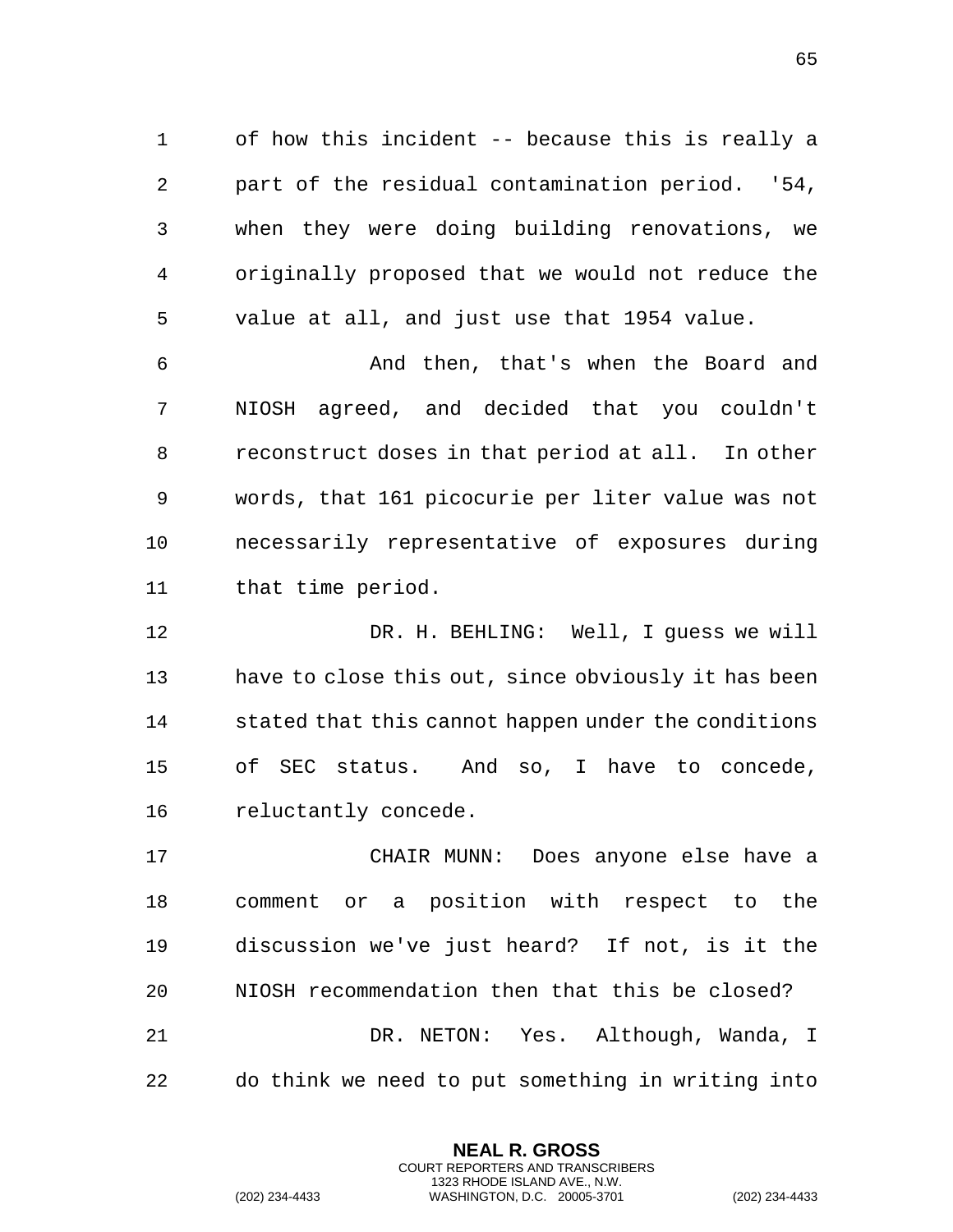of how this incident -- because this is really a part of the residual contamination period. '54, when they were doing building renovations, we originally proposed that we would not reduce the value at all, and just use that 1954 value.

And then, that's when the Board and NIOSH agreed, and decided that you couldn't reconstruct doses in that period at all. In other words, that 161 picocurie per liter value was not necessarily representative of exposures during that time period.

DR. H. BEHLING: Well, I guess we will have to close this out, since obviously it has been stated that this cannot happen under the conditions of SEC status. And so, I have to concede, reluctantly concede.

CHAIR MUNN: Does anyone else have a comment or a position with respect to the discussion we've just heard? If not, is it the NIOSH recommendation then that this be closed?

DR. NETON: Yes. Although, Wanda, I do think we need to put something in writing into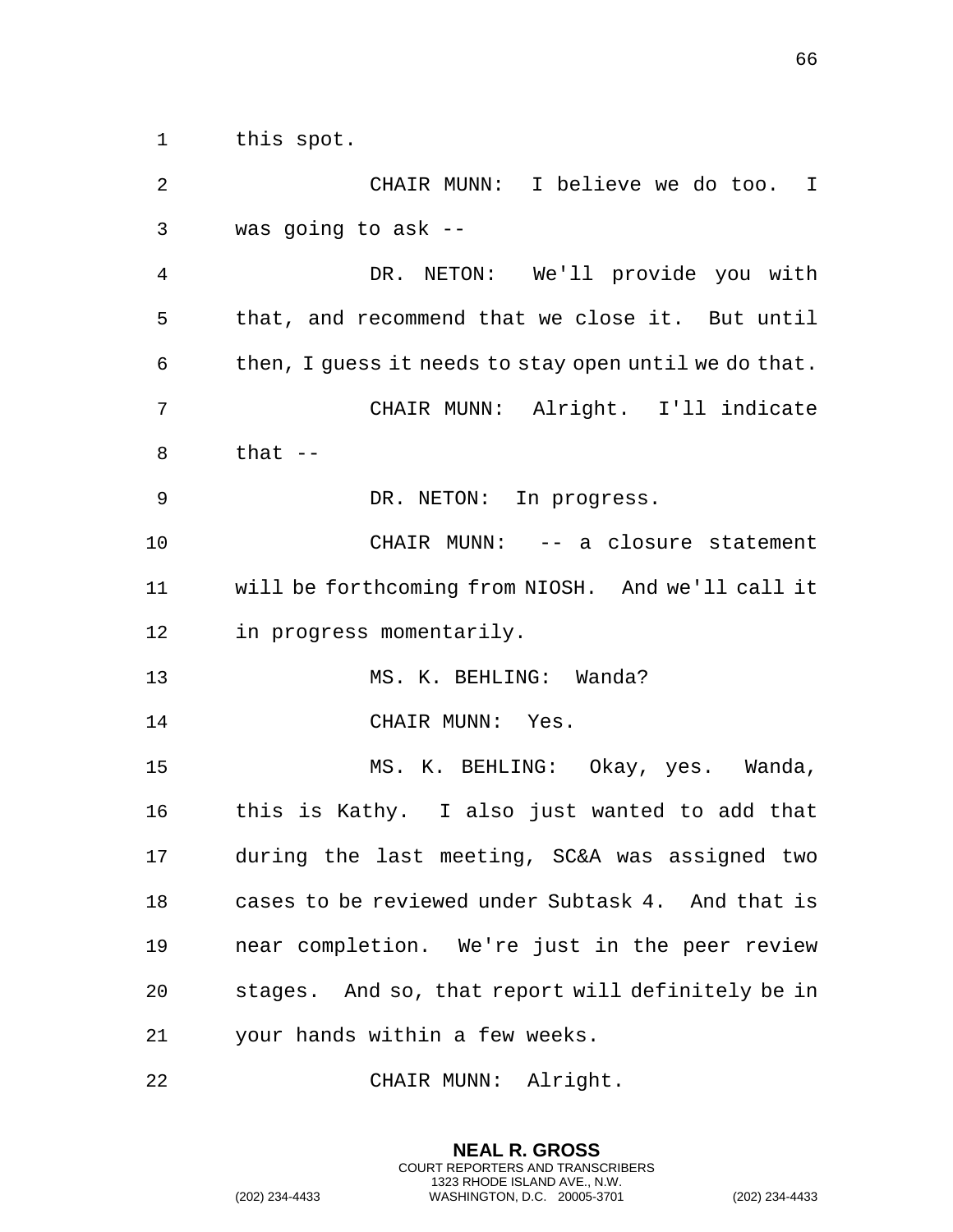this spot.

CHAIR MUNN: I believe we do too. I was going to ask --

DR. NETON: We'll provide you with that, and recommend that we close it. But until then, I guess it needs to stay open until we do that.

CHAIR MUNN: Alright. I'll indicate that --

DR. NETON: In progress.

CHAIR MUNN: -- a closure statement will be forthcoming from NIOSH. And we'll call it in progress momentarily.

MS. K. BEHLING: Wanda?

CHAIR MUNN: Yes.

MS. K. BEHLING: Okay, yes. Wanda, this is Kathy. I also just wanted to add that during the last meeting, SC&A was assigned two cases to be reviewed under Subtask 4. And that is near completion. We're just in the peer review stages. And so, that report will definitely be in your hands within a few weeks.

CHAIR MUNN: Alright.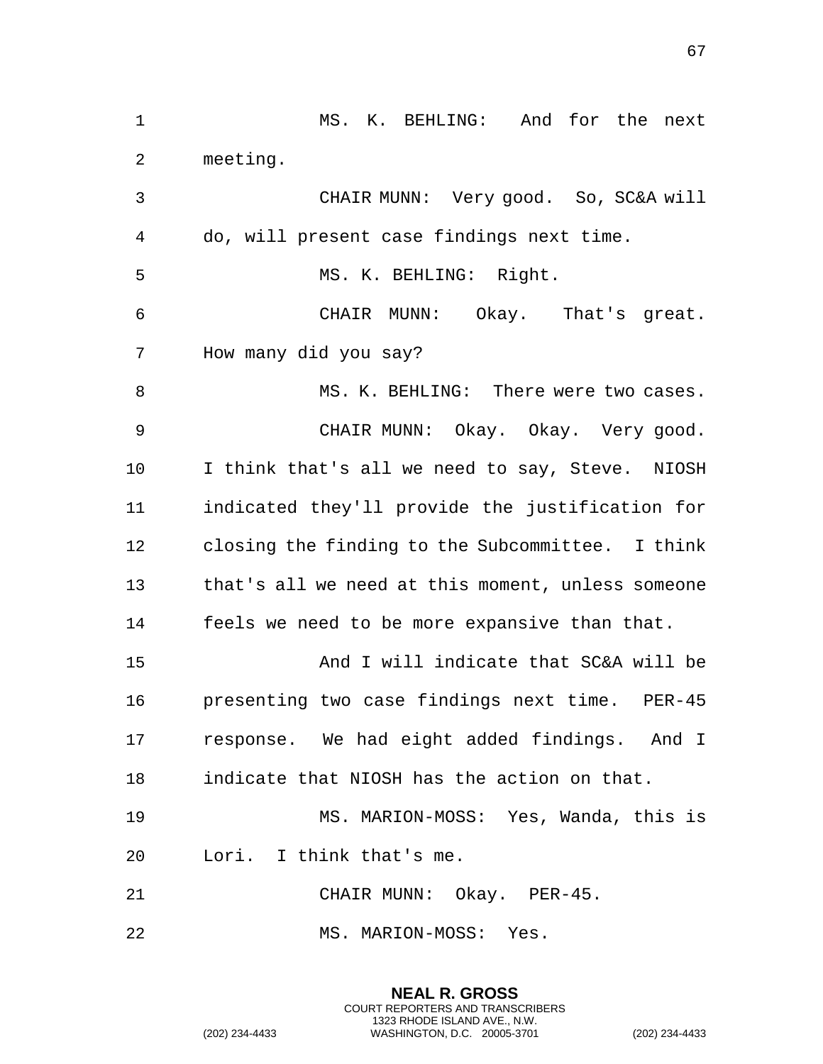MS. K. BEHLING: And for the next meeting.

CHAIR MUNN: Very good. So, SC&A will do, will present case findings next time.

MS. K. BEHLING: Right.

CHAIR MUNN: Okay. That's great. How many did you say?

MS. K. BEHLING: There were two cases.

CHAIR MUNN: Okay. Okay. Very good. I think that's all we need to say, Steve. NIOSH indicated they'll provide the justification for closing the finding to the Subcommittee. I think that's all we need at this moment, unless someone feels we need to be more expansive than that.

And I will indicate that SC&A will be presenting two case findings next time. PER-45 response. We had eight added findings. And I indicate that NIOSH has the action on that.

MS. MARION-MOSS: Yes, Wanda, this is Lori. I think that's me.

CHAIR MUNN: Okay. PER-45.

MS. MARION-MOSS: Yes.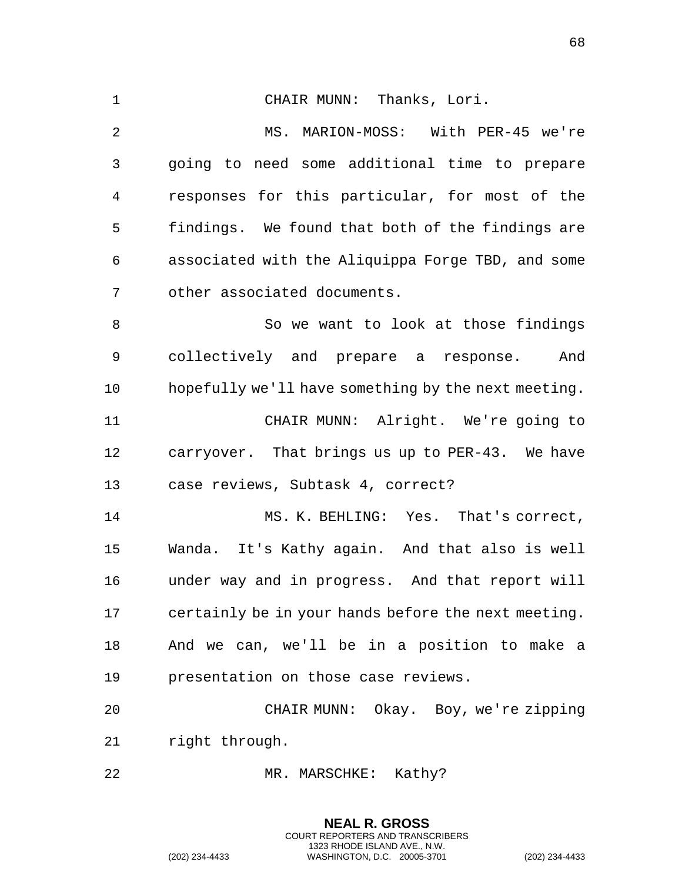CHAIR MUNN: Thanks, Lori.

MS. MARION-MOSS: With PER-45 we're going to need some additional time to prepare responses for this particular, for most of the findings. We found that both of the findings are associated with the Aliquippa Forge TBD, and some other associated documents.

So we want to look at those findings collectively and prepare a response. And hopefully we'll have something by the next meeting.

CHAIR MUNN: Alright. We're going to carryover. That brings us up to PER-43. We have case reviews, Subtask 4, correct?

MS. K. BEHLING: Yes. That's correct, Wanda. It's Kathy again. And that also is well under way and in progress. And that report will certainly be in your hands before the next meeting. And we can, we'll be in a position to make a presentation on those case reviews.

CHAIR MUNN: Okay. Boy, we're zipping right through.

MR. MARSCHKE: Kathy?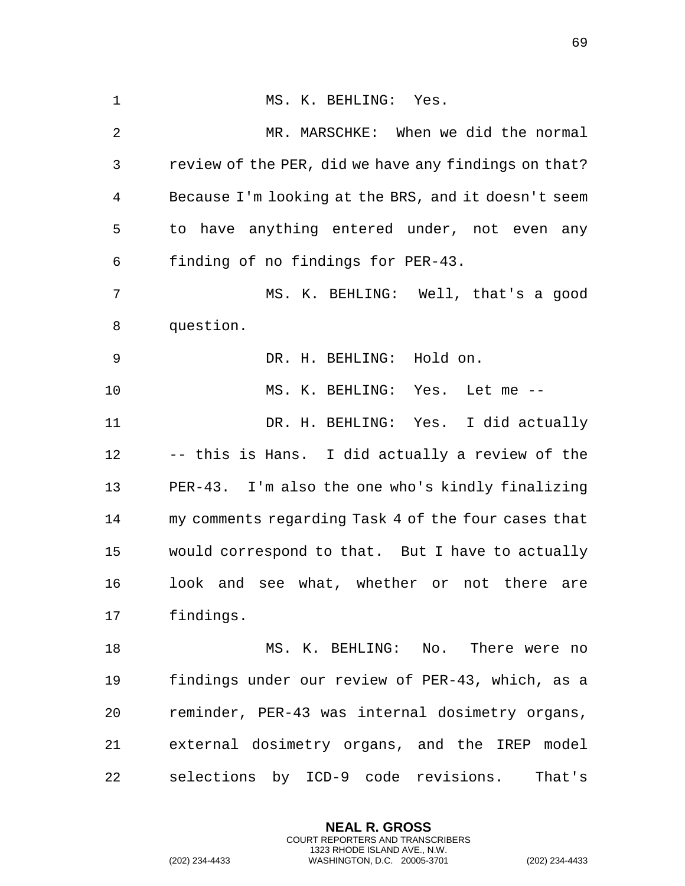MS. K. BEHLING: Yes.

MR. MARSCHKE: When we did the normal review of the PER, did we have any findings on that? Because I'm looking at the BRS, and it doesn't seem to have anything entered under, not even any finding of no findings for PER-43.

MS. K. BEHLING: Well, that's a good question.

DR. H. BEHLING: Hold on.

MS. K. BEHLING: Yes. Let me --

DR. H. BEHLING: Yes. I did actually -- this is Hans. I did actually a review of the PER-43. I'm also the one who's kindly finalizing my comments regarding Task 4 of the four cases that would correspond to that. But I have to actually look and see what, whether or not there are findings.

MS. K. BEHLING: No. There were no findings under our review of PER-43, which, as a reminder, PER-43 was internal dosimetry organs, external dosimetry organs, and the IREP model selections by ICD-9 code revisions. That's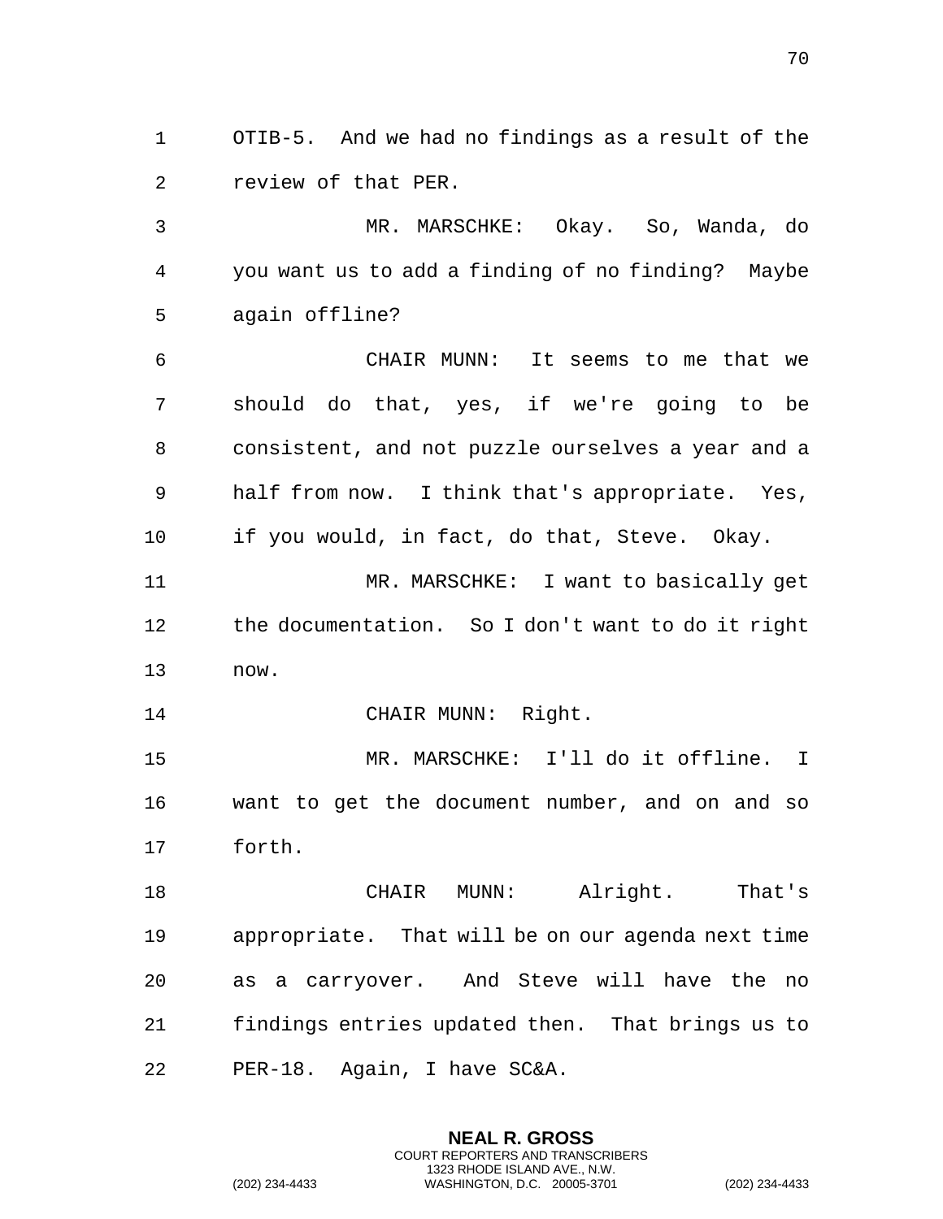OTIB-5. And we had no findings as a result of the review of that PER.

MR. MARSCHKE: Okay. So, Wanda, do you want us to add a finding of no finding? Maybe again offline?

CHAIR MUNN: It seems to me that we should do that, yes, if we're going to be consistent, and not puzzle ourselves a year and a half from now. I think that's appropriate. Yes, if you would, in fact, do that, Steve. Okay.

MR. MARSCHKE: I want to basically get the documentation. So I don't want to do it right now.

CHAIR MUNN: Right.

MR. MARSCHKE: I'll do it offline. I want to get the document number, and on and so forth.

CHAIR MUNN: Alright. That's appropriate. That will be on our agenda next time as a carryover. And Steve will have the no findings entries updated then. That brings us to PER-18. Again, I have SC&A.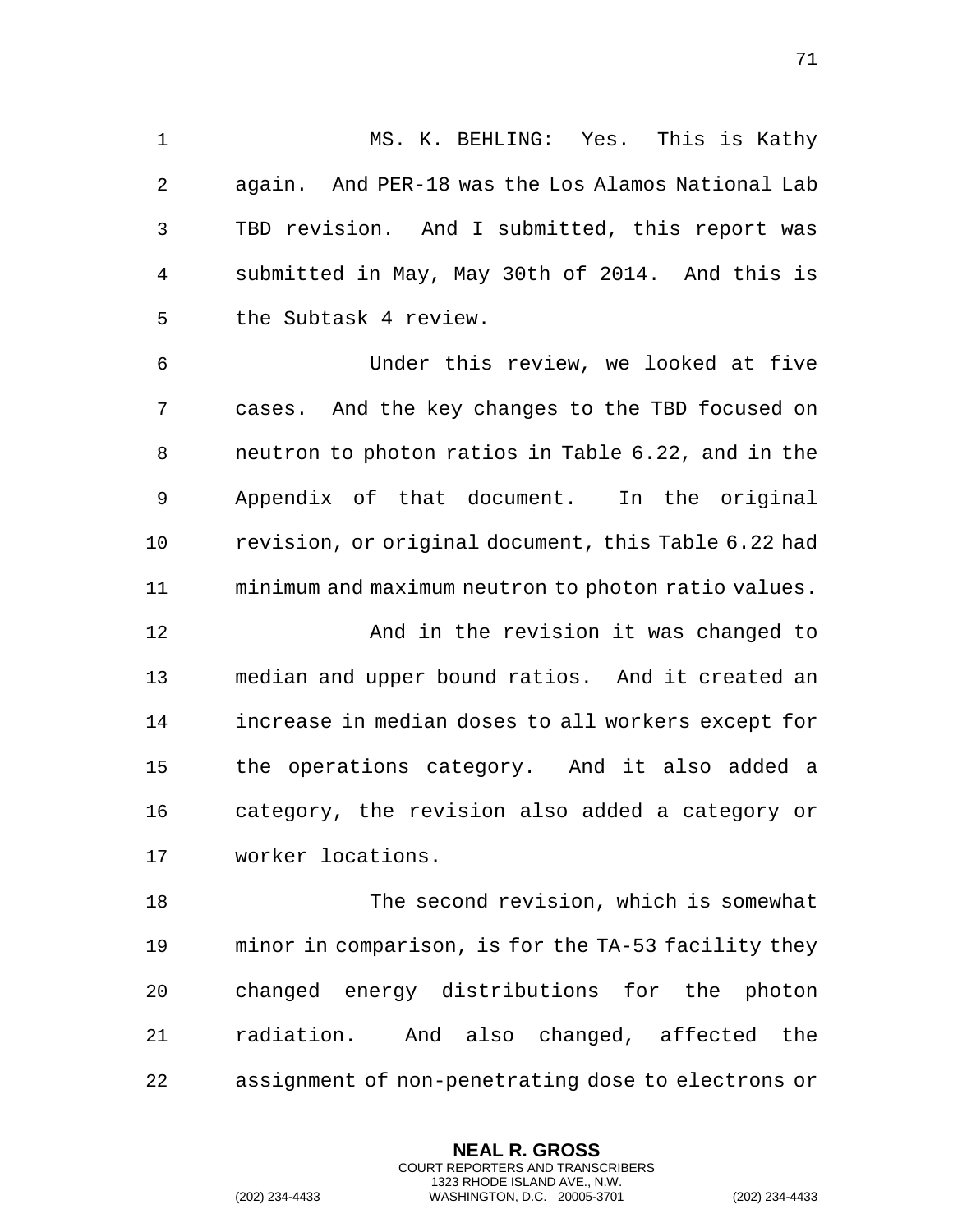MS. K. BEHLING: Yes. This is Kathy again. And PER-18 was the Los Alamos National Lab TBD revision. And I submitted, this report was submitted in May, May 30th of 2014. And this is the Subtask 4 review.

Under this review, we looked at five cases. And the key changes to the TBD focused on neutron to photon ratios in Table 6.22, and in the Appendix of that document. In the original revision, or original document, this Table 6.22 had minimum and maximum neutron to photon ratio values.

And in the revision it was changed to median and upper bound ratios. And it created an increase in median doses to all workers except for the operations category. And it also added a category, the revision also added a category or worker locations.

The second revision, which is somewhat minor in comparison, is for the TA-53 facility they changed energy distributions for the photon radiation. And also changed, affected the assignment of non-penetrating dose to electrons or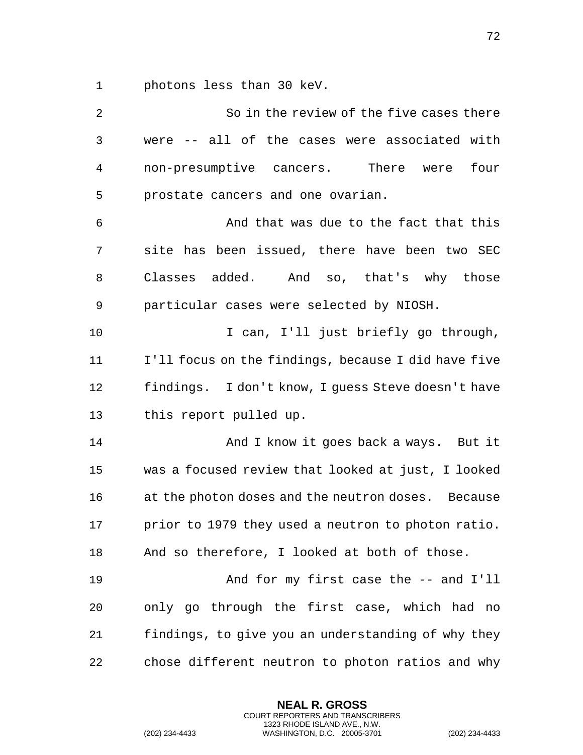photons less than 30 keV.

So in the review of the five cases there were -- all of the cases were associated with non-presumptive cancers. There were four prostate cancers and one ovarian.

And that was due to the fact that this site has been issued, there have been two SEC Classes added. And so, that's why those particular cases were selected by NIOSH.

I can, I'll just briefly go through, I'll focus on the findings, because I did have five findings. I don't know, I guess Steve doesn't have this report pulled up.

And I know it goes back a ways. But it was a focused review that looked at just, I looked at the photon doses and the neutron doses. Because prior to 1979 they used a neutron to photon ratio. And so therefore, I looked at both of those.

And for my first case the -- and I'll only go through the first case, which had no findings, to give you an understanding of why they chose different neutron to photon ratios and why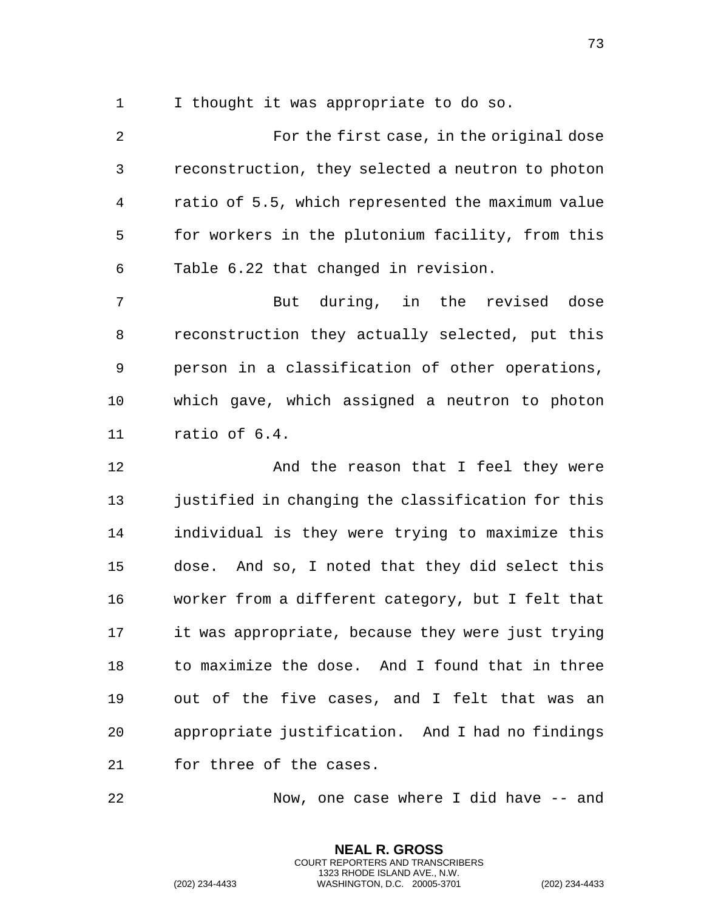I thought it was appropriate to do so.

For the first case, in the original dose reconstruction, they selected a neutron to photon ratio of 5.5, which represented the maximum value for workers in the plutonium facility, from this Table 6.22 that changed in revision.

But during, in the revised dose reconstruction they actually selected, put this person in a classification of other operations, which gave, which assigned a neutron to photon ratio of 6.4.

And the reason that I feel they were justified in changing the classification for this individual is they were trying to maximize this dose. And so, I noted that they did select this worker from a different category, but I felt that it was appropriate, because they were just trying to maximize the dose. And I found that in three out of the five cases, and I felt that was an appropriate justification. And I had no findings for three of the cases.

Now, one case where I did have -- and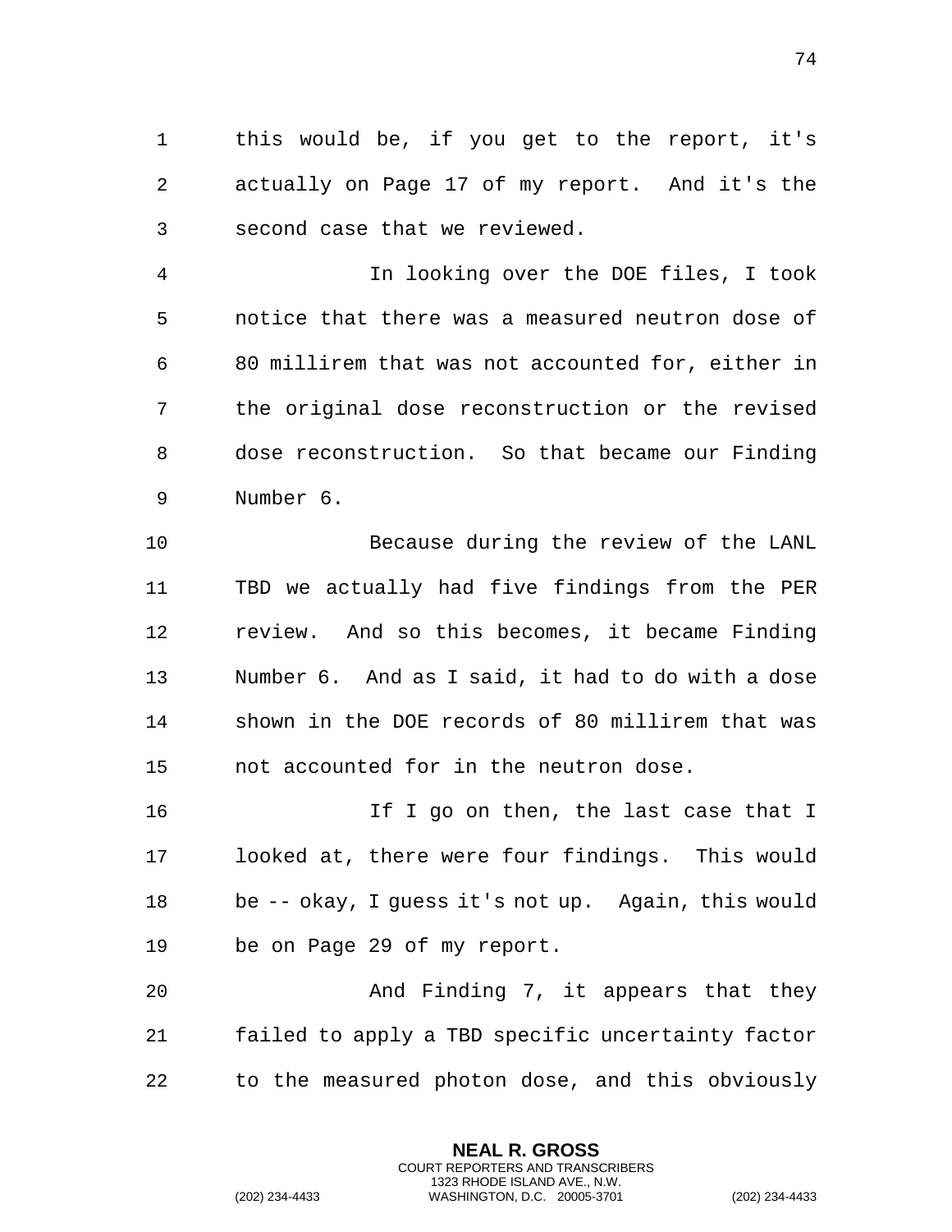this would be, if you get to the report, it's actually on Page 17 of my report. And it's the second case that we reviewed.

In looking over the DOE files, I took notice that there was a measured neutron dose of 80 millirem that was not accounted for, either in the original dose reconstruction or the revised dose reconstruction. So that became our Finding Number 6.

Because during the review of the LANL TBD we actually had five findings from the PER review. And so this becomes, it became Finding Number 6. And as I said, it had to do with a dose shown in the DOE records of 80 millirem that was not accounted for in the neutron dose.

If I go on then, the last case that I looked at, there were four findings. This would be -- okay, I guess it's not up. Again, this would be on Page 29 of my report.

And Finding 7, it appears that they failed to apply a TBD specific uncertainty factor to the measured photon dose, and this obviously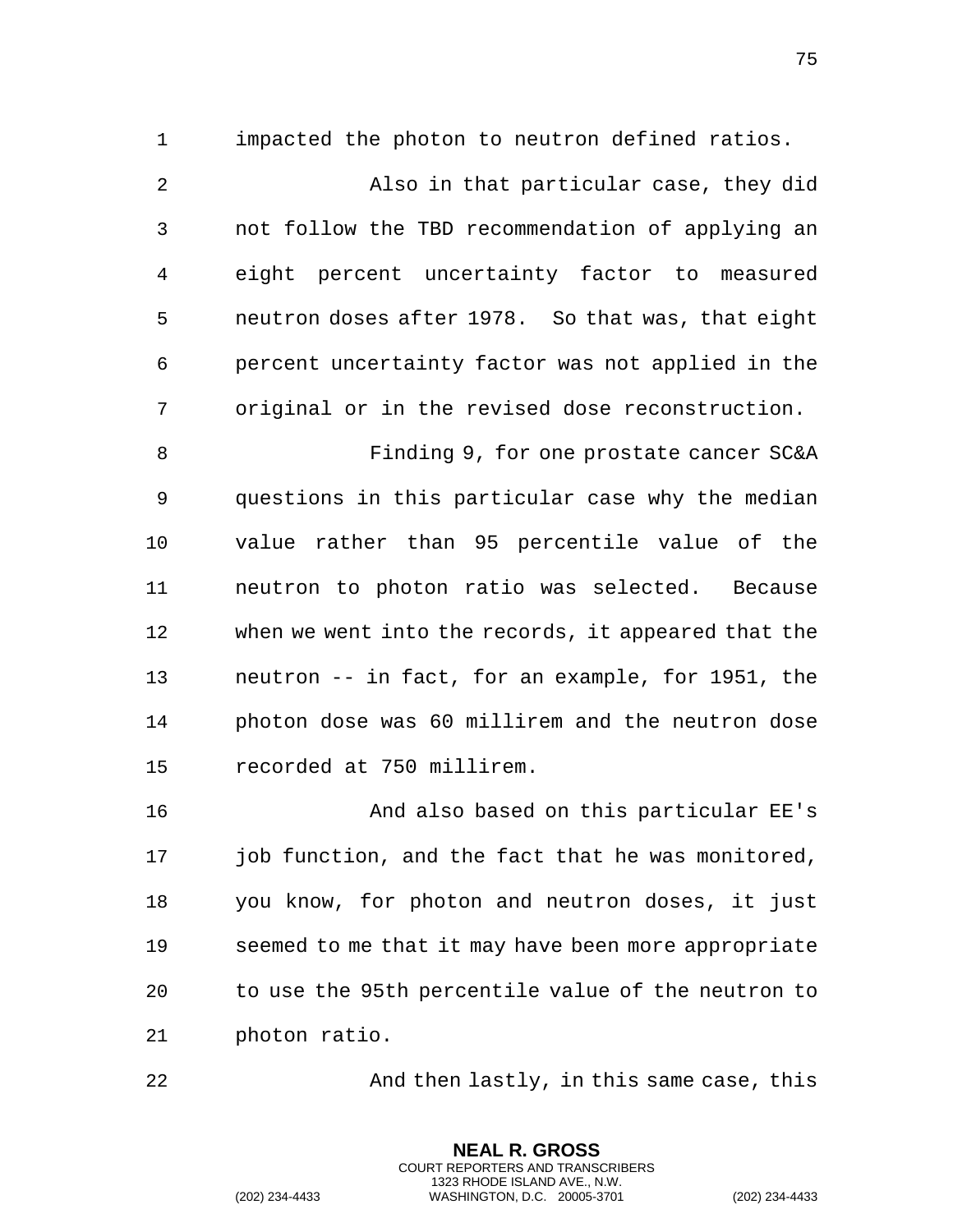impacted the photon to neutron defined ratios.

Also in that particular case, they did not follow the TBD recommendation of applying an eight percent uncertainty factor to measured neutron doses after 1978. So that was, that eight percent uncertainty factor was not applied in the original or in the revised dose reconstruction.

Finding 9, for one prostate cancer SC&A questions in this particular case why the median value rather than 95 percentile value of the neutron to photon ratio was selected. Because when we went into the records, it appeared that the neutron -- in fact, for an example, for 1951, the photon dose was 60 millirem and the neutron dose recorded at 750 millirem.

And also based on this particular EE's job function, and the fact that he was monitored, you know, for photon and neutron doses, it just seemed to me that it may have been more appropriate to use the 95th percentile value of the neutron to photon ratio.

And then lastly, in this same case, this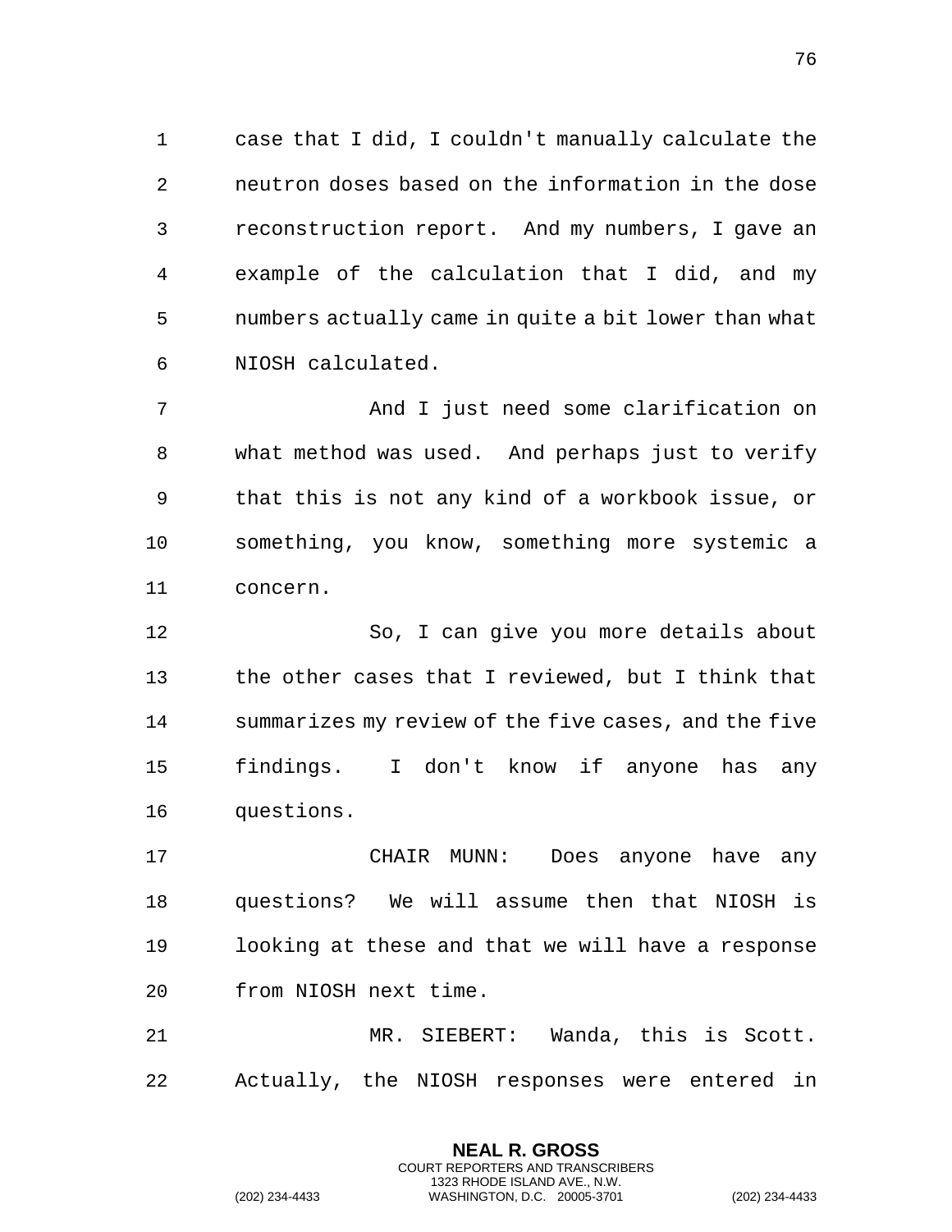case that I did, I couldn't manually calculate the neutron doses based on the information in the dose reconstruction report. And my numbers, I gave an example of the calculation that I did, and my numbers actually came in quite a bit lower than what NIOSH calculated.

And I just need some clarification on what method was used. And perhaps just to verify that this is not any kind of a workbook issue, or something, you know, something more systemic a concern.

So, I can give you more details about the other cases that I reviewed, but I think that summarizes my review of the five cases, and the five findings. I don't know if anyone has any questions.

CHAIR MUNN: Does anyone have any questions? We will assume then that NIOSH is looking at these and that we will have a response from NIOSH next time.

MR. SIEBERT: Wanda, this is Scott. Actually, the NIOSH responses were entered in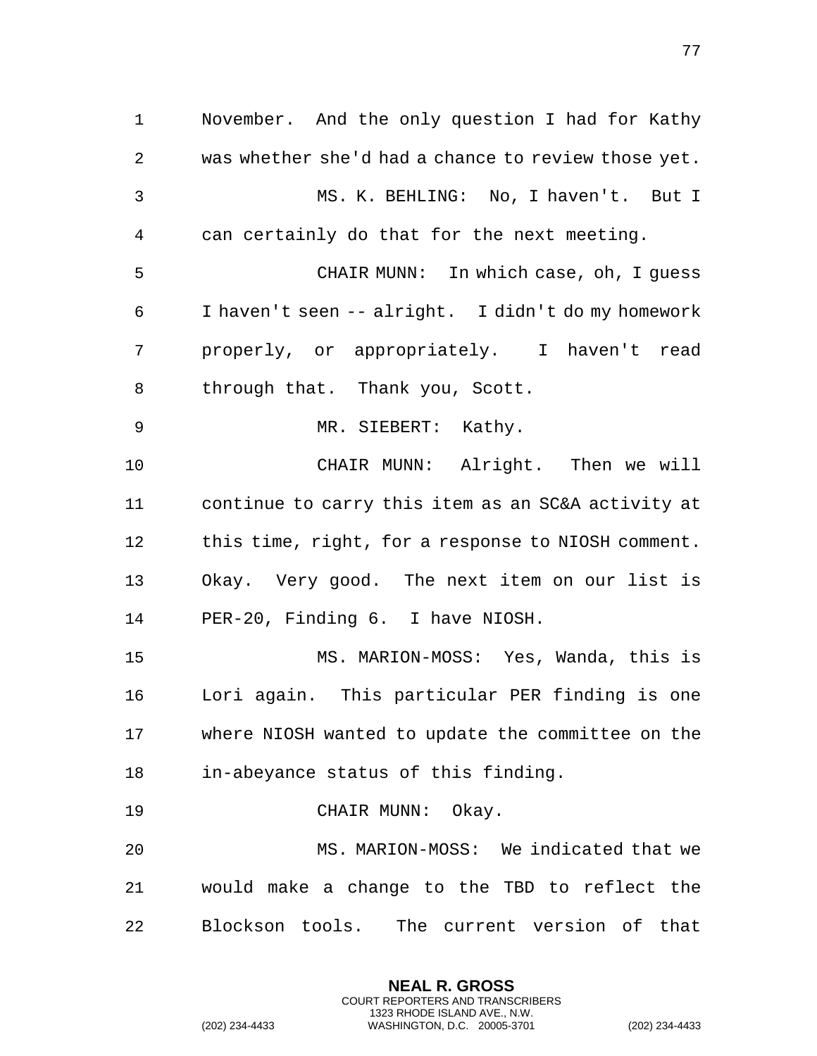November. And the only question I had for Kathy was whether she'd had a chance to review those yet.

MS. K. BEHLING: No, I haven't. But I can certainly do that for the next meeting.

CHAIR MUNN: In which case, oh, I guess I haven't seen -- alright. I didn't do my homework properly, or appropriately. I haven't read through that. Thank you, Scott.

MR. SIEBERT: Kathy.

CHAIR MUNN: Alright. Then we will continue to carry this item as an SC&A activity at this time, right, for a response to NIOSH comment. Okay. Very good. The next item on our list is PER-20, Finding 6. I have NIOSH.

MS. MARION-MOSS: Yes, Wanda, this is Lori again. This particular PER finding is one where NIOSH wanted to update the committee on the in-abeyance status of this finding.

CHAIR MUNN: Okay.

MS. MARION-MOSS: We indicated that we would make a change to the TBD to reflect the Blockson tools. The current version of that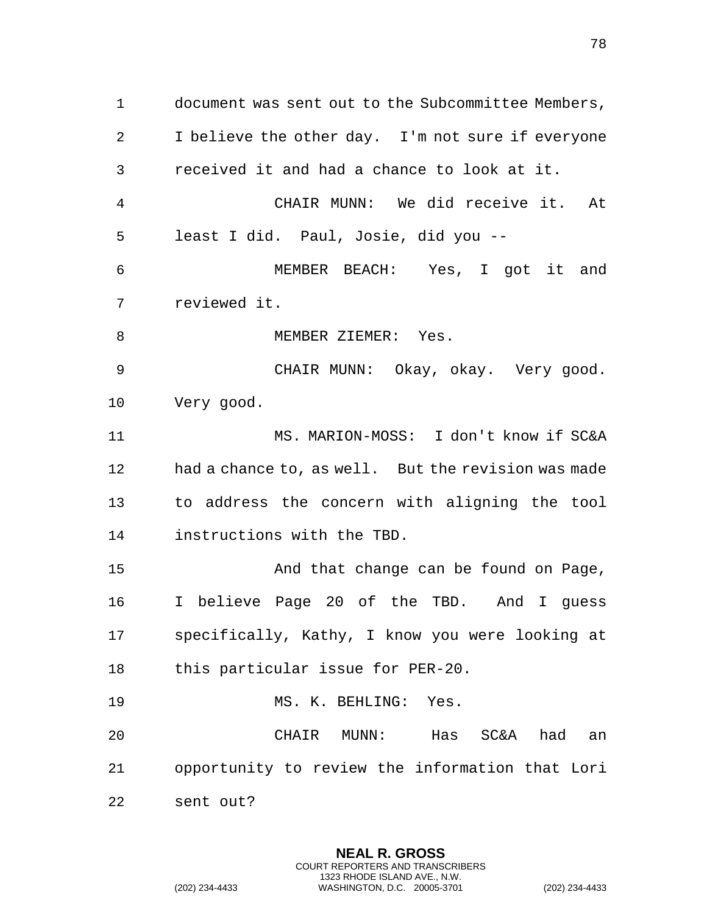document was sent out to the Subcommittee Members, I believe the other day. I'm not sure if everyone received it and had a chance to look at it.

CHAIR MUNN: We did receive it. At least I did. Paul, Josie, did you --

MEMBER BEACH: Yes, I got it and reviewed it.

MEMBER ZIEMER: Yes.

CHAIR MUNN: Okay, okay. Very good. Very good.

MS. MARION-MOSS: I don't know if SC&A had a chance to, as well. But the revision was made to address the concern with aligning the tool instructions with the TBD.

And that change can be found on Page, I believe Page 20 of the TBD. And I guess specifically, Kathy, I know you were looking at this particular issue for PER-20.

MS. K. BEHLING: Yes.

CHAIR MUNN: Has SC&A had an opportunity to review the information that Lori sent out?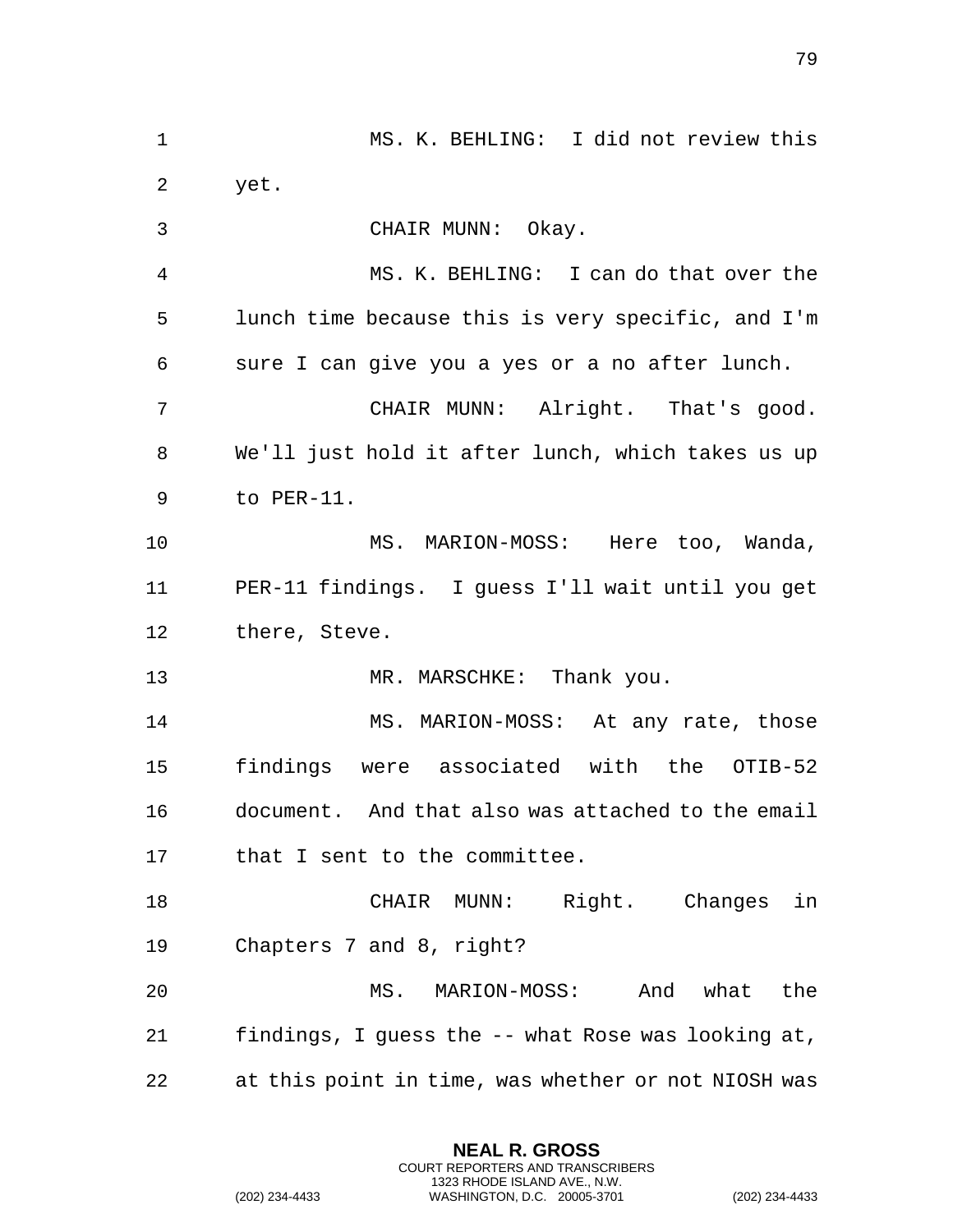MS. K. BEHLING: I did not review this yet.

CHAIR MUNN: Okay.

MS. K. BEHLING: I can do that over the lunch time because this is very specific, and I'm sure I can give you a yes or a no after lunch.

CHAIR MUNN: Alright. That's good. We'll just hold it after lunch, which takes us up to PER-11.

MS. MARION-MOSS: Here too, Wanda, PER-11 findings. I guess I'll wait until you get there, Steve.

MR. MARSCHKE: Thank you.

MS. MARION-MOSS: At any rate, those findings were associated with the OTIB-52 document. And that also was attached to the email that I sent to the committee.

CHAIR MUNN: Right. Changes in Chapters 7 and 8, right?

MS. MARION-MOSS: And what the findings, I guess the -- what Rose was looking at, at this point in time, was whether or not NIOSH was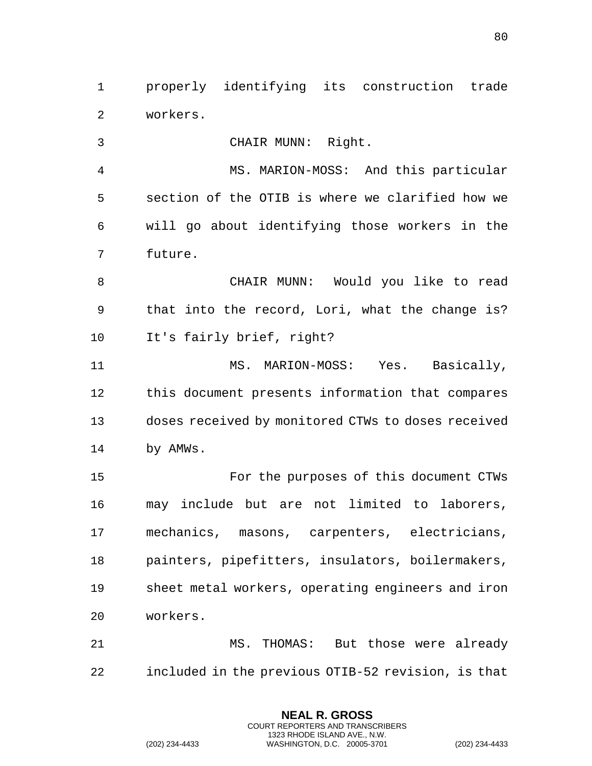properly identifying its construction trade workers.

CHAIR MUNN: Right.

MS. MARION-MOSS: And this particular section of the OTIB is where we clarified how we will go about identifying those workers in the future.

CHAIR MUNN: Would you like to read that into the record, Lori, what the change is? It's fairly brief, right?

MS. MARION-MOSS: Yes. Basically, this document presents information that compares doses received by monitored CTWs to doses received by AMWs.

For the purposes of this document CTWs may include but are not limited to laborers, mechanics, masons, carpenters, electricians, painters, pipefitters, insulators, boilermakers, sheet metal workers, operating engineers and iron workers.

MS. THOMAS: But those were already included in the previous OTIB-52 revision, is that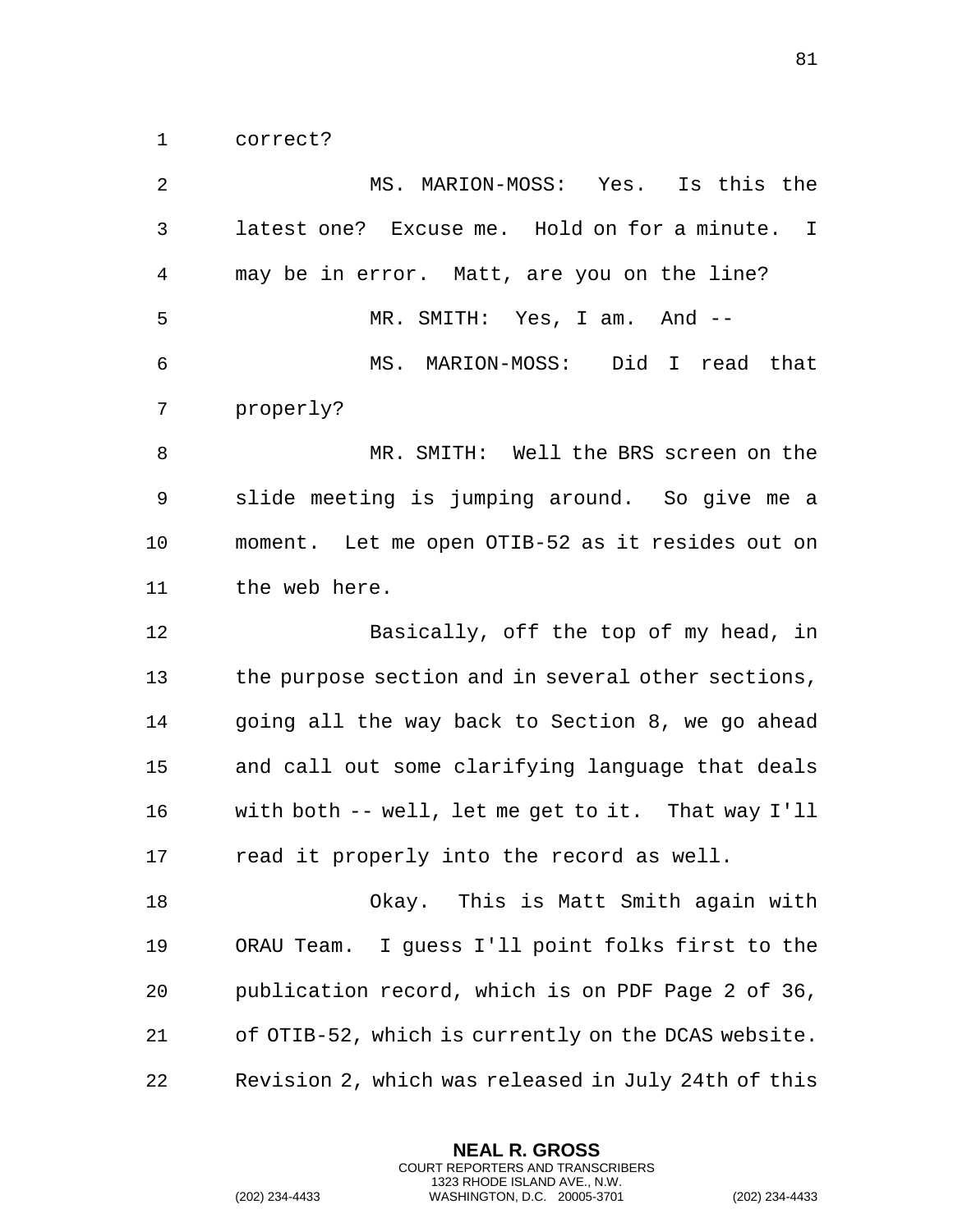correct?

MS. MARION-MOSS: Yes. Is this the latest one? Excuse me. Hold on for a minute. I may be in error. Matt, are you on the line?

MR. SMITH: Yes, I am. And --

MS. MARION-MOSS: Did I read that properly?

MR. SMITH: Well the BRS screen on the slide meeting is jumping around. So give me a moment. Let me open OTIB-52 as it resides out on the web here.

Basically, off the top of my head, in the purpose section and in several other sections, going all the way back to Section 8, we go ahead and call out some clarifying language that deals with both -- well, let me get to it. That way I'll read it properly into the record as well.

Okay. This is Matt Smith again with ORAU Team. I guess I'll point folks first to the publication record, which is on PDF Page 2 of 36, of OTIB-52, which is currently on the DCAS website. Revision 2, which was released in July 24th of this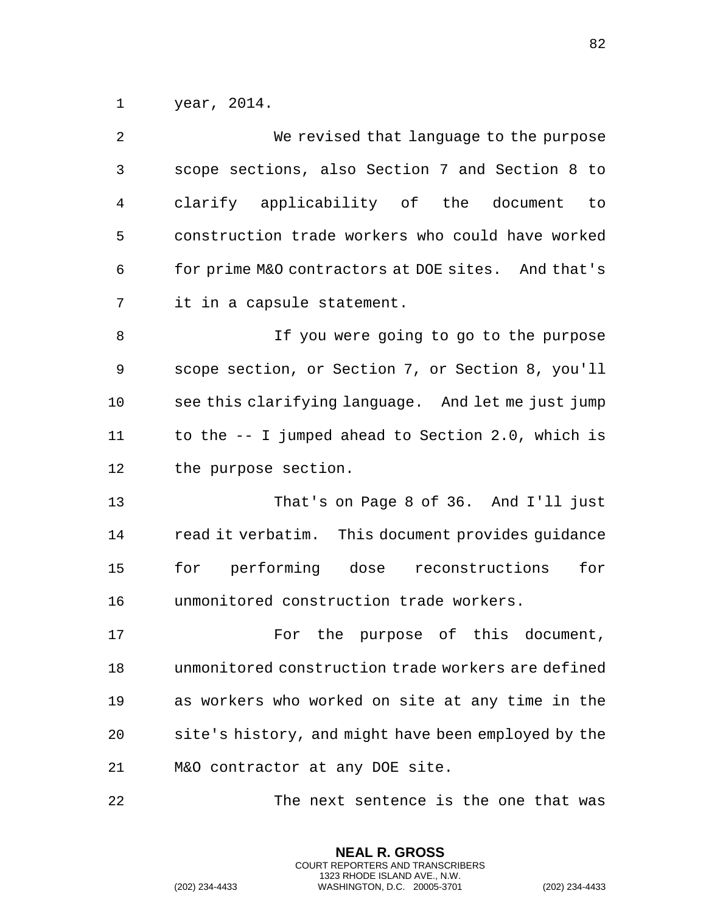year, 2014.

We revised that language to the purpose scope sections, also Section 7 and Section 8 to clarify applicability of the document to construction trade workers who could have worked for prime M&O contractors at DOE sites. And that's it in a capsule statement.

If you were going to go to the purpose scope section, or Section 7, or Section 8, you'll see this clarifying language. And let me just jump to the -- I jumped ahead to Section 2.0, which is the purpose section.

That's on Page 8 of 36. And I'll just read it verbatim. This document provides guidance for performing dose reconstructions for unmonitored construction trade workers.

For the purpose of this document, unmonitored construction trade workers are defined as workers who worked on site at any time in the site's history, and might have been employed by the M&O contractor at any DOE site.

The next sentence is the one that was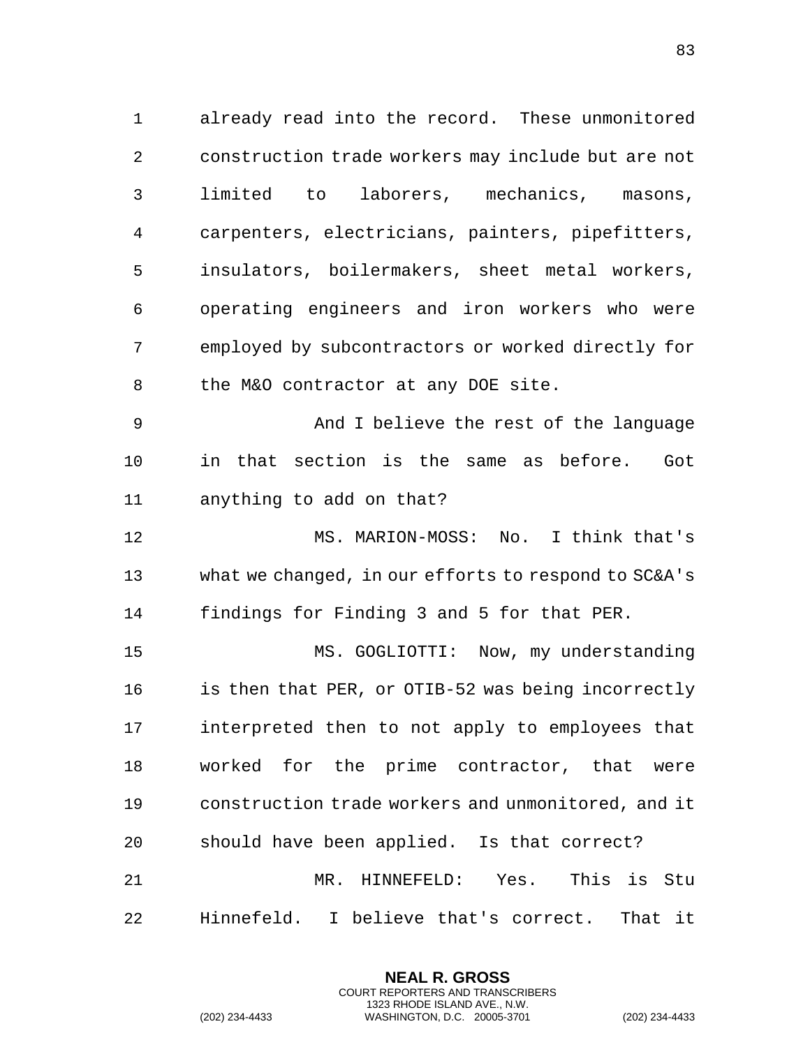already read into the record. These unmonitored construction trade workers may include but are not limited to laborers, mechanics, masons, carpenters, electricians, painters, pipefitters, insulators, boilermakers, sheet metal workers, operating engineers and iron workers who were employed by subcontractors or worked directly for the M&O contractor at any DOE site.

And I believe the rest of the language in that section is the same as before. Got anything to add on that?

MS. MARION-MOSS: No. I think that's what we changed, in our efforts to respond to SC&A's findings for Finding 3 and 5 for that PER.

MS. GOGLIOTTI: Now, my understanding is then that PER, or OTIB-52 was being incorrectly interpreted then to not apply to employees that worked for the prime contractor, that were construction trade workers and unmonitored, and it should have been applied. Is that correct?

MR. HINNEFELD: Yes. This is Stu Hinnefeld. I believe that's correct. That it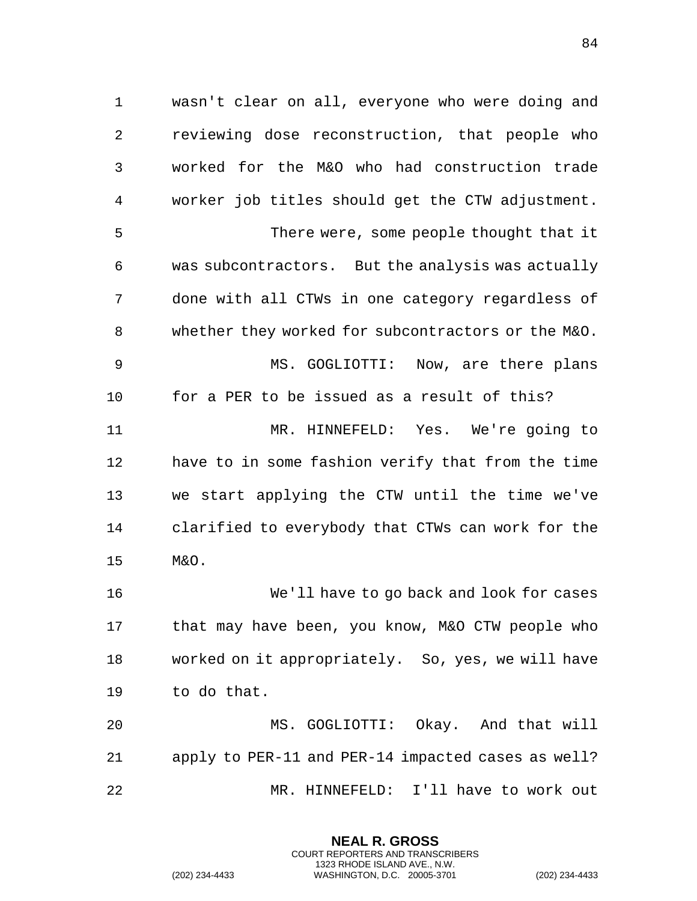wasn't clear on all, everyone who were doing and reviewing dose reconstruction, that people who worked for the M&O who had construction trade worker job titles should get the CTW adjustment.

There were, some people thought that it was subcontractors. But the analysis was actually done with all CTWs in one category regardless of whether they worked for subcontractors or the M&O.

MS. GOGLIOTTI: Now, are there plans for a PER to be issued as a result of this?

MR. HINNEFELD: Yes. We're going to have to in some fashion verify that from the time we start applying the CTW until the time we've clarified to everybody that CTWs can work for the M&O.

We'll have to go back and look for cases that may have been, you know, M&O CTW people who worked on it appropriately. So, yes, we will have to do that.

MS. GOGLIOTTI: Okay. And that will apply to PER-11 and PER-14 impacted cases as well?

MR. HINNEFELD: I'll have to work out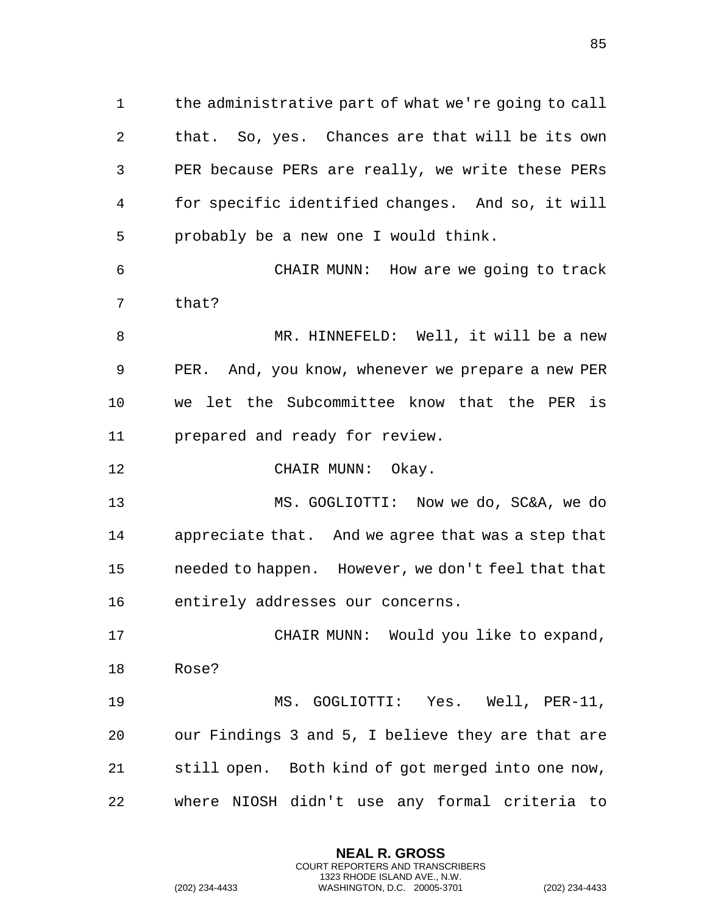the administrative part of what we're going to call that. So, yes. Chances are that will be its own PER because PERs are really, we write these PERs for specific identified changes. And so, it will probably be a new one I would think.

CHAIR MUNN: How are we going to track that?

MR. HINNEFELD: Well, it will be a new PER. And, you know, whenever we prepare a new PER we let the Subcommittee know that the PER is prepared and ready for review.

CHAIR MUNN: Okay.

MS. GOGLIOTTI: Now we do, SC&A, we do appreciate that. And we agree that was a step that needed to happen. However, we don't feel that that entirely addresses our concerns.

CHAIR MUNN: Would you like to expand, Rose?

MS. GOGLIOTTI: Yes. Well, PER-11, our Findings 3 and 5, I believe they are that are still open. Both kind of got merged into one now, where NIOSH didn't use any formal criteria to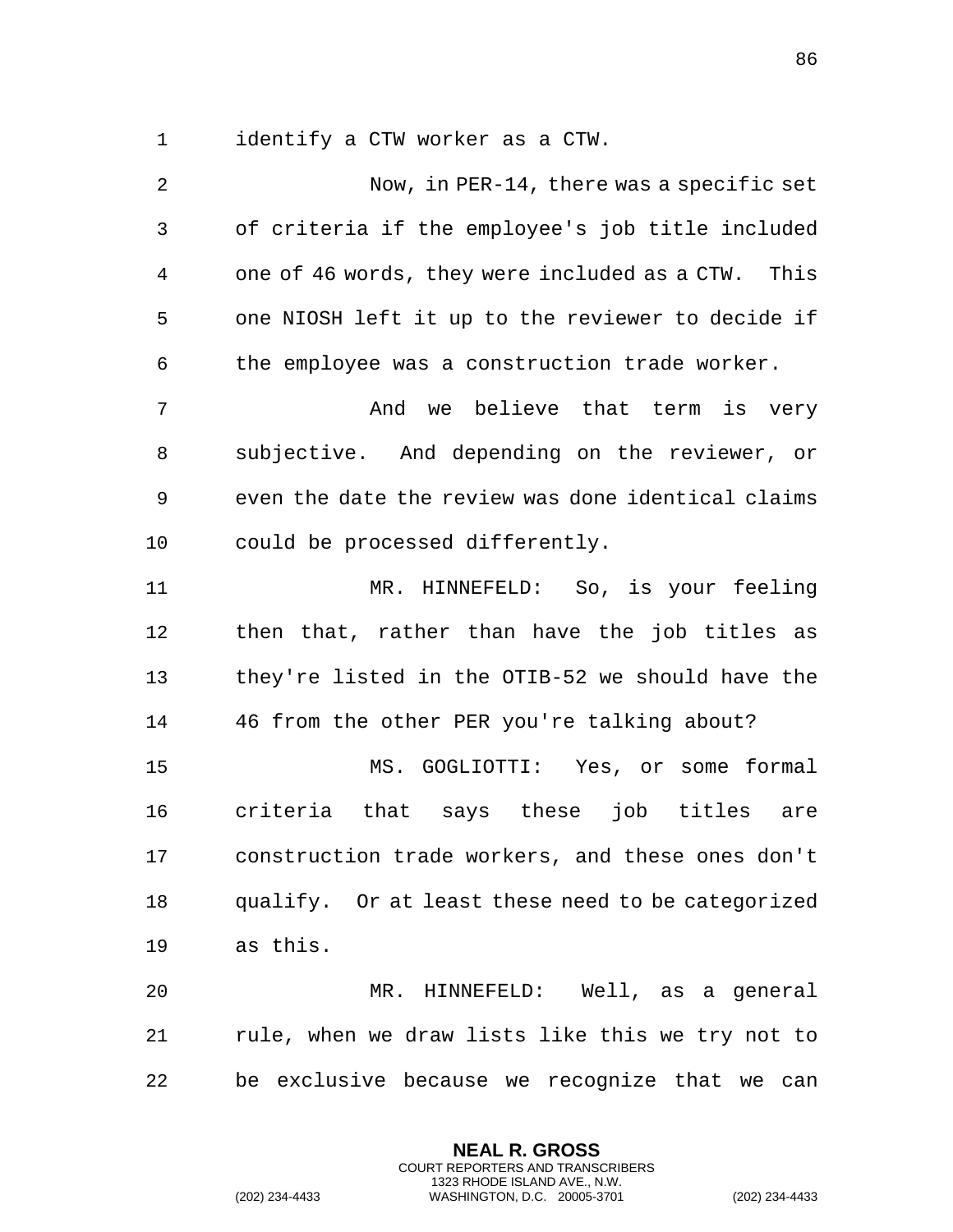identify a CTW worker as a CTW.

Now, in PER-14, there was a specific set of criteria if the employee's job title included one of 46 words, they were included as a CTW. This one NIOSH left it up to the reviewer to decide if the employee was a construction trade worker.

And we believe that term is very subjective. And depending on the reviewer, or even the date the review was done identical claims could be processed differently.

MR. HINNEFELD: So, is your feeling then that, rather than have the job titles as they're listed in the OTIB-52 we should have the 46 from the other PER you're talking about?

MS. GOGLIOTTI: Yes, or some formal criteria that says these job titles are construction trade workers, and these ones don't qualify. Or at least these need to be categorized as this.

MR. HINNEFELD: Well, as a general rule, when we draw lists like this we try not to be exclusive because we recognize that we can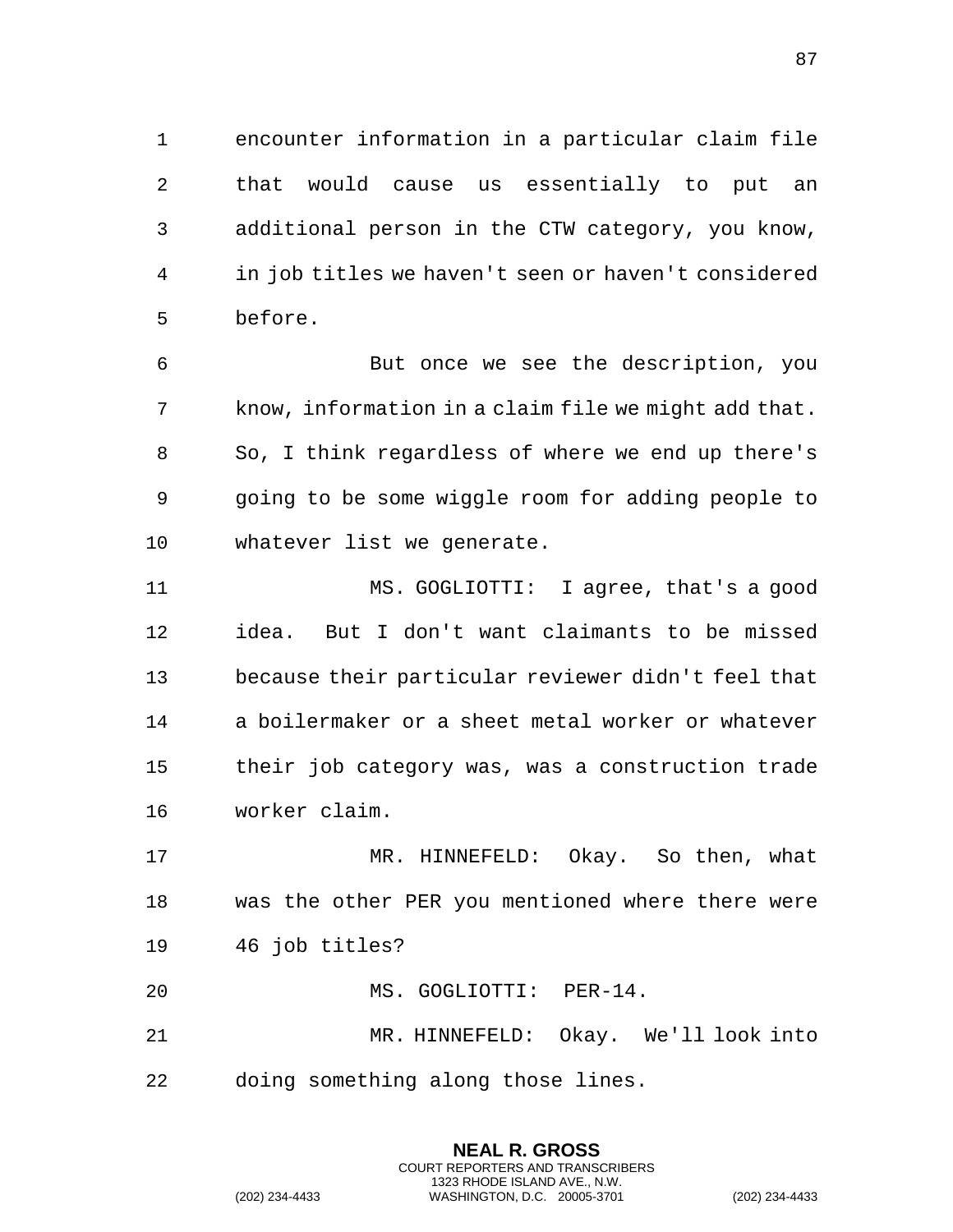encounter information in a particular claim file that would cause us essentially to put an additional person in the CTW category, you know, in job titles we haven't seen or haven't considered before.

But once we see the description, you know, information in a claim file we might add that. So, I think regardless of where we end up there's going to be some wiggle room for adding people to whatever list we generate.

MS. GOGLIOTTI: I agree, that's a good idea. But I don't want claimants to be missed because their particular reviewer didn't feel that a boilermaker or a sheet metal worker or whatever their job category was, was a construction trade worker claim.

MR. HINNEFELD: Okay. So then, what was the other PER you mentioned where there were 46 job titles?

MS. GOGLIOTTI: PER-14.

MR. HINNEFELD: Okay. We'll look into doing something along those lines.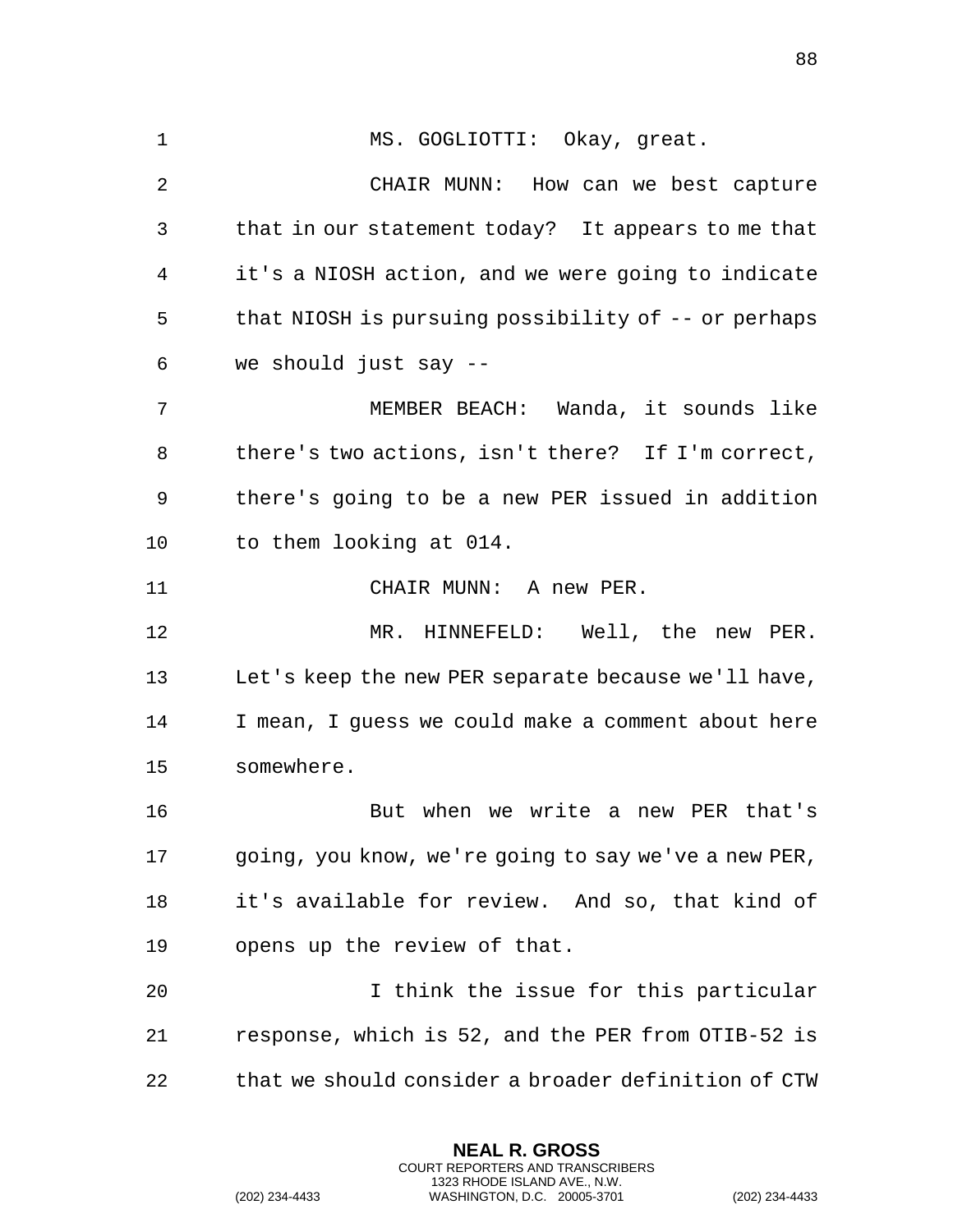MS. GOGLIOTTI: Okay, great.

CHAIR MUNN: How can we best capture that in our statement today? It appears to me that it's a NIOSH action, and we were going to indicate that NIOSH is pursuing possibility of -- or perhaps we should just say --

MEMBER BEACH: Wanda, it sounds like there's two actions, isn't there? If I'm correct, there's going to be a new PER issued in addition to them looking at 014.

CHAIR MUNN: A new PER.

MR. HINNEFELD: Well, the new PER. Let's keep the new PER separate because we'll have, I mean, I guess we could make a comment about here somewhere.

But when we write a new PER that's going, you know, we're going to say we've a new PER, it's available for review. And so, that kind of opens up the review of that.

I think the issue for this particular response, which is 52, and the PER from OTIB-52 is that we should consider a broader definition of CTW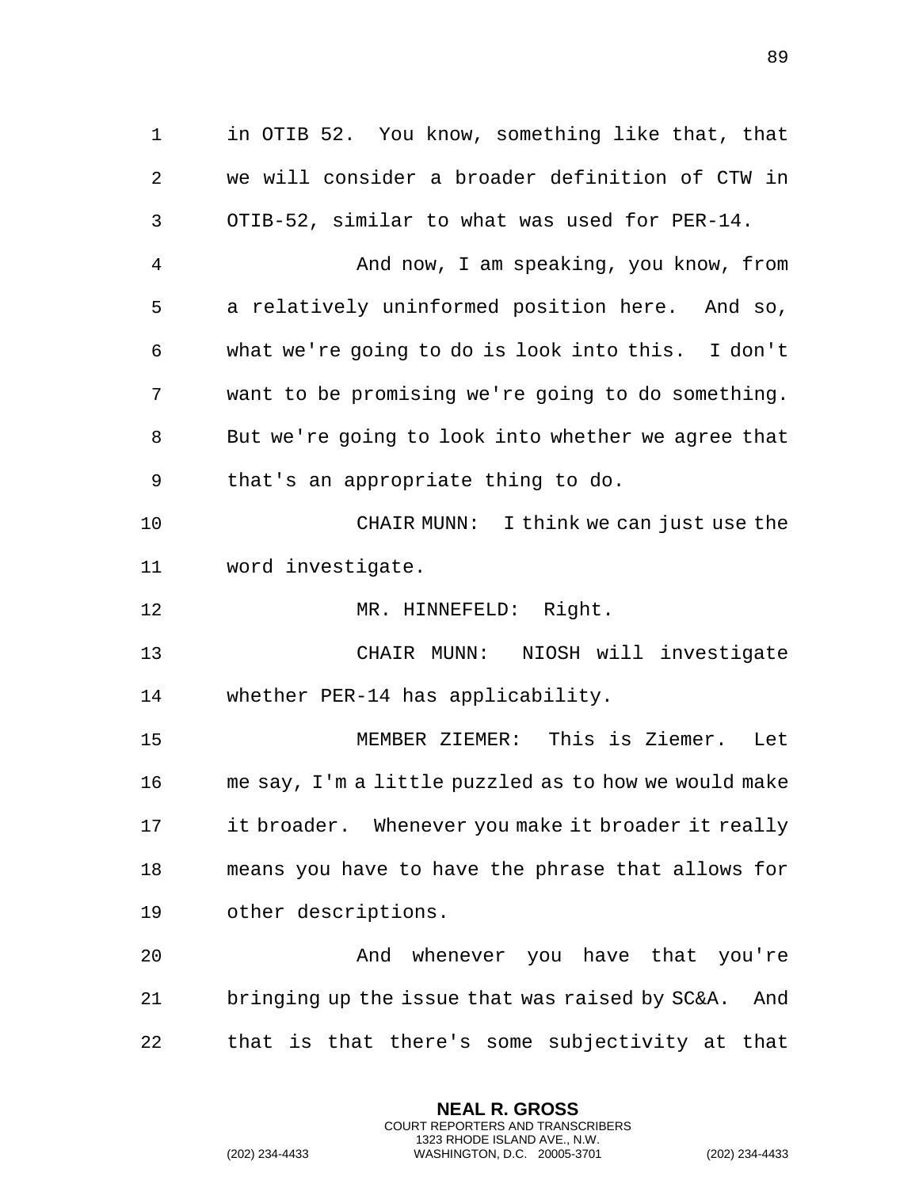in OTIB 52. You know, something like that, that we will consider a broader definition of CTW in OTIB-52, similar to what was used for PER-14.

And now, I am speaking, you know, from a relatively uninformed position here. And so, what we're going to do is look into this. I don't want to be promising we're going to do something. But we're going to look into whether we agree that that's an appropriate thing to do.

CHAIR MUNN: I think we can just use the word investigate.

MR. HINNEFELD: Right.

CHAIR MUNN: NIOSH will investigate whether PER-14 has applicability.

MEMBER ZIEMER: This is Ziemer. Let me say, I'm a little puzzled as to how we would make it broader. Whenever you make it broader it really means you have to have the phrase that allows for other descriptions.

And whenever you have that you're bringing up the issue that was raised by SC&A. And that is that there's some subjectivity at that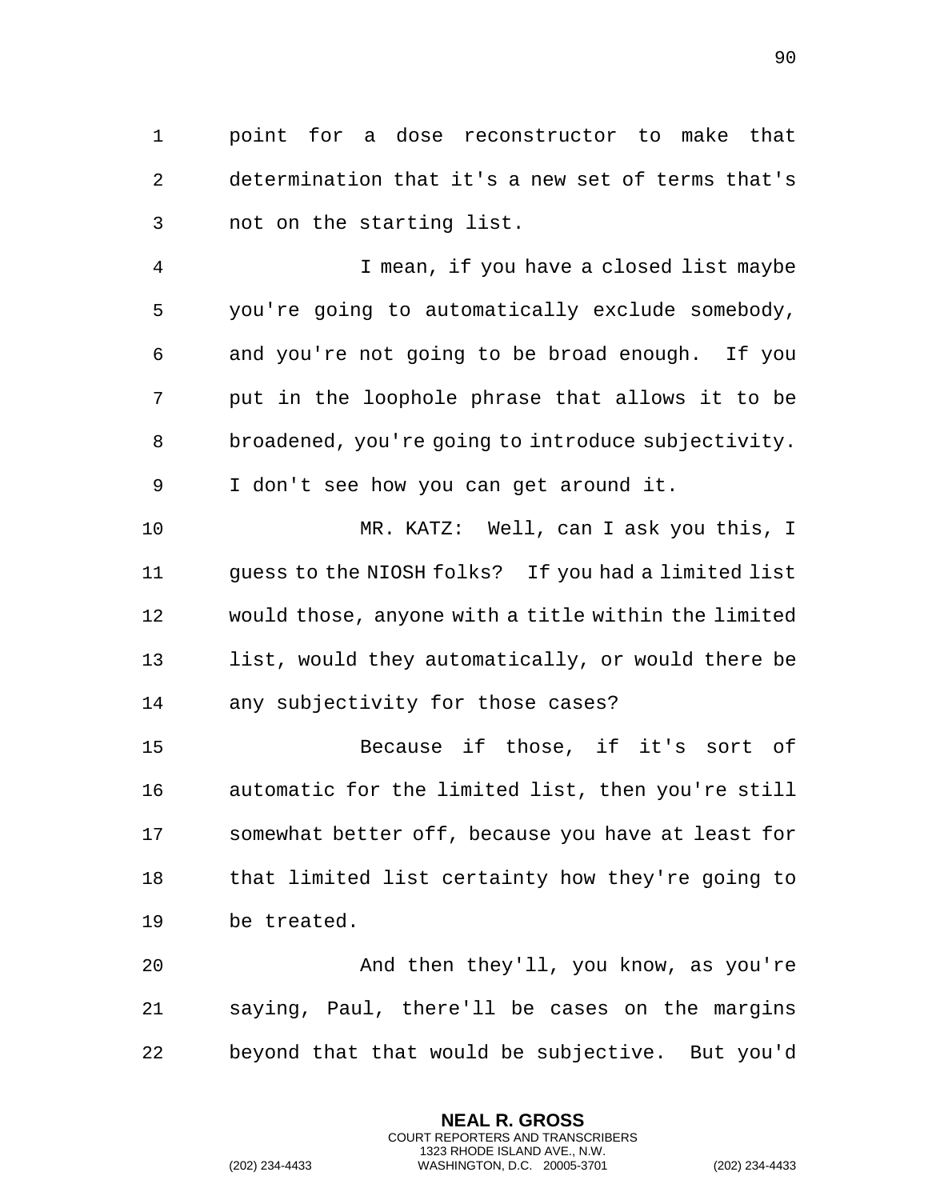point for a dose reconstructor to make that determination that it's a new set of terms that's not on the starting list.

I mean, if you have a closed list maybe you're going to automatically exclude somebody, and you're not going to be broad enough. If you put in the loophole phrase that allows it to be broadened, you're going to introduce subjectivity. I don't see how you can get around it.

MR. KATZ: Well, can I ask you this, I guess to the NIOSH folks? If you had a limited list would those, anyone with a title within the limited list, would they automatically, or would there be any subjectivity for those cases?

Because if those, if it's sort of automatic for the limited list, then you're still somewhat better off, because you have at least for that limited list certainty how they're going to be treated.

And then they'll, you know, as you're saying, Paul, there'll be cases on the margins beyond that that would be subjective. But you'd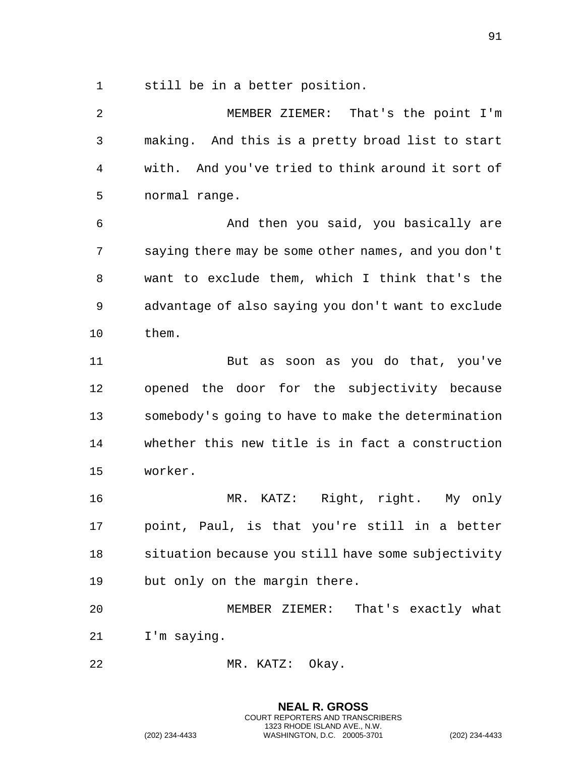still be in a better position.

MEMBER ZIEMER: That's the point I'm making. And this is a pretty broad list to start with. And you've tried to think around it sort of normal range.

And then you said, you basically are saying there may be some other names, and you don't want to exclude them, which I think that's the advantage of also saying you don't want to exclude them.

But as soon as you do that, you've opened the door for the subjectivity because somebody's going to have to make the determination whether this new title is in fact a construction worker.

MR. KATZ: Right, right. My only point, Paul, is that you're still in a better situation because you still have some subjectivity but only on the margin there.

MEMBER ZIEMER: That's exactly what I'm saying.

MR. KATZ: Okay.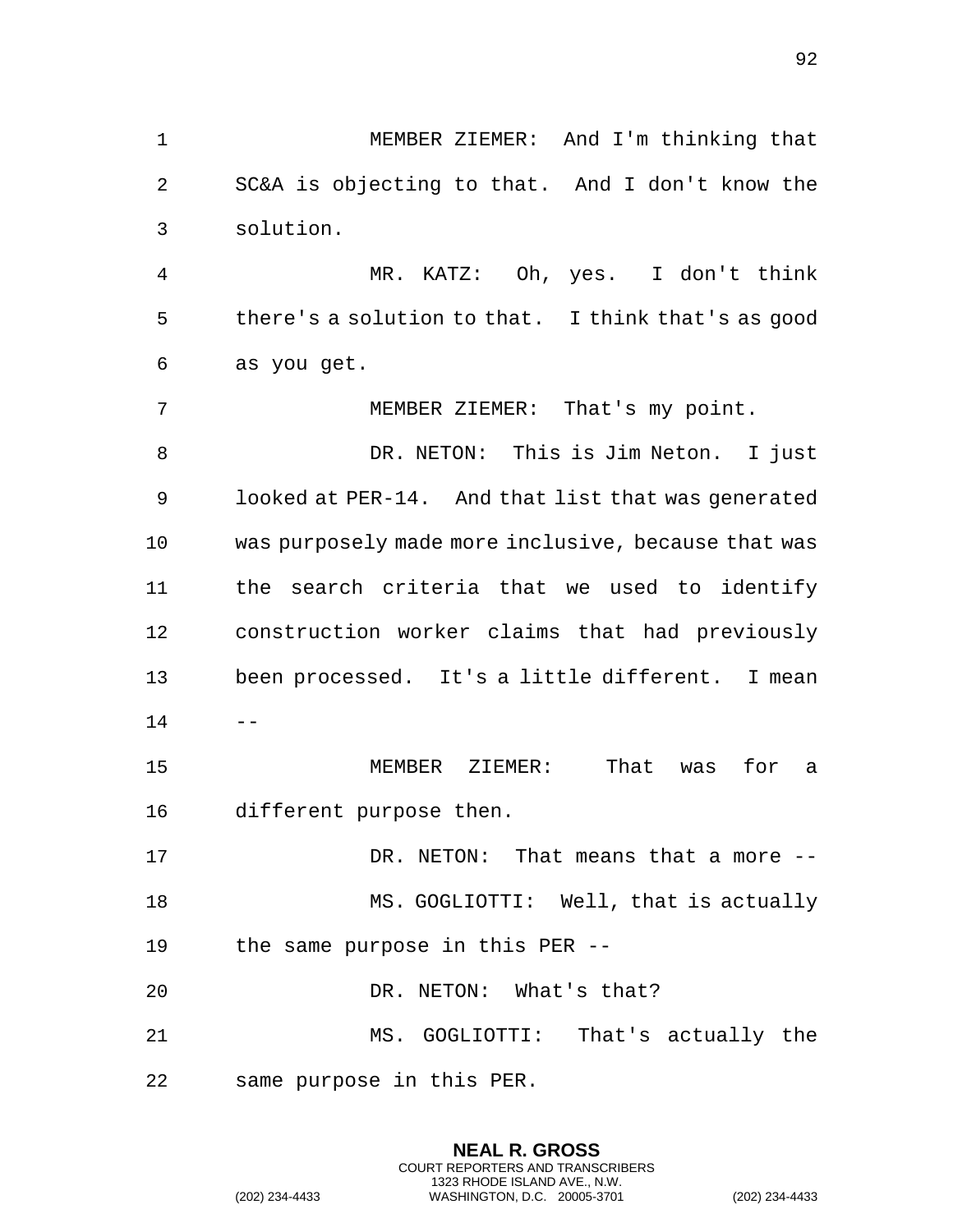MEMBER ZIEMER: And I'm thinking that SC&A is objecting to that. And I don't know the solution.

MR. KATZ: Oh, yes. I don't think there's a solution to that. I think that's as good as you get.

MEMBER ZIEMER: That's my point.

DR. NETON: This is Jim Neton. I just looked at PER-14. And that list that was generated was purposely made more inclusive, because that was the search criteria that we used to identify construction worker claims that had previously been processed. It's a little different. I mean --

MEMBER ZIEMER: That was for a different purpose then.

DR. NETON: That means that a more --

MS. GOGLIOTTI: Well, that is actually the same purpose in this PER --

DR. NETON: What's that?

MS. GOGLIOTTI: That's actually the same purpose in this PER.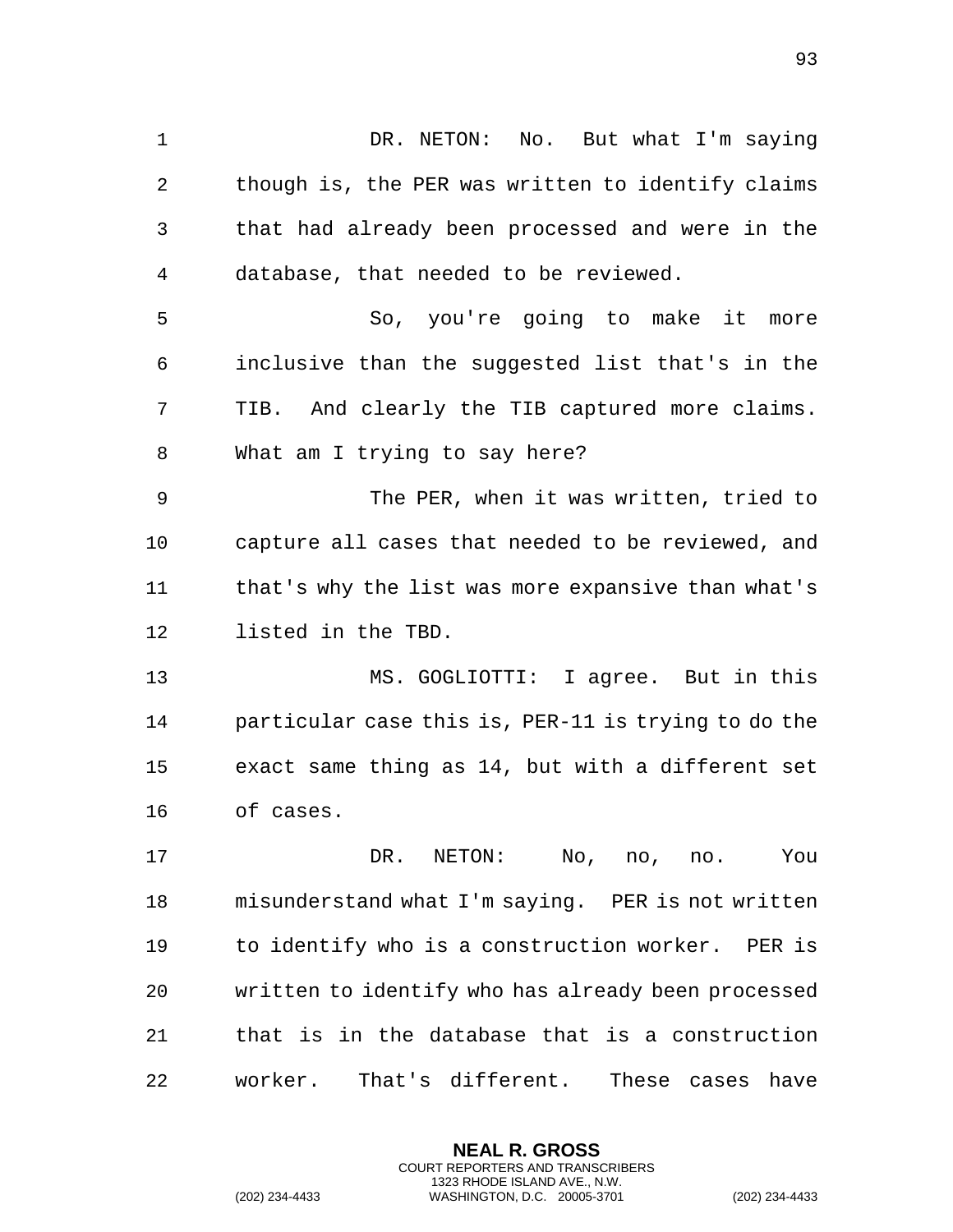DR. NETON: No. But what I'm saying though is, the PER was written to identify claims that had already been processed and were in the database, that needed to be reviewed.

So, you're going to make it more inclusive than the suggested list that's in the TIB. And clearly the TIB captured more claims. What am I trying to say here?

The PER, when it was written, tried to capture all cases that needed to be reviewed, and that's why the list was more expansive than what's listed in the TBD.

MS. GOGLIOTTI: I agree. But in this particular case this is, PER-11 is trying to do the exact same thing as 14, but with a different set of cases.

DR. NETON: No, no, no. You misunderstand what I'm saying. PER is not written to identify who is a construction worker. PER is written to identify who has already been processed that is in the database that is a construction worker. That's different. These cases have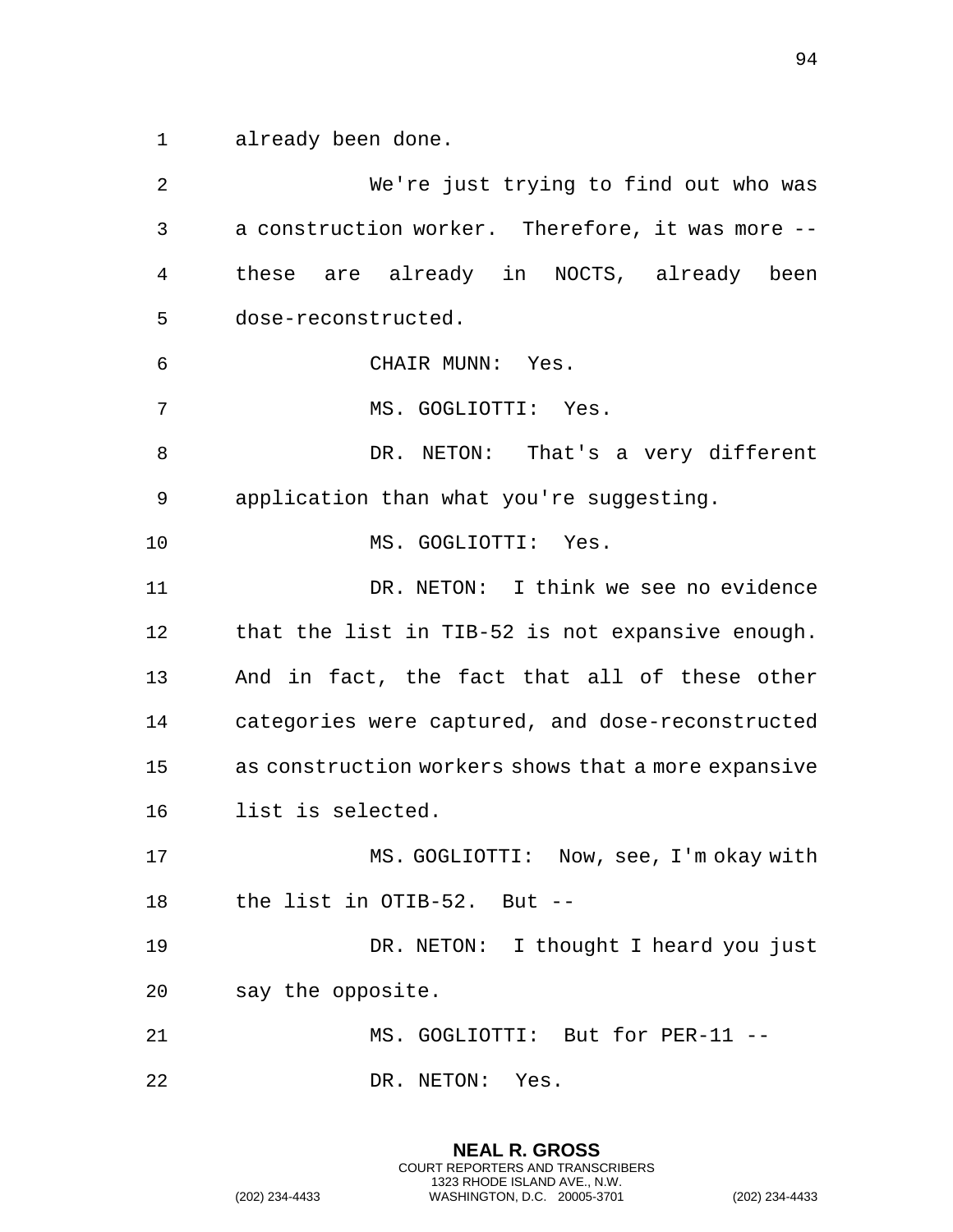already been done.

We're just trying to find out who was a construction worker. Therefore, it was more -- these are already in NOCTS, already been dose-reconstructed.

CHAIR MUNN: Yes.

MS. GOGLIOTTI: Yes.

DR. NETON: That's a very different application than what you're suggesting.

MS. GOGLIOTTI: Yes.

DR. NETON: I think we see no evidence that the list in TIB-52 is not expansive enough. And in fact, the fact that all of these other categories were captured, and dose-reconstructed as construction workers shows that a more expansive list is selected.

MS. GOGLIOTTI: Now, see, I'm okay with the list in OTIB-52. But --

DR. NETON: I thought I heard you just say the opposite.

MS. GOGLIOTTI: But for PER-11 --

DR. NETON: Yes.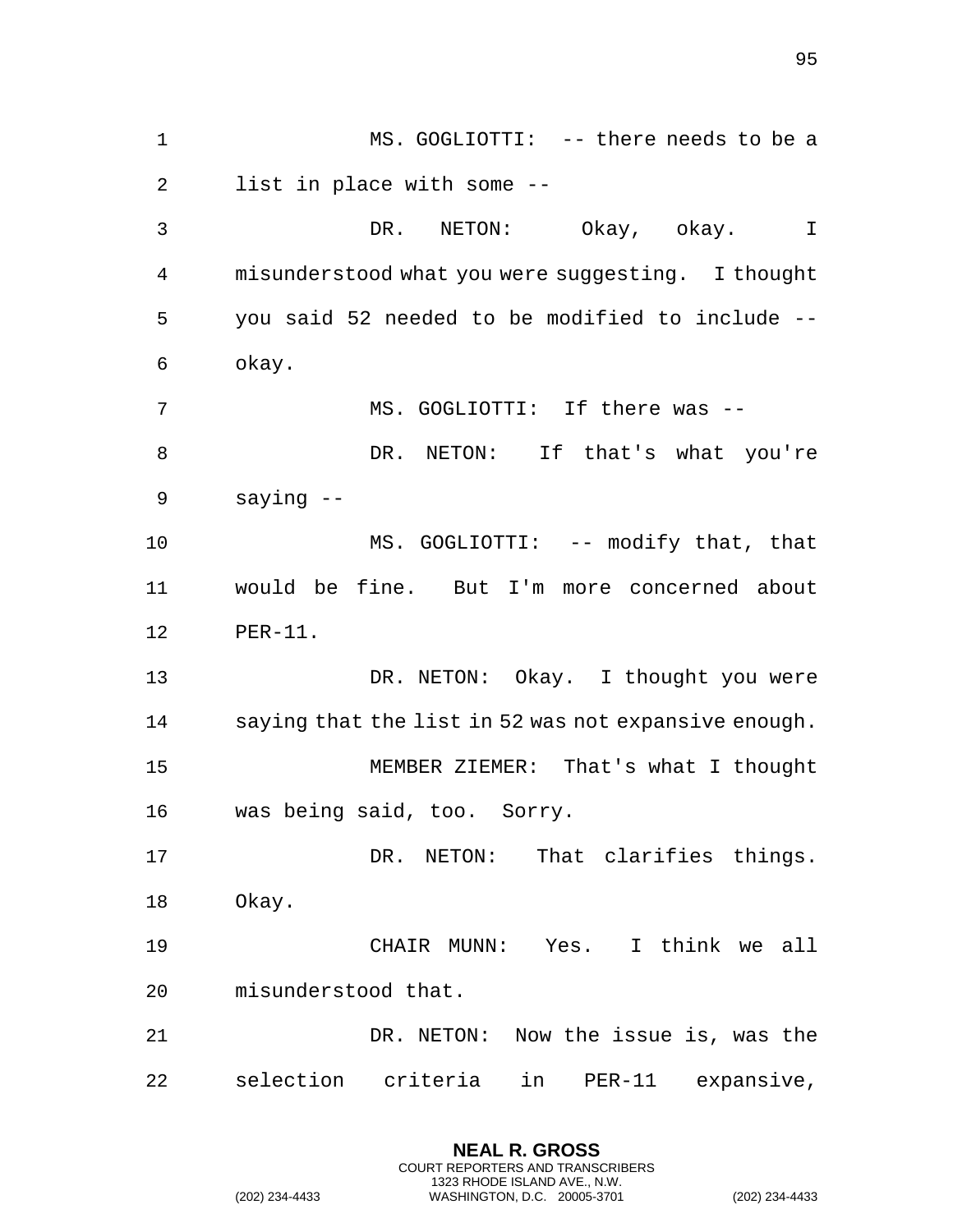MS. GOGLIOTTI: -- there needs to be a list in place with some --

DR. NETON: Okay, okay. I misunderstood what you were suggesting. I thought you said 52 needed to be modified to include -- okay.

MS. GOGLIOTTI: If there was --

DR. NETON: If that's what you're saying --

MS. GOGLIOTTI: -- modify that, that would be fine. But I'm more concerned about PER-11.

DR. NETON: Okay. I thought you were saying that the list in 52 was not expansive enough.

MEMBER ZIEMER: That's what I thought was being said, too. Sorry.

DR. NETON: That clarifies things. Okay.

CHAIR MUNN: Yes. I think we all misunderstood that.

DR. NETON: Now the issue is, was the selection criteria in PER-11 expansive,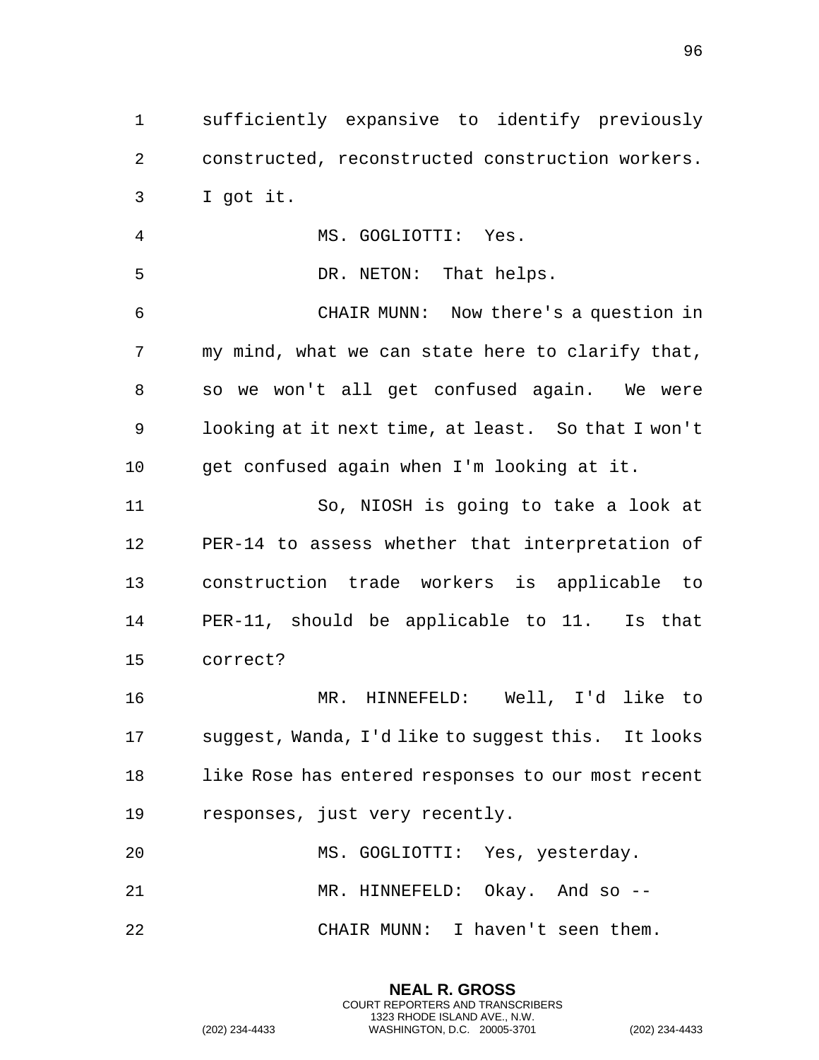sufficiently expansive to identify previously constructed, reconstructed construction workers. I got it.

MS. GOGLIOTTI: Yes.

DR. NETON: That helps.

CHAIR MUNN: Now there's a question in my mind, what we can state here to clarify that, so we won't all get confused again. We were looking at it next time, at least. So that I won't get confused again when I'm looking at it.

So, NIOSH is going to take a look at PER-14 to assess whether that interpretation of construction trade workers is applicable to PER-11, should be applicable to 11. Is that correct?

MR. HINNEFELD: Well, I'd like to suggest, Wanda, I'd like to suggest this. It looks like Rose has entered responses to our most recent responses, just very recently.

MS. GOGLIOTTI: Yes, yesterday.

MR. HINNEFELD: Okay. And so --

CHAIR MUNN: I haven't seen them.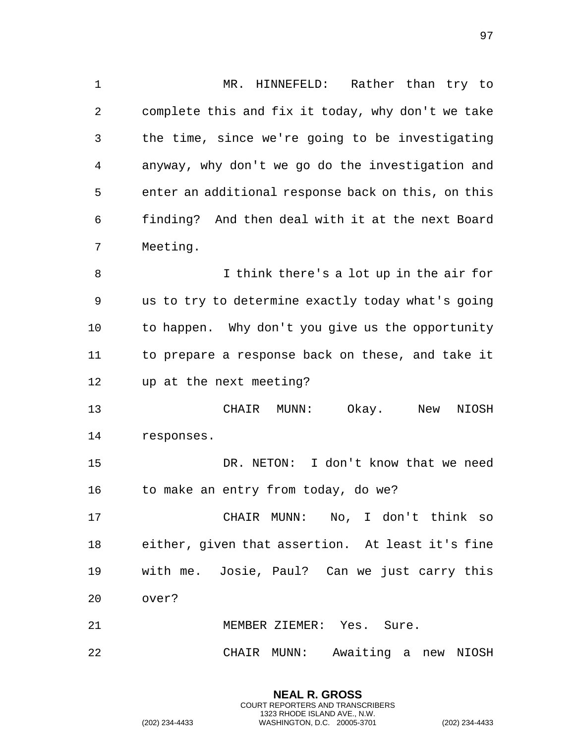MR. HINNEFELD: Rather than try to complete this and fix it today, why don't we take the time, since we're going to be investigating anyway, why don't we go do the investigation and enter an additional response back on this, on this finding? And then deal with it at the next Board Meeting.

I think there's a lot up in the air for us to try to determine exactly today what's going to happen. Why don't you give us the opportunity to prepare a response back on these, and take it up at the next meeting?

CHAIR MUNN: Okay. New NIOSH responses.

DR. NETON: I don't know that we need to make an entry from today, do we?

CHAIR MUNN: No, I don't think so either, given that assertion. At least it's fine with me. Josie, Paul? Can we just carry this over?

MEMBER ZIEMER: Yes. Sure.

CHAIR MUNN: Awaiting a new NIOSH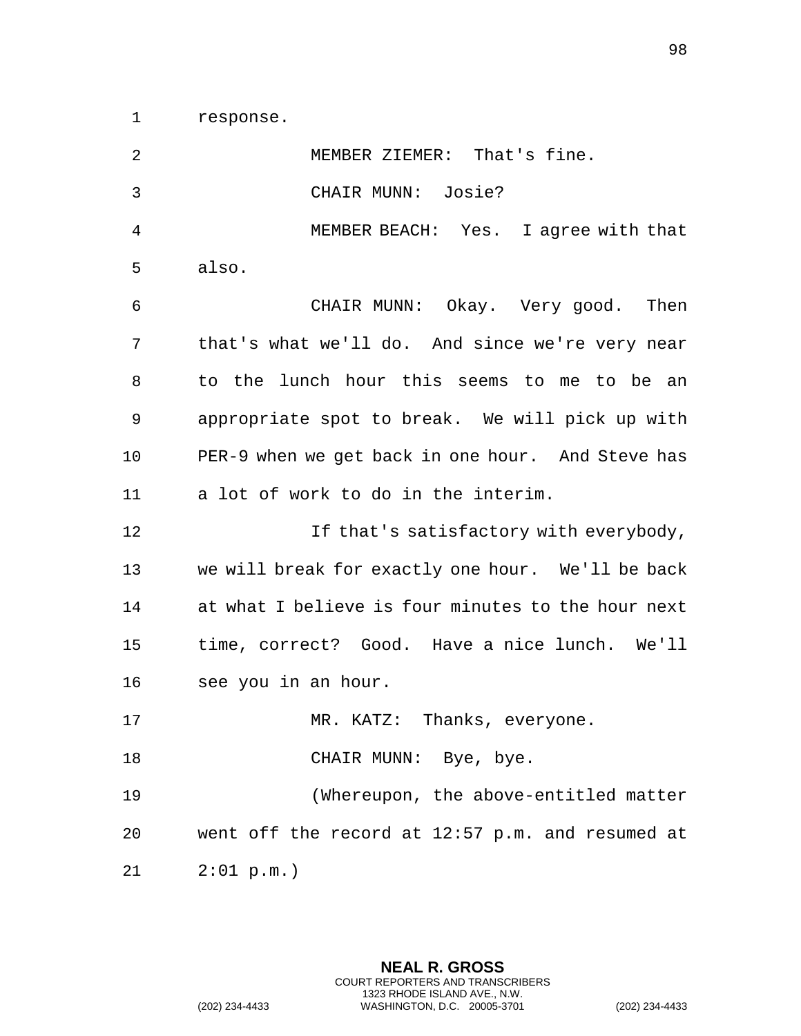response.

MEMBER ZIEMER: That's fine.

CHAIR MUNN: Josie?

MEMBER BEACH: Yes. I agree with that also.

CHAIR MUNN: Okay. Very good. Then that's what we'll do. And since we're very near to the lunch hour this seems to me to be an appropriate spot to break. We will pick up with PER-9 when we get back in one hour. And Steve has a lot of work to do in the interim.

If that's satisfactory with everybody, we will break for exactly one hour. We'll be back at what I believe is four minutes to the hour next time, correct? Good. Have a nice lunch. We'll see you in an hour.

MR. KATZ: Thanks, everyone.

CHAIR MUNN: Bye, bye.

(Whereupon, the above-entitled matter went off the record at 12:57 p.m. and resumed at 2:01 p.m.)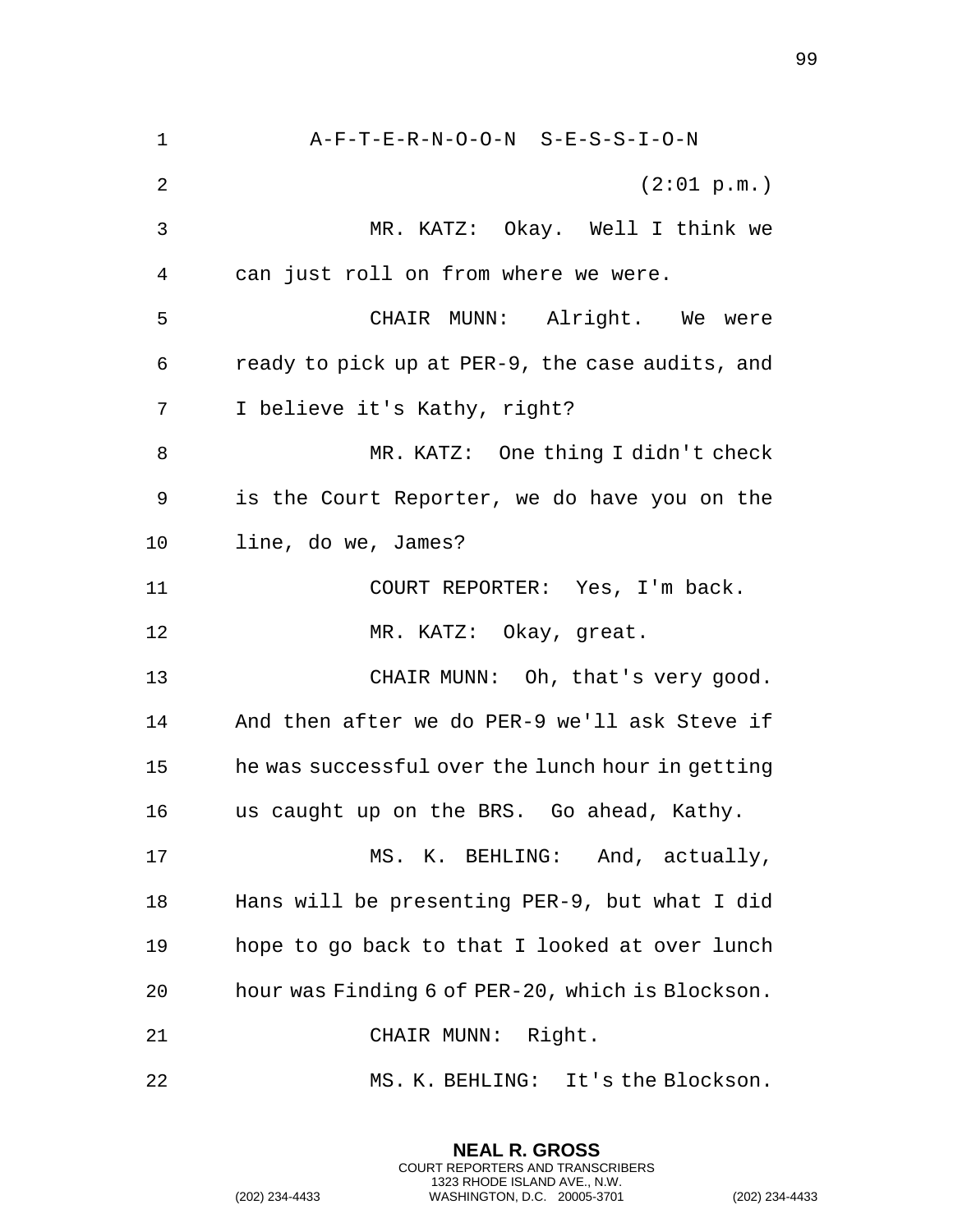A-F-T-E-R-N-O-O-N S-E-S-S-I-O-N

(2:01 p.m.)

MR. KATZ: Okay. Well I think we can just roll on from where we were.

CHAIR MUNN: Alright. We were ready to pick up at PER-9, the case audits, and I believe it's Kathy, right?

MR. KATZ: One thing I didn't check is the Court Reporter, we do have you on the line, do we, James?

COURT REPORTER: Yes, I'm back.

MR. KATZ: Okay, great.

CHAIR MUNN: Oh, that's very good. And then after we do PER-9 we'll ask Steve if he was successful over the lunch hour in getting us caught up on the BRS. Go ahead, Kathy.

MS. K. BEHLING: And, actually, Hans will be presenting PER-9, but what I did hope to go back to that I looked at over lunch hour was Finding 6 of PER-20, which is Blockson.

CHAIR MUNN: Right.

MS. K. BEHLING: It's the Blockson.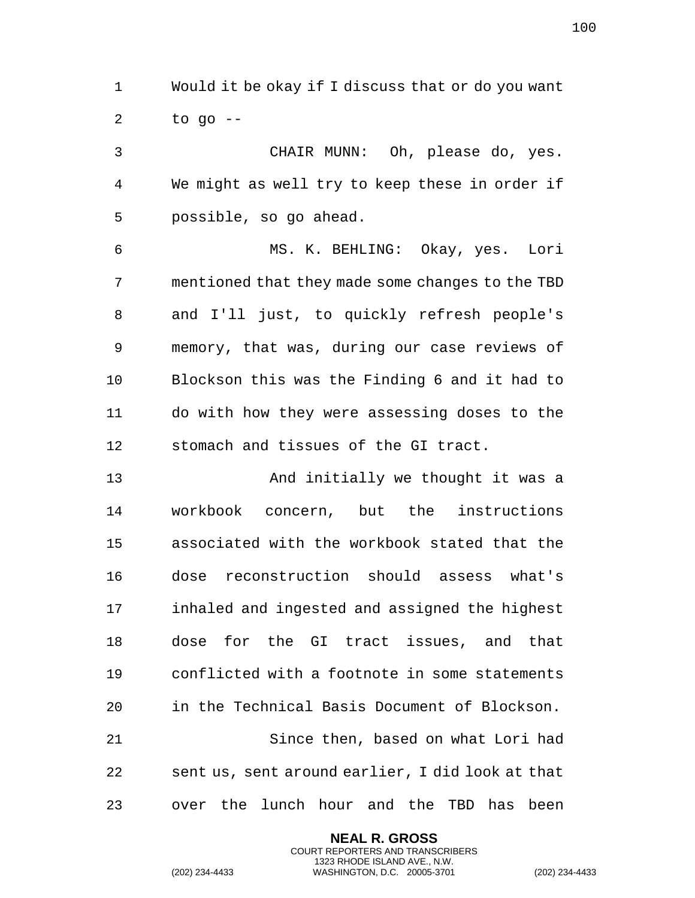Would it be okay if I discuss that or do you want to go --

CHAIR MUNN: Oh, please do, yes. We might as well try to keep these in order if possible, so go ahead.

MS. K. BEHLING: Okay, yes. Lori mentioned that they made some changes to the TBD and I'll just, to quickly refresh people's memory, that was, during our case reviews of Blockson this was the Finding 6 and it had to do with how they were assessing doses to the stomach and tissues of the GI tract.

And initially we thought it was a workbook concern, but the instructions associated with the workbook stated that the dose reconstruction should assess what's inhaled and ingested and assigned the highest dose for the GI tract issues, and that conflicted with a footnote in some statements in the Technical Basis Document of Blockson.

Since then, based on what Lori had sent us, sent around earlier, I did look at that over the lunch hour and the TBD has been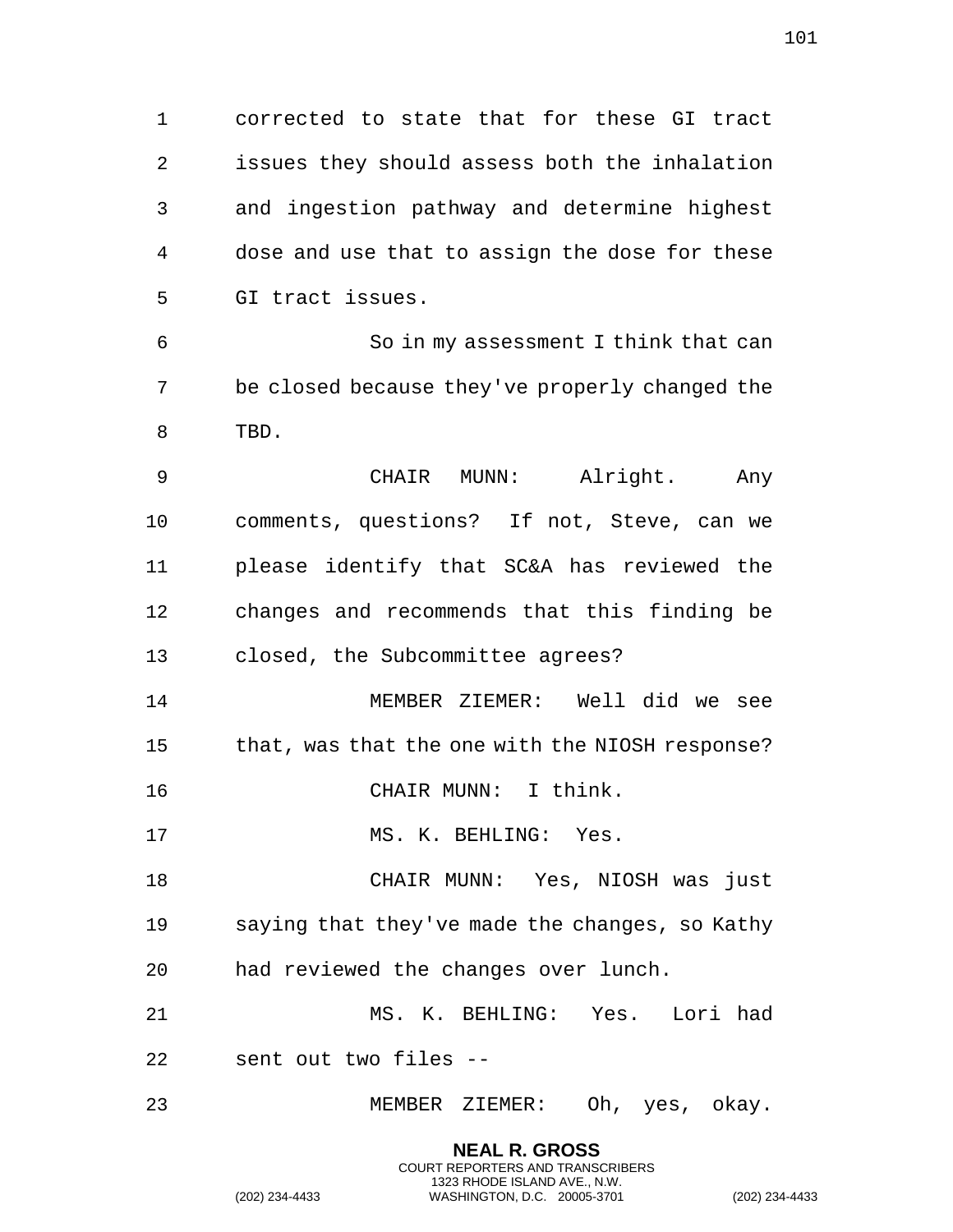corrected to state that for these GI tract issues they should assess both the inhalation and ingestion pathway and determine highest dose and use that to assign the dose for these GI tract issues.

So in my assessment I think that can be closed because they've properly changed the TBD.

CHAIR MUNN: Alright. Any comments, questions? If not, Steve, can we please identify that SC&A has reviewed the changes and recommends that this finding be closed, the Subcommittee agrees?

MEMBER ZIEMER: Well did we see that, was that the one with the NIOSH response?

CHAIR MUNN: I think.

MS. K. BEHLING: Yes.

CHAIR MUNN: Yes, NIOSH was just saying that they've made the changes, so Kathy had reviewed the changes over lunch.

MS. K. BEHLING: Yes. Lori had sent out two files --

MEMBER ZIEMER: Oh, yes, okay.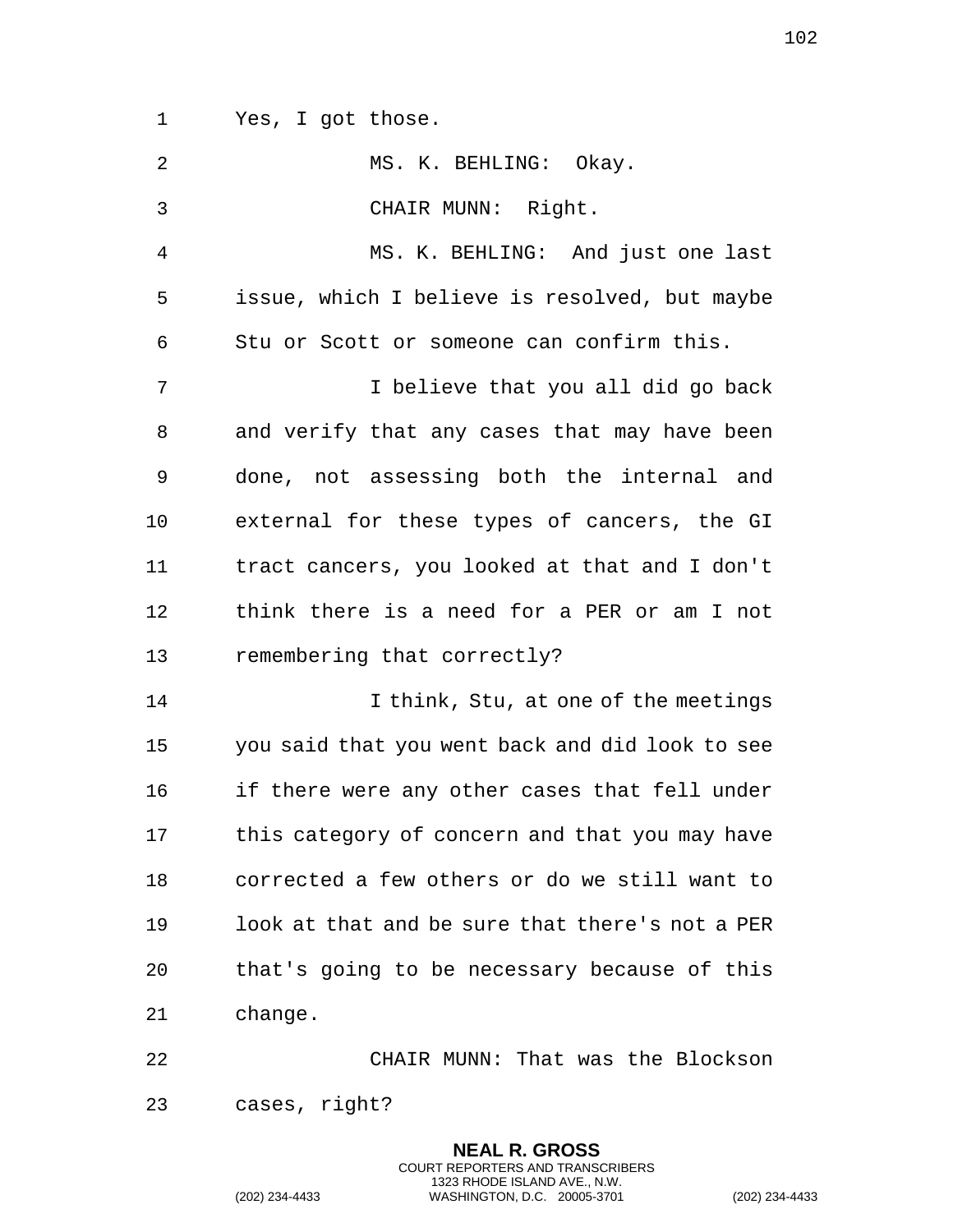Yes, I got those.

MS. K. BEHLING: Okay.

CHAIR MUNN: Right.

MS. K. BEHLING: And just one last issue, which I believe is resolved, but maybe Stu or Scott or someone can confirm this.

I believe that you all did go back and verify that any cases that may have been done, not assessing both the internal and external for these types of cancers, the GI tract cancers, you looked at that and I don't think there is a need for a PER or am I not remembering that correctly?

I think, Stu, at one of the meetings you said that you went back and did look to see if there were any other cases that fell under this category of concern and that you may have corrected a few others or do we still want to look at that and be sure that there's not a PER that's going to be necessary because of this change.

CHAIR MUNN: That was the Blockson cases, right?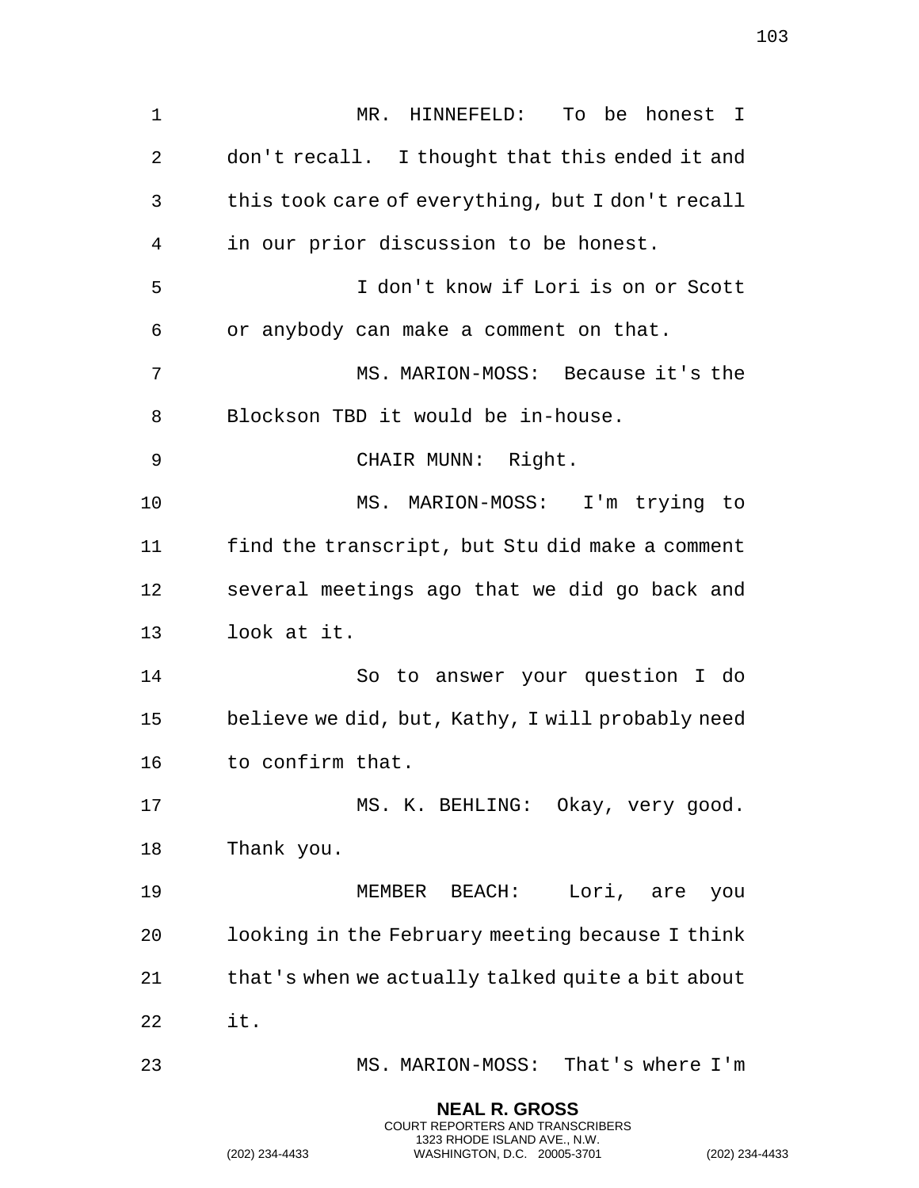MR. HINNEFELD: To be honest I don't recall. I thought that this ended it and this took care of everything, but I don't recall in our prior discussion to be honest.

I don't know if Lori is on or Scott or anybody can make a comment on that.

MS. MARION-MOSS: Because it's the Blockson TBD it would be in-house.

CHAIR MUNN: Right.

MS. MARION-MOSS: I'm trying to find the transcript, but Stu did make a comment several meetings ago that we did go back and look at it.

So to answer your question I do believe we did, but, Kathy, I will probably need to confirm that.

MS. K. BEHLING: Okay, very good. Thank you.

MEMBER BEACH: Lori, are you looking in the February meeting because I think that's when we actually talked quite a bit about it.

MS. MARION-MOSS: That's where I'm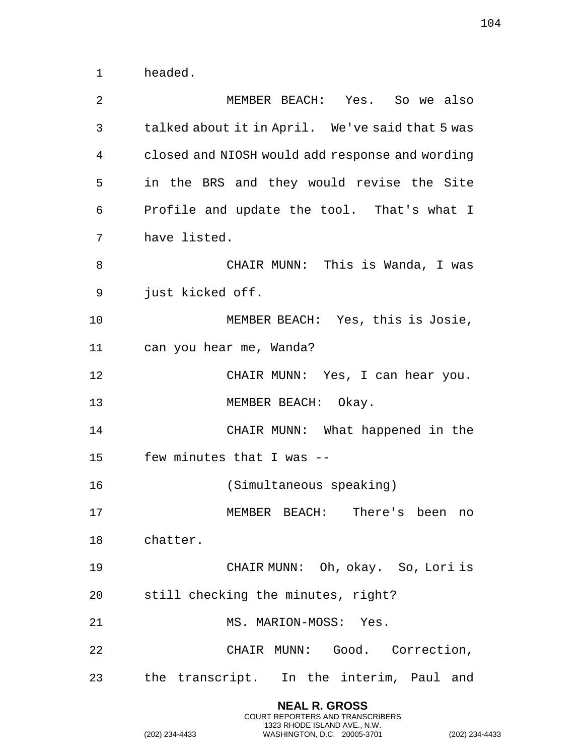headed.

MEMBER BEACH: Yes. So we also talked about it in April. We've said that 5 was closed and NIOSH would add response and wording in the BRS and they would revise the Site Profile and update the tool. That's what I have listed.

CHAIR MUNN: This is Wanda, I was just kicked off.

MEMBER BEACH: Yes, this is Josie, can you hear me, Wanda?

CHAIR MUNN: Yes, I can hear you.

MEMBER BEACH: Okay.

CHAIR MUNN: What happened in the few minutes that I was --

(Simultaneous speaking)

MEMBER BEACH: There's been no chatter.

CHAIR MUNN: Oh, okay. So, Lori is still checking the minutes, right?

MS. MARION-MOSS: Yes.

CHAIR MUNN: Good. Correction, the transcript. In the interim, Paul and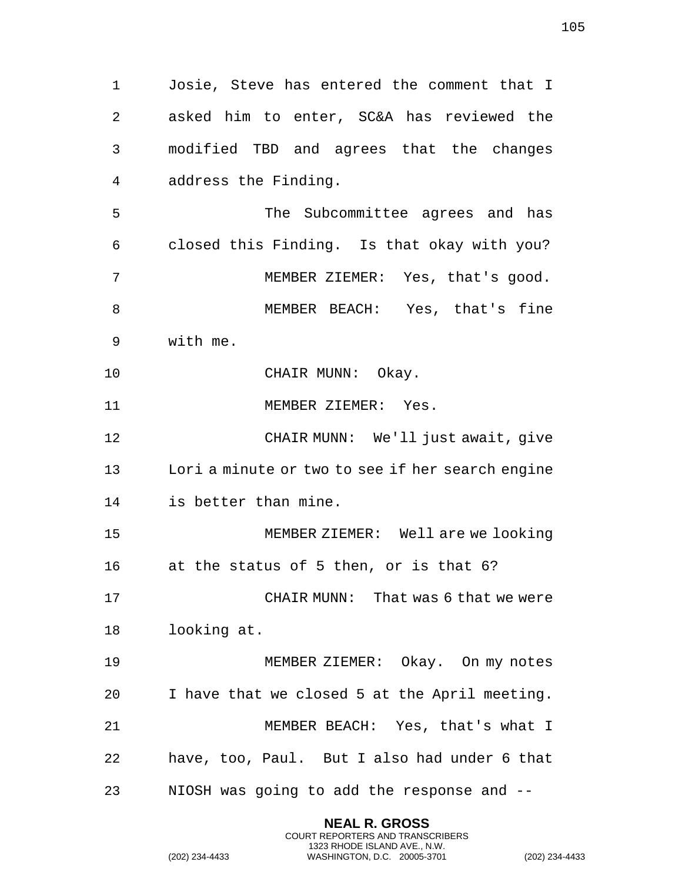Josie, Steve has entered the comment that I asked him to enter, SC&A has reviewed the modified TBD and agrees that the changes address the Finding.

The Subcommittee agrees and has closed this Finding. Is that okay with you?

MEMBER ZIEMER: Yes, that's good.

MEMBER BEACH: Yes, that's fine with me.

CHAIR MUNN: Okay.

MEMBER ZIEMER: Yes.

CHAIR MUNN: We'll just await, give Lori a minute or two to see if her search engine is better than mine.

MEMBER ZIEMER: Well are we looking at the status of 5 then, or is that 6?

CHAIR MUNN: That was 6 that we were looking at.

MEMBER ZIEMER: Okay. On my notes I have that we closed 5 at the April meeting.

MEMBER BEACH: Yes, that's what I have, too, Paul. But I also had under 6 that NIOSH was going to add the response and --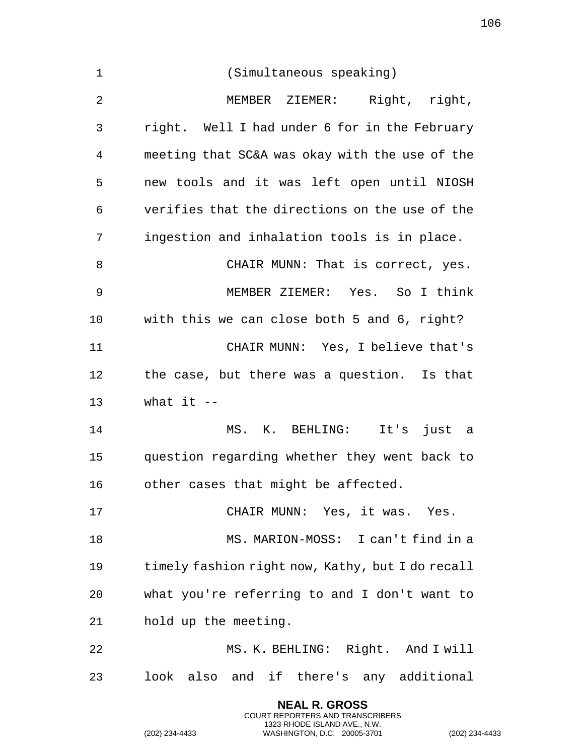(Simultaneous speaking)

MEMBER ZIEMER: Right, right, right. Well I had under 6 for in the February meeting that SC&A was okay with the use of the new tools and it was left open until NIOSH verifies that the directions on the use of the ingestion and inhalation tools is in place.

CHAIR MUNN: That is correct, yes.

MEMBER ZIEMER: Yes. So I think with this we can close both 5 and 6, right?

CHAIR MUNN: Yes, I believe that's the case, but there was a question. Is that what it --

MS. K. BEHLING: It's just a question regarding whether they went back to other cases that might be affected.

CHAIR MUNN: Yes, it was. Yes.

MS. MARION-MOSS: I can't find in a timely fashion right now, Kathy, but I do recall what you're referring to and I don't want to hold up the meeting.

MS. K. BEHLING: Right. And I will look also and if there's any additional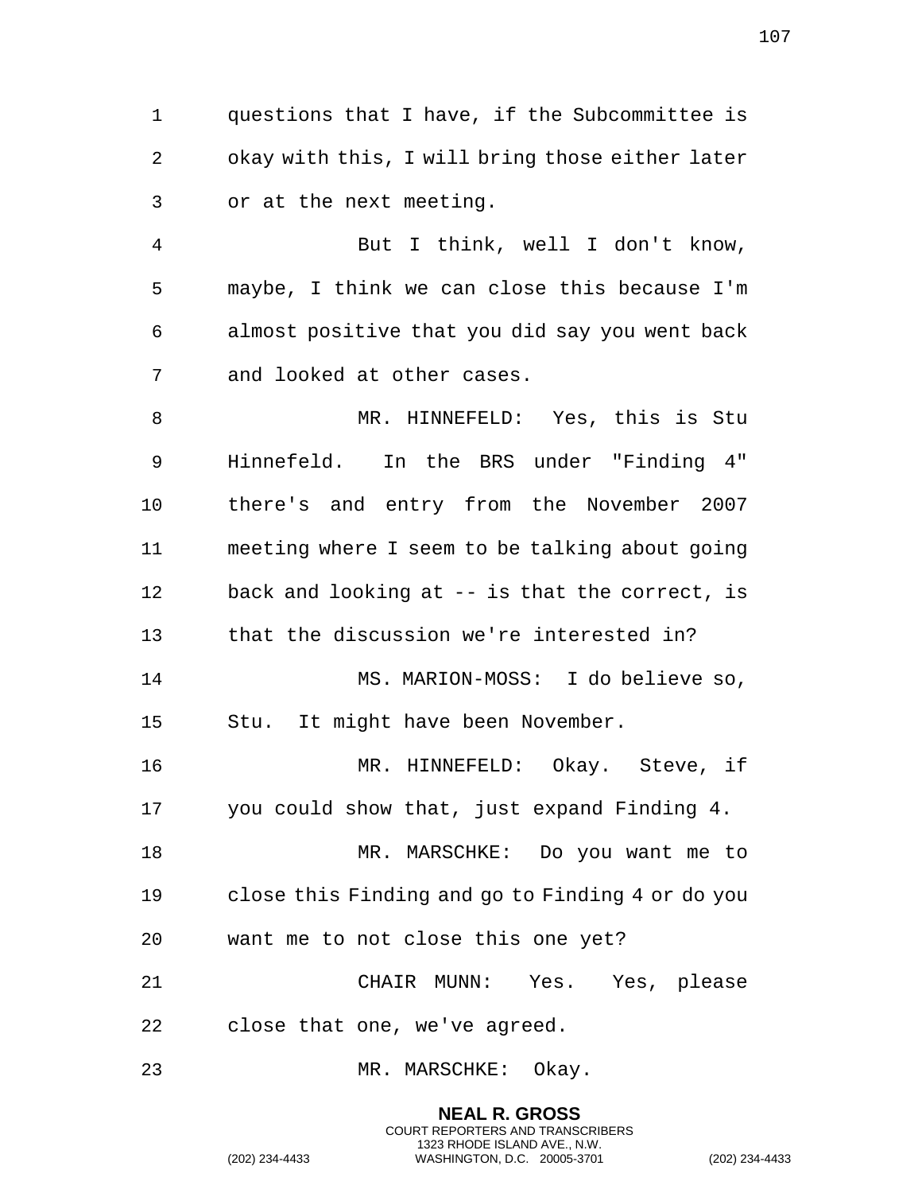questions that I have, if the Subcommittee is okay with this, I will bring those either later or at the next meeting.

But I think, well I don't know, maybe, I think we can close this because I'm almost positive that you did say you went back and looked at other cases.

MR. HINNEFELD: Yes, this is Stu Hinnefeld. In the BRS under "Finding 4" there's and entry from the November 2007 meeting where I seem to be talking about going back and looking at -- is that the correct, is that the discussion we're interested in?

MS. MARION-MOSS: I do believe so, Stu. It might have been November.

MR. HINNEFELD: Okay. Steve, if you could show that, just expand Finding 4.

MR. MARSCHKE: Do you want me to close this Finding and go to Finding 4 or do you want me to not close this one yet?

CHAIR MUNN: Yes. Yes, please close that one, we've agreed.

MR. MARSCHKE: Okay.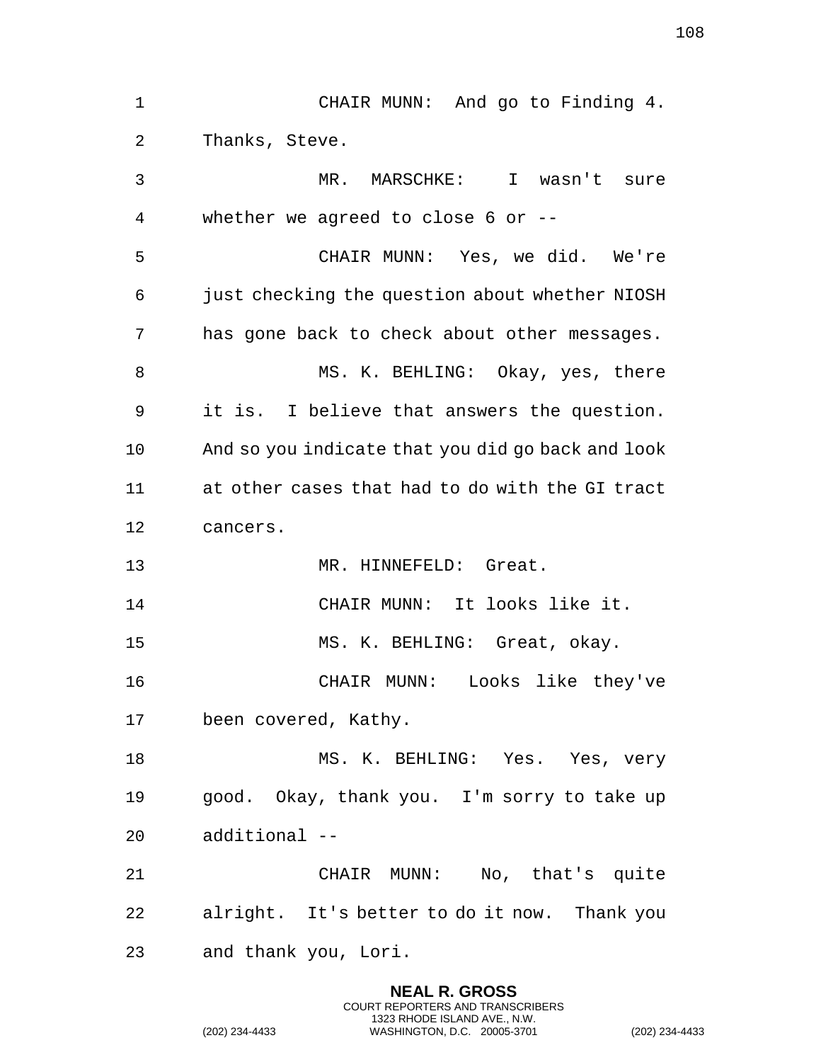CHAIR MUNN: And go to Finding 4. Thanks, Steve.

MR. MARSCHKE: I wasn't sure whether we agreed to close 6 or --

CHAIR MUNN: Yes, we did. We're just checking the question about whether NIOSH has gone back to check about other messages.

MS. K. BEHLING: Okay, yes, there it is. I believe that answers the question. And so you indicate that you did go back and look at other cases that had to do with the GI tract cancers.

MR. HINNEFELD: Great.

CHAIR MUNN: It looks like it.

MS. K. BEHLING: Great, okay.

CHAIR MUNN: Looks like they've been covered, Kathy.

MS. K. BEHLING: Yes. Yes, very good. Okay, thank you. I'm sorry to take up additional --

CHAIR MUNN: No, that's quite alright. It's better to do it now. Thank you and thank you, Lori.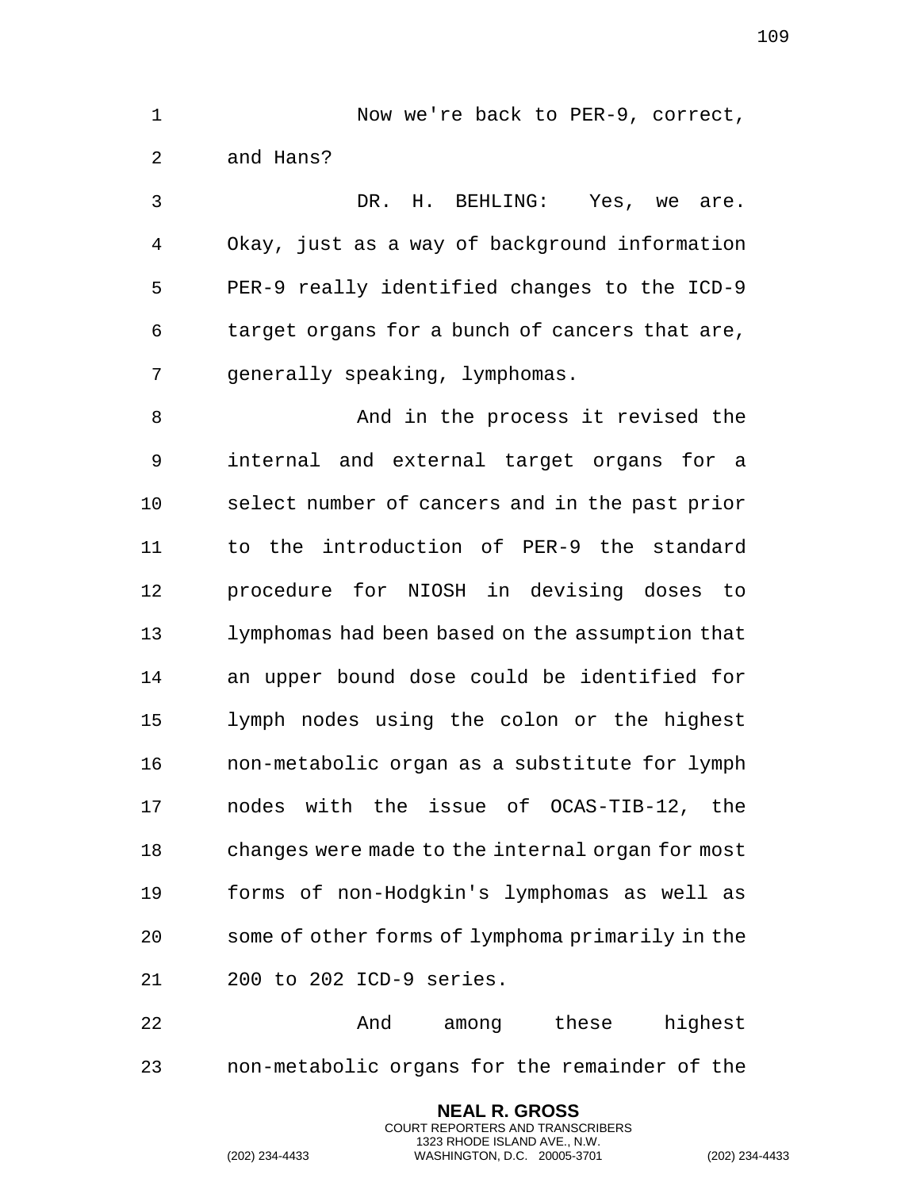Now we're back to PER-9, correct, and Hans?

DR. H. BEHLING: Yes, we are. Okay, just as a way of background information PER-9 really identified changes to the ICD-9 target organs for a bunch of cancers that are, generally speaking, lymphomas.

And in the process it revised the internal and external target organs for a select number of cancers and in the past prior to the introduction of PER-9 the standard procedure for NIOSH in devising doses to lymphomas had been based on the assumption that an upper bound dose could be identified for lymph nodes using the colon or the highest non-metabolic organ as a substitute for lymph nodes with the issue of OCAS-TIB-12, the changes were made to the internal organ for most forms of non-Hodgkin's lymphomas as well as some of other forms of lymphoma primarily in the 200 to 202 ICD-9 series.

And among these highest non-metabolic organs for the remainder of the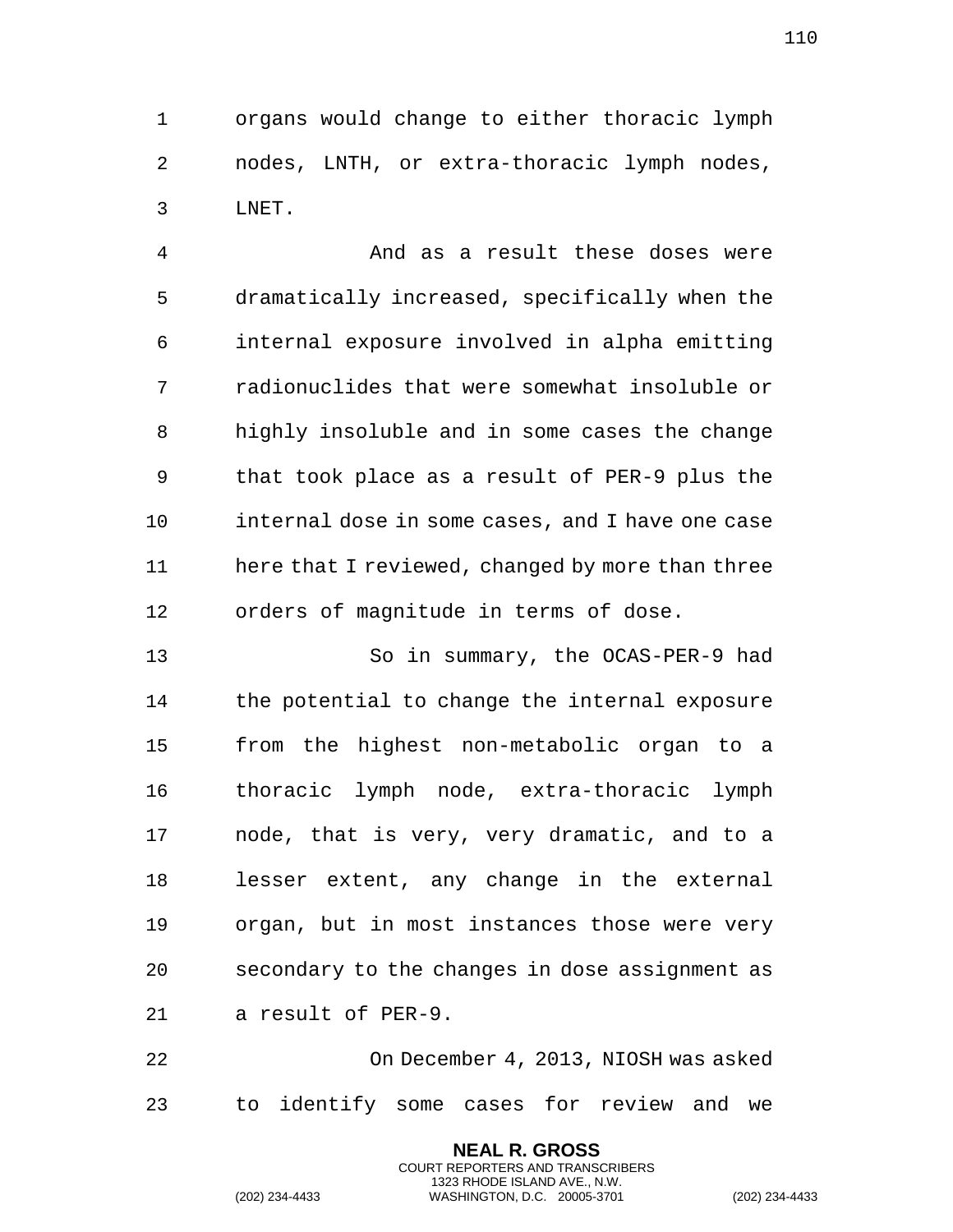organs would change to either thoracic lymph nodes, LNTH, or extra-thoracic lymph nodes, LNET.

And as a result these doses were dramatically increased, specifically when the internal exposure involved in alpha emitting radionuclides that were somewhat insoluble or highly insoluble and in some cases the change that took place as a result of PER-9 plus the internal dose in some cases, and I have one case here that I reviewed, changed by more than three orders of magnitude in terms of dose.

So in summary, the OCAS-PER-9 had the potential to change the internal exposure from the highest non-metabolic organ to a thoracic lymph node, extra-thoracic lymph node, that is very, very dramatic, and to a lesser extent, any change in the external organ, but in most instances those were very secondary to the changes in dose assignment as a result of PER-9.

On December 4, 2013, NIOSH was asked to identify some cases for review and we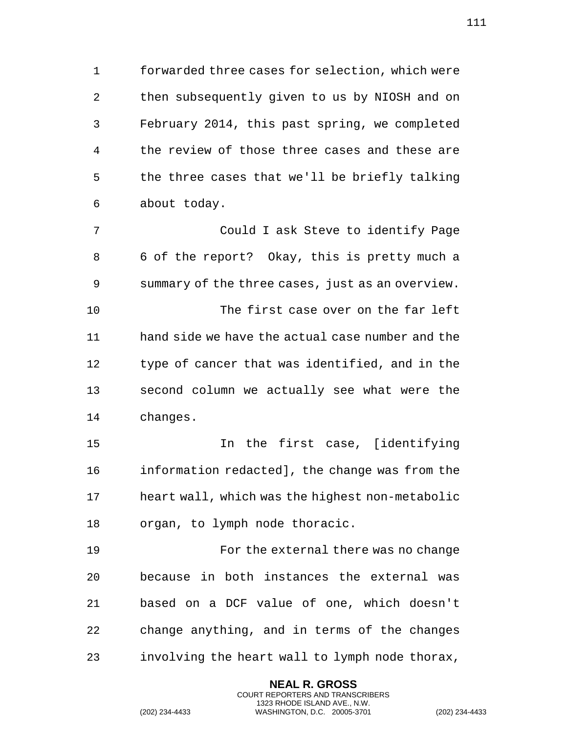forwarded three cases for selection, which were then subsequently given to us by NIOSH and on February 2014, this past spring, we completed the review of those three cases and these are the three cases that we'll be briefly talking about today.

Could I ask Steve to identify Page 6 of the report? Okay, this is pretty much a summary of the three cases, just as an overview.

The first case over on the far left hand side we have the actual case number and the type of cancer that was identified, and in the second column we actually see what were the changes.

In the first case, [identifying information redacted], the change was from the heart wall, which was the highest non-metabolic organ, to lymph node thoracic.

For the external there was no change because in both instances the external was based on a DCF value of one, which doesn't change anything, and in terms of the changes involving the heart wall to lymph node thorax,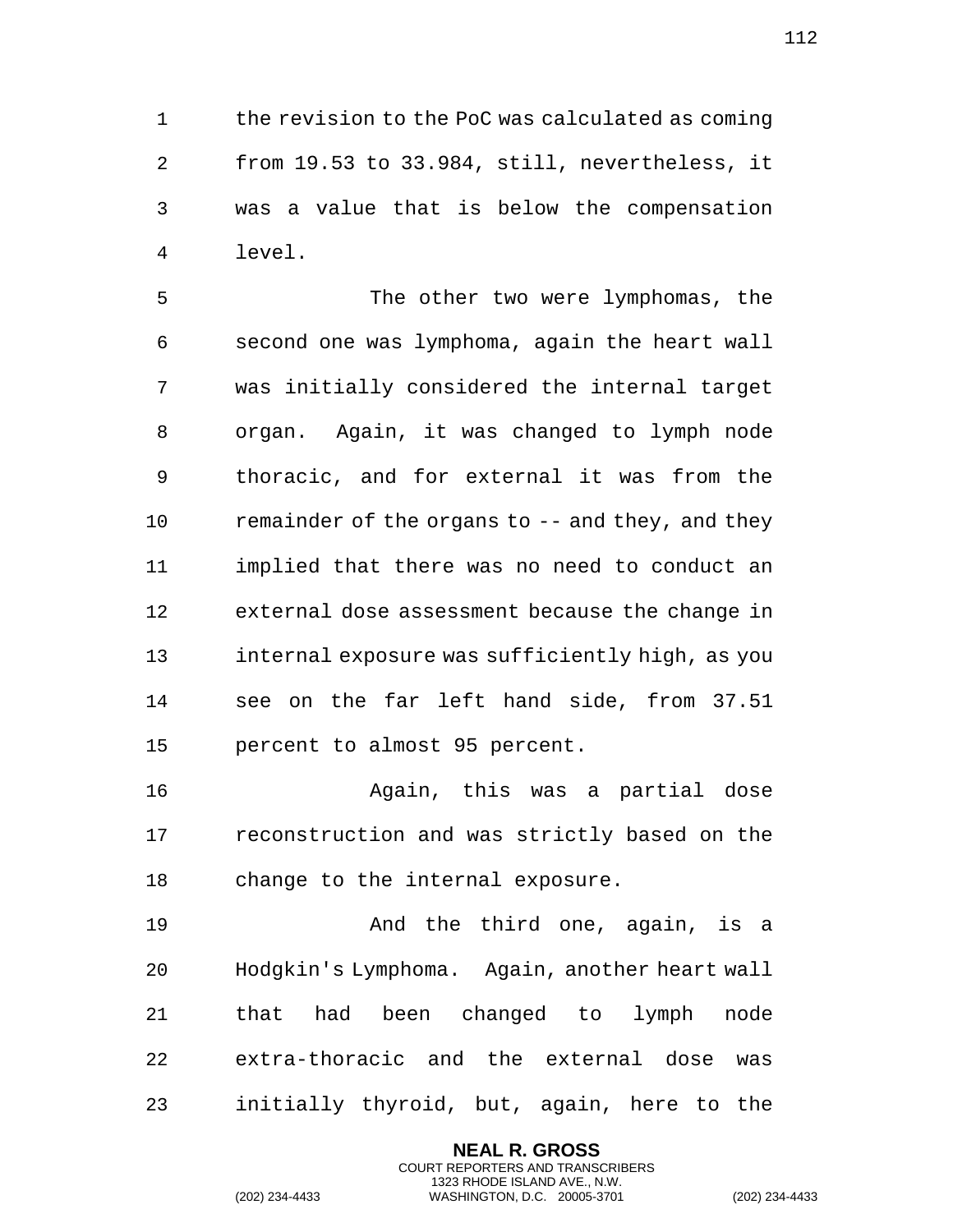the revision to the PoC was calculated as coming from 19.53 to 33.984, still, nevertheless, it was a value that is below the compensation level.

The other two were lymphomas, the second one was lymphoma, again the heart wall was initially considered the internal target organ. Again, it was changed to lymph node thoracic, and for external it was from the remainder of the organs to -- and they, and they implied that there was no need to conduct an external dose assessment because the change in internal exposure was sufficiently high, as you see on the far left hand side, from 37.51 percent to almost 95 percent.

Again, this was a partial dose reconstruction and was strictly based on the change to the internal exposure.

And the third one, again, is a Hodgkin's Lymphoma. Again, another heart wall that had been changed to lymph node extra-thoracic and the external dose was initially thyroid, but, again, here to the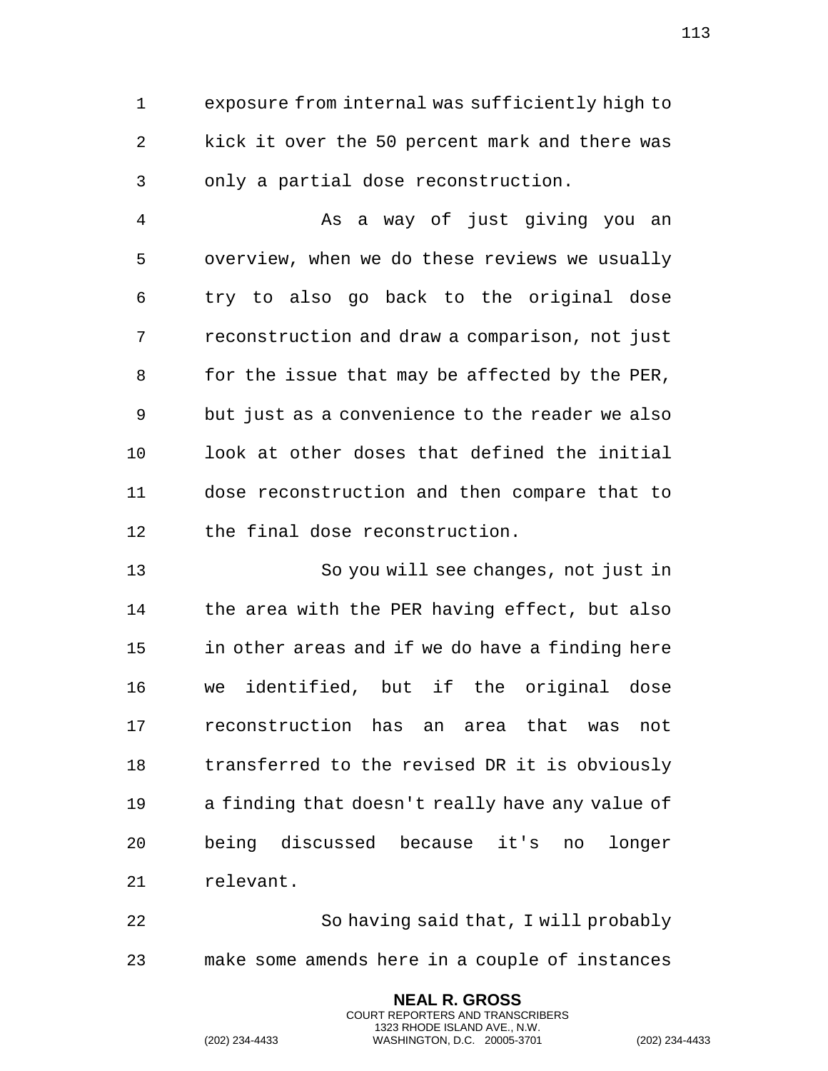exposure from internal was sufficiently high to kick it over the 50 percent mark and there was only a partial dose reconstruction.

As a way of just giving you an overview, when we do these reviews we usually try to also go back to the original dose reconstruction and draw a comparison, not just for the issue that may be affected by the PER, but just as a convenience to the reader we also look at other doses that defined the initial dose reconstruction and then compare that to the final dose reconstruction.

So you will see changes, not just in the area with the PER having effect, but also in other areas and if we do have a finding here we identified, but if the original dose reconstruction has an area that was not transferred to the revised DR it is obviously a finding that doesn't really have any value of being discussed because it's no longer relevant.

So having said that, I will probably make some amends here in a couple of instances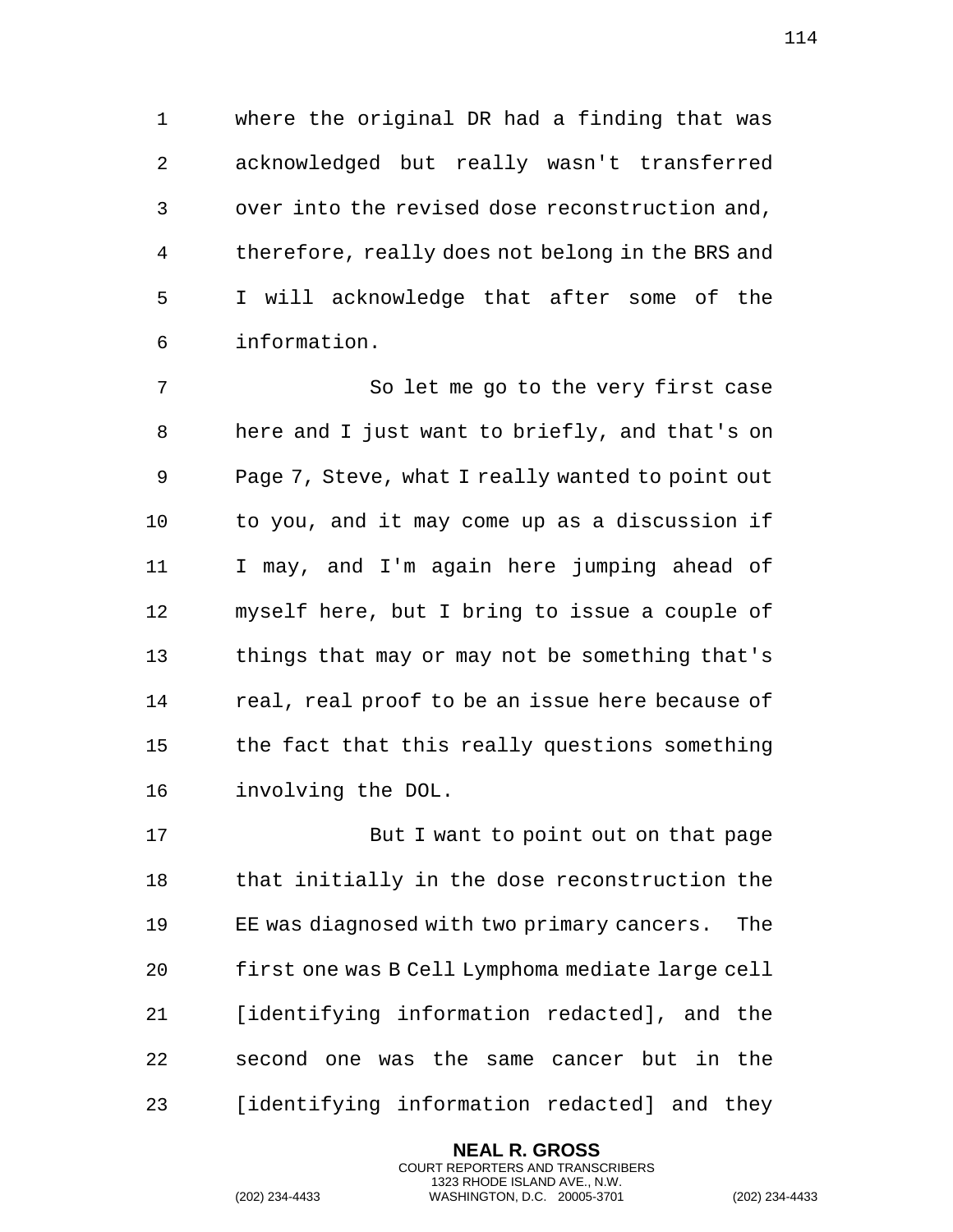where the original DR had a finding that was acknowledged but really wasn't transferred over into the revised dose reconstruction and, therefore, really does not belong in the BRS and I will acknowledge that after some of the information.

So let me go to the very first case here and I just want to briefly, and that's on Page 7, Steve, what I really wanted to point out to you, and it may come up as a discussion if I may, and I'm again here jumping ahead of myself here, but I bring to issue a couple of things that may or may not be something that's real, real proof to be an issue here because of the fact that this really questions something involving the DOL.

But I want to point out on that page that initially in the dose reconstruction the EE was diagnosed with two primary cancers. The first one was B Cell Lymphoma mediate large cell [identifying information redacted], and the second one was the same cancer but in the [identifying information redacted] and they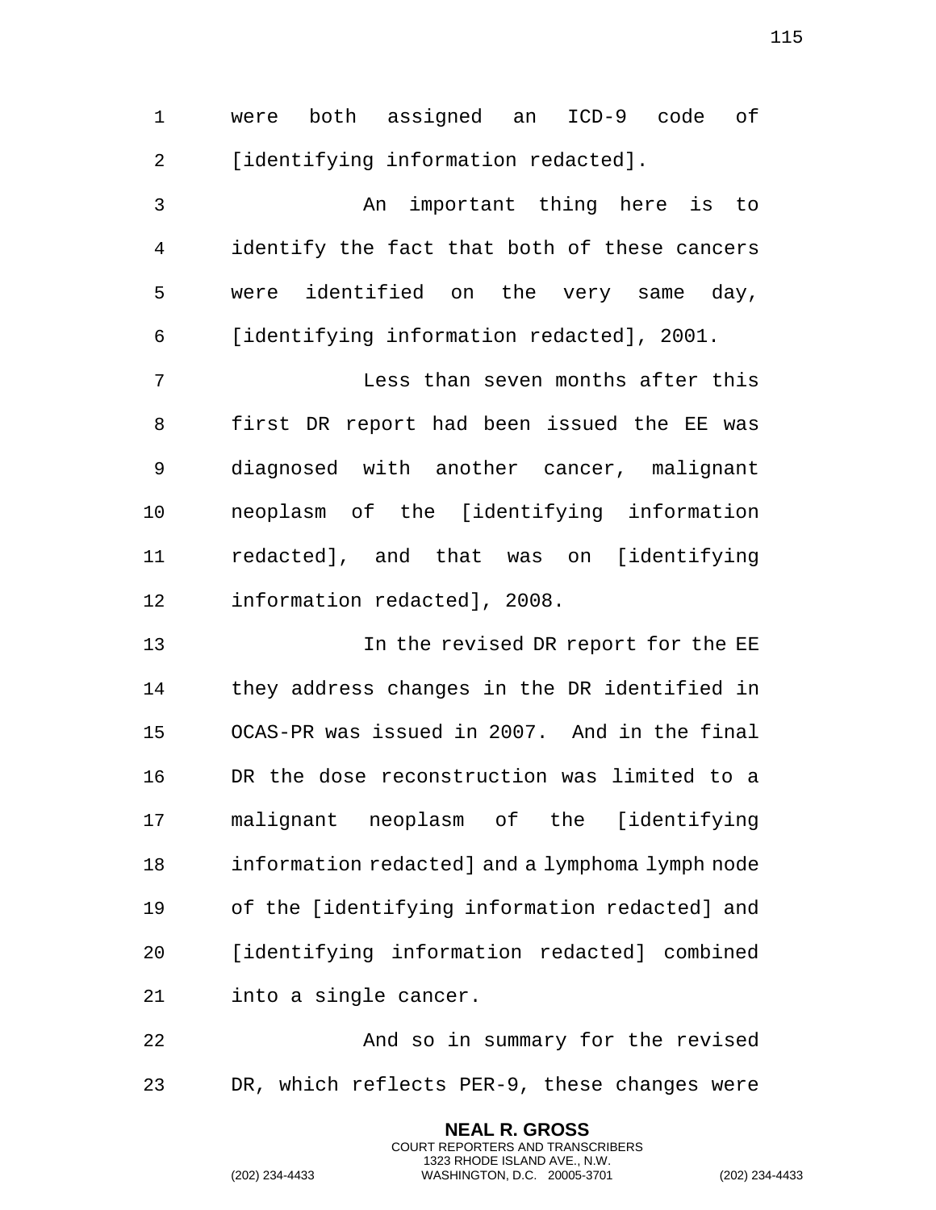were both assigned an ICD-9 code of [identifying information redacted].

An important thing here is to identify the fact that both of these cancers were identified on the very same day, [identifying information redacted], 2001.

Less than seven months after this first DR report had been issued the EE was diagnosed with another cancer, malignant neoplasm of the [identifying information redacted], and that was on [identifying information redacted], 2008.

In the revised DR report for the EE they address changes in the DR identified in OCAS-PR was issued in 2007. And in the final DR the dose reconstruction was limited to a malignant neoplasm of the [identifying information redacted] and a lymphoma lymph node of the [identifying information redacted] and [identifying information redacted] combined into a single cancer.

And so in summary for the revised DR, which reflects PER-9, these changes were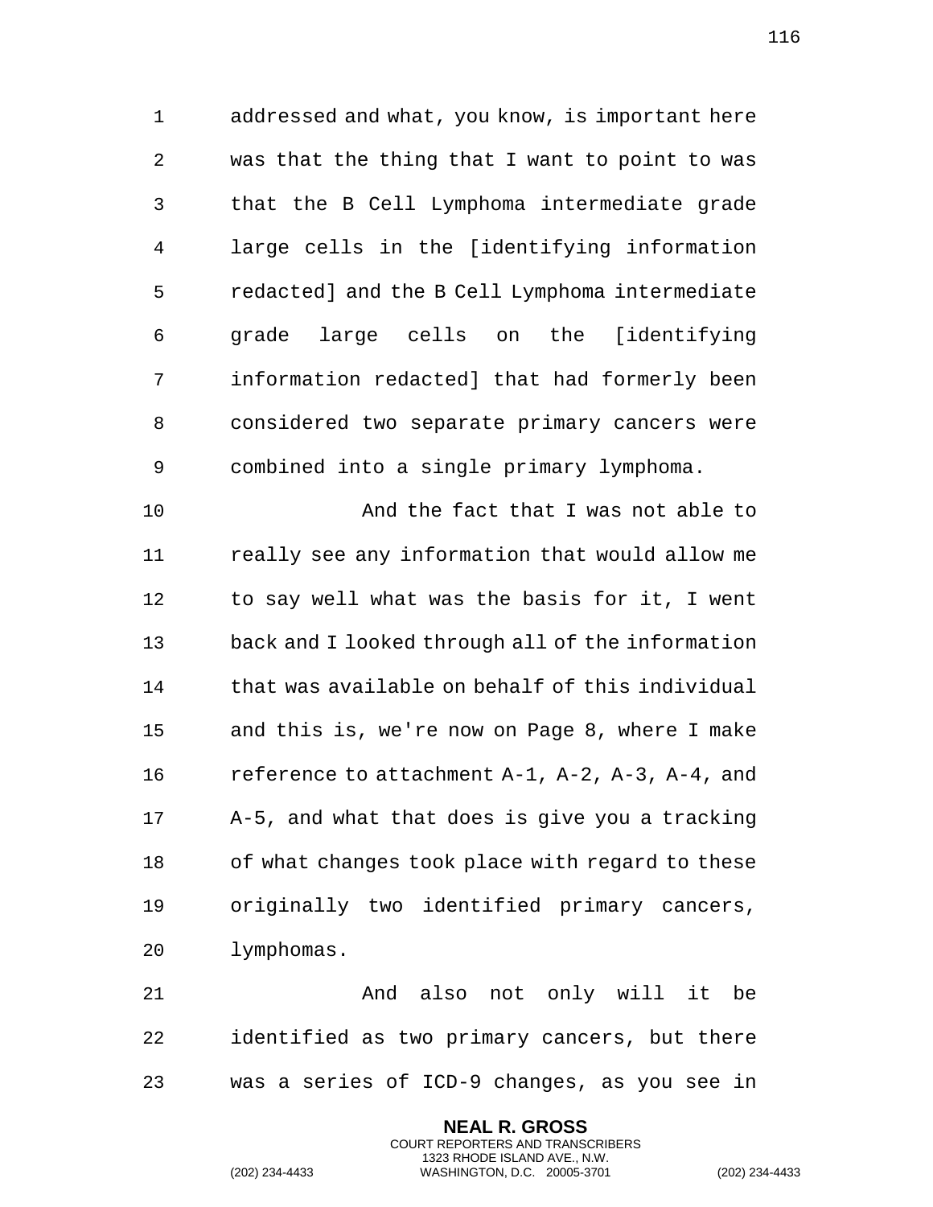addressed and what, you know, is important here was that the thing that I want to point to was that the B Cell Lymphoma intermediate grade large cells in the [identifying information redacted] and the B Cell Lymphoma intermediate grade large cells on the [identifying information redacted] that had formerly been considered two separate primary cancers were combined into a single primary lymphoma.

And the fact that I was not able to really see any information that would allow me to say well what was the basis for it, I went back and I looked through all of the information that was available on behalf of this individual and this is, we're now on Page 8, where I make reference to attachment A-1, A-2, A-3, A-4, and A-5, and what that does is give you a tracking of what changes took place with regard to these originally two identified primary cancers, lymphomas.

And also not only will it be identified as two primary cancers, but there was a series of ICD-9 changes, as you see in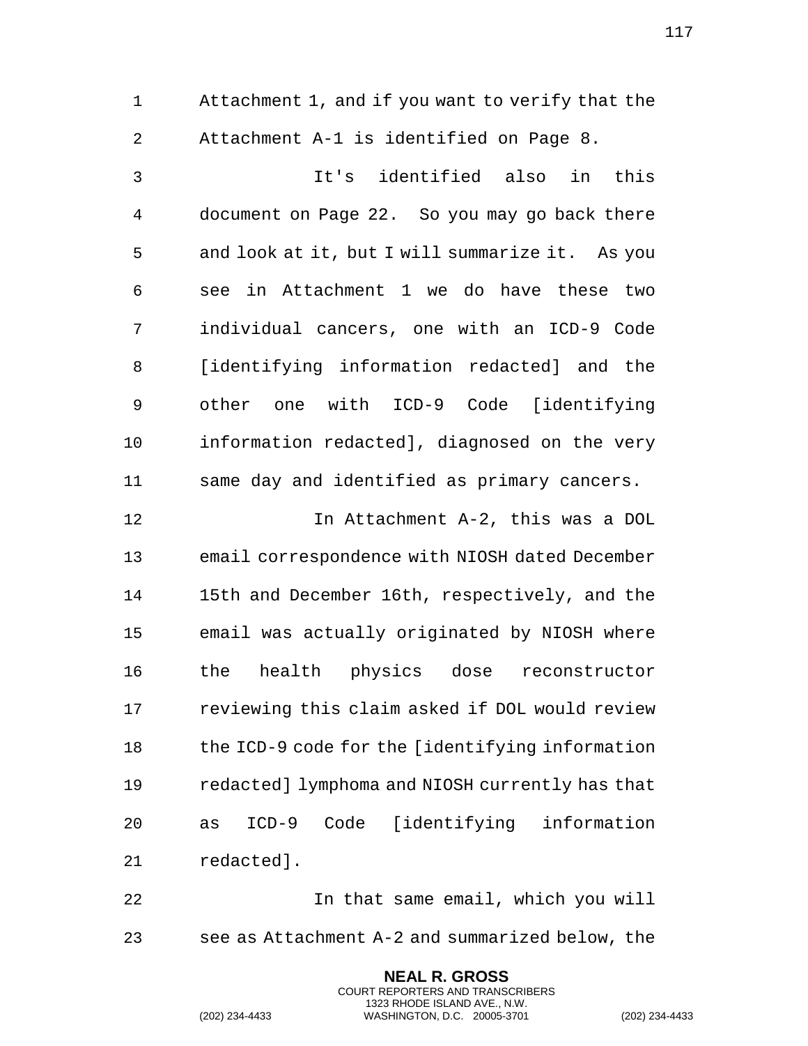Attachment 1, and if you want to verify that the Attachment A-1 is identified on Page 8.

It's identified also in this document on Page 22. So you may go back there and look at it, but I will summarize it. As you see in Attachment 1 we do have these two individual cancers, one with an ICD-9 Code [identifying information redacted] and the other one with ICD-9 Code [identifying information redacted], diagnosed on the very same day and identified as primary cancers.

In Attachment A-2, this was a DOL email correspondence with NIOSH dated December 15th and December 16th, respectively, and the email was actually originated by NIOSH where the health physics dose reconstructor reviewing this claim asked if DOL would review the ICD-9 code for the [identifying information redacted] lymphoma and NIOSH currently has that as ICD-9 Code [identifying information redacted].

In that same email, which you will see as Attachment A-2 and summarized below, the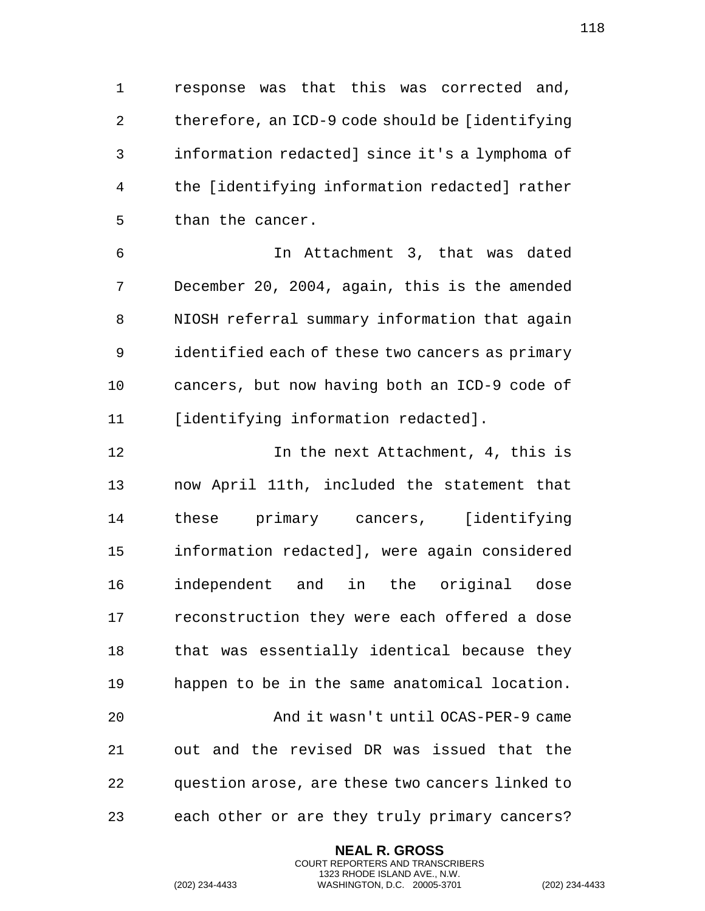response was that this was corrected and, therefore, an ICD-9 code should be [identifying information redacted] since it's a lymphoma of the [identifying information redacted] rather than the cancer.

In Attachment 3, that was dated December 20, 2004, again, this is the amended NIOSH referral summary information that again identified each of these two cancers as primary cancers, but now having both an ICD-9 code of [identifying information redacted].

In the next Attachment, 4, this is now April 11th, included the statement that these primary cancers, [identifying information redacted], were again considered independent and in the original dose reconstruction they were each offered a dose that was essentially identical because they happen to be in the same anatomical location.

And it wasn't until OCAS-PER-9 came out and the revised DR was issued that the question arose, are these two cancers linked to each other or are they truly primary cancers?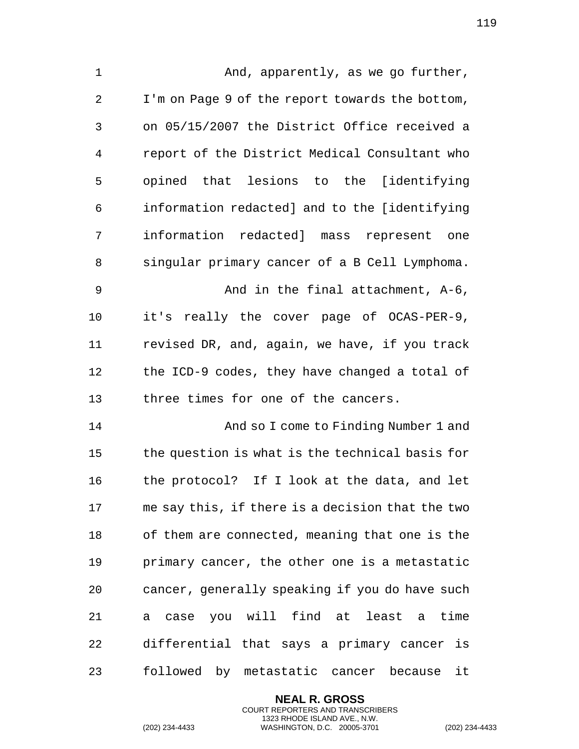And, apparently, as we go further, I'm on Page 9 of the report towards the bottom, on 05/15/2007 the District Office received a report of the District Medical Consultant who opined that lesions to the [identifying information redacted] and to the [identifying information redacted] mass represent one singular primary cancer of a B Cell Lymphoma.

And in the final attachment, A-6, it's really the cover page of OCAS-PER-9, revised DR, and, again, we have, if you track the ICD-9 codes, they have changed a total of three times for one of the cancers.

And so I come to Finding Number 1 and the question is what is the technical basis for the protocol? If I look at the data, and let me say this, if there is a decision that the two of them are connected, meaning that one is the primary cancer, the other one is a metastatic cancer, generally speaking if you do have such a case you will find at least a time differential that says a primary cancer is followed by metastatic cancer because it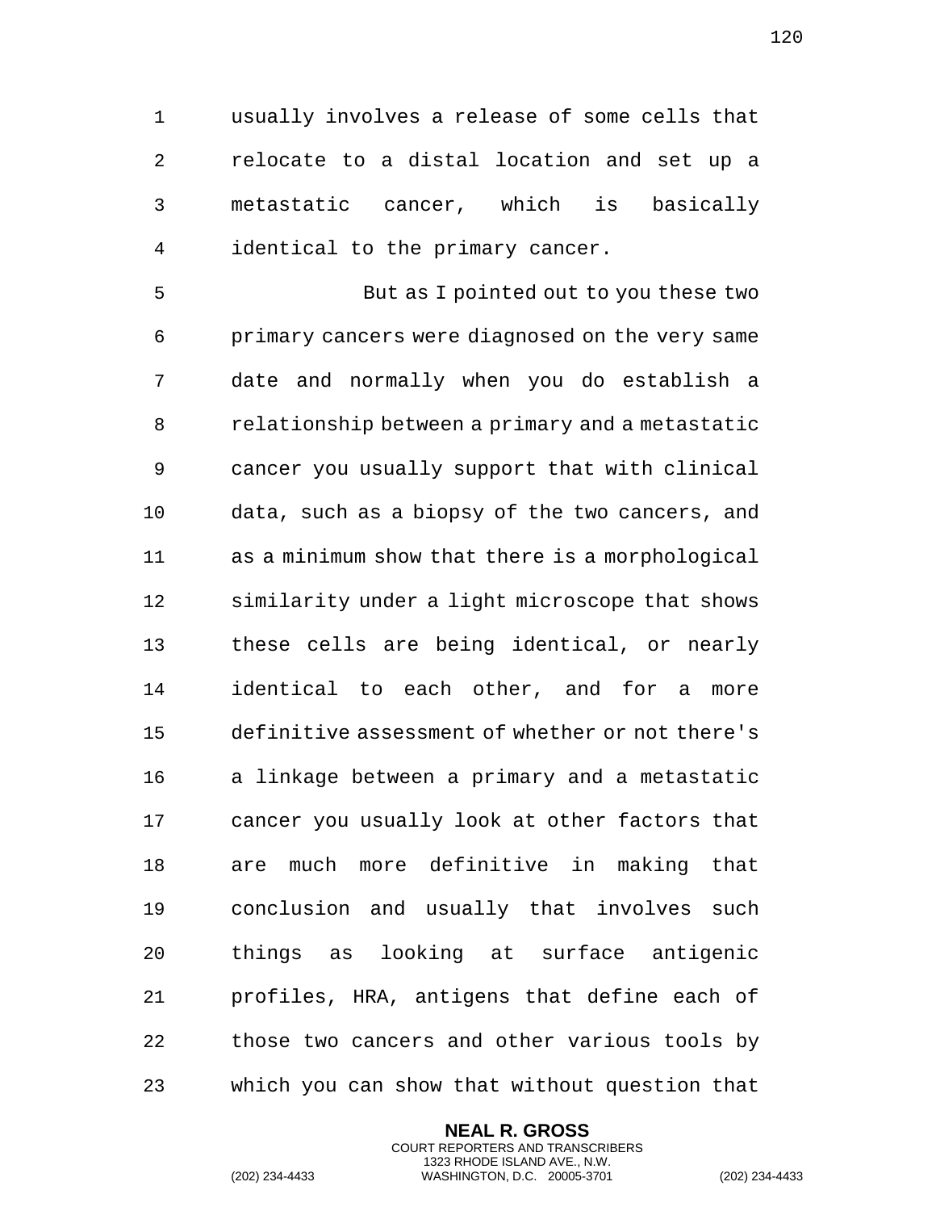usually involves a release of some cells that relocate to a distal location and set up a metastatic cancer, which is basically identical to the primary cancer.

But as I pointed out to you these two primary cancers were diagnosed on the very same date and normally when you do establish a relationship between a primary and a metastatic cancer you usually support that with clinical data, such as a biopsy of the two cancers, and as a minimum show that there is a morphological similarity under a light microscope that shows these cells are being identical, or nearly identical to each other, and for a more definitive assessment of whether or not there's a linkage between a primary and a metastatic cancer you usually look at other factors that are much more definitive in making that conclusion and usually that involves such things as looking at surface antigenic profiles, HRA, antigens that define each of those two cancers and other various tools by which you can show that without question that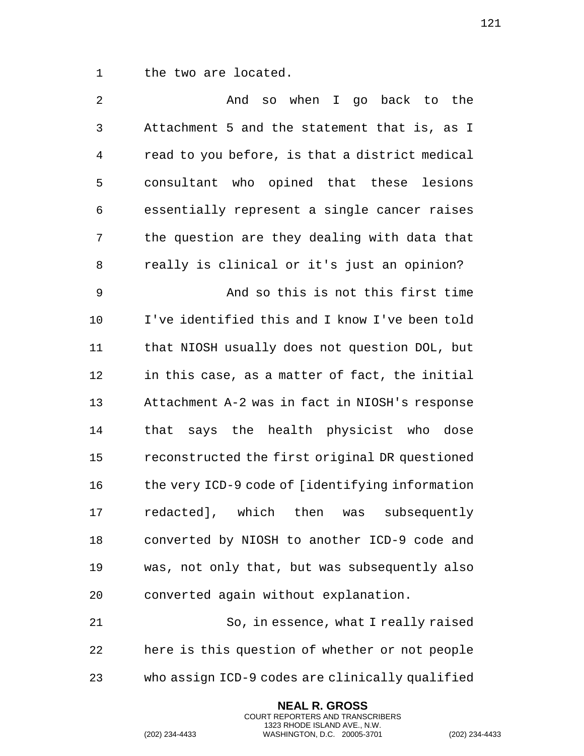the two are located.

And so when I go back to the Attachment 5 and the statement that is, as I read to you before, is that a district medical consultant who opined that these lesions essentially represent a single cancer raises the question are they dealing with data that really is clinical or it's just an opinion?

And so this is not this first time I've identified this and I know I've been told that NIOSH usually does not question DOL, but in this case, as a matter of fact, the initial Attachment A-2 was in fact in NIOSH's response that says the health physicist who dose reconstructed the first original DR questioned the very ICD-9 code of [identifying information redacted], which then was subsequently converted by NIOSH to another ICD-9 code and was, not only that, but was subsequently also converted again without explanation.

So, in essence, what I really raised here is this question of whether or not people who assign ICD-9 codes are clinically qualified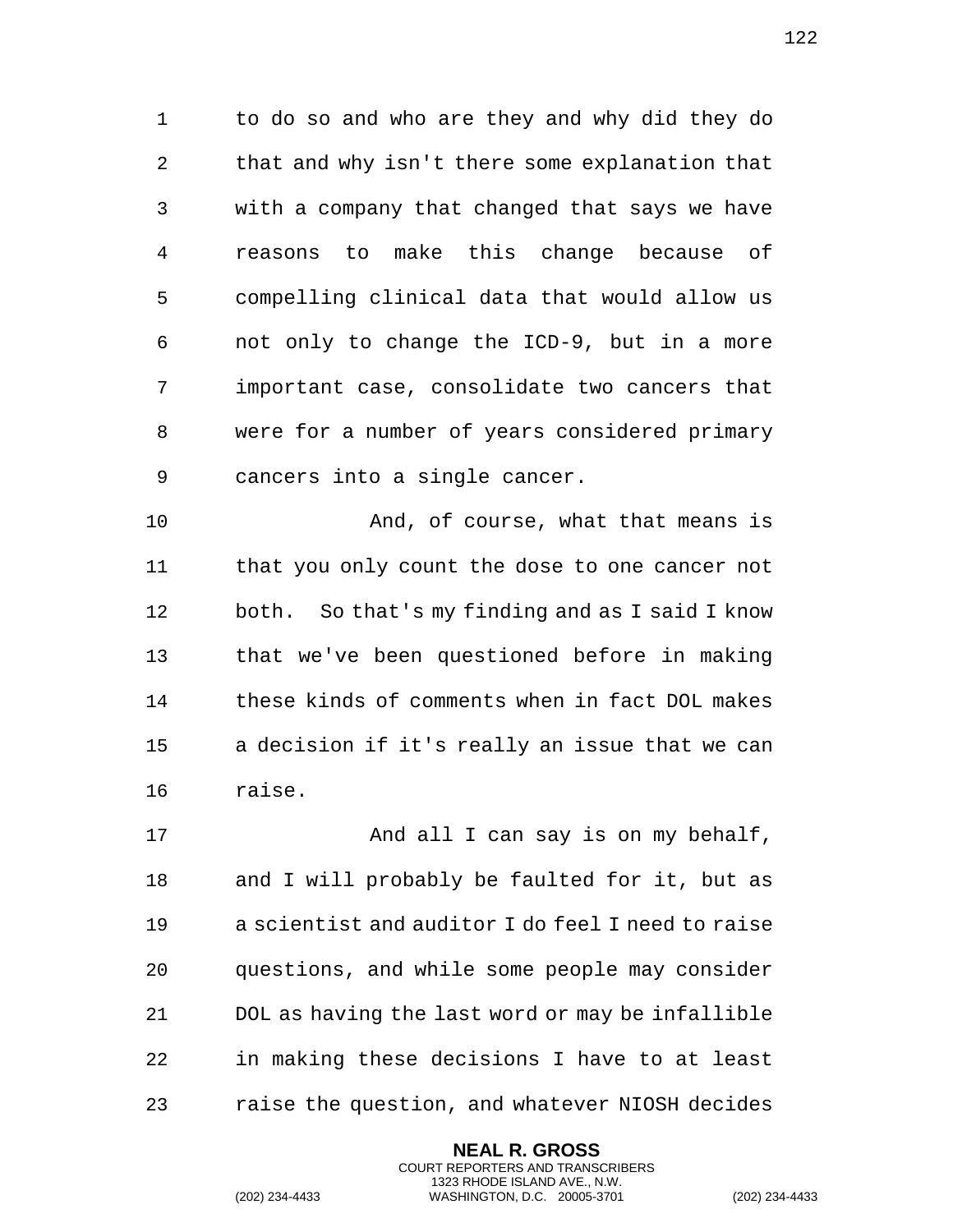to do so and who are they and why did they do that and why isn't there some explanation that with a company that changed that says we have reasons to make this change because of compelling clinical data that would allow us not only to change the ICD-9, but in a more important case, consolidate two cancers that were for a number of years considered primary cancers into a single cancer.

And, of course, what that means is that you only count the dose to one cancer not both. So that's my finding and as I said I know that we've been questioned before in making these kinds of comments when in fact DOL makes a decision if it's really an issue that we can raise.

And all I can say is on my behalf, and I will probably be faulted for it, but as a scientist and auditor I do feel I need to raise questions, and while some people may consider DOL as having the last word or may be infallible in making these decisions I have to at least raise the question, and whatever NIOSH decides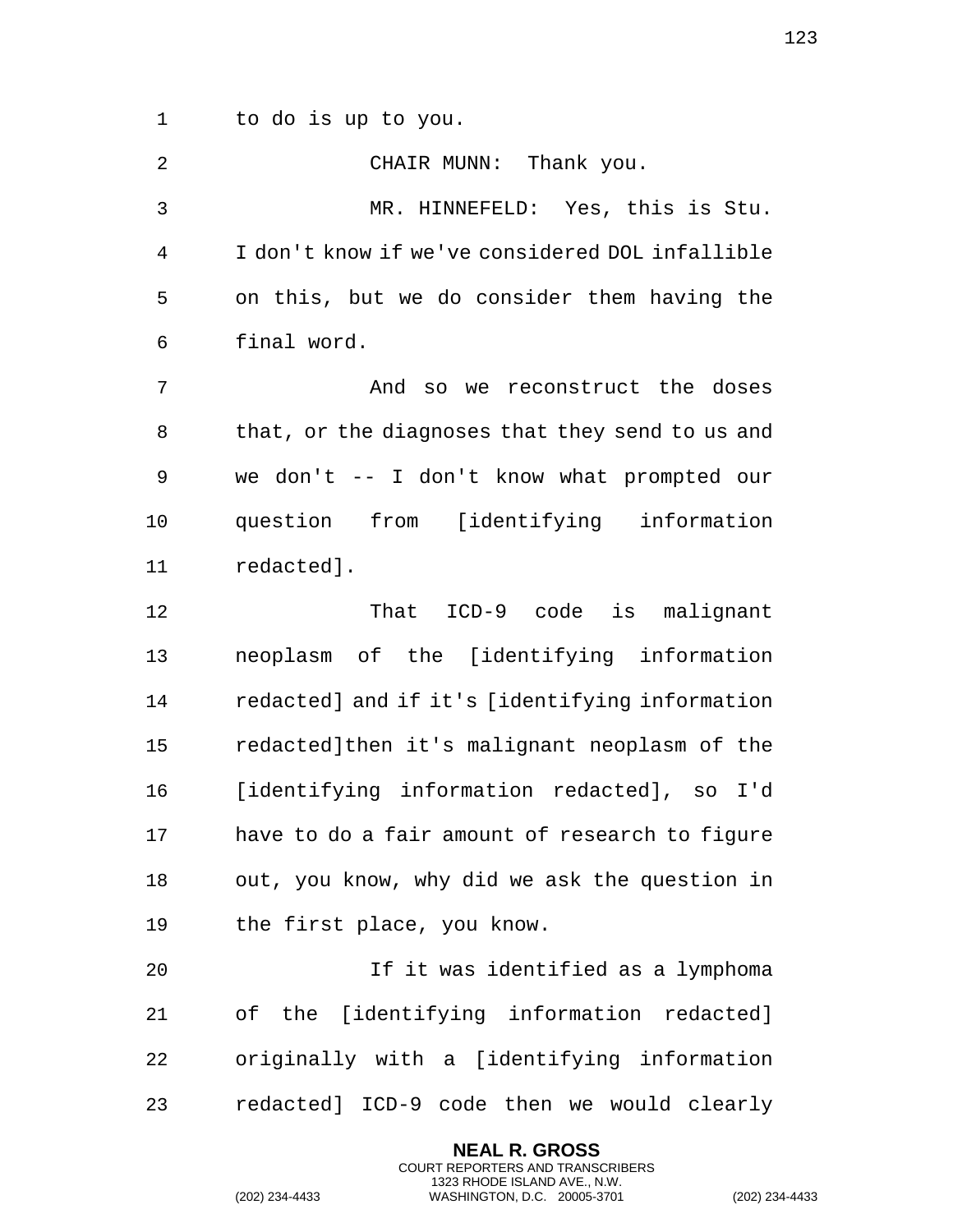to do is up to you.

CHAIR MUNN: Thank you.

MR. HINNEFELD: Yes, this is Stu. I don't know if we've considered DOL infallible on this, but we do consider them having the final word.

And so we reconstruct the doses that, or the diagnoses that they send to us and we don't -- I don't know what prompted our question from [identifying information redacted].

That ICD-9 code is malignant neoplasm of the [identifying information redacted] and if it's [identifying information redacted]then it's malignant neoplasm of the [identifying information redacted], so I'd have to do a fair amount of research to figure out, you know, why did we ask the question in the first place, you know.

If it was identified as a lymphoma of the [identifying information redacted] originally with a [identifying information redacted] ICD-9 code then we would clearly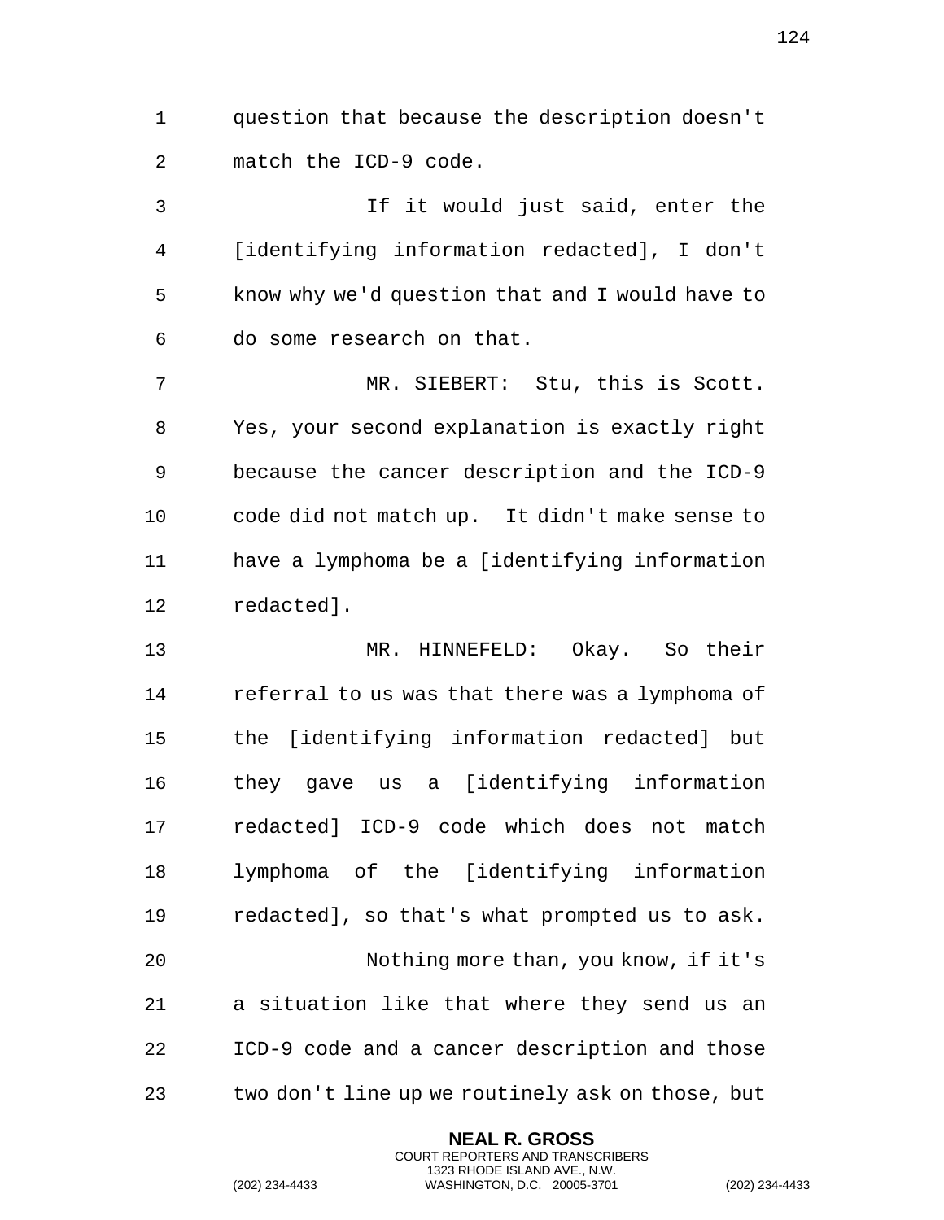question that because the description doesn't match the ICD-9 code.

If it would just said, enter the [identifying information redacted], I don't know why we'd question that and I would have to do some research on that.

MR. SIEBERT: Stu, this is Scott. Yes, your second explanation is exactly right because the cancer description and the ICD-9 code did not match up. It didn't make sense to have a lymphoma be a [identifying information redacted].

MR. HINNEFELD: Okay. So their referral to us was that there was a lymphoma of the [identifying information redacted] but they gave us a [identifying information redacted] ICD-9 code which does not match lymphoma of the [identifying information redacted], so that's what prompted us to ask.

Nothing more than, you know, if it's a situation like that where they send us an ICD-9 code and a cancer description and those two don't line up we routinely ask on those, but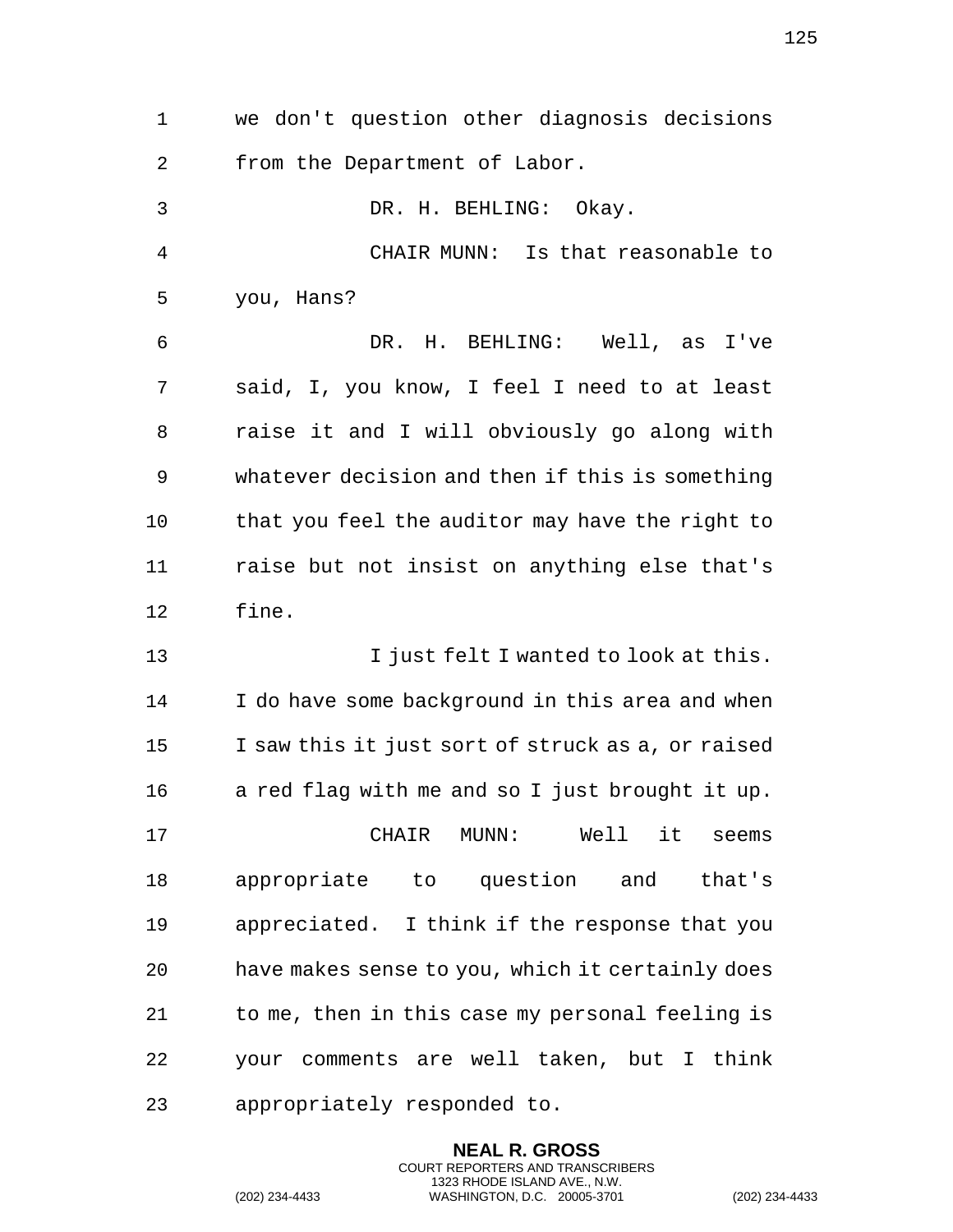we don't question other diagnosis decisions from the Department of Labor.

DR. H. BEHLING: Okay.

CHAIR MUNN: Is that reasonable to you, Hans?

DR. H. BEHLING: Well, as I've said, I, you know, I feel I need to at least raise it and I will obviously go along with whatever decision and then if this is something that you feel the auditor may have the right to raise but not insist on anything else that's fine.

I just felt I wanted to look at this. I do have some background in this area and when I saw this it just sort of struck as a, or raised a red flag with me and so I just brought it up.

CHAIR MUNN: Well it seems appropriate to question and that's appreciated. I think if the response that you have makes sense to you, which it certainly does to me, then in this case my personal feeling is your comments are well taken, but I think appropriately responded to.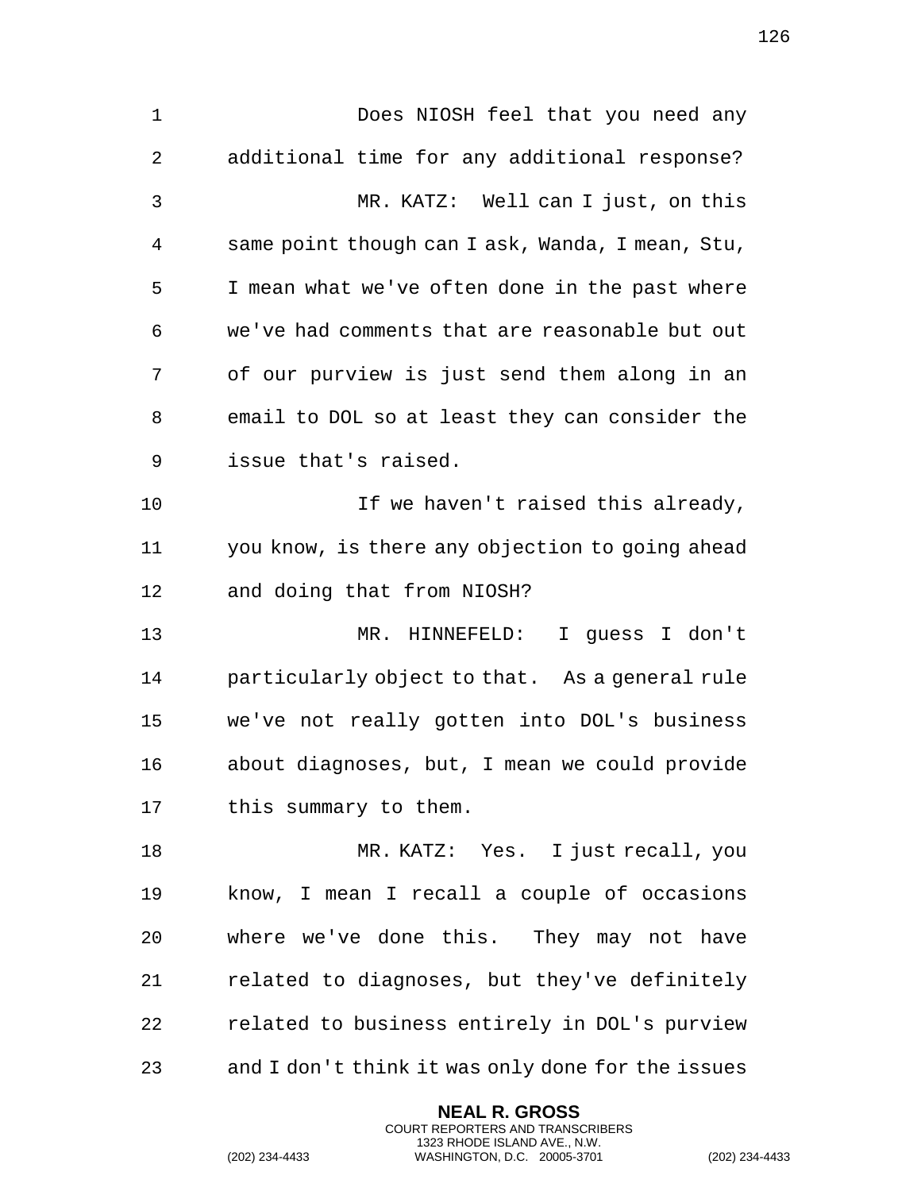Does NIOSH feel that you need any additional time for any additional response?

MR. KATZ: Well can I just, on this same point though can I ask, Wanda, I mean, Stu, I mean what we've often done in the past where we've had comments that are reasonable but out of our purview is just send them along in an email to DOL so at least they can consider the issue that's raised.

If we haven't raised this already, you know, is there any objection to going ahead and doing that from NIOSH?

MR. HINNEFELD: I guess I don't particularly object to that. As a general rule we've not really gotten into DOL's business about diagnoses, but, I mean we could provide this summary to them.

MR. KATZ: Yes. I just recall, you know, I mean I recall a couple of occasions where we've done this. They may not have related to diagnoses, but they've definitely related to business entirely in DOL's purview and I don't think it was only done for the issues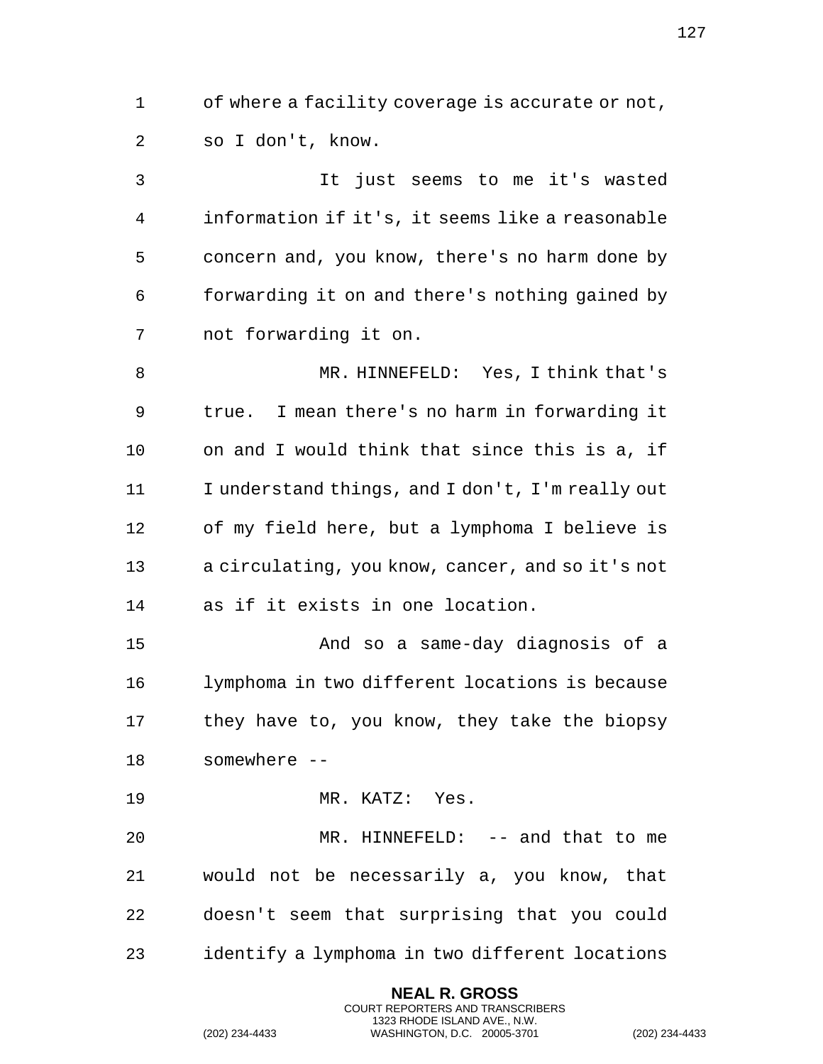of where a facility coverage is accurate or not, so I don't, know.

It just seems to me it's wasted information if it's, it seems like a reasonable concern and, you know, there's no harm done by forwarding it on and there's nothing gained by not forwarding it on.

MR. HINNEFELD: Yes, I think that's true. I mean there's no harm in forwarding it on and I would think that since this is a, if I understand things, and I don't, I'm really out of my field here, but a lymphoma I believe is a circulating, you know, cancer, and so it's not as if it exists in one location.

And so a same-day diagnosis of a lymphoma in two different locations is because they have to, you know, they take the biopsy somewhere --

MR. KATZ: Yes.

MR. HINNEFELD: -- and that to me would not be necessarily a, you know, that doesn't seem that surprising that you could identify a lymphoma in two different locations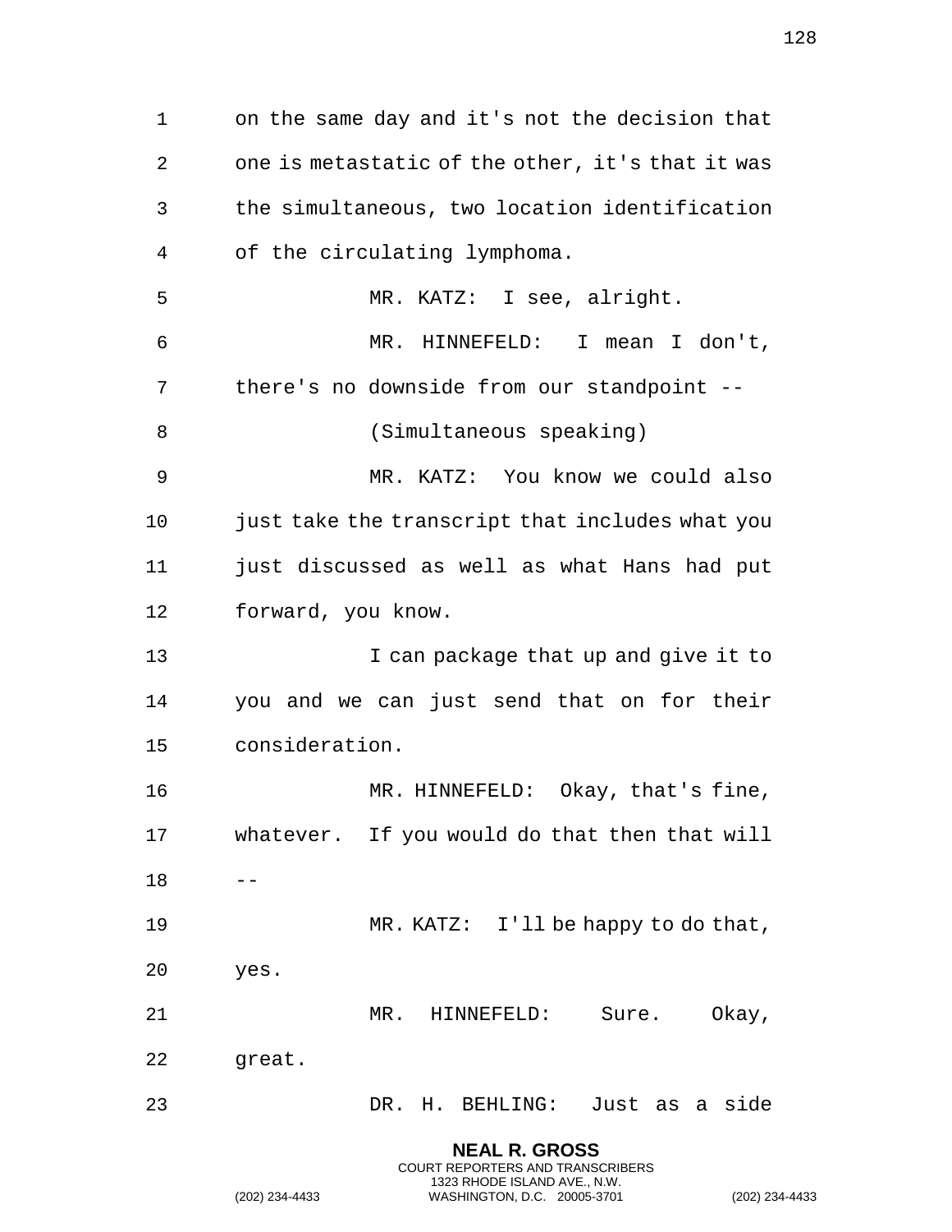on the same day and it's not the decision that one is metastatic of the other, it's that it was the simultaneous, two location identification of the circulating lymphoma.

MR. KATZ: I see, alright.

MR. HINNEFELD: I mean I don't, there's no downside from our standpoint --

(Simultaneous speaking)

MR. KATZ: You know we could also just take the transcript that includes what you just discussed as well as what Hans had put forward, you know.

I can package that up and give it to you and we can just send that on for their consideration.

MR. HINNEFELD: Okay, that's fine, whatever. If you would do that then that will --

MR. KATZ: I'll be happy to do that, yes.

MR. HINNEFELD: Sure. Okay, great.

DR. H. BEHLING: Just as a side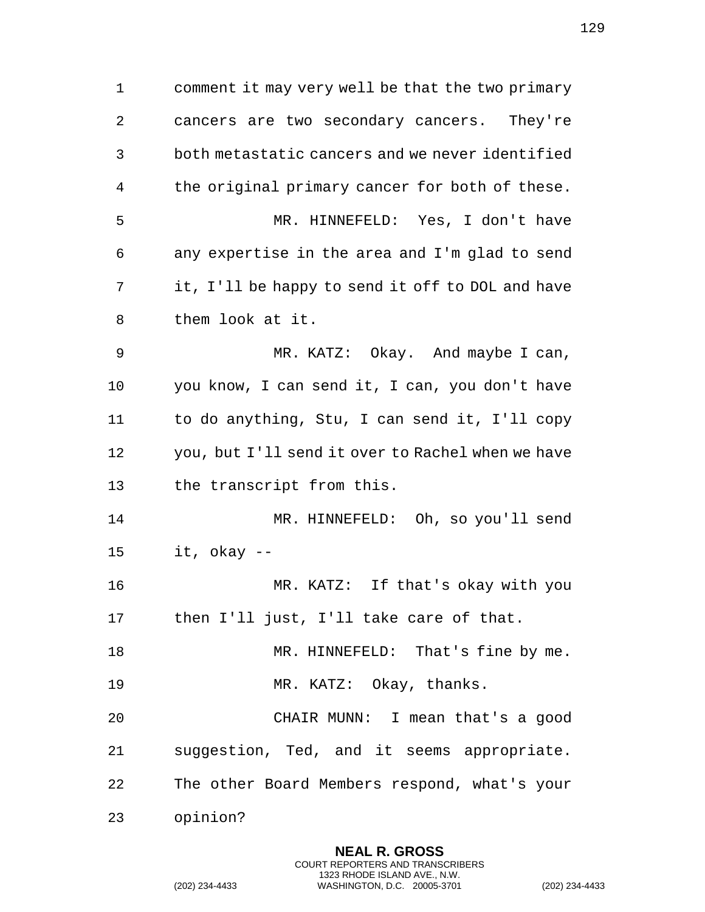comment it may very well be that the two primary cancers are two secondary cancers. They're both metastatic cancers and we never identified the original primary cancer for both of these.

MR. HINNEFELD: Yes, I don't have any expertise in the area and I'm glad to send it, I'll be happy to send it off to DOL and have them look at it.

MR. KATZ: Okay. And maybe I can, you know, I can send it, I can, you don't have to do anything, Stu, I can send it, I'll copy you, but I'll send it over to Rachel when we have the transcript from this.

MR. HINNEFELD: Oh, so you'll send it, okay --

MR. KATZ: If that's okay with you then I'll just, I'll take care of that.

MR. HINNEFELD: That's fine by me.

MR. KATZ: Okay, thanks.

CHAIR MUNN: I mean that's a good suggestion, Ted, and it seems appropriate. The other Board Members respond, what's your opinion?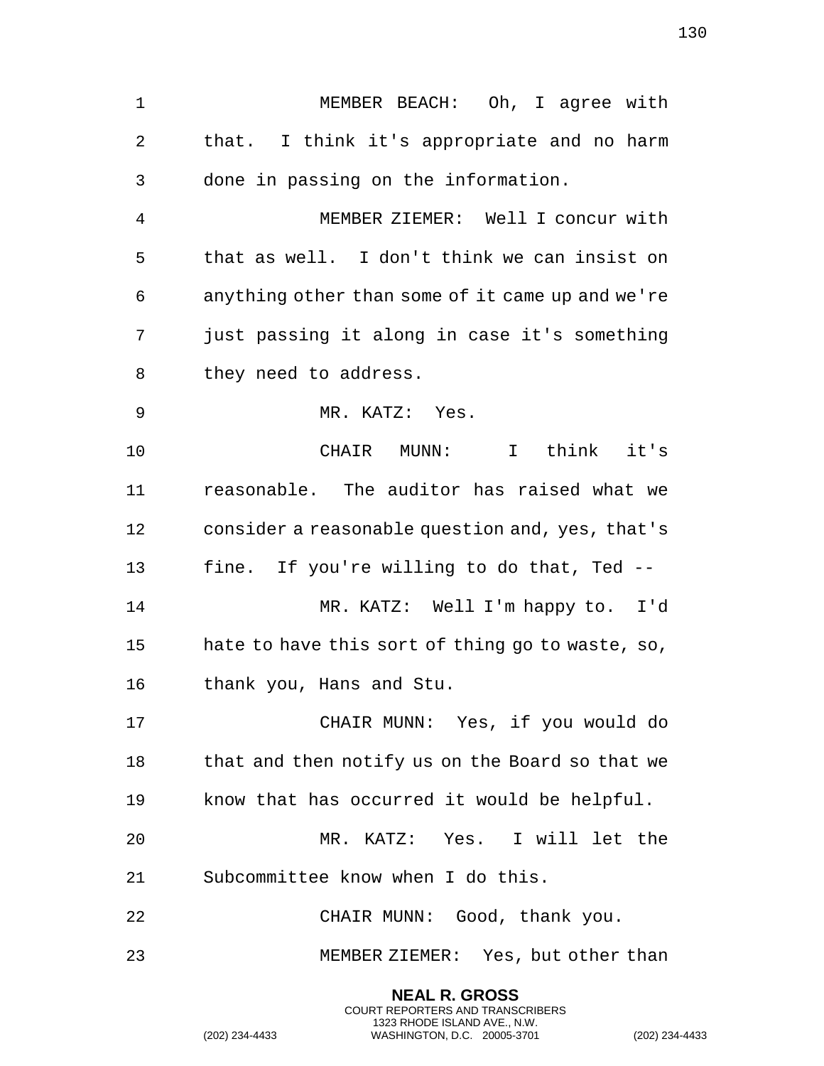MEMBER BEACH: Oh, I agree with that. I think it's appropriate and no harm done in passing on the information.

MEMBER ZIEMER: Well I concur with that as well. I don't think we can insist on anything other than some of it came up and we're just passing it along in case it's something they need to address.

MR. KATZ: Yes.

CHAIR MUNN: I think it's reasonable. The auditor has raised what we consider a reasonable question and, yes, that's fine. If you're willing to do that, Ted --

MR. KATZ: Well I'm happy to. I'd hate to have this sort of thing go to waste, so, thank you, Hans and Stu.

CHAIR MUNN: Yes, if you would do that and then notify us on the Board so that we know that has occurred it would be helpful.

MR. KATZ: Yes. I will let the Subcommittee know when I do this.

CHAIR MUNN: Good, thank you.

MEMBER ZIEMER: Yes, but other than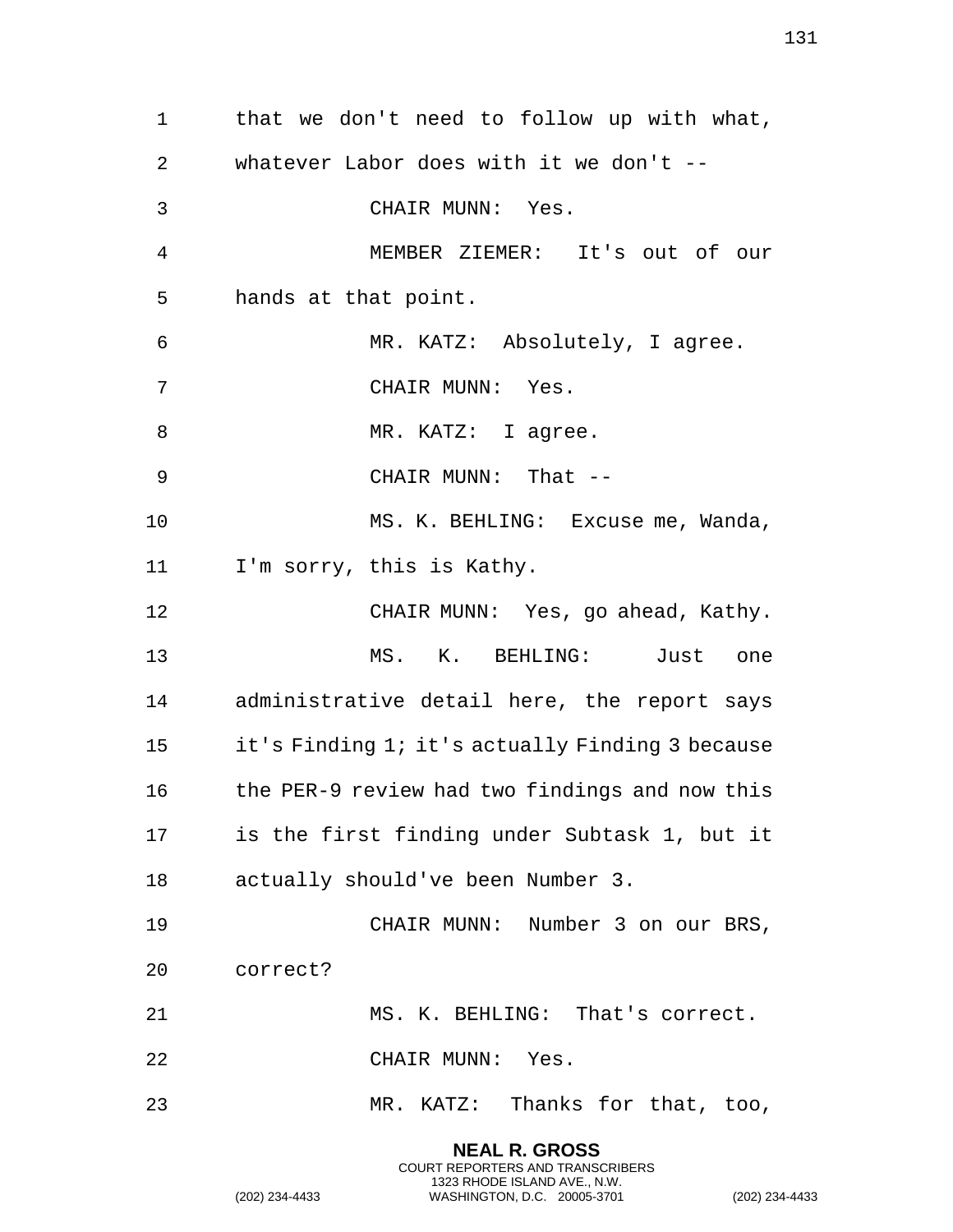that we don't need to follow up with what, whatever Labor does with it we don't --

CHAIR MUNN: Yes.

MEMBER ZIEMER: It's out of our hands at that point.

MR. KATZ: Absolutely, I agree.

CHAIR MUNN: Yes.

MR. KATZ: I agree.

CHAIR MUNN: That --

MS. K. BEHLING: Excuse me, Wanda, I'm sorry, this is Kathy.

CHAIR MUNN: Yes, go ahead, Kathy.

MS. K. BEHLING: Just one administrative detail here, the report says it's Finding 1; it's actually Finding 3 because the PER-9 review had two findings and now this is the first finding under Subtask 1, but it actually should've been Number 3.

CHAIR MUNN: Number 3 on our BRS, correct?

MS. K. BEHLING: That's correct.

CHAIR MUNN: Yes.

MR. KATZ: Thanks for that, too,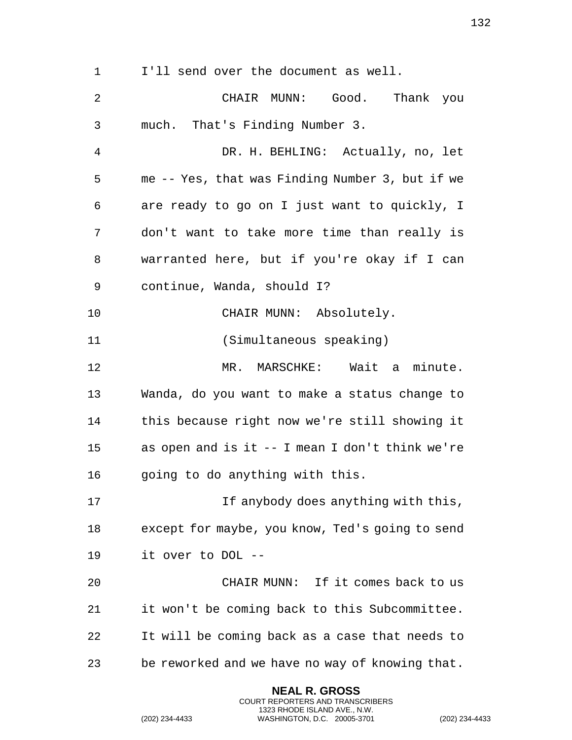I'll send over the document as well.

CHAIR MUNN: Good. Thank you much. That's Finding Number 3.

DR. H. BEHLING: Actually, no, let me -- Yes, that was Finding Number 3, but if we are ready to go on I just want to quickly, I don't want to take more time than really is warranted here, but if you're okay if I can continue, Wanda, should I?

CHAIR MUNN: Absolutely.

(Simultaneous speaking)

MR. MARSCHKE: Wait a minute. Wanda, do you want to make a status change to this because right now we're still showing it as open and is it -- I mean I don't think we're going to do anything with this.

If anybody does anything with this, except for maybe, you know, Ted's going to send it over to DOL --

CHAIR MUNN: If it comes back to us it won't be coming back to this Subcommittee. It will be coming back as a case that needs to be reworked and we have no way of knowing that.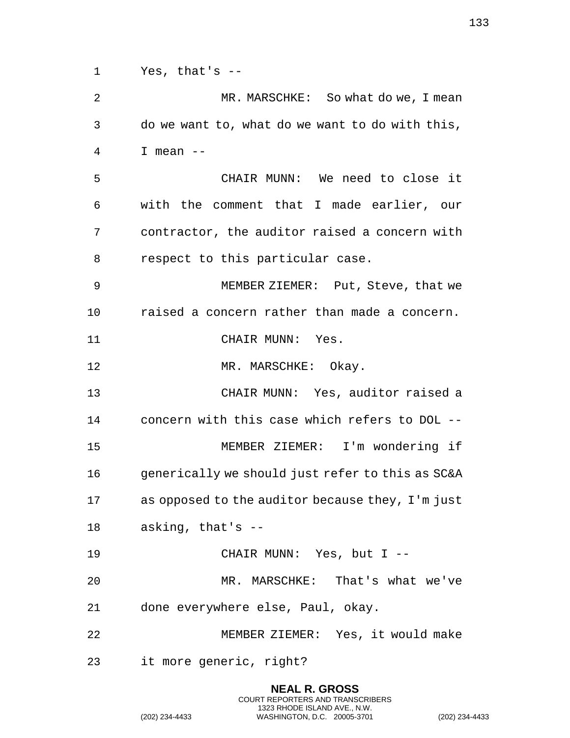Yes, that's --

MR. MARSCHKE: So what do we, I mean do we want to, what do we want to do with this, I mean --

CHAIR MUNN: We need to close it with the comment that I made earlier, our contractor, the auditor raised a concern with respect to this particular case.

MEMBER ZIEMER: Put, Steve, that we raised a concern rather than made a concern.

CHAIR MUNN: Yes.

MR. MARSCHKE: Okay.

CHAIR MUNN: Yes, auditor raised a concern with this case which refers to DOL --

MEMBER ZIEMER: I'm wondering if generically we should just refer to this as SC&A as opposed to the auditor because they, I'm just asking, that's --

CHAIR MUNN: Yes, but I --

MR. MARSCHKE: That's what we've done everywhere else, Paul, okay.

MEMBER ZIEMER: Yes, it would make it more generic, right?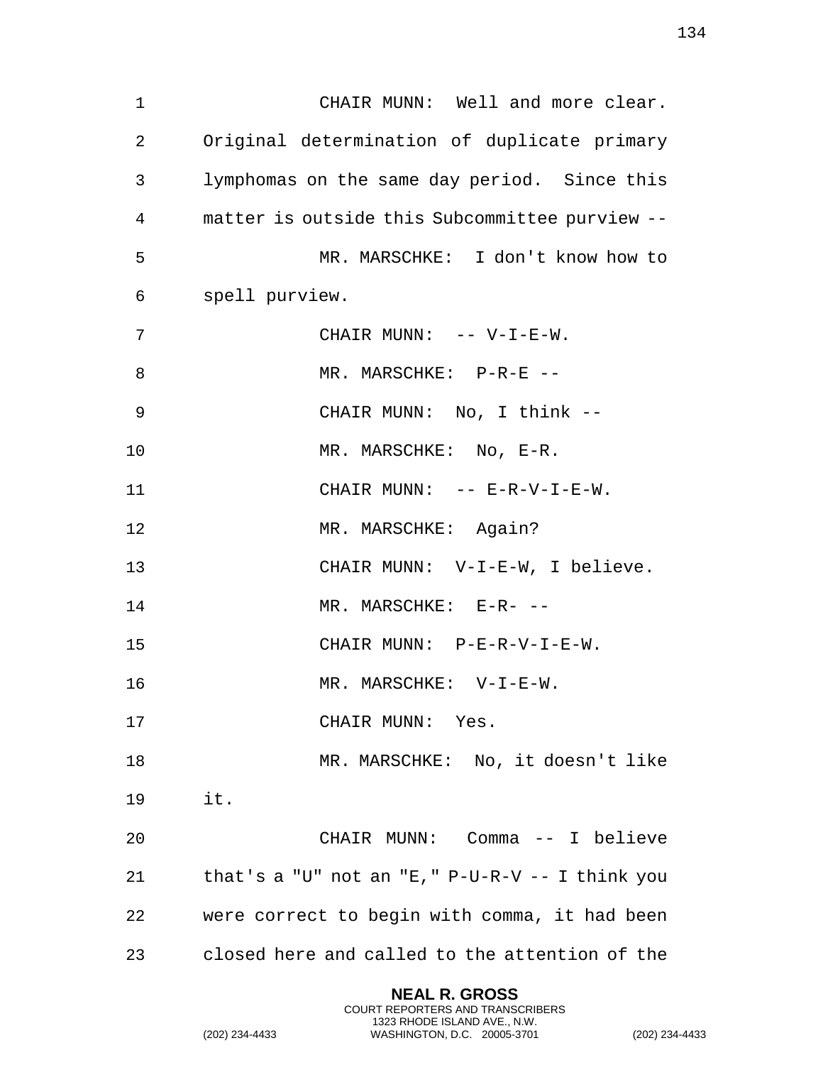CHAIR MUNN: Well and more clear. Original determination of duplicate primary lymphomas on the same day period. Since this matter is outside this Subcommittee purview --

MR. MARSCHKE: I don't know how to spell purview.

CHAIR MUNN: -- V-I-E-W.

MR. MARSCHKE: P-R-E --

CHAIR MUNN: No, I think --

MR. MARSCHKE: No, E-R.

CHAIR MUNN: -- E-R-V-I-E-W.

MR. MARSCHKE: Again?

CHAIR MUNN: V-I-E-W, I believe.

MR. MARSCHKE: E-R- --

CHAIR MUNN: P-E-R-V-I-E-W.

MR. MARSCHKE: V-I-E-W.

CHAIR MUNN: Yes.

MR. MARSCHKE: No, it doesn't like it.

CHAIR MUNN: Comma -- I believe that's a "U" not an "E," P-U-R-V -- I think you were correct to begin with comma, it had been closed here and called to the attention of the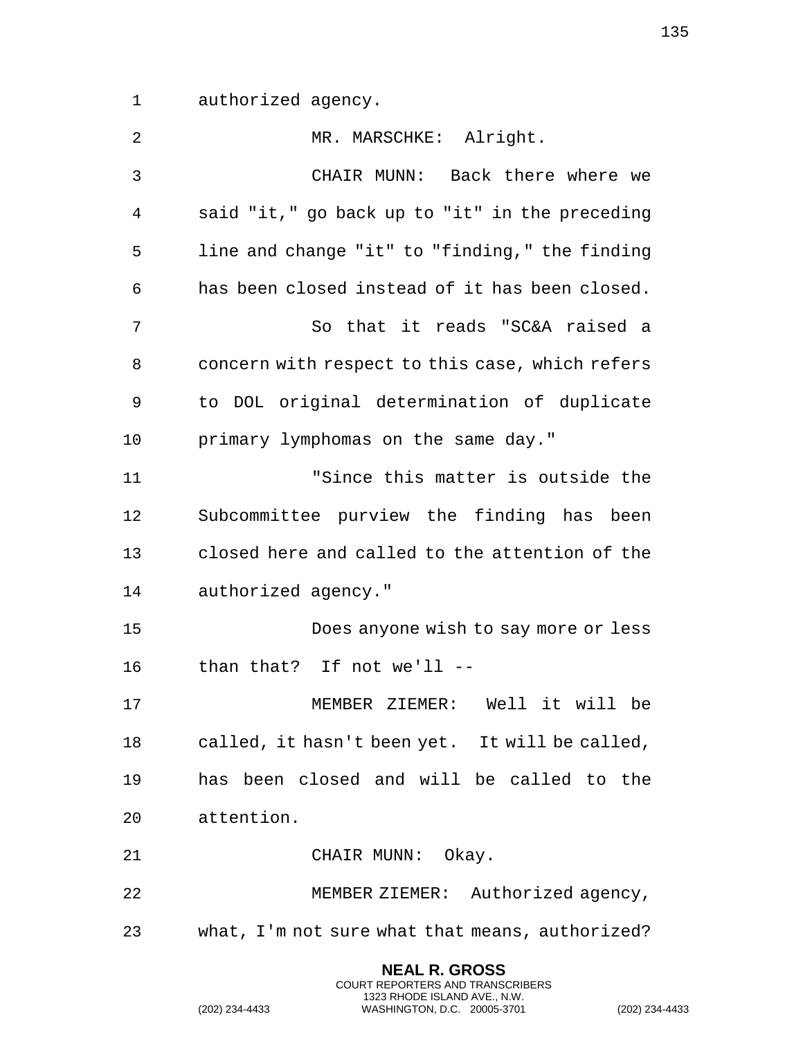authorized agency.

MR. MARSCHKE: Alright.

CHAIR MUNN: Back there where we said "it," go back up to "it" in the preceding line and change "it" to "finding," the finding has been closed instead of it has been closed.

So that it reads "SC&A raised a concern with respect to this case, which refers to DOL original determination of duplicate primary lymphomas on the same day."

"Since this matter is outside the Subcommittee purview the finding has been closed here and called to the attention of the authorized agency."

Does anyone wish to say more or less than that? If not we'll --

MEMBER ZIEMER: Well it will be called, it hasn't been yet. It will be called, has been closed and will be called to the attention.

CHAIR MUNN: Okay.

MEMBER ZIEMER: Authorized agency, what, I'm not sure what that means, authorized?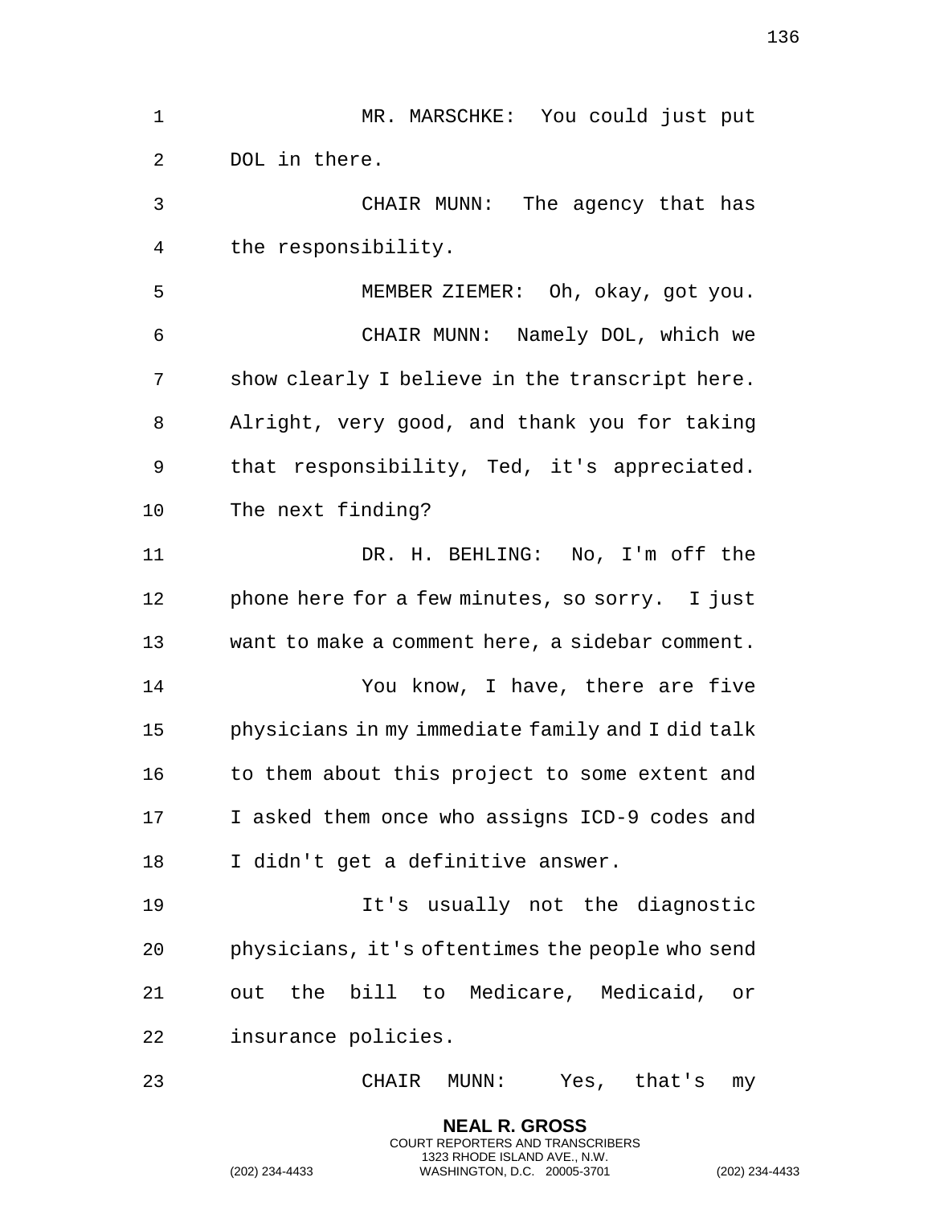MR. MARSCHKE: You could just put DOL in there.

CHAIR MUNN: The agency that has the responsibility.

MEMBER ZIEMER: Oh, okay, got you.

CHAIR MUNN: Namely DOL, which we show clearly I believe in the transcript here. Alright, very good, and thank you for taking that responsibility, Ted, it's appreciated. The next finding?

DR. H. BEHLING: No, I'm off the phone here for a few minutes, so sorry. I just want to make a comment here, a sidebar comment.

You know, I have, there are five physicians in my immediate family and I did talk to them about this project to some extent and I asked them once who assigns ICD-9 codes and I didn't get a definitive answer.

It's usually not the diagnostic physicians, it's oftentimes the people who send out the bill to Medicare, Medicaid, or insurance policies.

CHAIR MUNN: Yes, that's my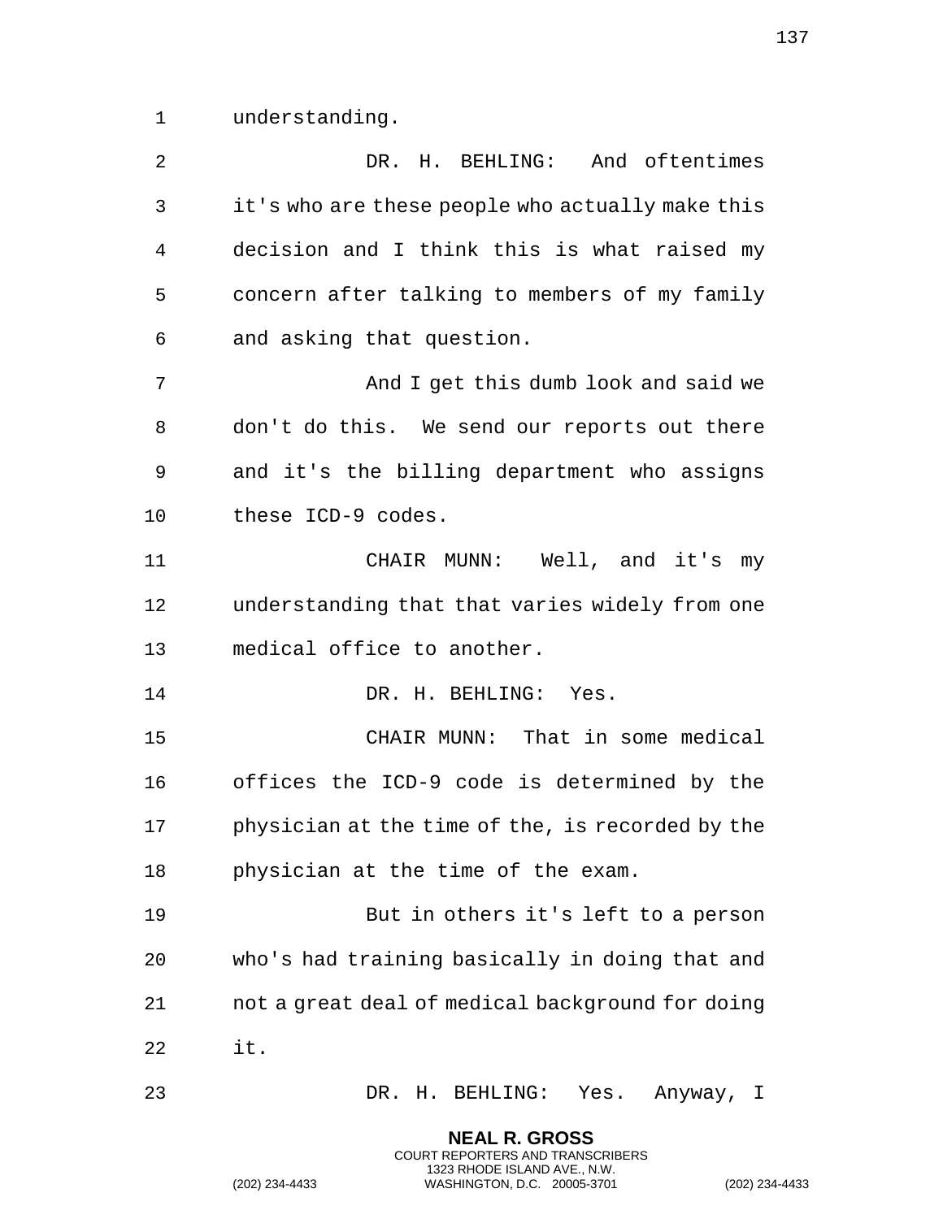understanding.

DR. H. BEHLING: And oftentimes it's who are these people who actually make this decision and I think this is what raised my concern after talking to members of my family and asking that question.

And I get this dumb look and said we don't do this. We send our reports out there and it's the billing department who assigns these ICD-9 codes.

CHAIR MUNN: Well, and it's my understanding that that varies widely from one medical office to another.

DR. H. BEHLING: Yes.

CHAIR MUNN: That in some medical offices the ICD-9 code is determined by the physician at the time of the, is recorded by the physician at the time of the exam.

But in others it's left to a person who's had training basically in doing that and not a great deal of medical background for doing it.

DR. H. BEHLING: Yes. Anyway, I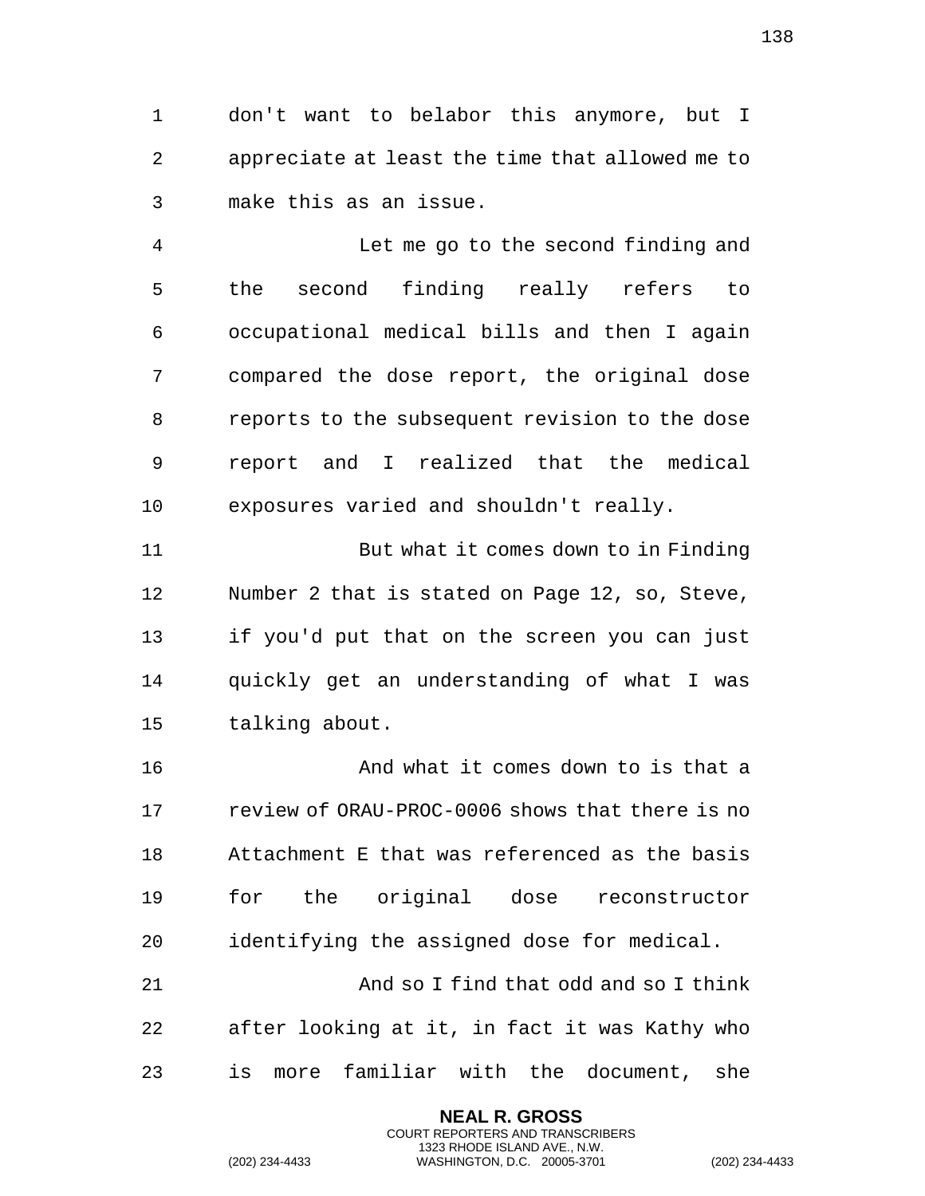don't want to belabor this anymore, but I appreciate at least the time that allowed me to make this as an issue.

Let me go to the second finding and the second finding really refers to occupational medical bills and then I again compared the dose report, the original dose reports to the subsequent revision to the dose report and I realized that the medical exposures varied and shouldn't really.

But what it comes down to in Finding Number 2 that is stated on Page 12, so, Steve, if you'd put that on the screen you can just quickly get an understanding of what I was talking about.

And what it comes down to is that a review of ORAU-PROC-0006 shows that there is no Attachment E that was referenced as the basis for the original dose reconstructor identifying the assigned dose for medical.

And so I find that odd and so I think after looking at it, in fact it was Kathy who is more familiar with the document, she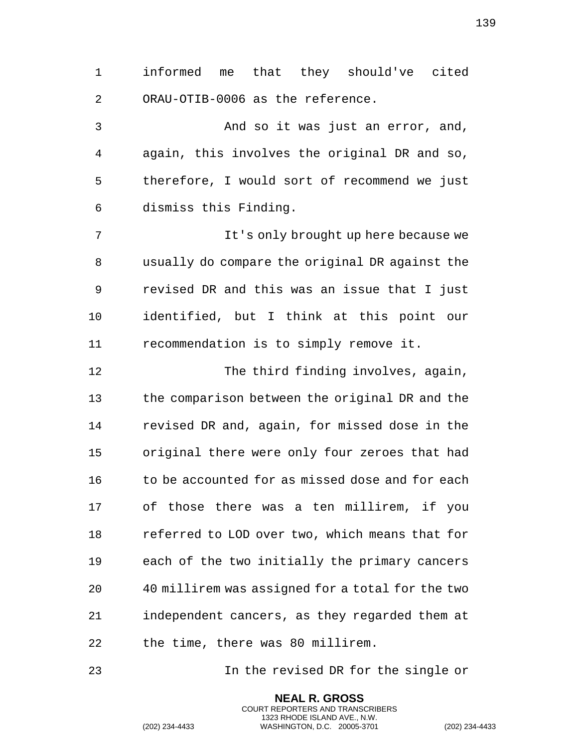informed me that they should've cited ORAU-OTIB-0006 as the reference.

And so it was just an error, and, again, this involves the original DR and so, therefore, I would sort of recommend we just dismiss this Finding.

It's only brought up here because we usually do compare the original DR against the revised DR and this was an issue that I just identified, but I think at this point our recommendation is to simply remove it.

The third finding involves, again, the comparison between the original DR and the revised DR and, again, for missed dose in the original there were only four zeroes that had to be accounted for as missed dose and for each of those there was a ten millirem, if you referred to LOD over two, which means that for each of the two initially the primary cancers 40 millirem was assigned for a total for the two independent cancers, as they regarded them at the time, there was 80 millirem.

In the revised DR for the single or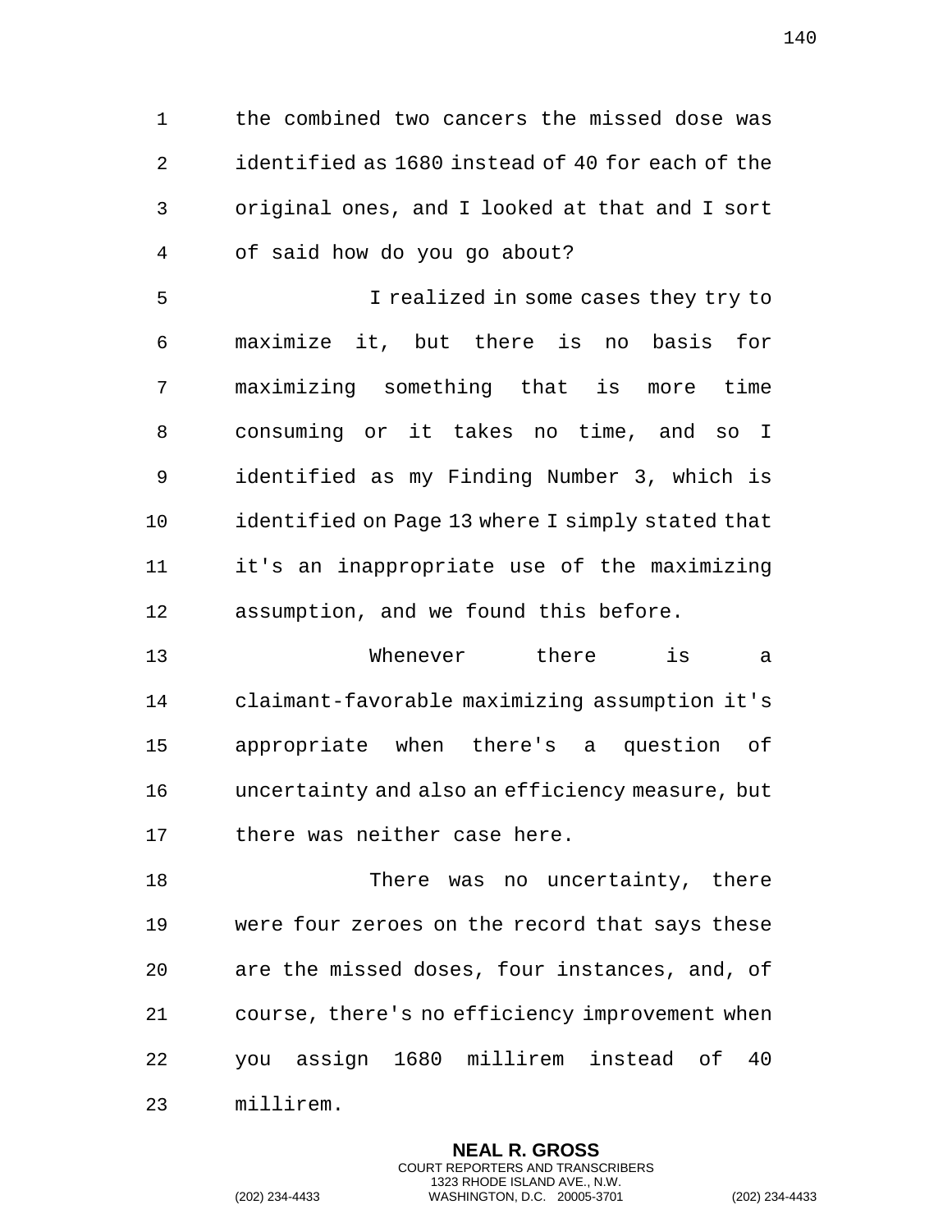the combined two cancers the missed dose was identified as 1680 instead of 40 for each of the original ones, and I looked at that and I sort of said how do you go about?

I realized in some cases they try to maximize it, but there is no basis for maximizing something that is more time consuming or it takes no time, and so I identified as my Finding Number 3, which is identified on Page 13 where I simply stated that it's an inappropriate use of the maximizing assumption, and we found this before.

Whenever there is a claimant-favorable maximizing assumption it's appropriate when there's a question of uncertainty and also an efficiency measure, but there was neither case here.

There was no uncertainty, there were four zeroes on the record that says these are the missed doses, four instances, and, of course, there's no efficiency improvement when you assign 1680 millirem instead of 40 millirem.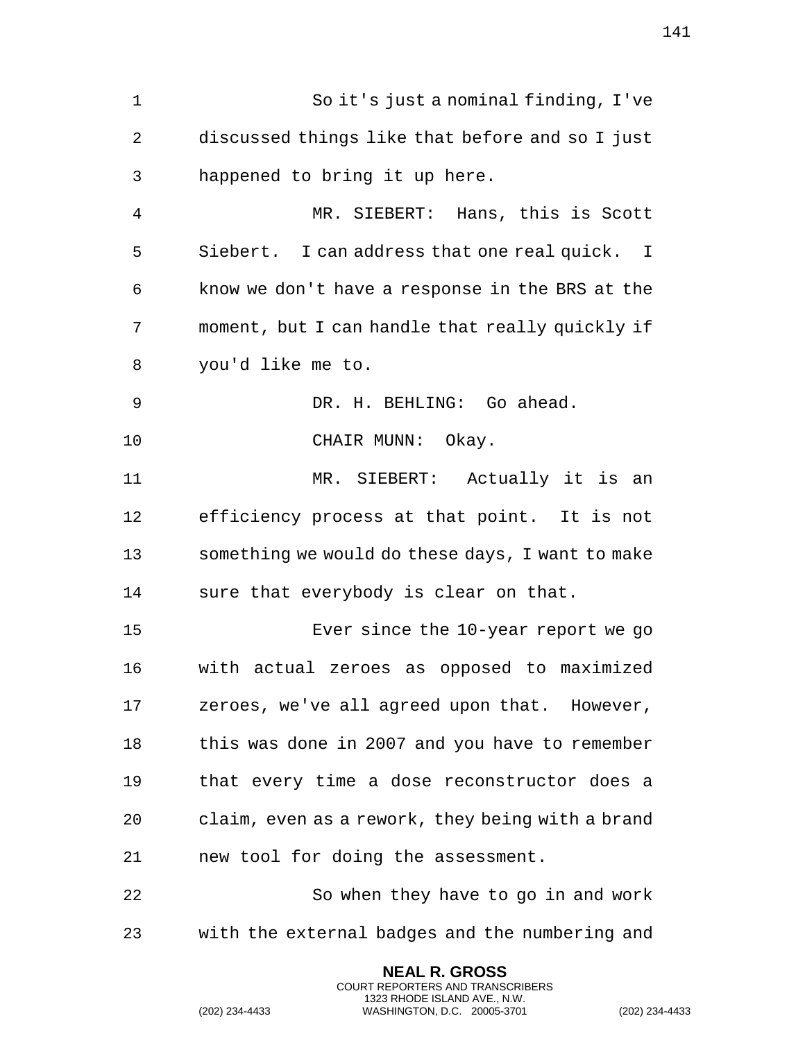So it's just a nominal finding, I've discussed things like that before and so I just happened to bring it up here.

MR. SIEBERT: Hans, this is Scott Siebert. I can address that one real quick. I know we don't have a response in the BRS at the moment, but I can handle that really quickly if you'd like me to.

DR. H. BEHLING: Go ahead.

CHAIR MUNN: Okay.

MR. SIEBERT: Actually it is an efficiency process at that point. It is not something we would do these days, I want to make sure that everybody is clear on that.

Ever since the 10-year report we go with actual zeroes as opposed to maximized zeroes, we've all agreed upon that. However, this was done in 2007 and you have to remember that every time a dose reconstructor does a claim, even as a rework, they being with a brand new tool for doing the assessment.

So when they have to go in and work with the external badges and the numbering and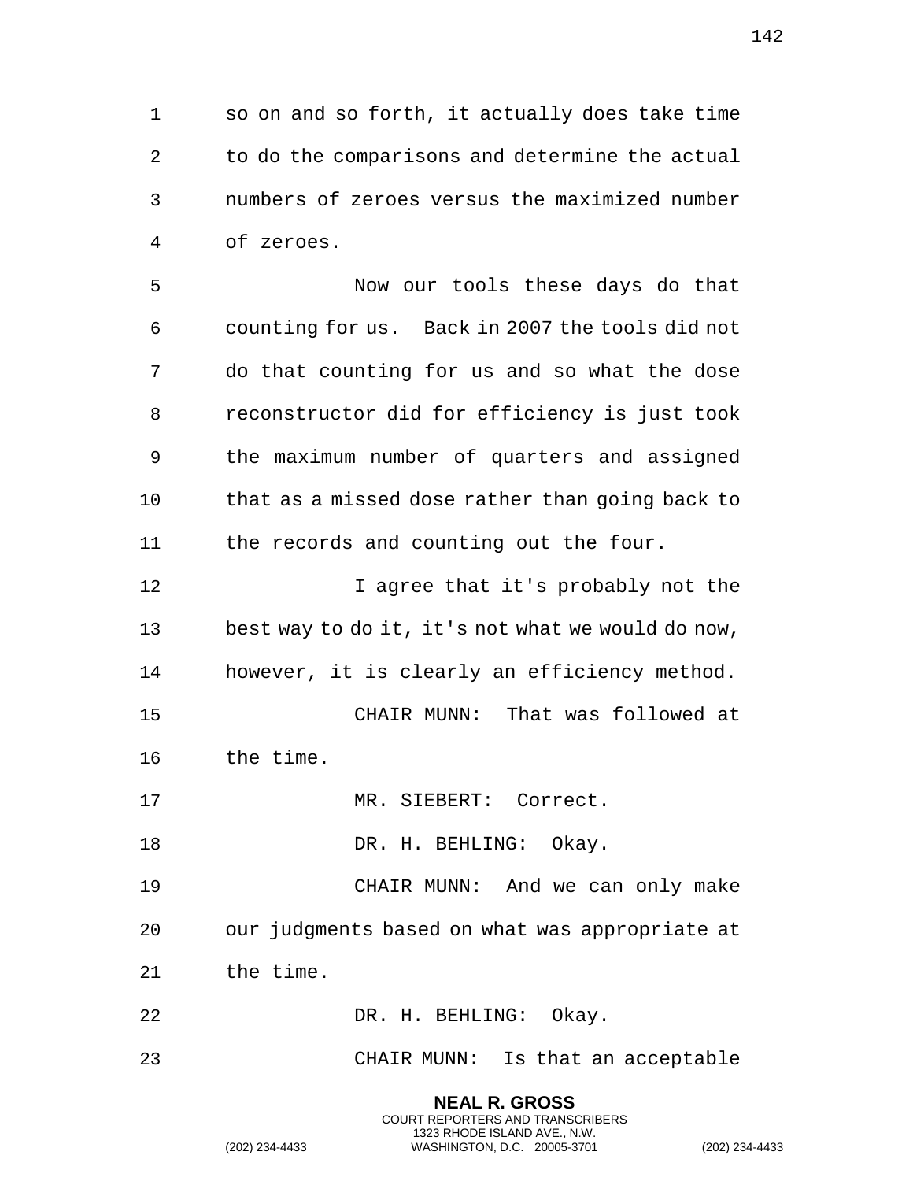so on and so forth, it actually does take time to do the comparisons and determine the actual numbers of zeroes versus the maximized number of zeroes.

Now our tools these days do that counting for us. Back in 2007 the tools did not do that counting for us and so what the dose reconstructor did for efficiency is just took the maximum number of quarters and assigned that as a missed dose rather than going back to the records and counting out the four.

I agree that it's probably not the best way to do it, it's not what we would do now, however, it is clearly an efficiency method.

CHAIR MUNN: That was followed at the time.

MR. SIEBERT: Correct.

DR. H. BEHLING: Okay.

CHAIR MUNN: And we can only make our judgments based on what was appropriate at the time.

DR. H. BEHLING: Okay.

CHAIR MUNN: Is that an acceptable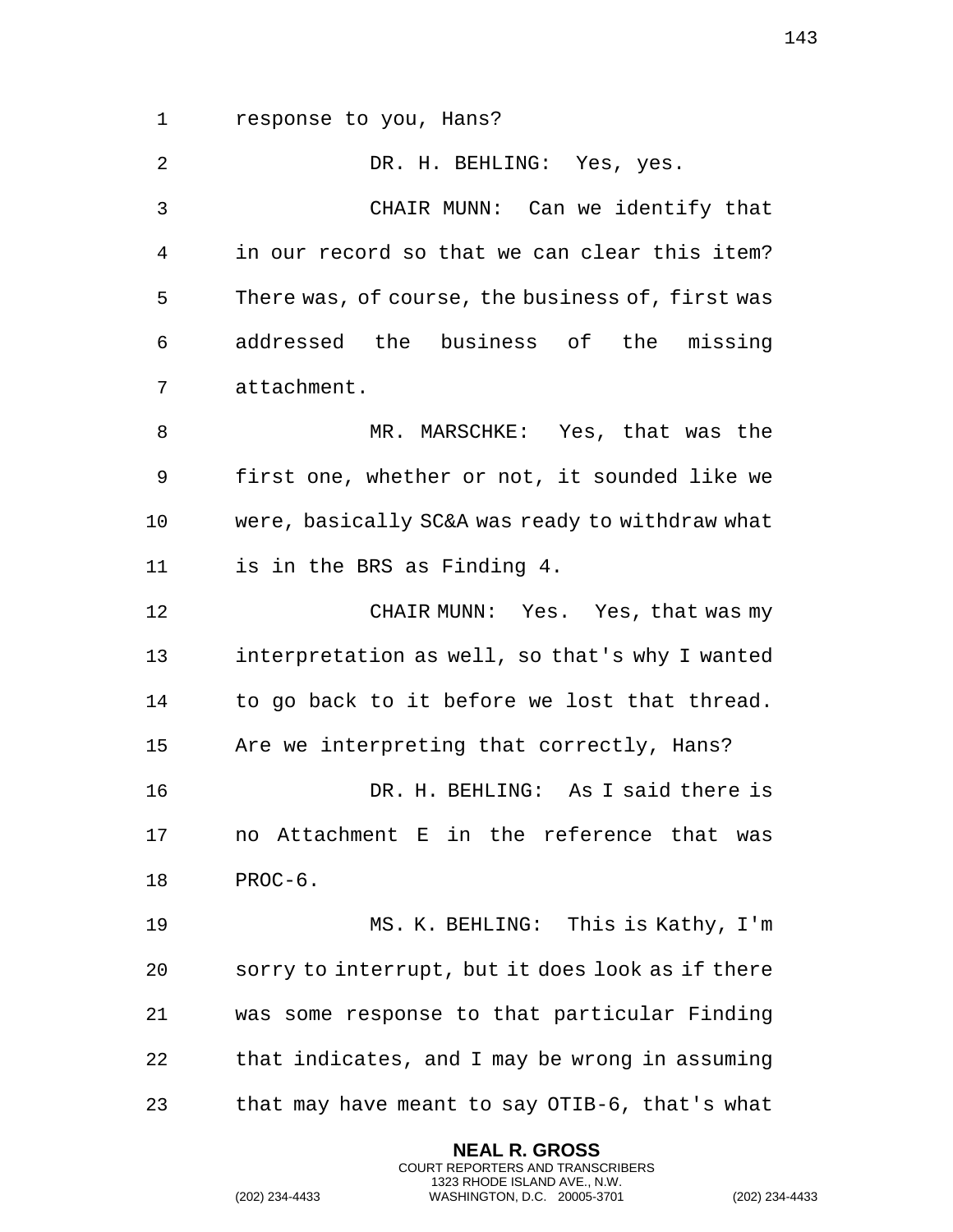response to you, Hans?

DR. H. BEHLING: Yes, yes.

CHAIR MUNN: Can we identify that in our record so that we can clear this item? There was, of course, the business of, first was addressed the business of the missing attachment.

MR. MARSCHKE: Yes, that was the first one, whether or not, it sounded like we were, basically SC&A was ready to withdraw what is in the BRS as Finding 4.

CHAIR MUNN: Yes. Yes, that was my interpretation as well, so that's why I wanted to go back to it before we lost that thread. Are we interpreting that correctly, Hans?

DR. H. BEHLING: As I said there is no Attachment E in the reference that was PROC-6.

MS. K. BEHLING: This is Kathy, I'm sorry to interrupt, but it does look as if there was some response to that particular Finding that indicates, and I may be wrong in assuming that may have meant to say OTIB-6, that's what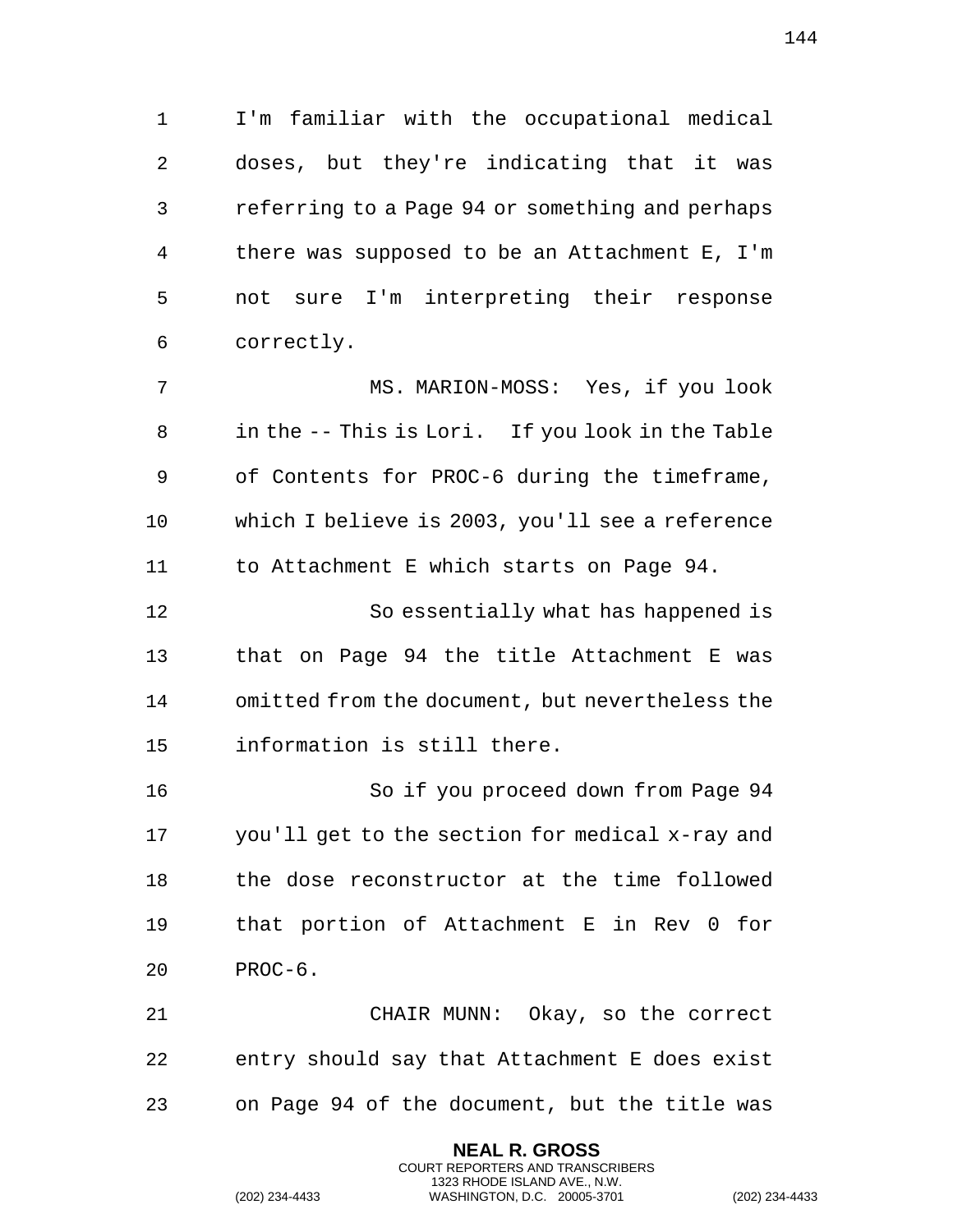I'm familiar with the occupational medical doses, but they're indicating that it was referring to a Page 94 or something and perhaps there was supposed to be an Attachment E, I'm not sure I'm interpreting their response correctly.

MS. MARION-MOSS: Yes, if you look in the -- This is Lori. If you look in the Table of Contents for PROC-6 during the timeframe, which I believe is 2003, you'll see a reference to Attachment E which starts on Page 94.

So essentially what has happened is that on Page 94 the title Attachment E was omitted from the document, but nevertheless the information is still there.

So if you proceed down from Page 94 you'll get to the section for medical x-ray and the dose reconstructor at the time followed that portion of Attachment E in Rev 0 for PROC-6.

CHAIR MUNN: Okay, so the correct entry should say that Attachment E does exist on Page 94 of the document, but the title was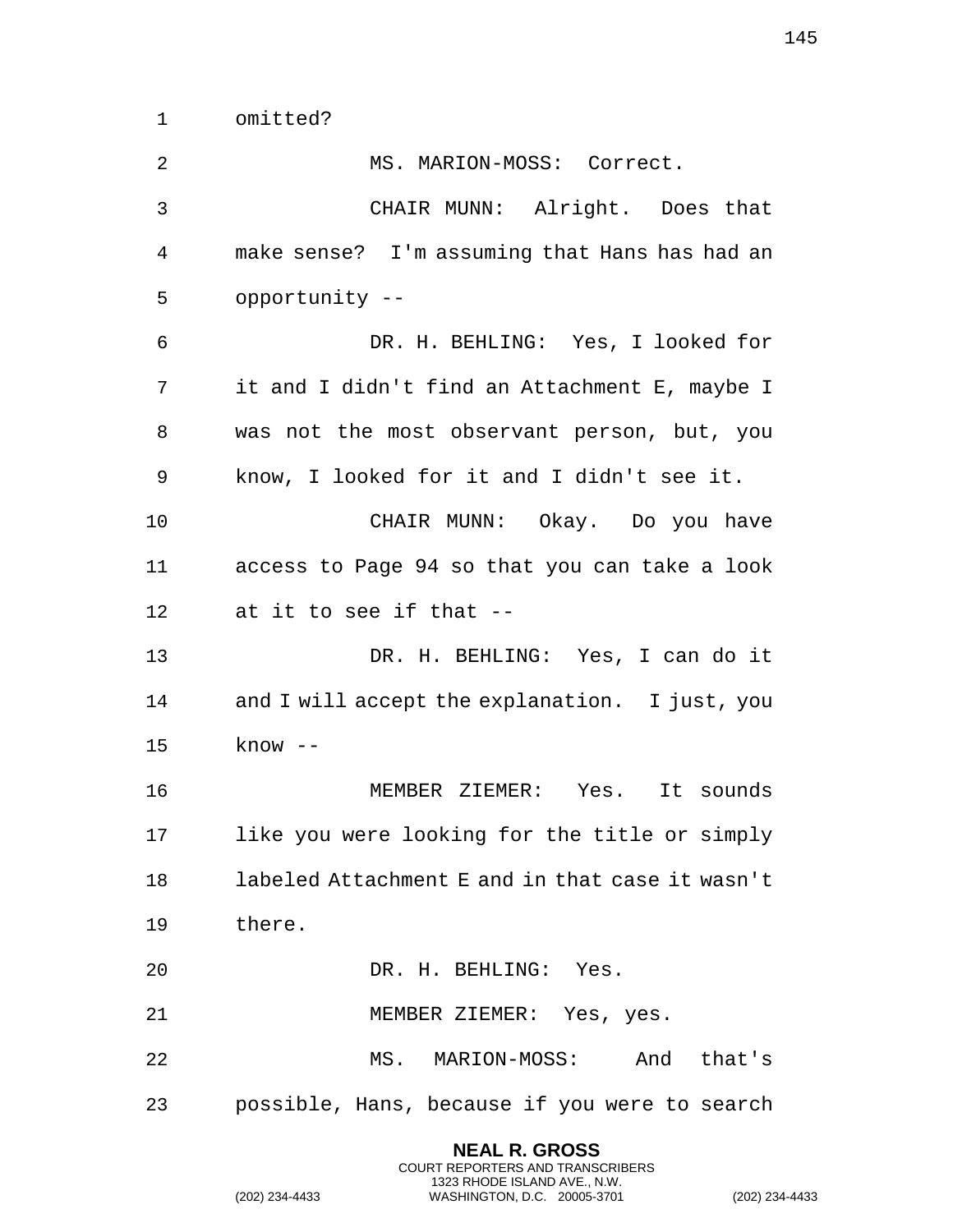omitted?

MS. MARION-MOSS: Correct.

CHAIR MUNN: Alright. Does that make sense? I'm assuming that Hans has had an opportunity --

DR. H. BEHLING: Yes, I looked for it and I didn't find an Attachment E, maybe I was not the most observant person, but, you know, I looked for it and I didn't see it.

CHAIR MUNN: Okay. Do you have access to Page 94 so that you can take a look at it to see if that --

DR. H. BEHLING: Yes, I can do it and I will accept the explanation. I just, you know --

MEMBER ZIEMER: Yes. It sounds like you were looking for the title or simply labeled Attachment E and in that case it wasn't there.

DR. H. BEHLING: Yes.

MEMBER ZIEMER: Yes, yes.

MS. MARION-MOSS: And that's possible, Hans, because if you were to search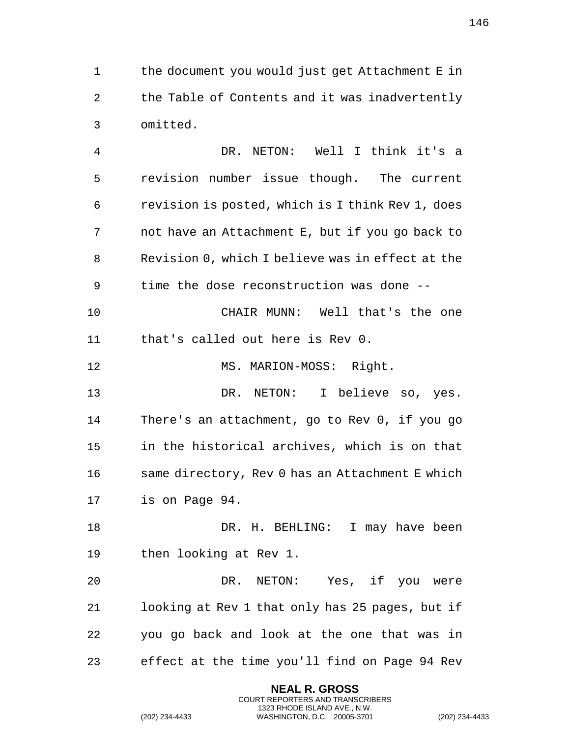the document you would just get Attachment E in the Table of Contents and it was inadvertently omitted.

DR. NETON: Well I think it's a revision number issue though. The current revision is posted, which is I think Rev 1, does not have an Attachment E, but if you go back to Revision 0, which I believe was in effect at the time the dose reconstruction was done --

CHAIR MUNN: Well that's the one that's called out here is Rev 0.

MS. MARION-MOSS: Right.

DR. NETON: I believe so, yes. There's an attachment, go to Rev 0, if you go in the historical archives, which is on that same directory, Rev 0 has an Attachment E which is on Page 94.

DR. H. BEHLING: I may have been then looking at Rev 1.

DR. NETON: Yes, if you were looking at Rev 1 that only has 25 pages, but if you go back and look at the one that was in effect at the time you'll find on Page 94 Rev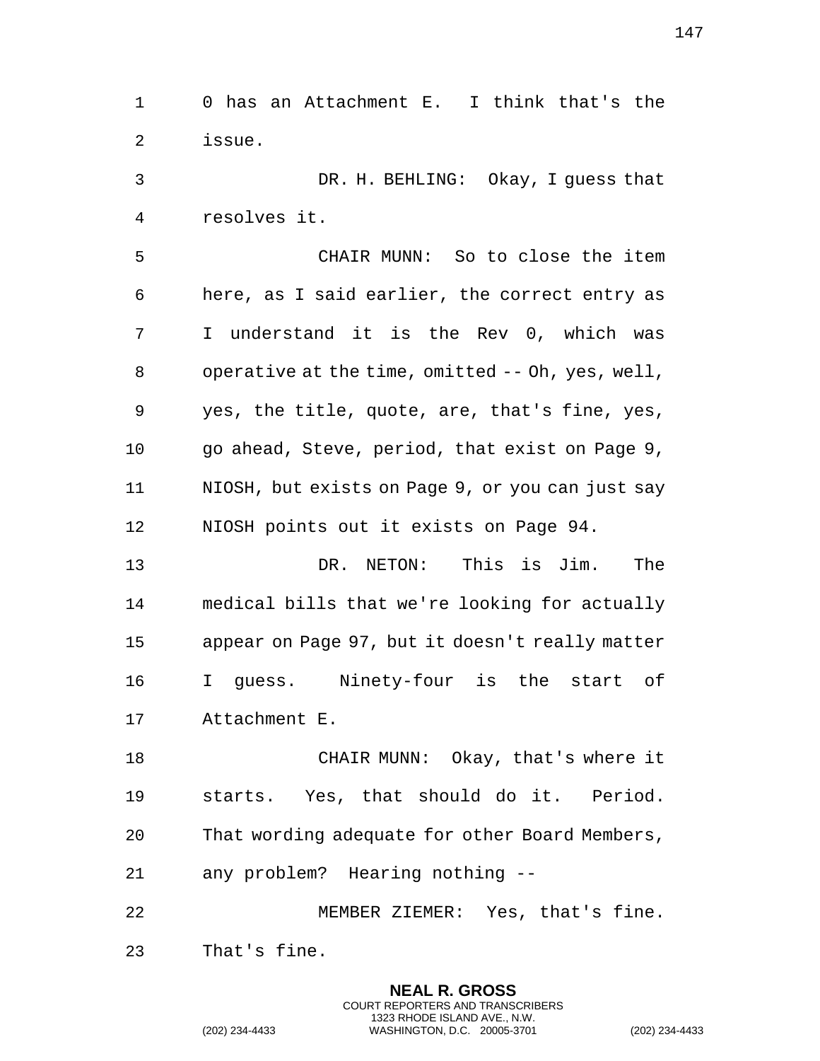0 has an Attachment E. I think that's the issue.

DR. H. BEHLING: Okay, I guess that resolves it.

CHAIR MUNN: So to close the item here, as I said earlier, the correct entry as I understand it is the Rev 0, which was operative at the time, omitted -- Oh, yes, well, yes, the title, quote, are, that's fine, yes, go ahead, Steve, period, that exist on Page 9, NIOSH, but exists on Page 9, or you can just say NIOSH points out it exists on Page 94.

DR. NETON: This is Jim. The medical bills that we're looking for actually appear on Page 97, but it doesn't really matter I guess. Ninety-four is the start of Attachment E.

CHAIR MUNN: Okay, that's where it starts. Yes, that should do it. Period. That wording adequate for other Board Members, any problem? Hearing nothing --

MEMBER ZIEMER: Yes, that's fine. That's fine.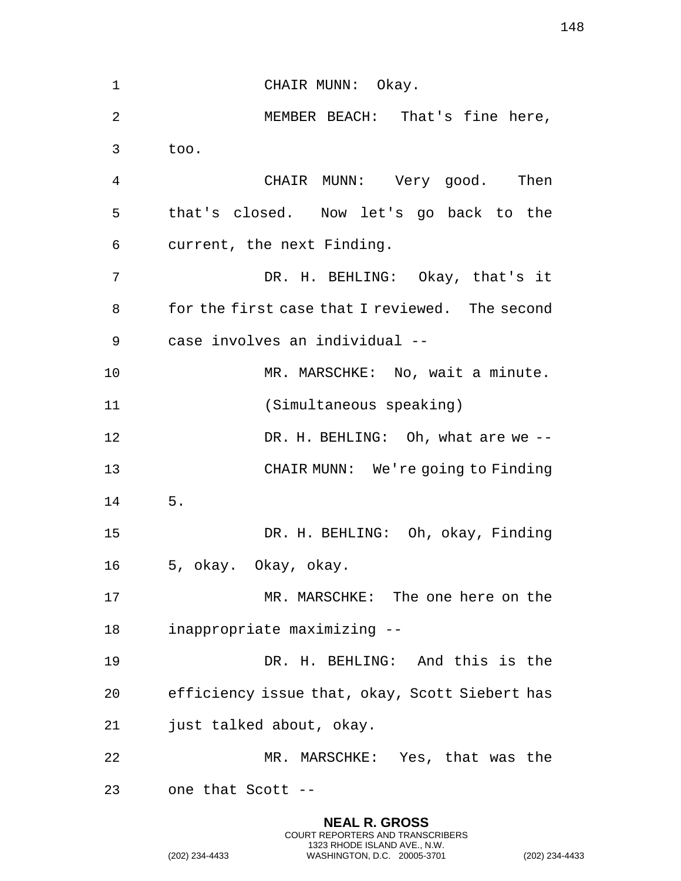CHAIR MUNN: Okay.

MEMBER BEACH: That's fine here, too.

CHAIR MUNN: Very good. Then that's closed. Now let's go back to the current, the next Finding.

DR. H. BEHLING: Okay, that's it for the first case that I reviewed. The second case involves an individual --

MR. MARSCHKE: No, wait a minute.

(Simultaneous speaking)

DR. H. BEHLING: Oh, what are we --

CHAIR MUNN: We're going to Finding 5.

DR. H. BEHLING: Oh, okay, Finding 5, okay. Okay, okay.

MR. MARSCHKE: The one here on the inappropriate maximizing --

DR. H. BEHLING: And this is the efficiency issue that, okay, Scott Siebert has just talked about, okay.

MR. MARSCHKE: Yes, that was the one that Scott --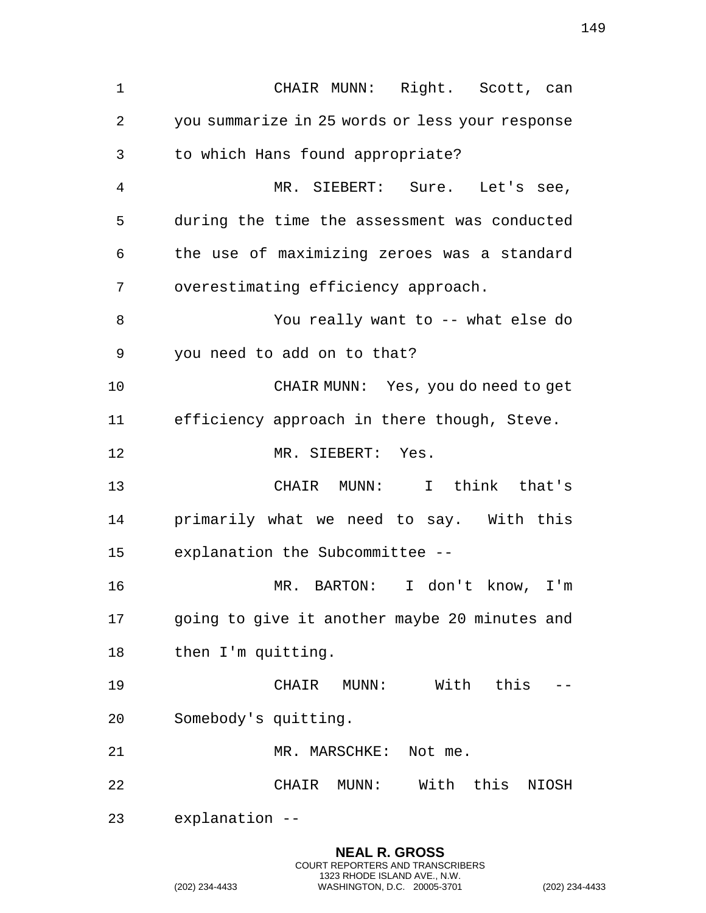CHAIR MUNN: Right. Scott, can you summarize in 25 words or less your response to which Hans found appropriate?

MR. SIEBERT: Sure. Let's see, during the time the assessment was conducted the use of maximizing zeroes was a standard overestimating efficiency approach.

You really want to -- what else do you need to add on to that?

CHAIR MUNN: Yes, you do need to get efficiency approach in there though, Steve.

MR. SIEBERT: Yes.

CHAIR MUNN: I think that's primarily what we need to say. With this explanation the Subcommittee --

MR. BARTON: I don't know, I'm going to give it another maybe 20 minutes and then I'm quitting.

CHAIR MUNN: With this -- Somebody's quitting.

MR. MARSCHKE: Not me.

CHAIR MUNN: With this NIOSH explanation --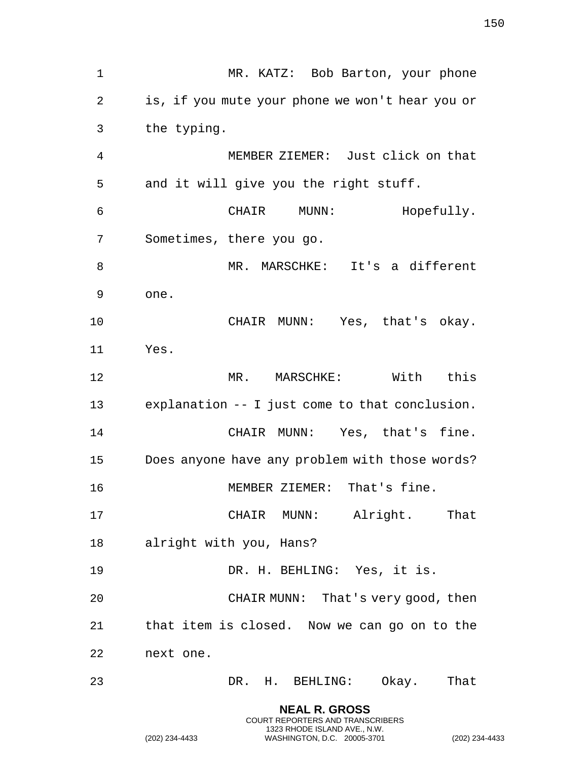MR. KATZ: Bob Barton, your phone is, if you mute your phone we won't hear you or the typing.

MEMBER ZIEMER: Just click on that and it will give you the right stuff.

CHAIR MUNN: Hopefully. Sometimes, there you go.

MR. MARSCHKE: It's a different one.

CHAIR MUNN: Yes, that's okay. Yes.

MR. MARSCHKE: With this explanation -- I just come to that conclusion.

CHAIR MUNN: Yes, that's fine. Does anyone have any problem with those words?

MEMBER ZIEMER: That's fine.

CHAIR MUNN: Alright. That alright with you, Hans?

DR. H. BEHLING: Yes, it is.

CHAIR MUNN: That's very good, then that item is closed. Now we can go on to the next one.

DR. H. BEHLING: Okay. That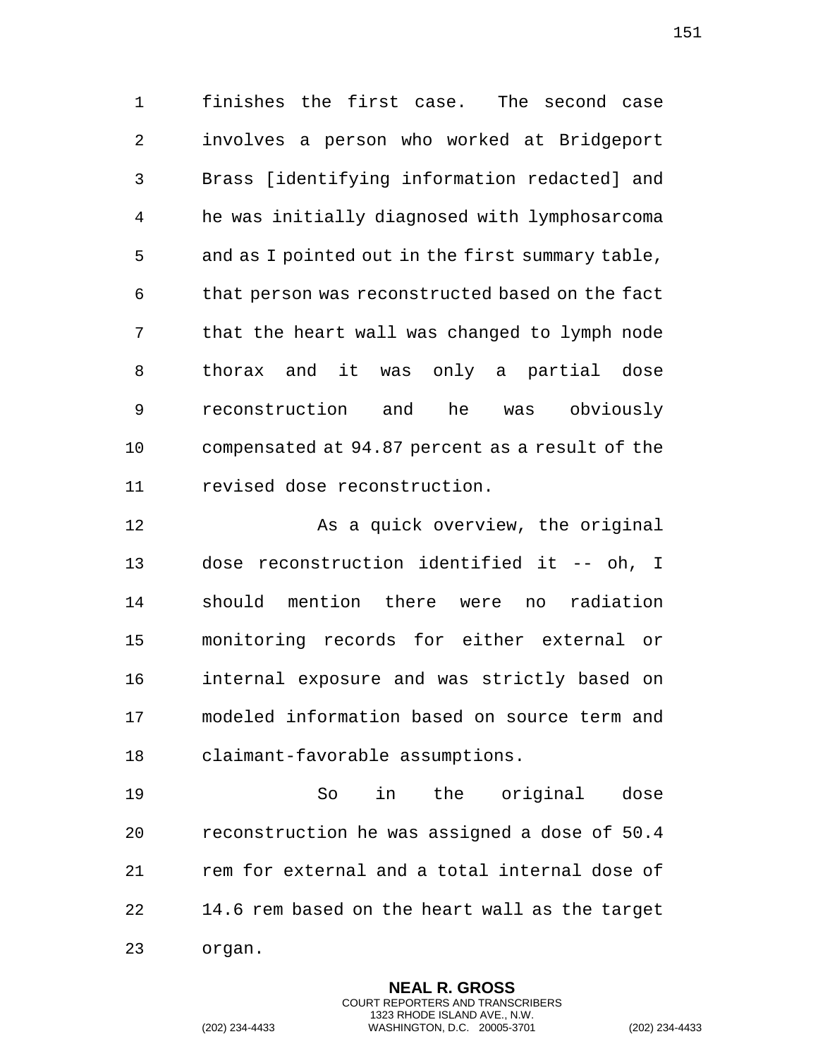finishes the first case. The second case involves a person who worked at Bridgeport Brass [identifying information redacted] and he was initially diagnosed with lymphosarcoma and as I pointed out in the first summary table, that person was reconstructed based on the fact that the heart wall was changed to lymph node thorax and it was only a partial dose reconstruction and he was obviously compensated at 94.87 percent as a result of the revised dose reconstruction.

As a quick overview, the original dose reconstruction identified it -- oh, I should mention there were no radiation monitoring records for either external or internal exposure and was strictly based on modeled information based on source term and claimant-favorable assumptions.

So in the original dose reconstruction he was assigned a dose of 50.4 rem for external and a total internal dose of 14.6 rem based on the heart wall as the target organ.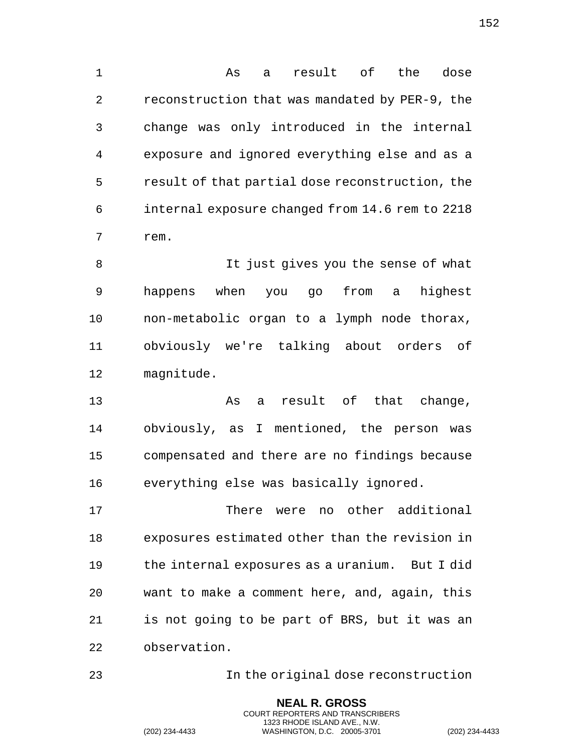As a result of the dose reconstruction that was mandated by PER-9, the change was only introduced in the internal exposure and ignored everything else and as a result of that partial dose reconstruction, the internal exposure changed from 14.6 rem to 2218 rem.

It just gives you the sense of what happens when you go from a highest non-metabolic organ to a lymph node thorax, obviously we're talking about orders of magnitude.

As a result of that change, obviously, as I mentioned, the person was compensated and there are no findings because everything else was basically ignored.

There were no other additional exposures estimated other than the revision in the internal exposures as a uranium. But I did want to make a comment here, and, again, this is not going to be part of BRS, but it was an observation.

In the original dose reconstruction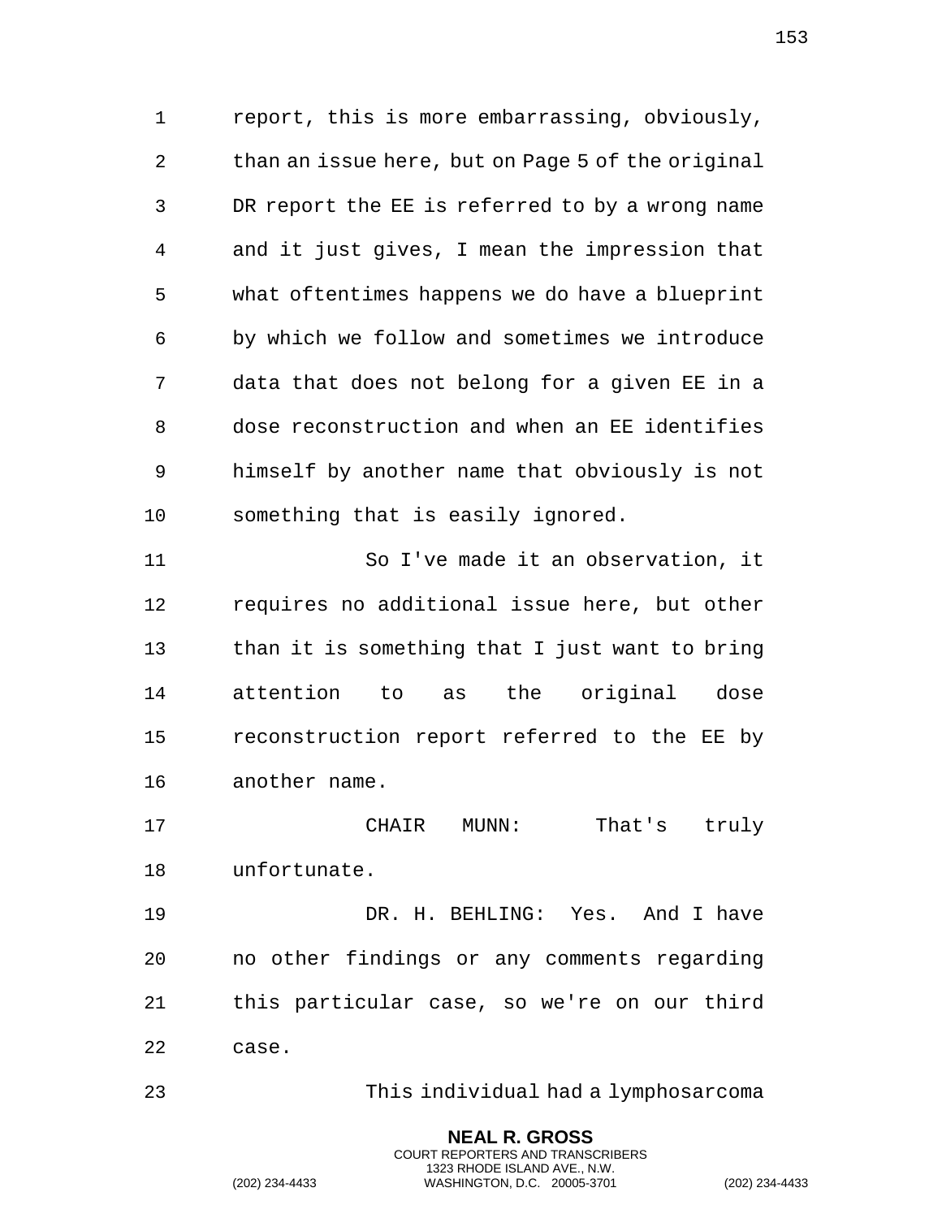report, this is more embarrassing, obviously, than an issue here, but on Page 5 of the original DR report the EE is referred to by a wrong name and it just gives, I mean the impression that what oftentimes happens we do have a blueprint by which we follow and sometimes we introduce data that does not belong for a given EE in a dose reconstruction and when an EE identifies himself by another name that obviously is not something that is easily ignored.

So I've made it an observation, it requires no additional issue here, but other than it is something that I just want to bring attention to as the original dose reconstruction report referred to the EE by another name.

CHAIR MUNN: That's truly unfortunate.

DR. H. BEHLING: Yes. And I have no other findings or any comments regarding this particular case, so we're on our third case.

This individual had a lymphosarcoma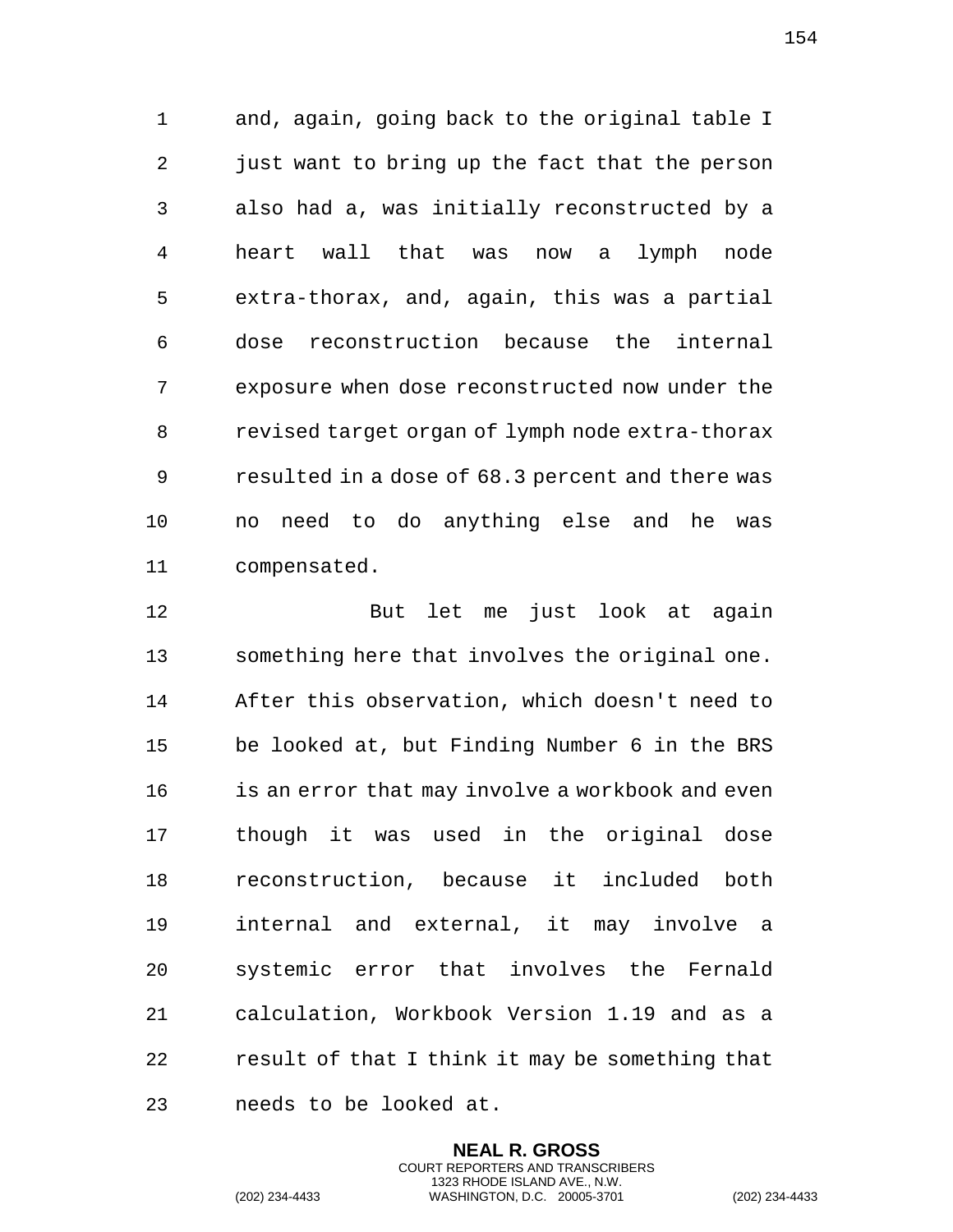and, again, going back to the original table I just want to bring up the fact that the person also had a, was initially reconstructed by a heart wall that was now a lymph node extra-thorax, and, again, this was a partial dose reconstruction because the internal exposure when dose reconstructed now under the revised target organ of lymph node extra-thorax resulted in a dose of 68.3 percent and there was no need to do anything else and he was compensated.

But let me just look at again something here that involves the original one. After this observation, which doesn't need to be looked at, but Finding Number 6 in the BRS is an error that may involve a workbook and even though it was used in the original dose reconstruction, because it included both internal and external, it may involve a systemic error that involves the Fernald calculation, Workbook Version 1.19 and as a result of that I think it may be something that needs to be looked at.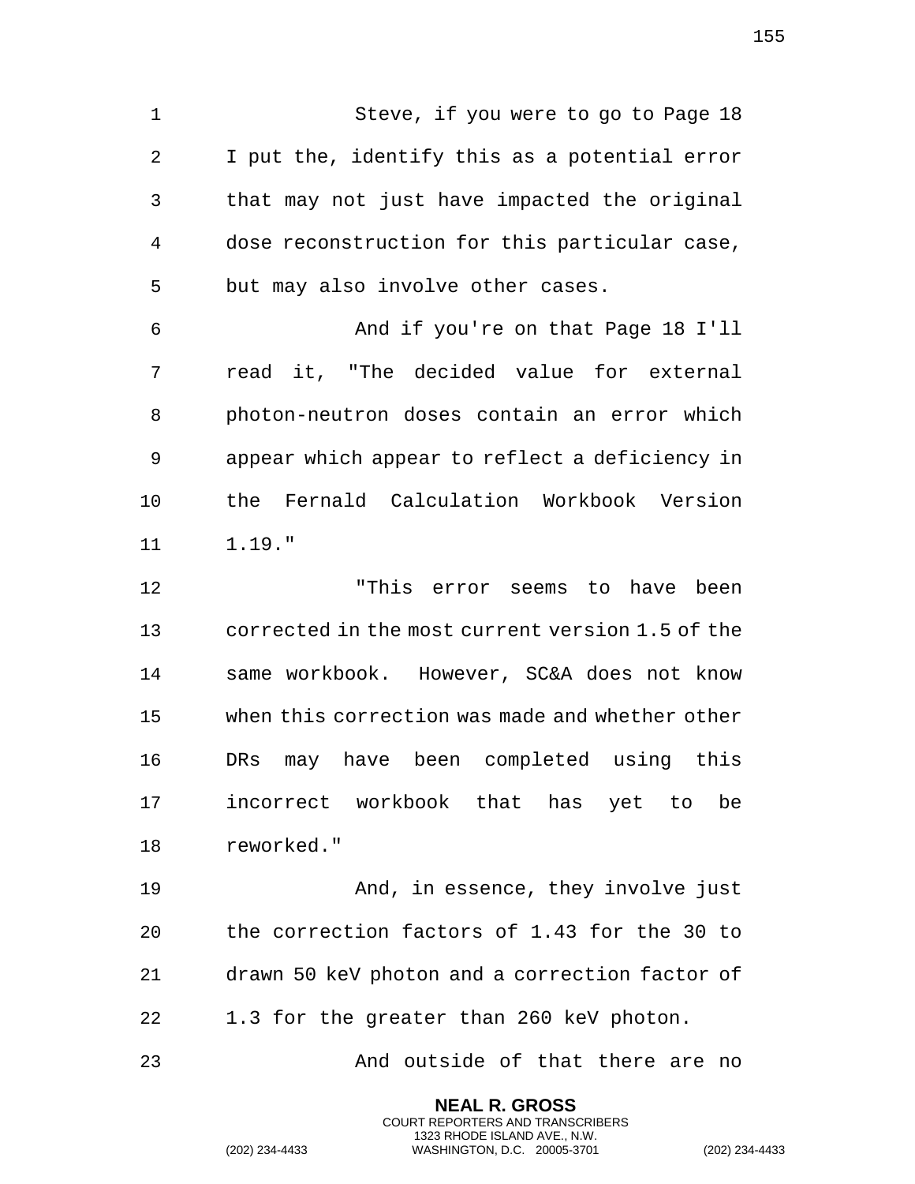Steve, if you were to go to Page 18 I put the, identify this as a potential error that may not just have impacted the original dose reconstruction for this particular case, but may also involve other cases.

And if you're on that Page 18 I'll read it, "The decided value for external photon-neutron doses contain an error which appear which appear to reflect a deficiency in the Fernald Calculation Workbook Version 1.19."

"This error seems to have been corrected in the most current version 1.5 of the same workbook. However, SC&A does not know when this correction was made and whether other DRs may have been completed using this incorrect workbook that has yet to be reworked."

And, in essence, they involve just the correction factors of 1.43 for the 30 to drawn 50 keV photon and a correction factor of 1.3 for the greater than 260 keV photon.

And outside of that there are no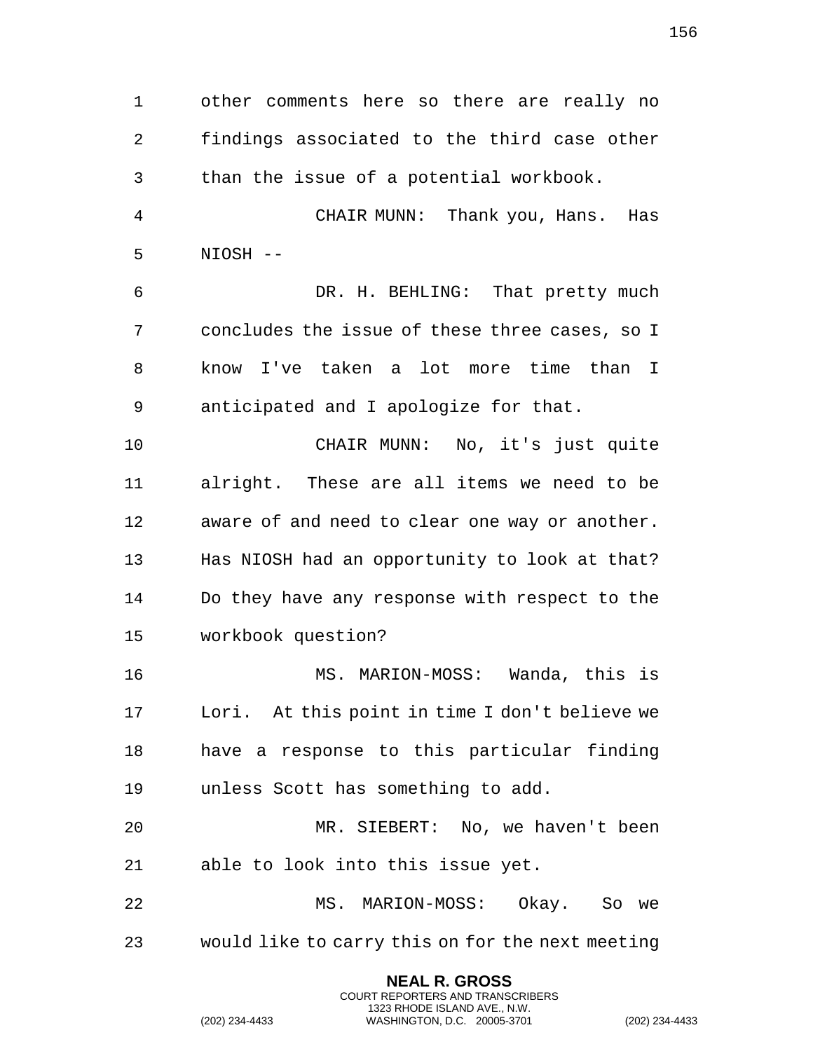other comments here so there are really no findings associated to the third case other than the issue of a potential workbook.

CHAIR MUNN: Thank you, Hans. Has NIOSH --

DR. H. BEHLING: That pretty much concludes the issue of these three cases, so I know I've taken a lot more time than I anticipated and I apologize for that.

CHAIR MUNN: No, it's just quite alright. These are all items we need to be aware of and need to clear one way or another. Has NIOSH had an opportunity to look at that? Do they have any response with respect to the workbook question?

MS. MARION-MOSS: Wanda, this is Lori. At this point in time I don't believe we have a response to this particular finding unless Scott has something to add.

MR. SIEBERT: No, we haven't been able to look into this issue yet.

MS. MARION-MOSS: Okay. So we would like to carry this on for the next meeting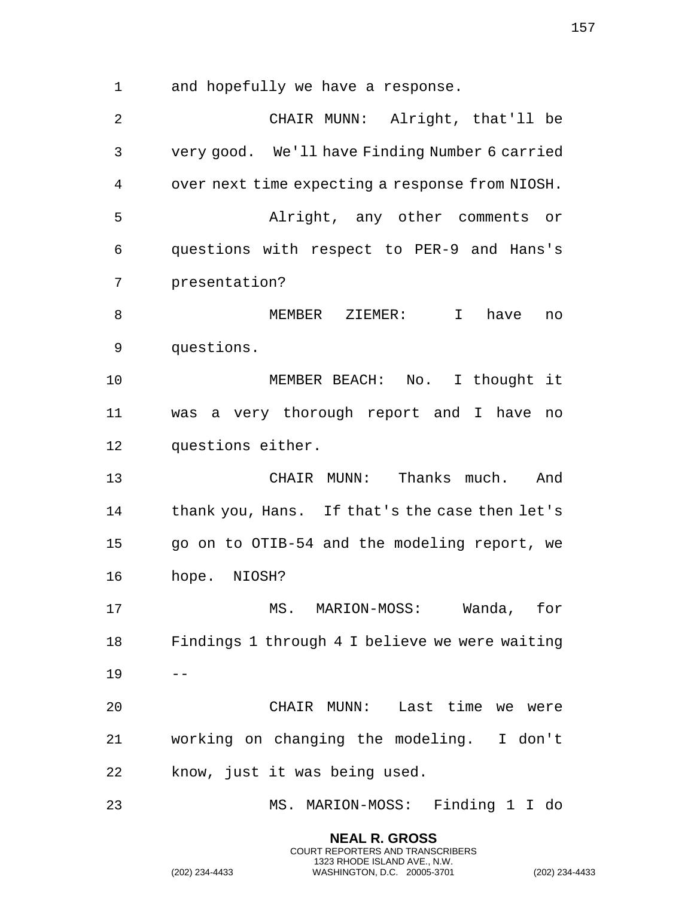and hopefully we have a response.

CHAIR MUNN: Alright, that'll be very good. We'll have Finding Number 6 carried over next time expecting a response from NIOSH.

Alright, any other comments or questions with respect to PER-9 and Hans's presentation?

MEMBER ZIEMER: I have no questions.

MEMBER BEACH: No. I thought it was a very thorough report and I have no questions either.

CHAIR MUNN: Thanks much. And thank you, Hans. If that's the case then let's go on to OTIB-54 and the modeling report, we hope. NIOSH?

MS. MARION-MOSS: Wanda, for Findings 1 through 4 I believe we were waiting --

CHAIR MUNN: Last time we were working on changing the modeling. I don't know, just it was being used.

MS. MARION-MOSS: Finding 1 I do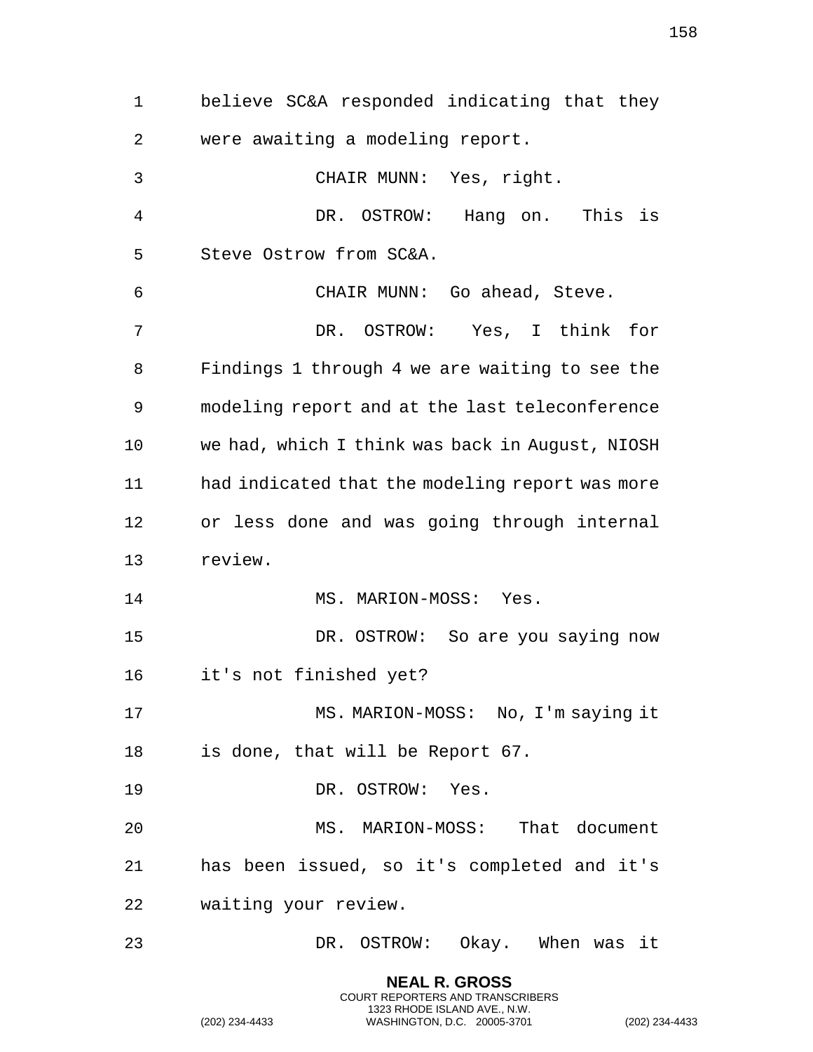believe SC&A responded indicating that they were awaiting a modeling report.

CHAIR MUNN: Yes, right.

DR. OSTROW: Hang on. This is Steve Ostrow from SC&A.

CHAIR MUNN: Go ahead, Steve.

DR. OSTROW: Yes, I think for Findings 1 through 4 we are waiting to see the modeling report and at the last teleconference we had, which I think was back in August, NIOSH had indicated that the modeling report was more or less done and was going through internal review.

MS. MARION-MOSS: Yes.

DR. OSTROW: So are you saying now it's not finished yet?

MS. MARION-MOSS: No, I'm saying it is done, that will be Report 67.

DR. OSTROW: Yes.

MS. MARION-MOSS: That document has been issued, so it's completed and it's waiting your review.

DR. OSTROW: Okay. When was it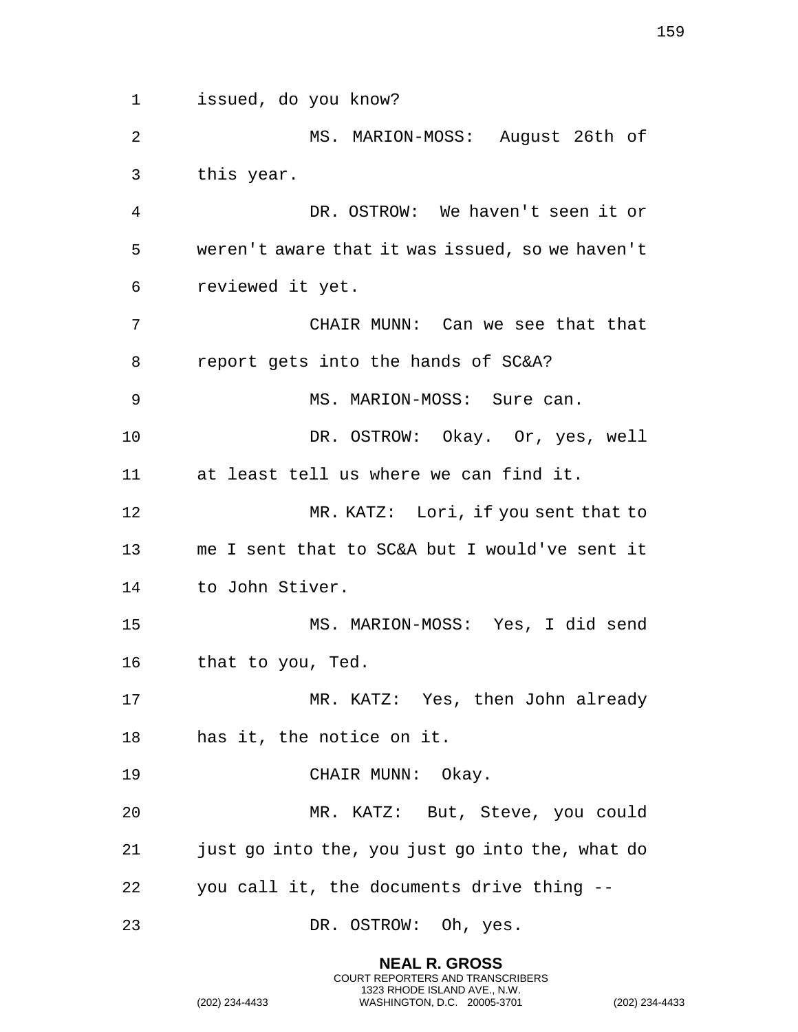issued, do you know?

MS. MARION-MOSS: August 26th of this year.

DR. OSTROW: We haven't seen it or weren't aware that it was issued, so we haven't reviewed it yet.

CHAIR MUNN: Can we see that that report gets into the hands of SC&A?

MS. MARION-MOSS: Sure can.

DR. OSTROW: Okay. Or, yes, well at least tell us where we can find it.

MR. KATZ: Lori, if you sent that to me I sent that to SC&A but I would've sent it to John Stiver.

MS. MARION-MOSS: Yes, I did send that to you, Ted.

MR. KATZ: Yes, then John already has it, the notice on it.

CHAIR MUNN: Okay.

MR. KATZ: But, Steve, you could just go into the, you just go into the, what do you call it, the documents drive thing --

DR. OSTROW: Oh, yes.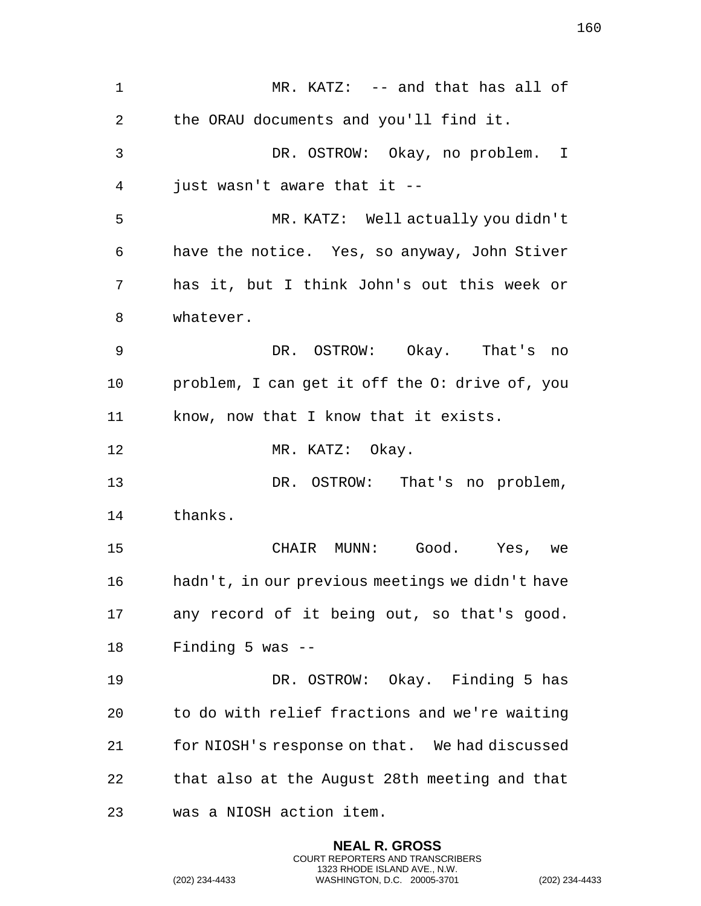MR. KATZ: -- and that has all of the ORAU documents and you'll find it.

DR. OSTROW: Okay, no problem. I just wasn't aware that it --

MR. KATZ: Well actually you didn't have the notice. Yes, so anyway, John Stiver has it, but I think John's out this week or whatever.

DR. OSTROW: Okay. That's no problem, I can get it off the O: drive of, you know, now that I know that it exists.

MR. KATZ: Okay.

DR. OSTROW: That's no problem, thanks.

CHAIR MUNN: Good. Yes, we hadn't, in our previous meetings we didn't have any record of it being out, so that's good. Finding 5 was --

DR. OSTROW: Okay. Finding 5 has to do with relief fractions and we're waiting for NIOSH's response on that. We had discussed that also at the August 28th meeting and that was a NIOSH action item.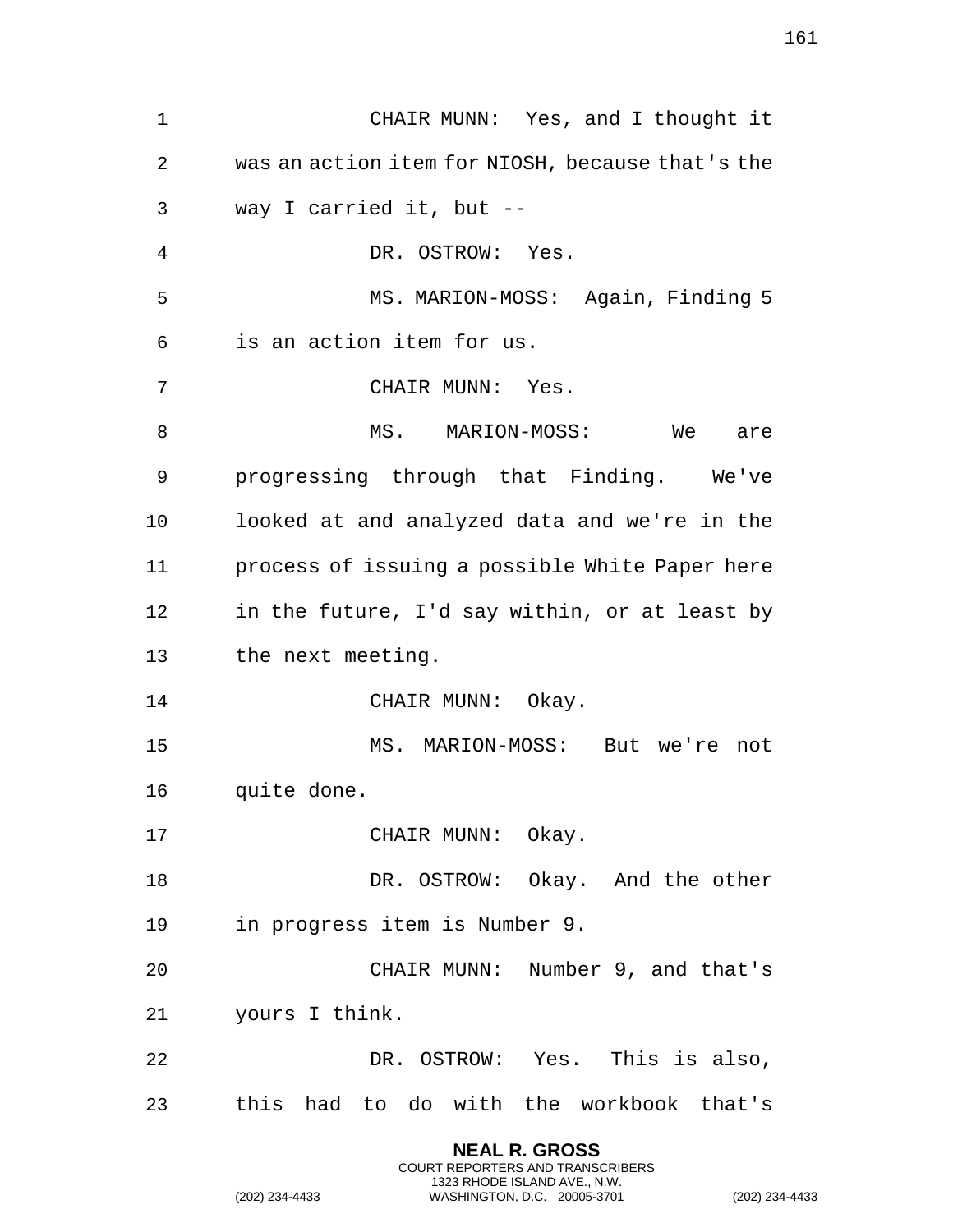CHAIR MUNN: Yes, and I thought it was an action item for NIOSH, because that's the way I carried it, but --

DR. OSTROW: Yes.

MS. MARION-MOSS: Again, Finding 5 is an action item for us.

CHAIR MUNN: Yes.

MS. MARION-MOSS: We are progressing through that Finding. We've looked at and analyzed data and we're in the process of issuing a possible White Paper here in the future, I'd say within, or at least by the next meeting.

CHAIR MUNN: Okay.

MS. MARION-MOSS: But we're not quite done.

CHAIR MUNN: Okay.

DR. OSTROW: Okay. And the other in progress item is Number 9.

CHAIR MUNN: Number 9, and that's yours I think.

DR. OSTROW: Yes. This is also, this had to do with the workbook that's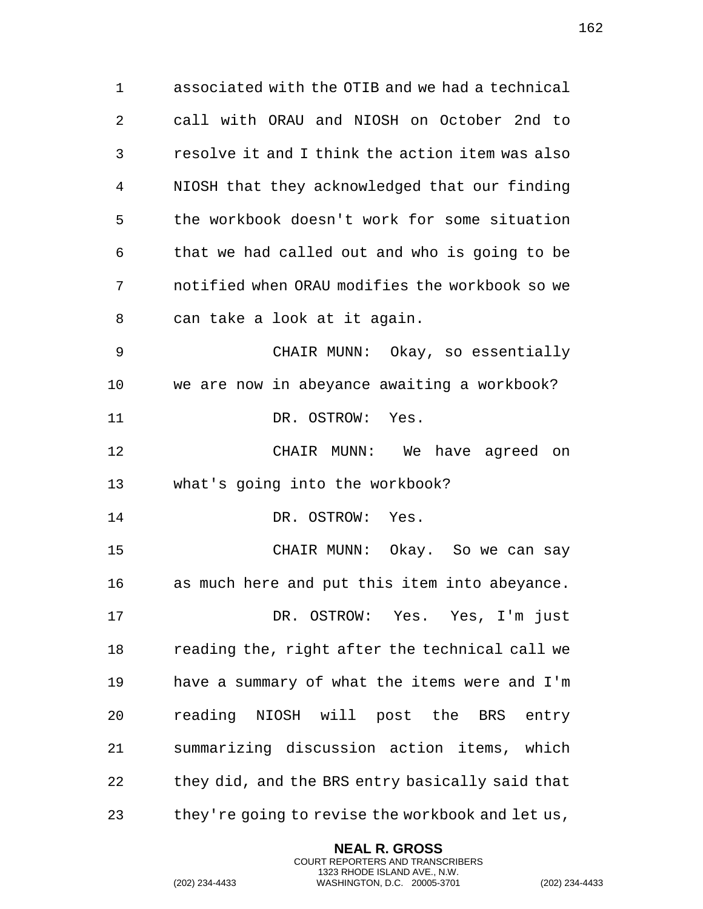associated with the OTIB and we had a technical call with ORAU and NIOSH on October 2nd to resolve it and I think the action item was also NIOSH that they acknowledged that our finding the workbook doesn't work for some situation that we had called out and who is going to be notified when ORAU modifies the workbook so we can take a look at it again.

CHAIR MUNN: Okay, so essentially we are now in abeyance awaiting a workbook?

DR. OSTROW: Yes.

CHAIR MUNN: We have agreed on what's going into the workbook?

DR. OSTROW: Yes.

CHAIR MUNN: Okay. So we can say as much here and put this item into abeyance.

DR. OSTROW: Yes. Yes, I'm just reading the, right after the technical call we have a summary of what the items were and I'm reading NIOSH will post the BRS entry summarizing discussion action items, which they did, and the BRS entry basically said that they're going to revise the workbook and let us,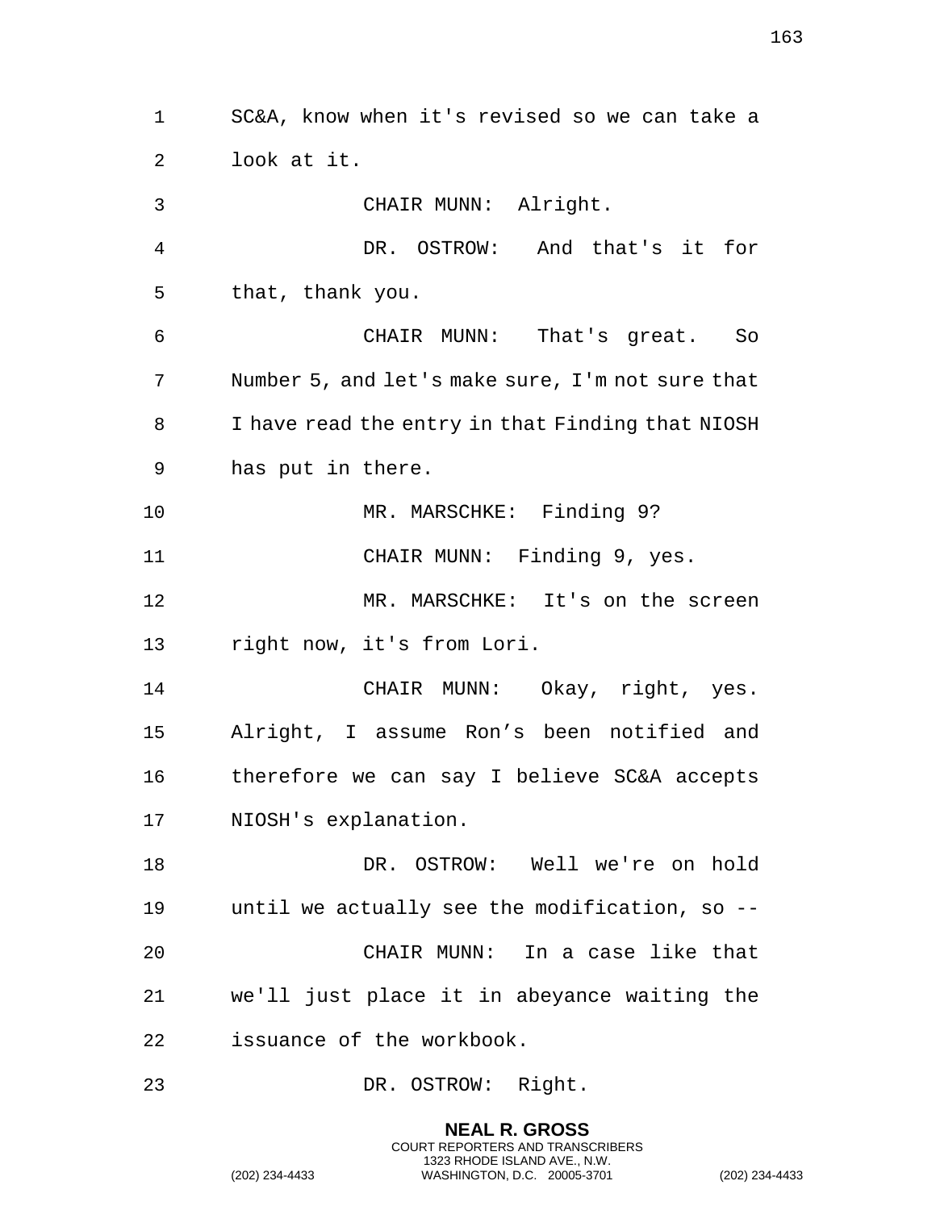SC&A, know when it's revised so we can take a look at it.

CHAIR MUNN: Alright.

DR. OSTROW: And that's it for that, thank you.

CHAIR MUNN: That's great. So Number 5, and let's make sure, I'm not sure that I have read the entry in that Finding that NIOSH has put in there.

MR. MARSCHKE: Finding 9?

CHAIR MUNN: Finding 9, yes.

MR. MARSCHKE: It's on the screen right now, it's from Lori.

CHAIR MUNN: Okay, right, yes. Alright, I assume Ron's been notified and therefore we can say I believe SC&A accepts NIOSH's explanation.

DR. OSTROW: Well we're on hold until we actually see the modification, so --

CHAIR MUNN: In a case like that we'll just place it in abeyance waiting the issuance of the workbook.

DR. OSTROW: Right.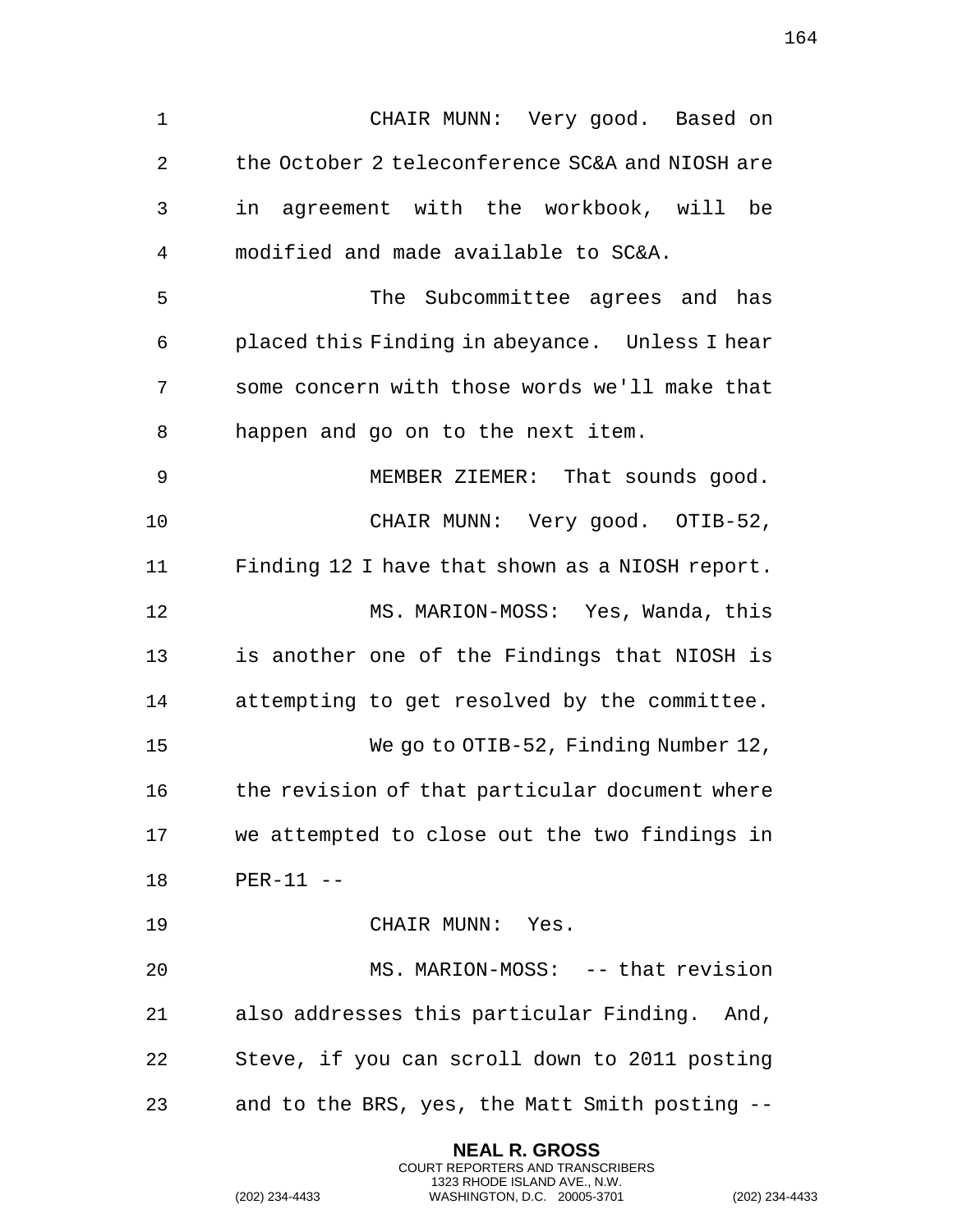CHAIR MUNN: Very good. Based on the October 2 teleconference SC&A and NIOSH are in agreement with the workbook, will be modified and made available to SC&A.

The Subcommittee agrees and has placed this Finding in abeyance. Unless I hear some concern with those words we'll make that happen and go on to the next item.

MEMBER ZIEMER: That sounds good.

CHAIR MUNN: Very good. OTIB-52, Finding 12 I have that shown as a NIOSH report.

MS. MARION-MOSS: Yes, Wanda, this is another one of the Findings that NIOSH is attempting to get resolved by the committee.

We go to OTIB-52, Finding Number 12, the revision of that particular document where we attempted to close out the two findings in PER-11 --

CHAIR MUNN: Yes.

MS. MARION-MOSS: -- that revision also addresses this particular Finding. And, Steve, if you can scroll down to 2011 posting and to the BRS, yes, the Matt Smith posting --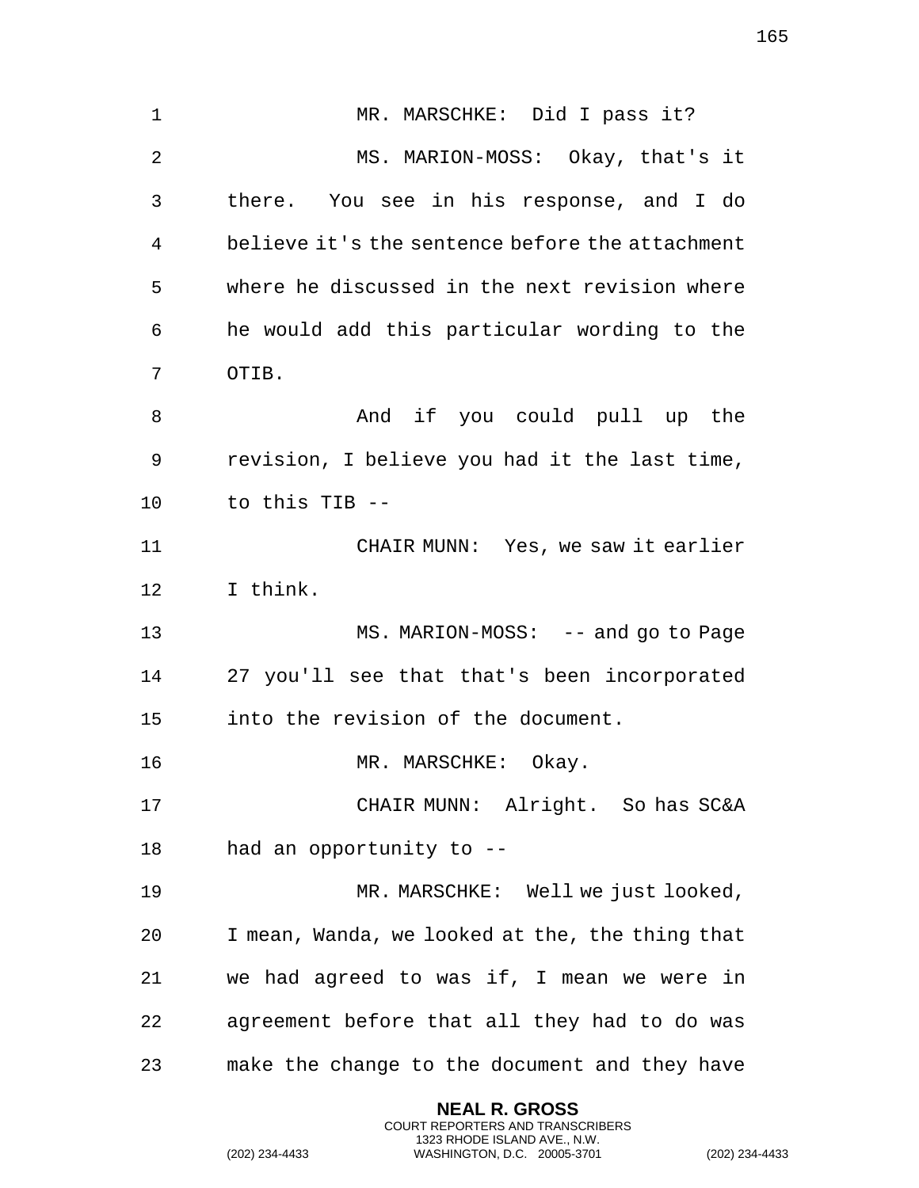MR. MARSCHKE: Did I pass it?

MS. MARION-MOSS: Okay, that's it there. You see in his response, and I do believe it's the sentence before the attachment where he discussed in the next revision where he would add this particular wording to the OTIB.

And if you could pull up the revision, I believe you had it the last time, to this TIB --

CHAIR MUNN: Yes, we saw it earlier I think.

MS. MARION-MOSS: -- and go to Page 27 you'll see that that's been incorporated into the revision of the document.

MR. MARSCHKE: Okay.

CHAIR MUNN: Alright. So has SC&A had an opportunity to --

MR. MARSCHKE: Well we just looked, I mean, Wanda, we looked at the, the thing that we had agreed to was if, I mean we were in agreement before that all they had to do was make the change to the document and they have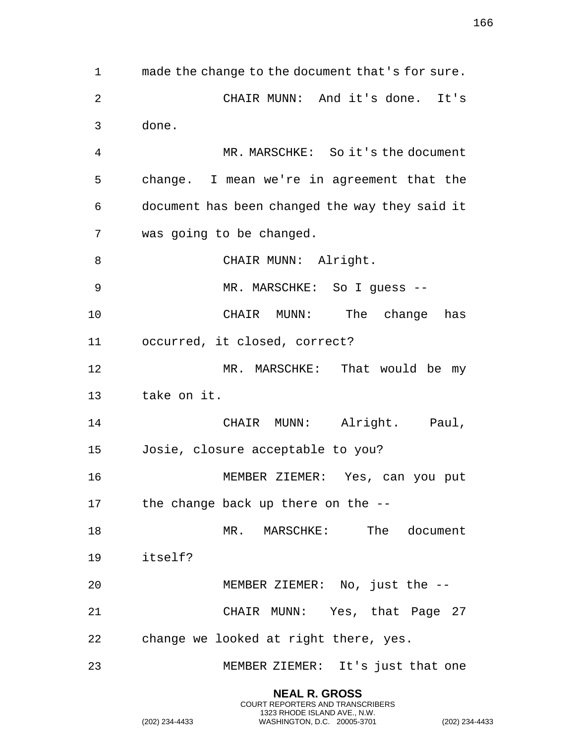made the change to the document that's for sure.

CHAIR MUNN: And it's done. It's done.

MR. MARSCHKE: So it's the document change. I mean we're in agreement that the document has been changed the way they said it was going to be changed.

CHAIR MUNN: Alright.

MR. MARSCHKE: So I guess --

CHAIR MUNN: The change has occurred, it closed, correct?

MR. MARSCHKE: That would be my take on it.

CHAIR MUNN: Alright. Paul, Josie, closure acceptable to you?

MEMBER ZIEMER: Yes, can you put the change back up there on the --

MR. MARSCHKE: The document itself?

MEMBER ZIEMER: No, just the --

CHAIR MUNN: Yes, that Page 27 change we looked at right there, yes.

MEMBER ZIEMER: It's just that one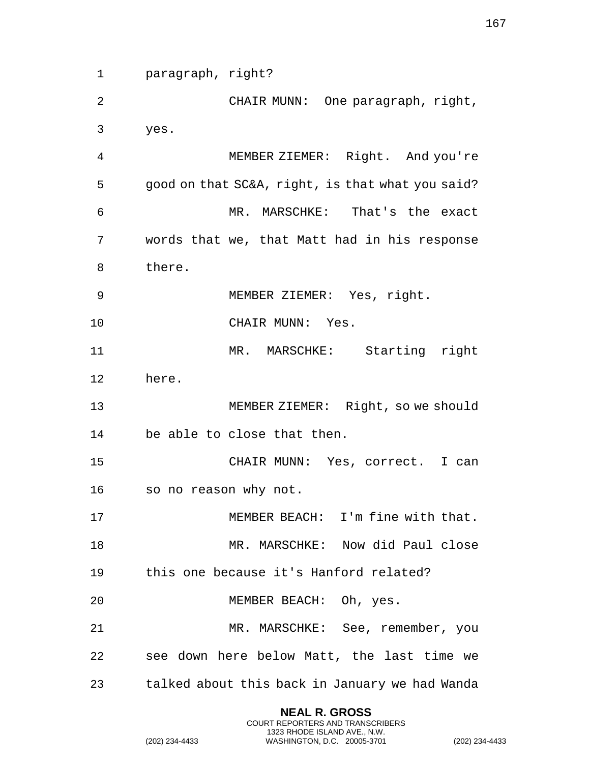paragraph, right?

CHAIR MUNN: One paragraph, right, yes.

MEMBER ZIEMER: Right. And you're good on that SC&A, right, is that what you said?

MR. MARSCHKE: That's the exact words that we, that Matt had in his response there.

MEMBER ZIEMER: Yes, right.

CHAIR MUNN: Yes.

MR. MARSCHKE: Starting right here.

MEMBER ZIEMER: Right, so we should be able to close that then.

CHAIR MUNN: Yes, correct. I can so no reason why not.

MEMBER BEACH: I'm fine with that.

MR. MARSCHKE: Now did Paul close this one because it's Hanford related?

MEMBER BEACH: Oh, yes.

MR. MARSCHKE: See, remember, you see down here below Matt, the last time we talked about this back in January we had Wanda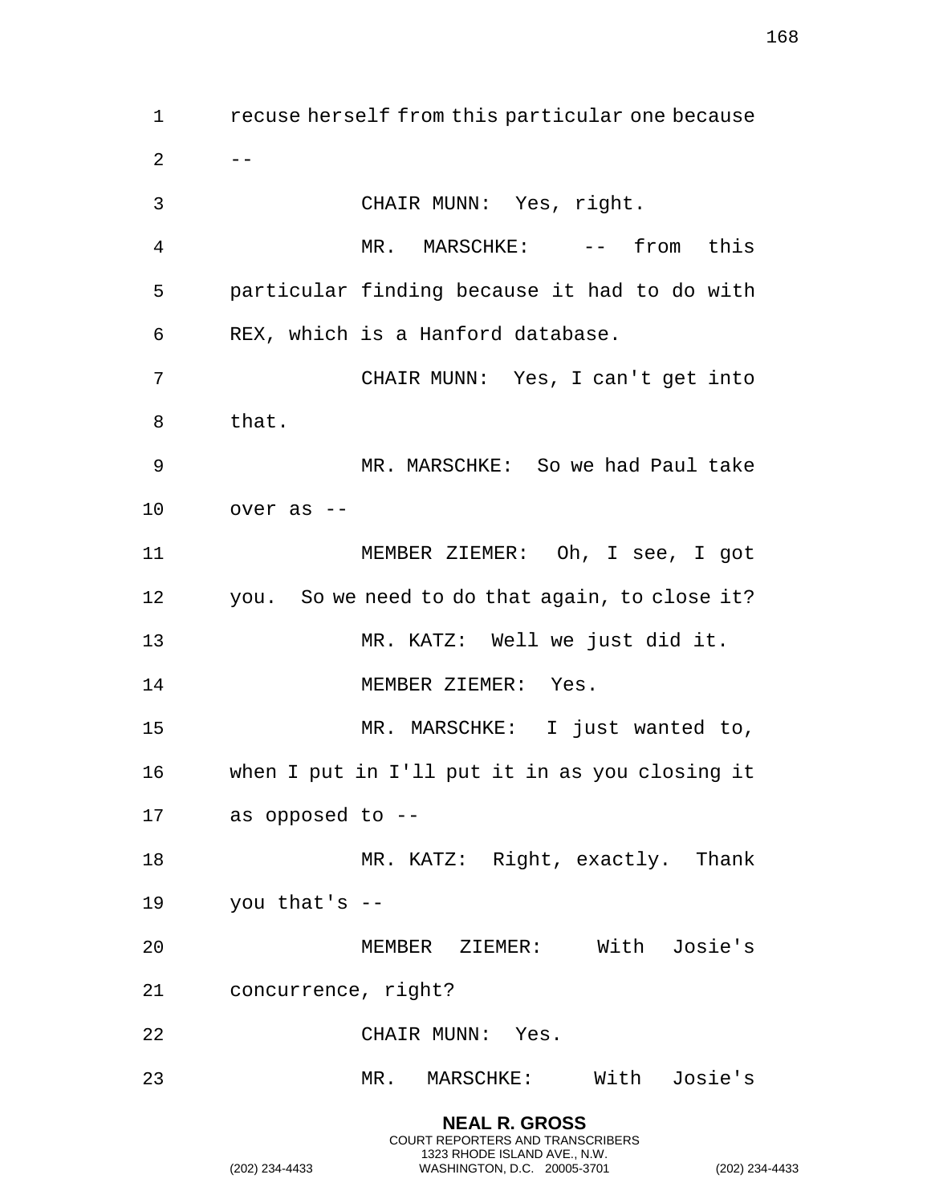recuse herself from this particular one because --

CHAIR MUNN: Yes, right.

MR. MARSCHKE: -- from this particular finding because it had to do with REX, which is a Hanford database.

CHAIR MUNN: Yes, I can't get into that.

MR. MARSCHKE: So we had Paul take over as --

MEMBER ZIEMER: Oh, I see, I got you. So we need to do that again, to close it?

MR. KATZ: Well we just did it.

MEMBER ZIEMER: Yes.

MR. MARSCHKE: I just wanted to, when I put in I'll put it in as you closing it as opposed to --

MR. KATZ: Right, exactly. Thank you that's --

MEMBER ZIEMER: With Josie's concurrence, right?

CHAIR MUNN: Yes.

MR. MARSCHKE: With Josie's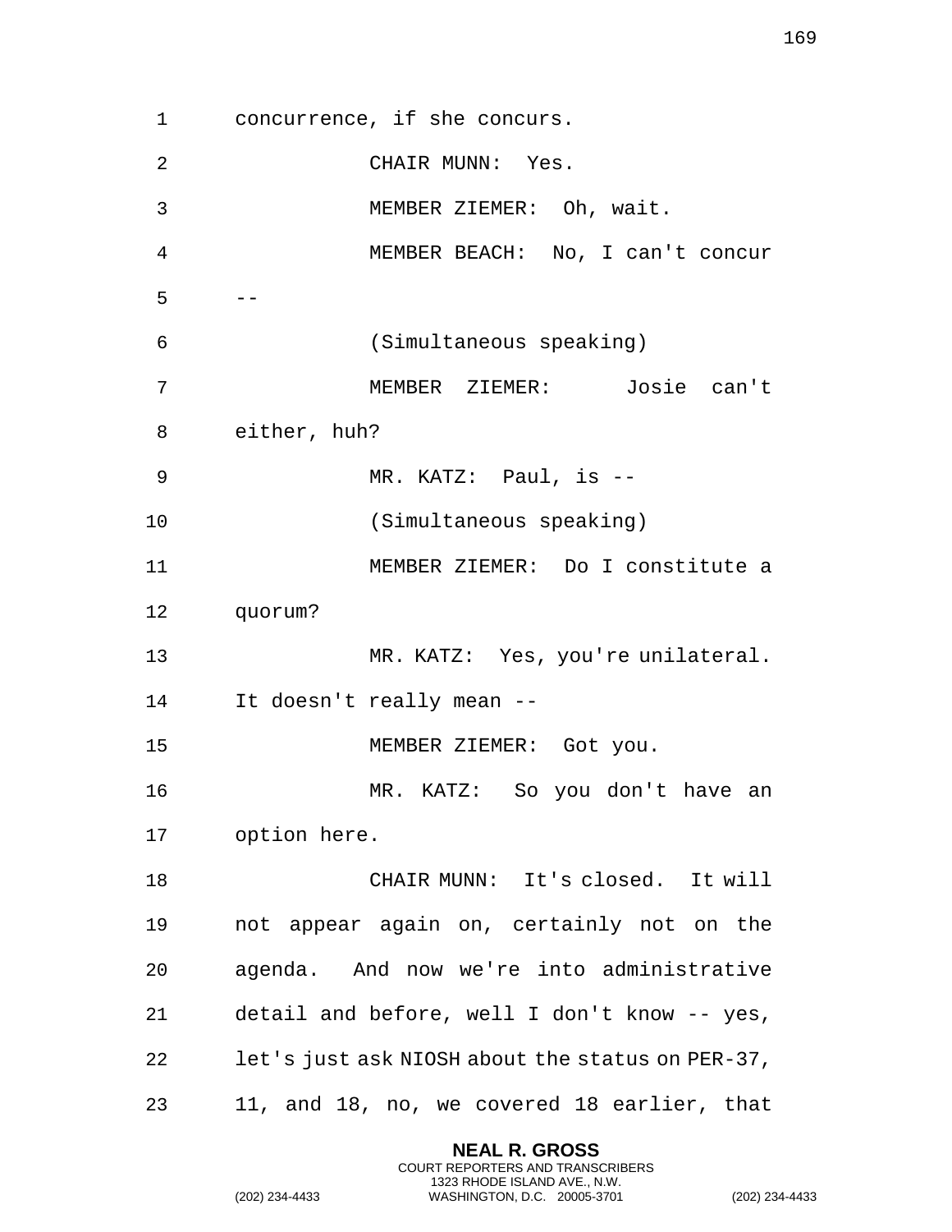concurrence, if she concurs.

CHAIR MUNN: Yes.

MEMBER ZIEMER: Oh, wait.

MEMBER BEACH: No, I can't concur --

(Simultaneous speaking)

MEMBER ZIEMER: Josie can't either, huh?

MR. KATZ: Paul, is --

(Simultaneous speaking)

MEMBER ZIEMER: Do I constitute a quorum?

MR. KATZ: Yes, you're unilateral. It doesn't really mean --

MEMBER ZIEMER: Got you.

MR. KATZ: So you don't have an option here.

CHAIR MUNN: It's closed. It will not appear again on, certainly not on the agenda. And now we're into administrative detail and before, well I don't know -- yes, let's just ask NIOSH about the status on PER-37, 11, and 18, no, we covered 18 earlier, that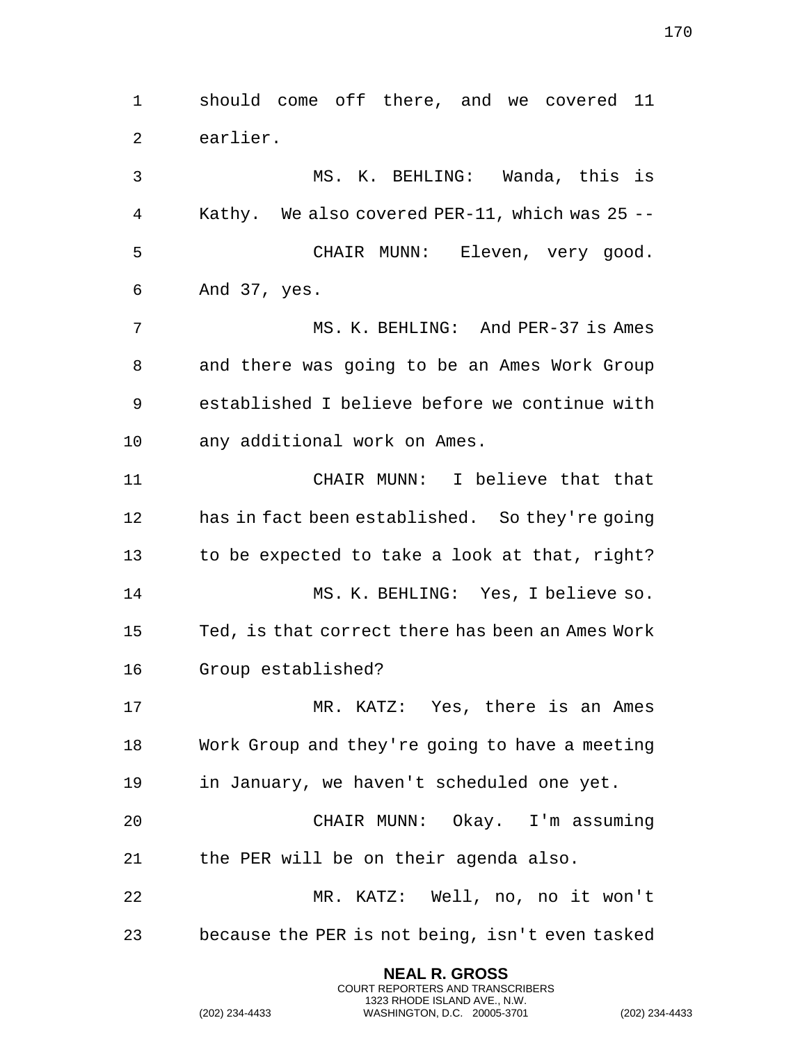should come off there, and we covered 11 earlier.

MS. K. BEHLING: Wanda, this is Kathy. We also covered PER-11, which was 25 --

CHAIR MUNN: Eleven, very good. And 37, yes.

MS. K. BEHLING: And PER-37 is Ames and there was going to be an Ames Work Group established I believe before we continue with any additional work on Ames.

CHAIR MUNN: I believe that that has in fact been established. So they're going to be expected to take a look at that, right?

MS. K. BEHLING: Yes, I believe so. Ted, is that correct there has been an Ames Work Group established?

MR. KATZ: Yes, there is an Ames Work Group and they're going to have a meeting in January, we haven't scheduled one yet.

CHAIR MUNN: Okay. I'm assuming the PER will be on their agenda also.

MR. KATZ: Well, no, no it won't because the PER is not being, isn't even tasked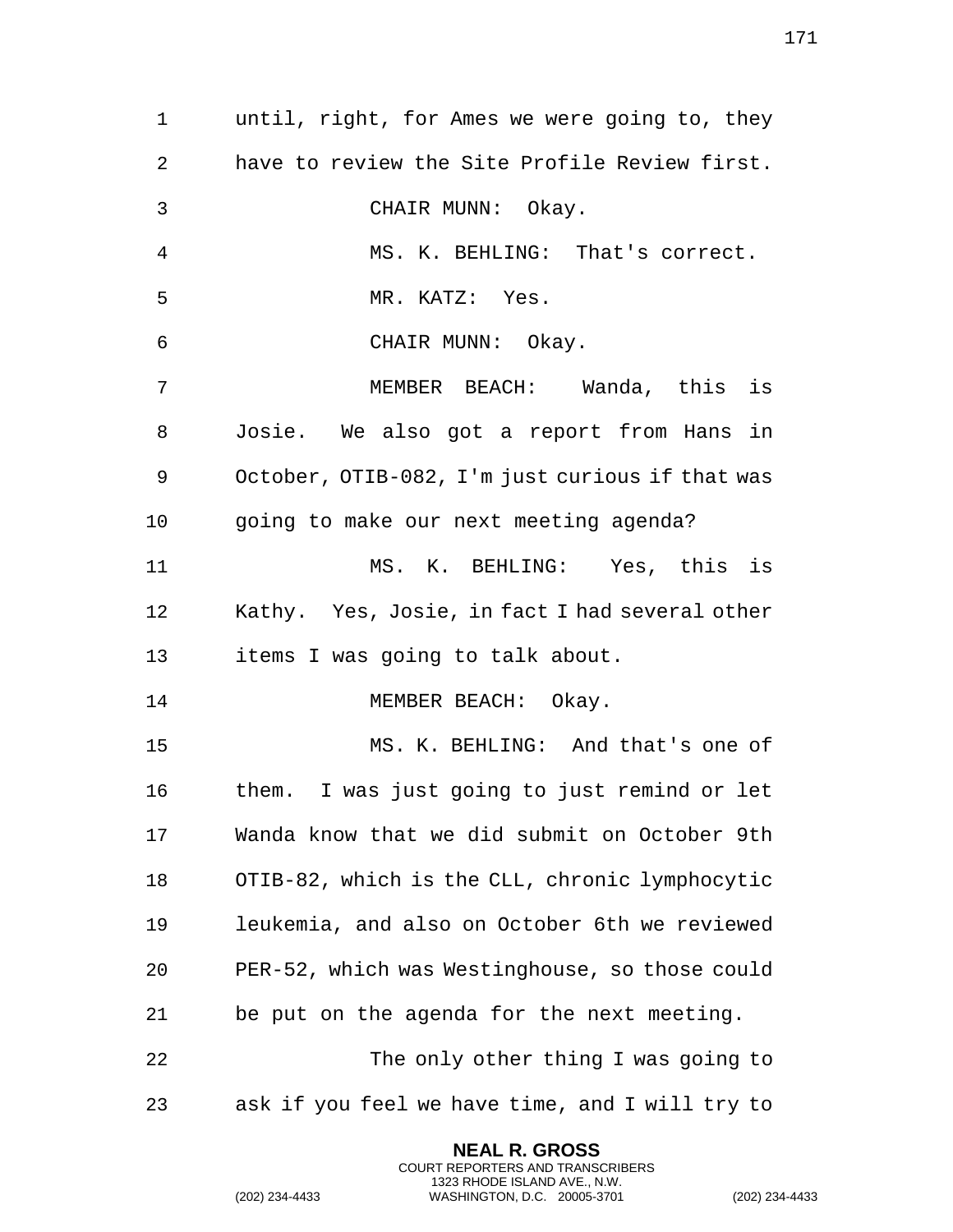until, right, for Ames we were going to, they have to review the Site Profile Review first.

CHAIR MUNN: Okay.

MS. K. BEHLING: That's correct.

MR. KATZ: Yes.

CHAIR MUNN: Okay.

MEMBER BEACH: Wanda, this is Josie. We also got a report from Hans in October, OTIB-082, I'm just curious if that was going to make our next meeting agenda?

MS. K. BEHLING: Yes, this is Kathy. Yes, Josie, in fact I had several other items I was going to talk about.

MEMBER BEACH: Okay.

MS. K. BEHLING: And that's one of them. I was just going to just remind or let Wanda know that we did submit on October 9th OTIB-82, which is the CLL, chronic lymphocytic leukemia, and also on October 6th we reviewed PER-52, which was Westinghouse, so those could be put on the agenda for the next meeting.

The only other thing I was going to ask if you feel we have time, and I will try to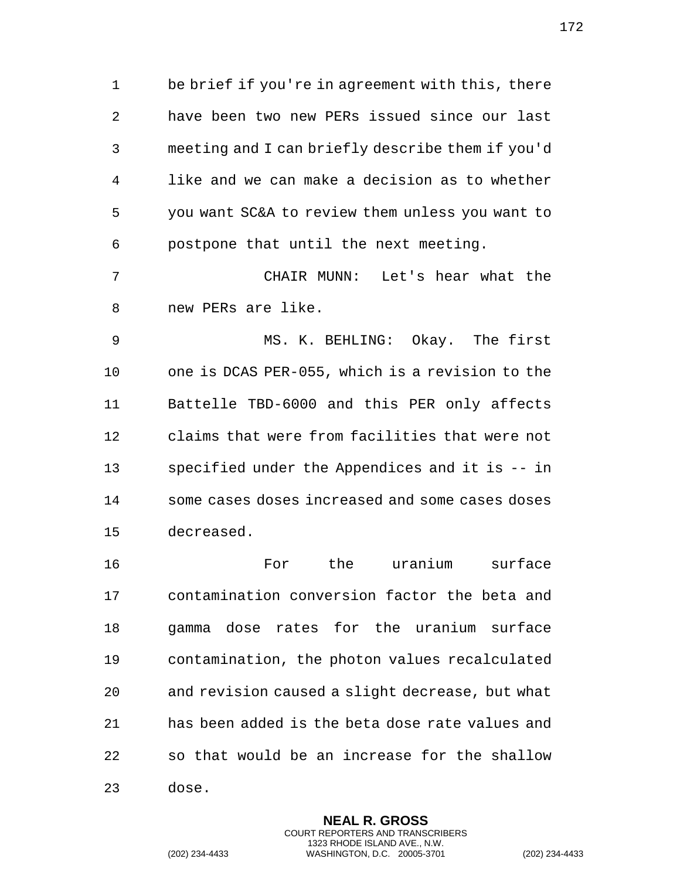be brief if you're in agreement with this, there have been two new PERs issued since our last meeting and I can briefly describe them if you'd like and we can make a decision as to whether you want SC&A to review them unless you want to postpone that until the next meeting.

CHAIR MUNN: Let's hear what the new PERs are like.

MS. K. BEHLING: Okay. The first one is DCAS PER-055, which is a revision to the Battelle TBD-6000 and this PER only affects claims that were from facilities that were not specified under the Appendices and it is -- in some cases doses increased and some cases doses decreased.

For the uranium surface contamination conversion factor the beta and gamma dose rates for the uranium surface contamination, the photon values recalculated and revision caused a slight decrease, but what has been added is the beta dose rate values and so that would be an increase for the shallow dose.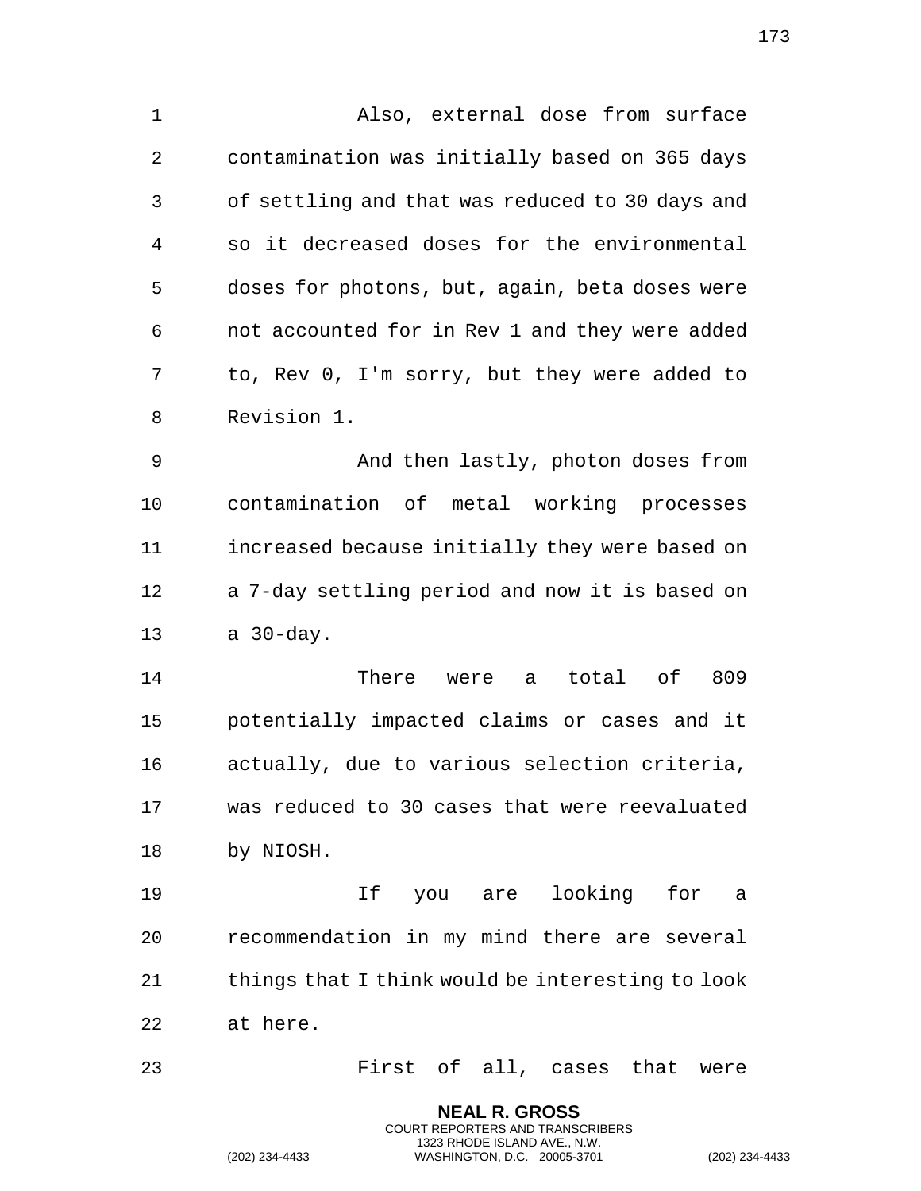Also, external dose from surface contamination was initially based on 365 days of settling and that was reduced to 30 days and so it decreased doses for the environmental doses for photons, but, again, beta doses were not accounted for in Rev 1 and they were added to, Rev 0, I'm sorry, but they were added to Revision 1.

And then lastly, photon doses from contamination of metal working processes increased because initially they were based on a 7-day settling period and now it is based on a 30-day.

There were a total of 809 potentially impacted claims or cases and it actually, due to various selection criteria, was reduced to 30 cases that were reevaluated by NIOSH.

If you are looking for a recommendation in my mind there are several things that I think would be interesting to look at here.

First of all, cases that were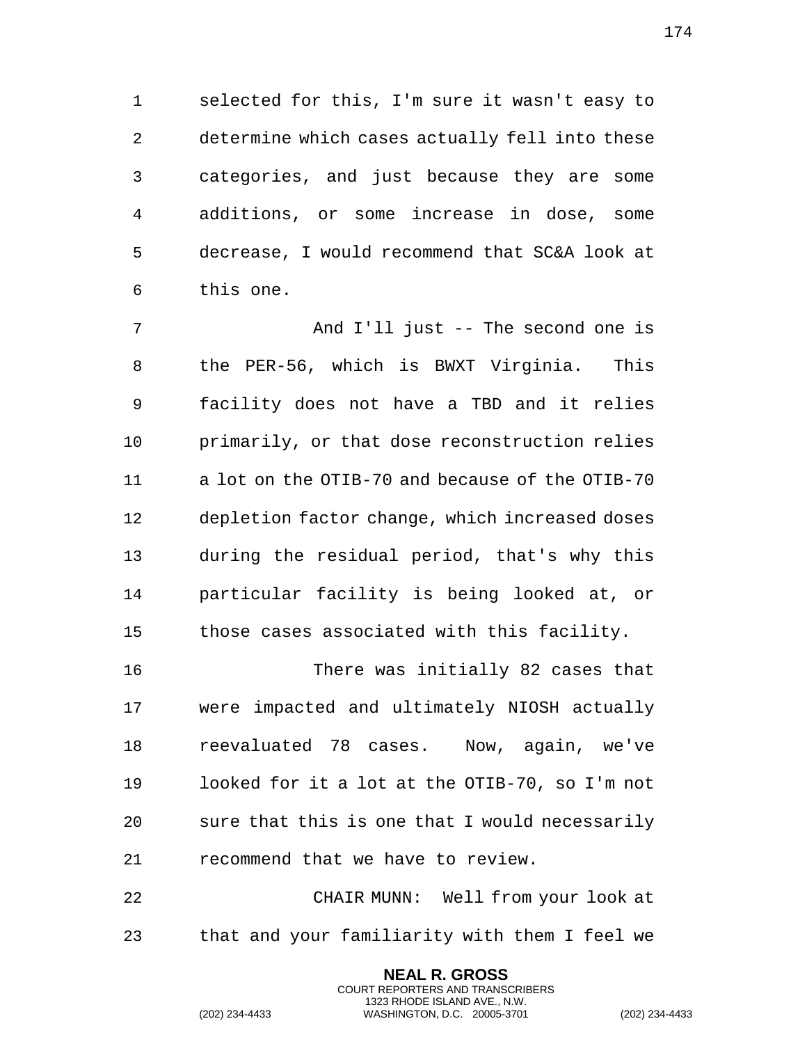selected for this, I'm sure it wasn't easy to determine which cases actually fell into these categories, and just because they are some additions, or some increase in dose, some decrease, I would recommend that SC&A look at this one.

And I'll just -- The second one is the PER-56, which is BWXT Virginia. This facility does not have a TBD and it relies primarily, or that dose reconstruction relies a lot on the OTIB-70 and because of the OTIB-70 depletion factor change, which increased doses during the residual period, that's why this particular facility is being looked at, or those cases associated with this facility.

There was initially 82 cases that were impacted and ultimately NIOSH actually reevaluated 78 cases. Now, again, we've looked for it a lot at the OTIB-70, so I'm not sure that this is one that I would necessarily recommend that we have to review.

CHAIR MUNN: Well from your look at that and your familiarity with them I feel we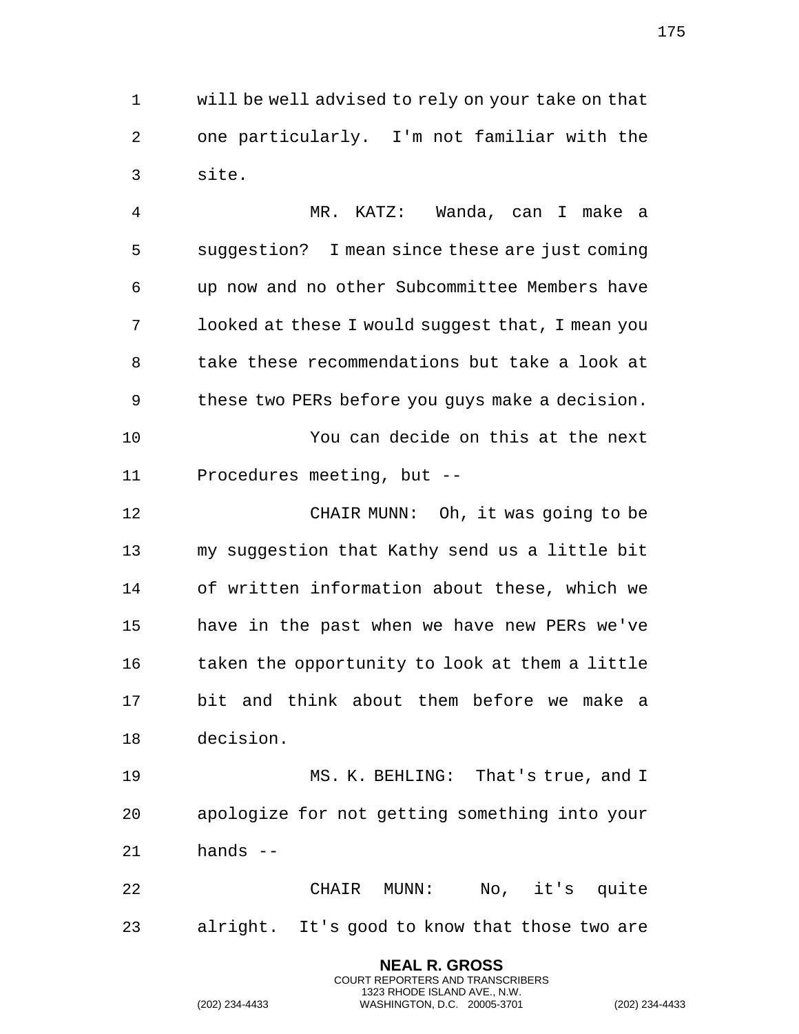will be well advised to rely on your take on that one particularly. I'm not familiar with the site.

MR. KATZ: Wanda, can I make a suggestion? I mean since these are just coming up now and no other Subcommittee Members have looked at these I would suggest that, I mean you take these recommendations but take a look at these two PERs before you guys make a decision.

You can decide on this at the next Procedures meeting, but --

CHAIR MUNN: Oh, it was going to be my suggestion that Kathy send us a little bit of written information about these, which we have in the past when we have new PERs we've taken the opportunity to look at them a little bit and think about them before we make a decision.

MS. K. BEHLING: That's true, and I apologize for not getting something into your hands --

CHAIR MUNN: No, it's quite alright. It's good to know that those two are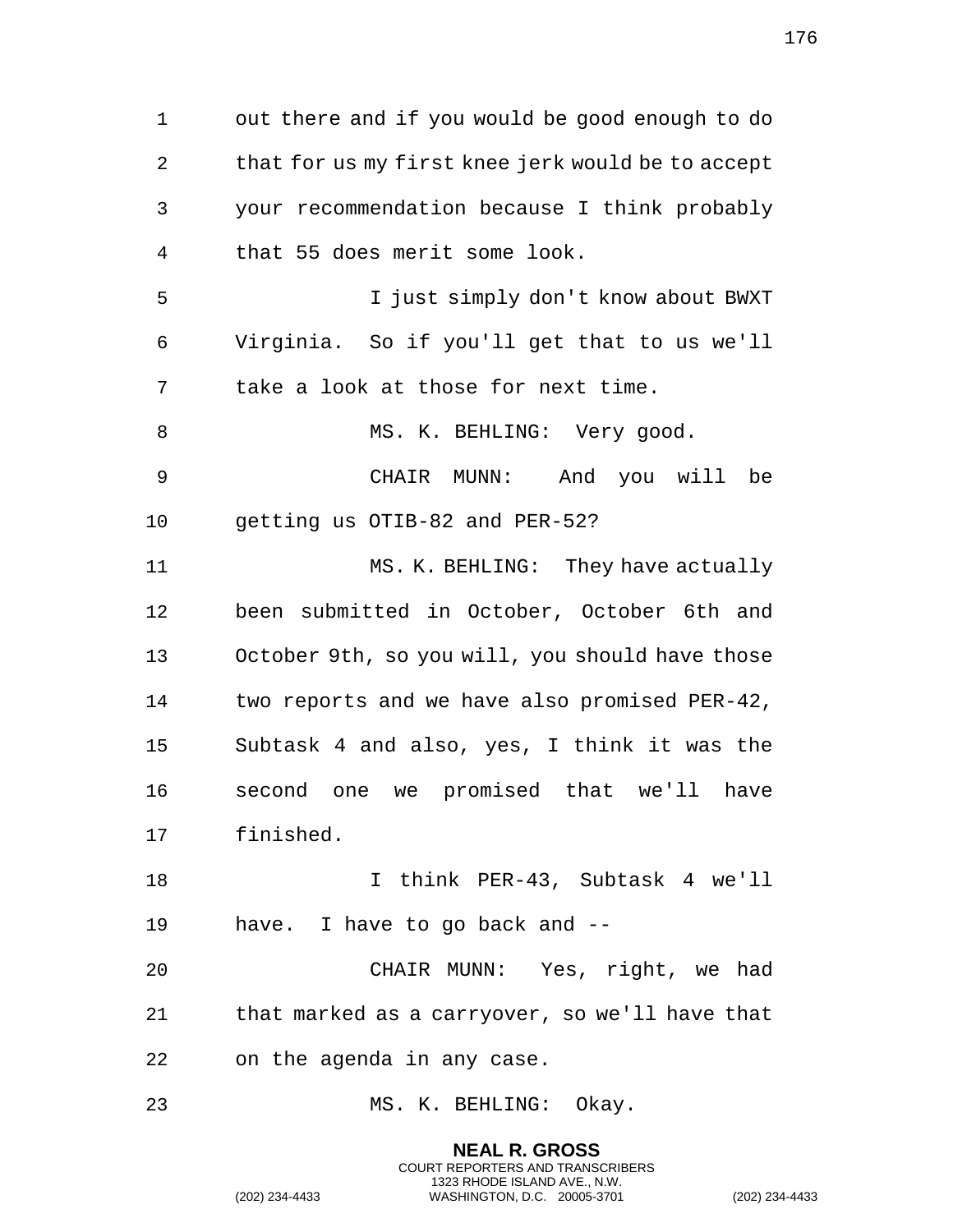out there and if you would be good enough to do that for us my first knee jerk would be to accept your recommendation because I think probably that 55 does merit some look.

I just simply don't know about BWXT Virginia. So if you'll get that to us we'll take a look at those for next time.

MS. K. BEHLING: Very good.

CHAIR MUNN: And you will be getting us OTIB-82 and PER-52?

MS. K. BEHLING: They have actually been submitted in October, October 6th and October 9th, so you will, you should have those two reports and we have also promised PER-42, Subtask 4 and also, yes, I think it was the second one we promised that we'll have finished.

I think PER-43, Subtask 4 we'll have. I have to go back and --

CHAIR MUNN: Yes, right, we had that marked as a carryover, so we'll have that on the agenda in any case.

MS. K. BEHLING: Okay.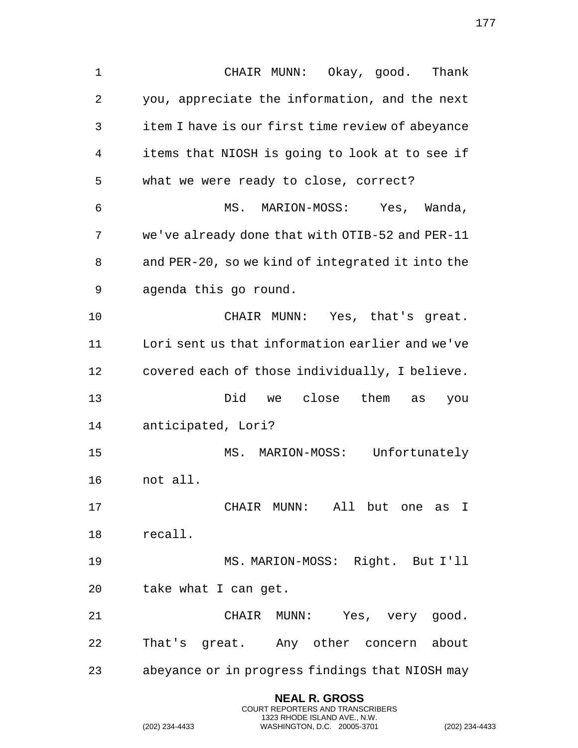CHAIR MUNN: Okay, good. Thank you, appreciate the information, and the next item I have is our first time review of abeyance items that NIOSH is going to look at to see if what we were ready to close, correct?

MS. MARION-MOSS: Yes, Wanda, we've already done that with OTIB-52 and PER-11 and PER-20, so we kind of integrated it into the agenda this go round.

CHAIR MUNN: Yes, that's great. Lori sent us that information earlier and we've covered each of those individually, I believe.

Did we close them as you anticipated, Lori?

MS. MARION-MOSS: Unfortunately not all.

CHAIR MUNN: All but one as I recall.

MS. MARION-MOSS: Right. But I'll take what I can get.

CHAIR MUNN: Yes, very good. That's great. Any other concern about abeyance or in progress findings that NIOSH may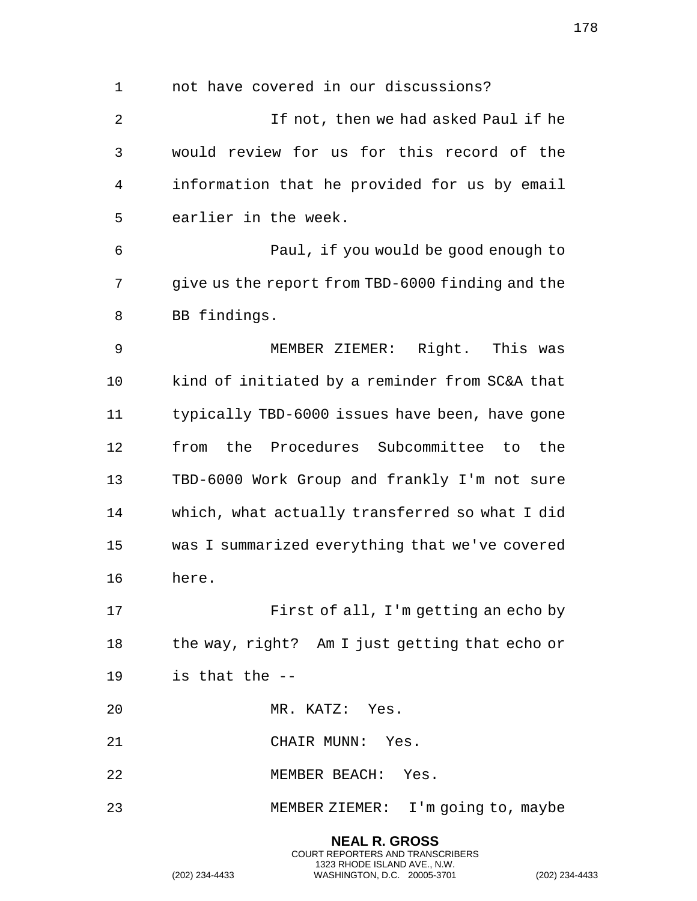not have covered in our discussions?

If not, then we had asked Paul if he would review for us for this record of the information that he provided for us by email earlier in the week.

Paul, if you would be good enough to give us the report from TBD-6000 finding and the BB findings.

MEMBER ZIEMER: Right. This was kind of initiated by a reminder from SC&A that typically TBD-6000 issues have been, have gone from the Procedures Subcommittee to the TBD-6000 Work Group and frankly I'm not sure which, what actually transferred so what I did was I summarized everything that we've covered here.

First of all, I'm getting an echo by the way, right? Am I just getting that echo or is that the --

MR. KATZ: Yes.

CHAIR MUNN: Yes.

MEMBER BEACH: Yes.

MEMBER ZIEMER: I'm going to, maybe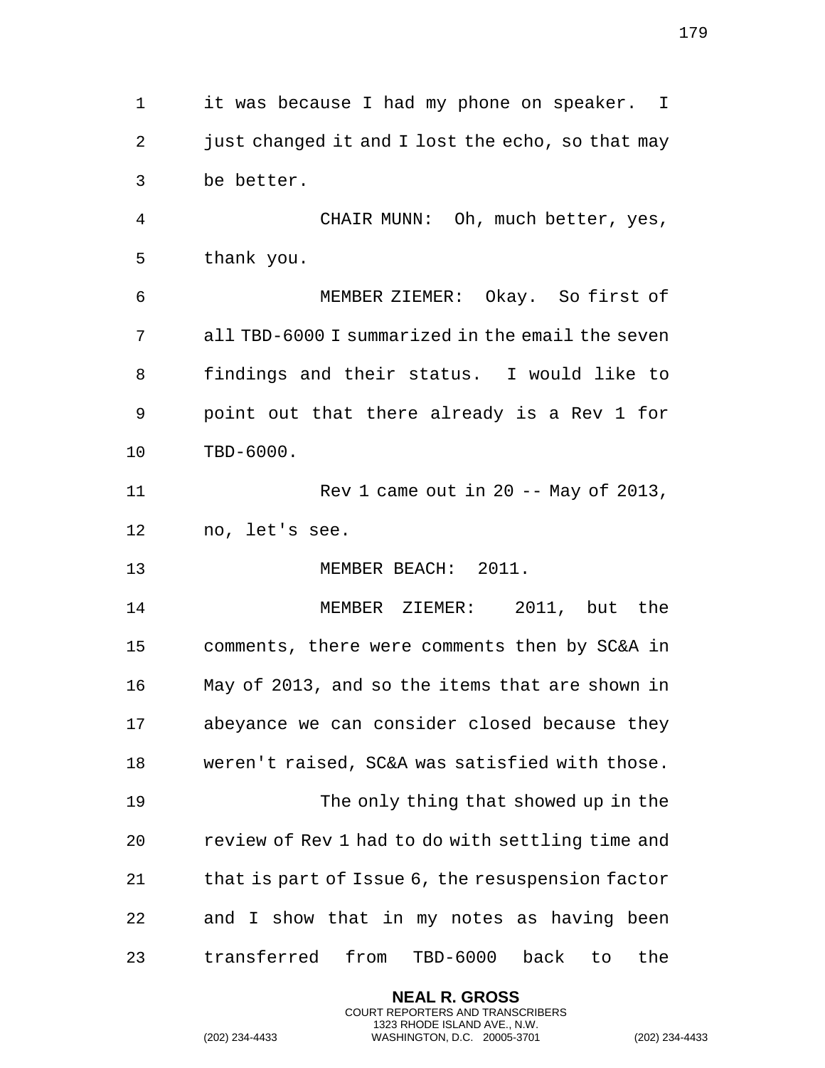it was because I had my phone on speaker. I just changed it and I lost the echo, so that may be better.

CHAIR MUNN: Oh, much better, yes, thank you.

MEMBER ZIEMER: Okay. So first of all TBD-6000 I summarized in the email the seven findings and their status. I would like to point out that there already is a Rev 1 for TBD-6000.

Rev 1 came out in 20 -- May of 2013, no, let's see.

MEMBER BEACH: 2011.

MEMBER ZIEMER: 2011, but the comments, there were comments then by SC&A in May of 2013, and so the items that are shown in abeyance we can consider closed because they weren't raised, SC&A was satisfied with those.

The only thing that showed up in the review of Rev 1 had to do with settling time and that is part of Issue 6, the resuspension factor and I show that in my notes as having been transferred from TBD-6000 back to the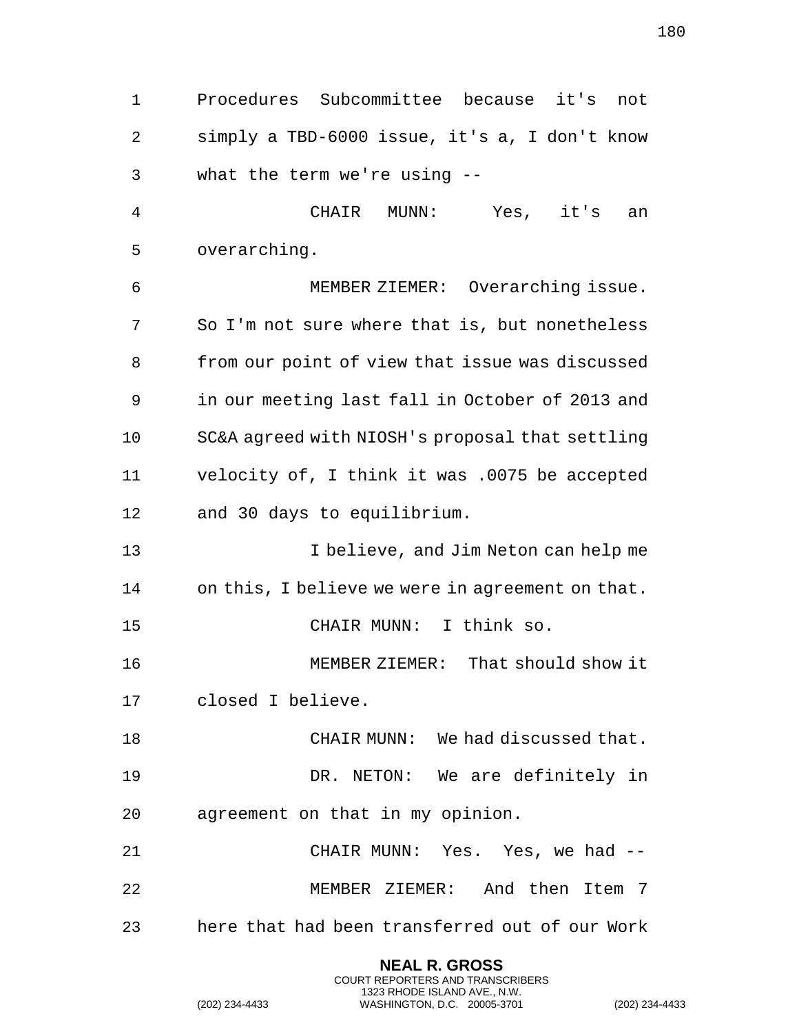Procedures Subcommittee because it's not simply a TBD-6000 issue, it's a, I don't know what the term we're using --

CHAIR MUNN: Yes, it's an overarching.

MEMBER ZIEMER: Overarching issue. So I'm not sure where that is, but nonetheless from our point of view that issue was discussed in our meeting last fall in October of 2013 and SC&A agreed with NIOSH's proposal that settling velocity of, I think it was .0075 be accepted and 30 days to equilibrium.

I believe, and Jim Neton can help me on this, I believe we were in agreement on that.

CHAIR MUNN: I think so.

MEMBER ZIEMER: That should show it closed I believe.

CHAIR MUNN: We had discussed that.

DR. NETON: We are definitely in agreement on that in my opinion.

CHAIR MUNN: Yes. Yes, we had --

MEMBER ZIEMER: And then Item 7 here that had been transferred out of our Work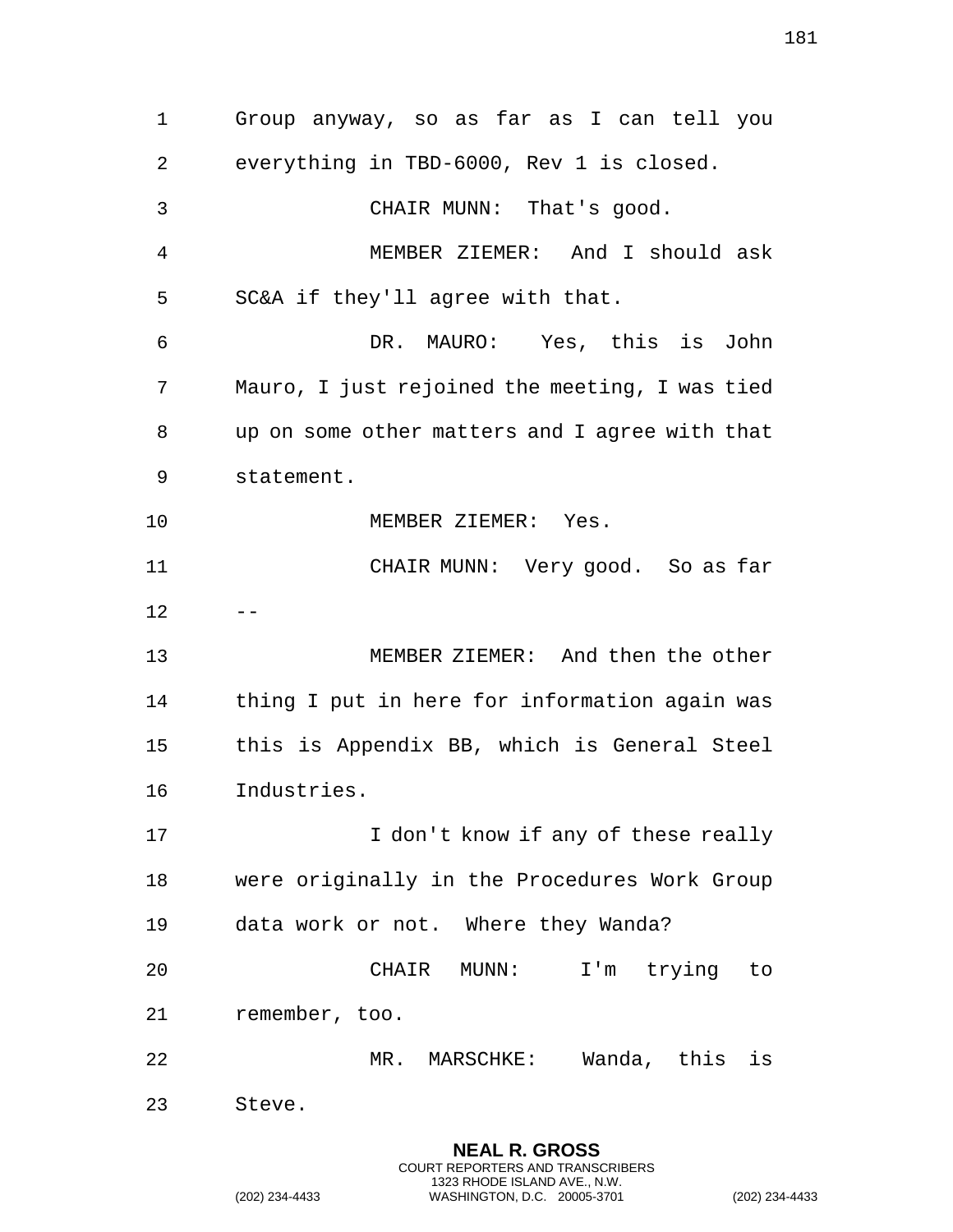Group anyway, so as far as I can tell you everything in TBD-6000, Rev 1 is closed.

CHAIR MUNN: That's good.

MEMBER ZIEMER: And I should ask SC&A if they'll agree with that.

DR. MAURO: Yes, this is John Mauro, I just rejoined the meeting, I was tied up on some other matters and I agree with that statement.

MEMBER ZIEMER: Yes.

CHAIR MUNN: Very good. So as far --

MEMBER ZIEMER: And then the other thing I put in here for information again was this is Appendix BB, which is General Steel Industries.

I don't know if any of these really were originally in the Procedures Work Group data work or not. Where they Wanda?

CHAIR MUNN: I'm trying to remember, too.

MR. MARSCHKE: Wanda, this is Steve.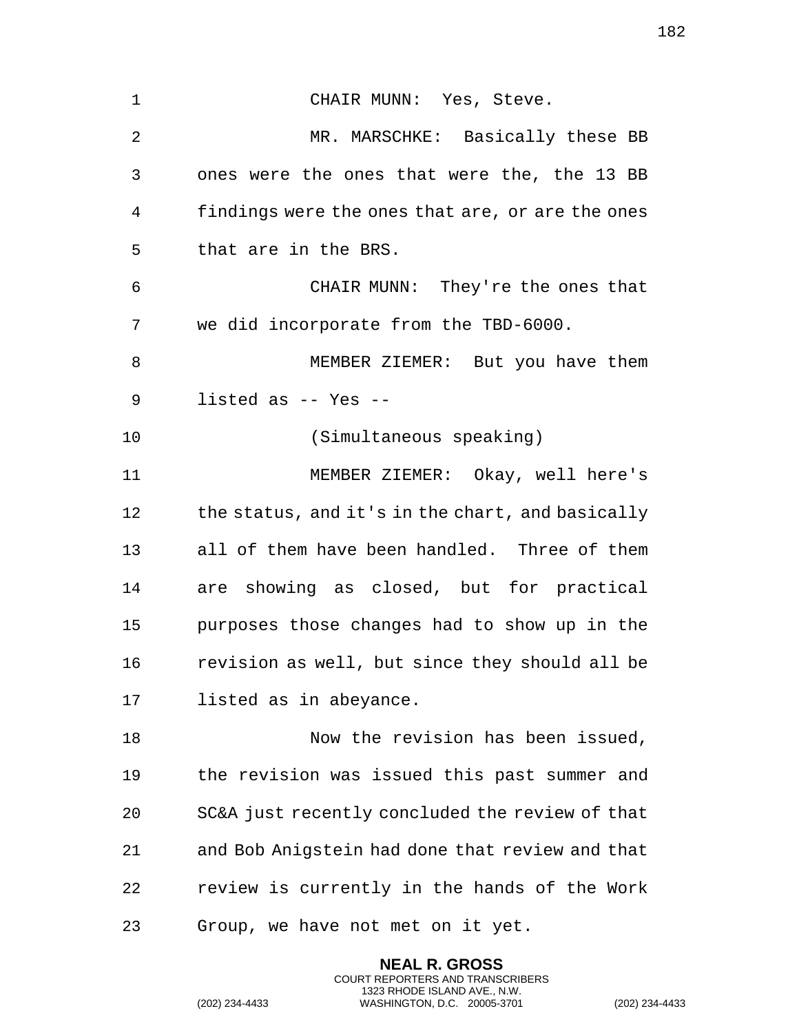CHAIR MUNN: Yes, Steve.

MR. MARSCHKE: Basically these BB ones were the ones that were the, the 13 BB findings were the ones that are, or are the ones that are in the BRS.

CHAIR MUNN: They're the ones that we did incorporate from the TBD-6000.

MEMBER ZIEMER: But you have them listed as -- Yes --

(Simultaneous speaking)

MEMBER ZIEMER: Okay, well here's the status, and it's in the chart, and basically all of them have been handled. Three of them are showing as closed, but for practical purposes those changes had to show up in the revision as well, but since they should all be listed as in abeyance.

Now the revision has been issued, the revision was issued this past summer and SC&A just recently concluded the review of that and Bob Anigstein had done that review and that review is currently in the hands of the Work Group, we have not met on it yet.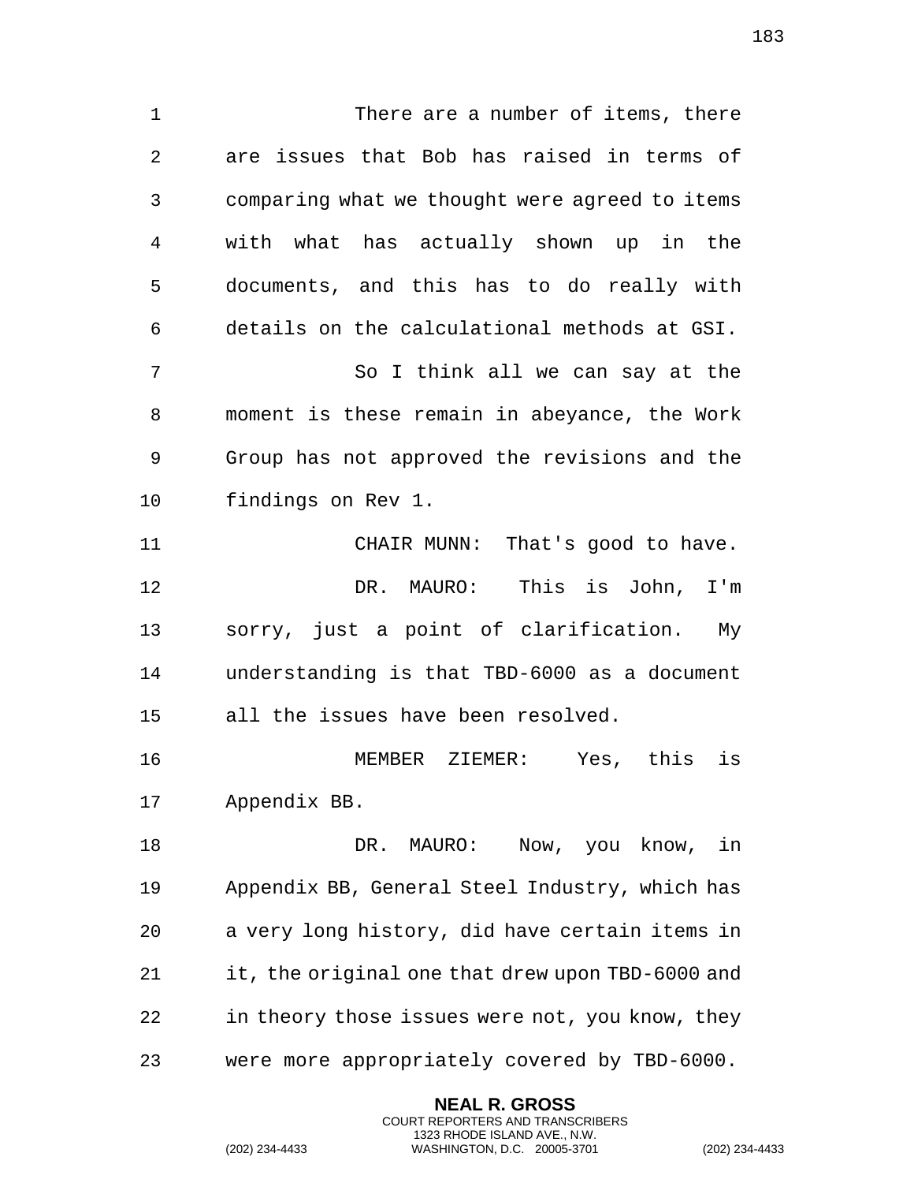There are a number of items, there are issues that Bob has raised in terms of comparing what we thought were agreed to items with what has actually shown up in the documents, and this has to do really with details on the calculational methods at GSI.

So I think all we can say at the moment is these remain in abeyance, the Work Group has not approved the revisions and the findings on Rev 1.

CHAIR MUNN: That's good to have.

DR. MAURO: This is John, I'm sorry, just a point of clarification. My understanding is that TBD-6000 as a document all the issues have been resolved.

MEMBER ZIEMER: Yes, this is Appendix BB.

DR. MAURO: Now, you know, in Appendix BB, General Steel Industry, which has a very long history, did have certain items in it, the original one that drew upon TBD-6000 and in theory those issues were not, you know, they were more appropriately covered by TBD-6000.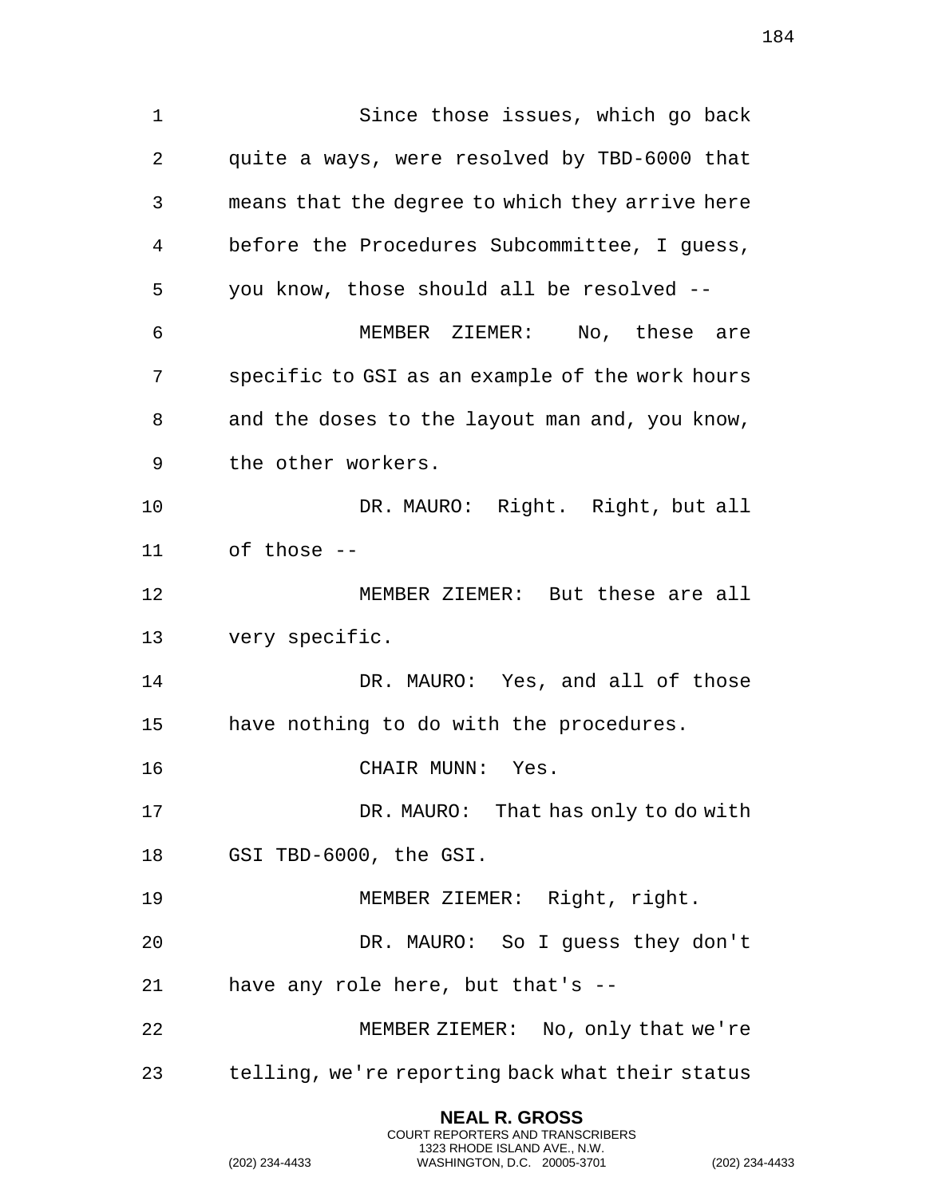Since those issues, which go back quite a ways, were resolved by TBD-6000 that means that the degree to which they arrive here before the Procedures Subcommittee, I guess, you know, those should all be resolved --

MEMBER ZIEMER: No, these are specific to GSI as an example of the work hours and the doses to the layout man and, you know, the other workers.

DR. MAURO: Right. Right, but all of those --

MEMBER ZIEMER: But these are all very specific.

DR. MAURO: Yes, and all of those have nothing to do with the procedures.

CHAIR MUNN: Yes.

DR. MAURO: That has only to do with GSI TBD-6000, the GSI.

MEMBER ZIEMER: Right, right.

DR. MAURO: So I guess they don't have any role here, but that's --

MEMBER ZIEMER: No, only that we're telling, we're reporting back what their status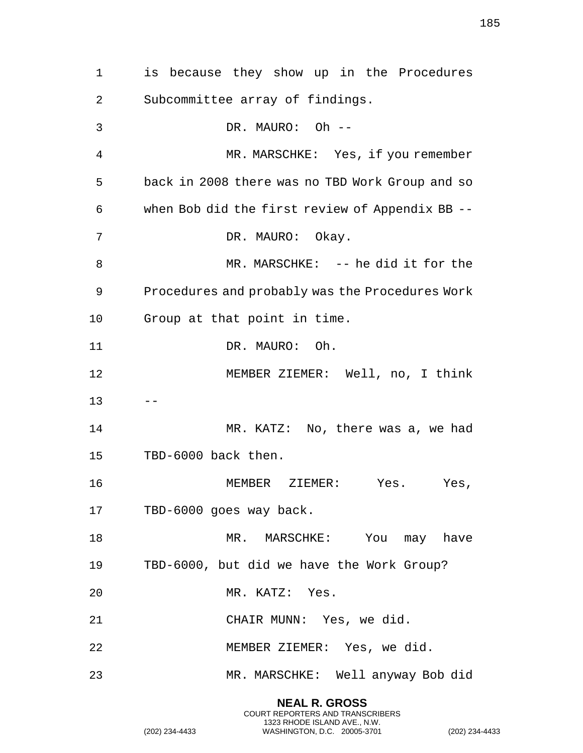is because they show up in the Procedures Subcommittee array of findings.

DR. MAURO: Oh --

MR. MARSCHKE: Yes, if you remember back in 2008 there was no TBD Work Group and so when Bob did the first review of Appendix BB --

DR. MAURO: Okay.

MR. MARSCHKE: -- he did it for the Procedures and probably was the Procedures Work Group at that point in time.

DR. MAURO: Oh.

MEMBER ZIEMER: Well, no, I think --

MR. KATZ: No, there was a, we had TBD-6000 back then.

MEMBER ZIEMER: Yes. Yes, TBD-6000 goes way back.

MR. MARSCHKE: You may have TBD-6000, but did we have the Work Group?

MR. KATZ: Yes.

CHAIR MUNN: Yes, we did.

MEMBER ZIEMER: Yes, we did.

MR. MARSCHKE: Well anyway Bob did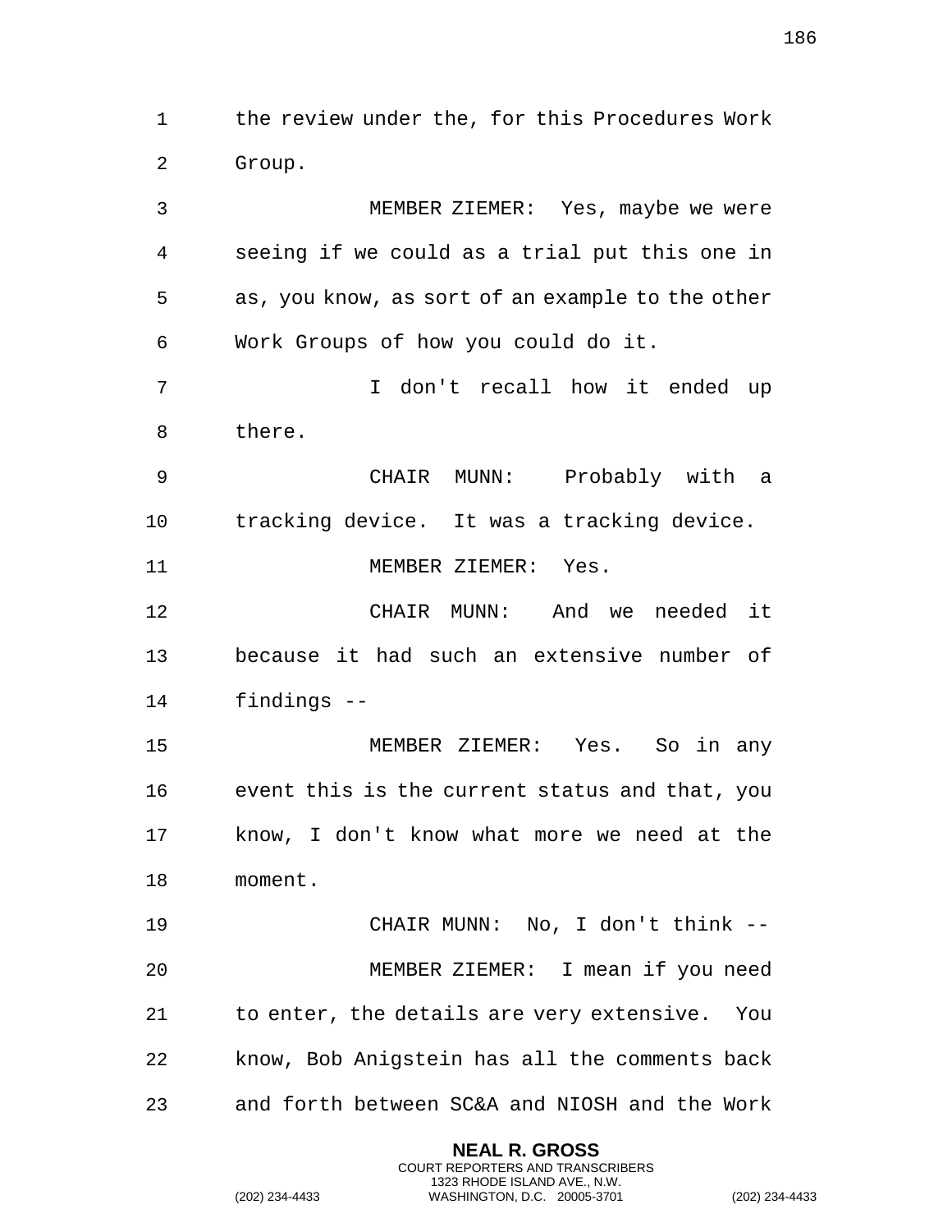the review under the, for this Procedures Work Group.

MEMBER ZIEMER: Yes, maybe we were seeing if we could as a trial put this one in as, you know, as sort of an example to the other Work Groups of how you could do it.

I don't recall how it ended up there.

CHAIR MUNN: Probably with a tracking device. It was a tracking device.

MEMBER ZIEMER: Yes.

CHAIR MUNN: And we needed it because it had such an extensive number of findings --

MEMBER ZIEMER: Yes. So in any event this is the current status and that, you know, I don't know what more we need at the moment.

CHAIR MUNN: No, I don't think --

MEMBER ZIEMER: I mean if you need to enter, the details are very extensive. You know, Bob Anigstein has all the comments back and forth between SC&A and NIOSH and the Work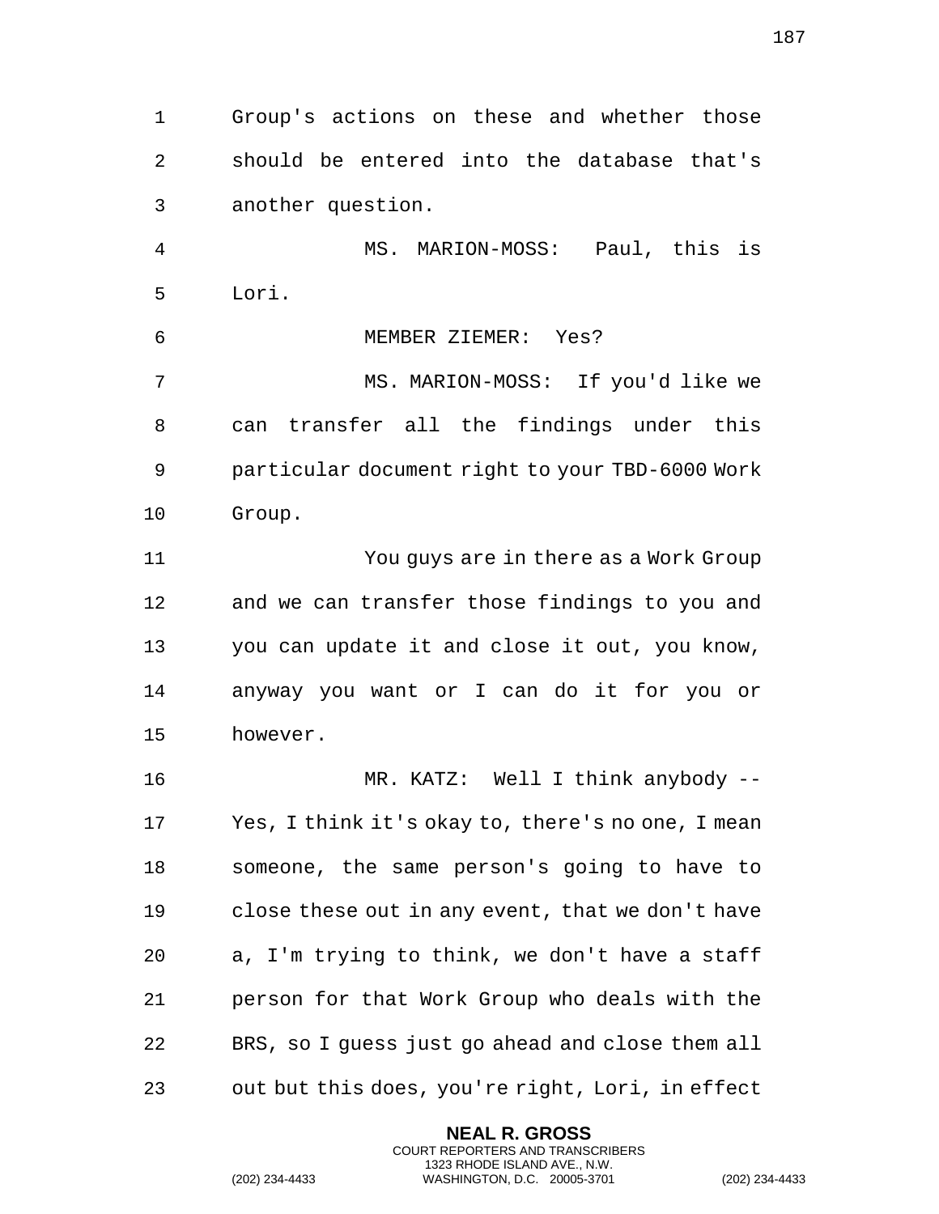Group's actions on these and whether those should be entered into the database that's another question.

MS. MARION-MOSS: Paul, this is Lori.

MEMBER ZIEMER: Yes?

MS. MARION-MOSS: If you'd like we can transfer all the findings under this particular document right to your TBD-6000 Work Group.

You guys are in there as a Work Group and we can transfer those findings to you and you can update it and close it out, you know, anyway you want or I can do it for you or however.

MR. KATZ: Well I think anybody -- Yes, I think it's okay to, there's no one, I mean someone, the same person's going to have to close these out in any event, that we don't have a, I'm trying to think, we don't have a staff person for that Work Group who deals with the BRS, so I guess just go ahead and close them all out but this does, you're right, Lori, in effect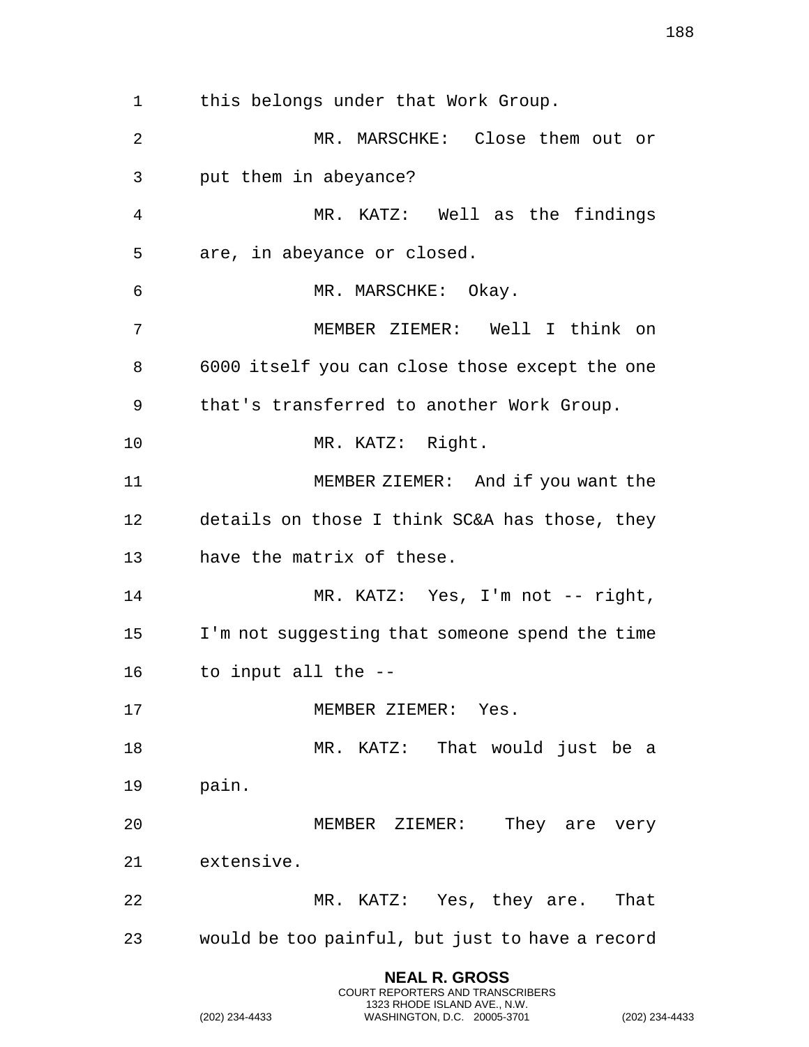this belongs under that Work Group.

MR. MARSCHKE: Close them out or put them in abeyance?

MR. KATZ: Well as the findings are, in abeyance or closed.

MR. MARSCHKE: Okay.

MEMBER ZIEMER: Well I think on 6000 itself you can close those except the one that's transferred to another Work Group.

MR. KATZ: Right.

MEMBER ZIEMER: And if you want the details on those I think SC&A has those, they have the matrix of these.

MR. KATZ: Yes, I'm not -- right, I'm not suggesting that someone spend the time to input all the --

MEMBER ZIEMER: Yes.

MR. KATZ: That would just be a pain.

MEMBER ZIEMER: They are very extensive.

MR. KATZ: Yes, they are. That would be too painful, but just to have a record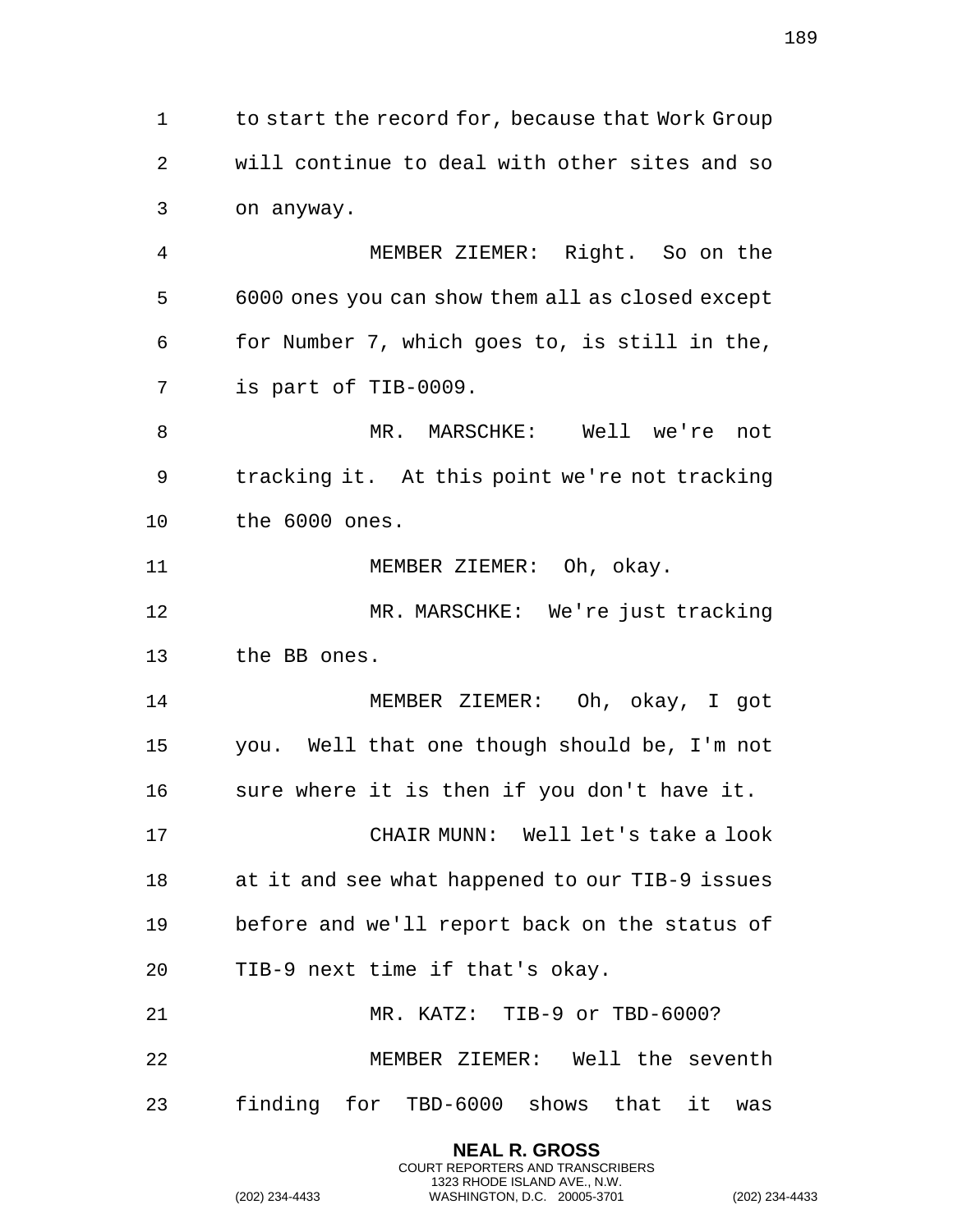to start the record for, because that Work Group will continue to deal with other sites and so on anyway.

MEMBER ZIEMER: Right. So on the 6000 ones you can show them all as closed except for Number 7, which goes to, is still in the, is part of TIB-0009.

MR. MARSCHKE: Well we're not tracking it. At this point we're not tracking the 6000 ones.

MEMBER ZIEMER: Oh, okay.

MR. MARSCHKE: We're just tracking the BB ones.

MEMBER ZIEMER: Oh, okay, I got you. Well that one though should be, I'm not sure where it is then if you don't have it.

CHAIR MUNN: Well let's take a look at it and see what happened to our TIB-9 issues before and we'll report back on the status of TIB-9 next time if that's okay.

MR. KATZ: TIB-9 or TBD-6000?

MEMBER ZIEMER: Well the seventh finding for TBD-6000 shows that it was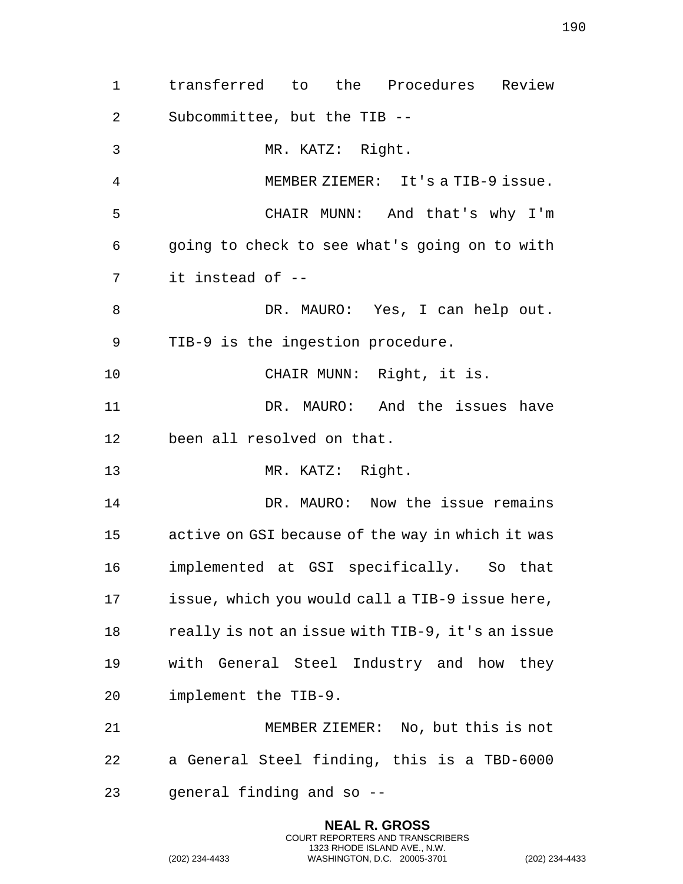transferred to the Procedures Review Subcommittee, but the TIB --

MR. KATZ: Right.

MEMBER ZIEMER: It's a TIB-9 issue.

CHAIR MUNN: And that's why I'm going to check to see what's going on to with it instead of --

DR. MAURO: Yes, I can help out. TIB-9 is the ingestion procedure.

CHAIR MUNN: Right, it is.

DR. MAURO: And the issues have been all resolved on that.

MR. KATZ: Right.

DR. MAURO: Now the issue remains active on GSI because of the way in which it was implemented at GSI specifically. So that issue, which you would call a TIB-9 issue here, really is not an issue with TIB-9, it's an issue with General Steel Industry and how they implement the TIB-9.

MEMBER ZIEMER: No, but this is not a General Steel finding, this is a TBD-6000 general finding and so --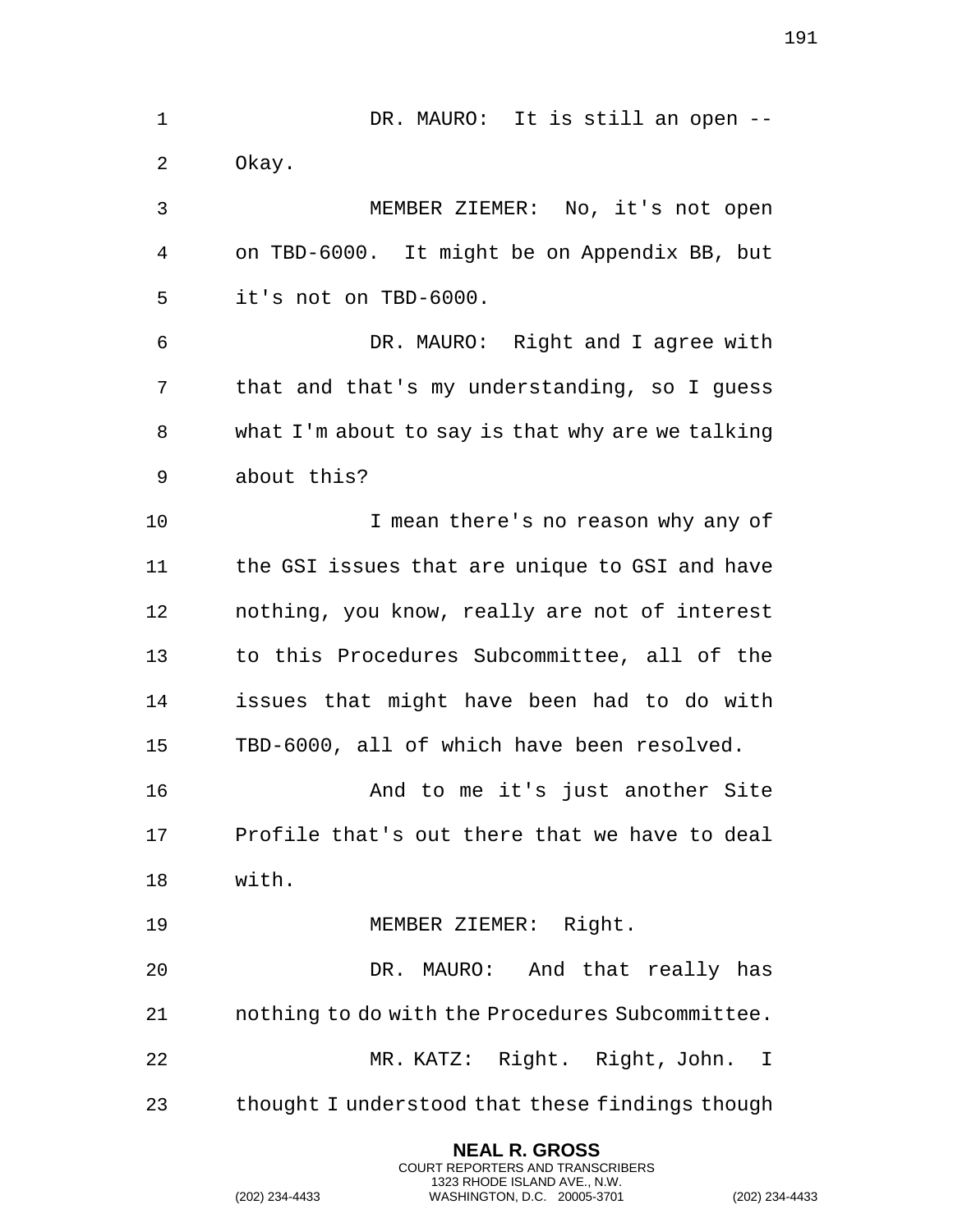DR. MAURO: It is still an open -- Okay.

MEMBER ZIEMER: No, it's not open on TBD-6000. It might be on Appendix BB, but it's not on TBD-6000.

DR. MAURO: Right and I agree with that and that's my understanding, so I guess what I'm about to say is that why are we talking about this?

I mean there's no reason why any of the GSI issues that are unique to GSI and have nothing, you know, really are not of interest to this Procedures Subcommittee, all of the issues that might have been had to do with TBD-6000, all of which have been resolved.

And to me it's just another Site Profile that's out there that we have to deal with.

MEMBER ZIEMER: Right.

DR. MAURO: And that really has nothing to do with the Procedures Subcommittee.

MR. KATZ: Right. Right, John. I thought I understood that these findings though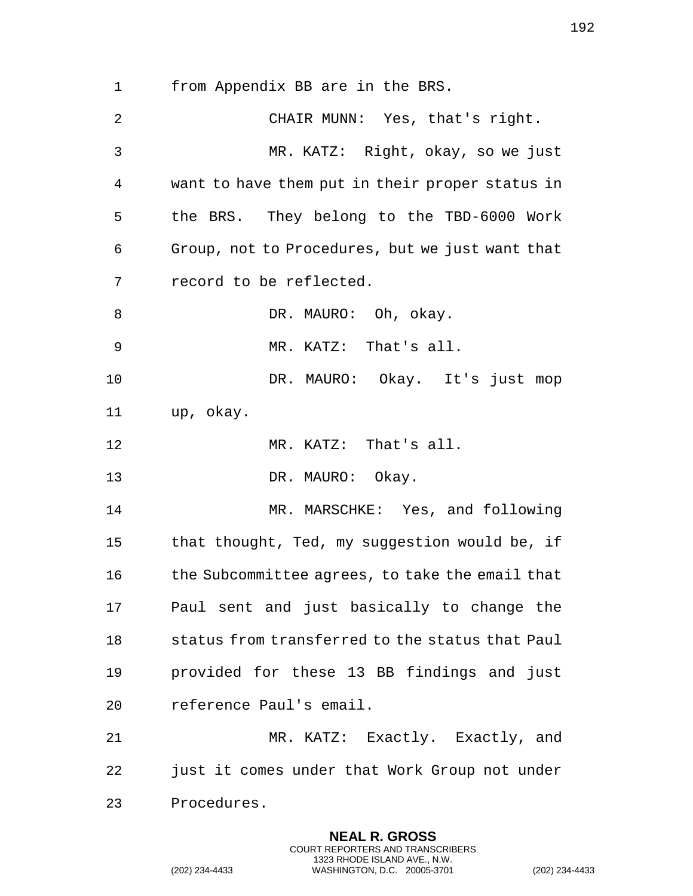from Appendix BB are in the BRS.

CHAIR MUNN: Yes, that's right.

MR. KATZ: Right, okay, so we just want to have them put in their proper status in the BRS. They belong to the TBD-6000 Work Group, not to Procedures, but we just want that record to be reflected.

DR. MAURO: Oh, okay.

MR. KATZ: That's all.

DR. MAURO: Okay. It's just mop up, okay.

MR. KATZ: That's all.

DR. MAURO: Okay.

MR. MARSCHKE: Yes, and following that thought, Ted, my suggestion would be, if the Subcommittee agrees, to take the email that Paul sent and just basically to change the status from transferred to the status that Paul provided for these 13 BB findings and just reference Paul's email.

MR. KATZ: Exactly. Exactly, and just it comes under that Work Group not under Procedures.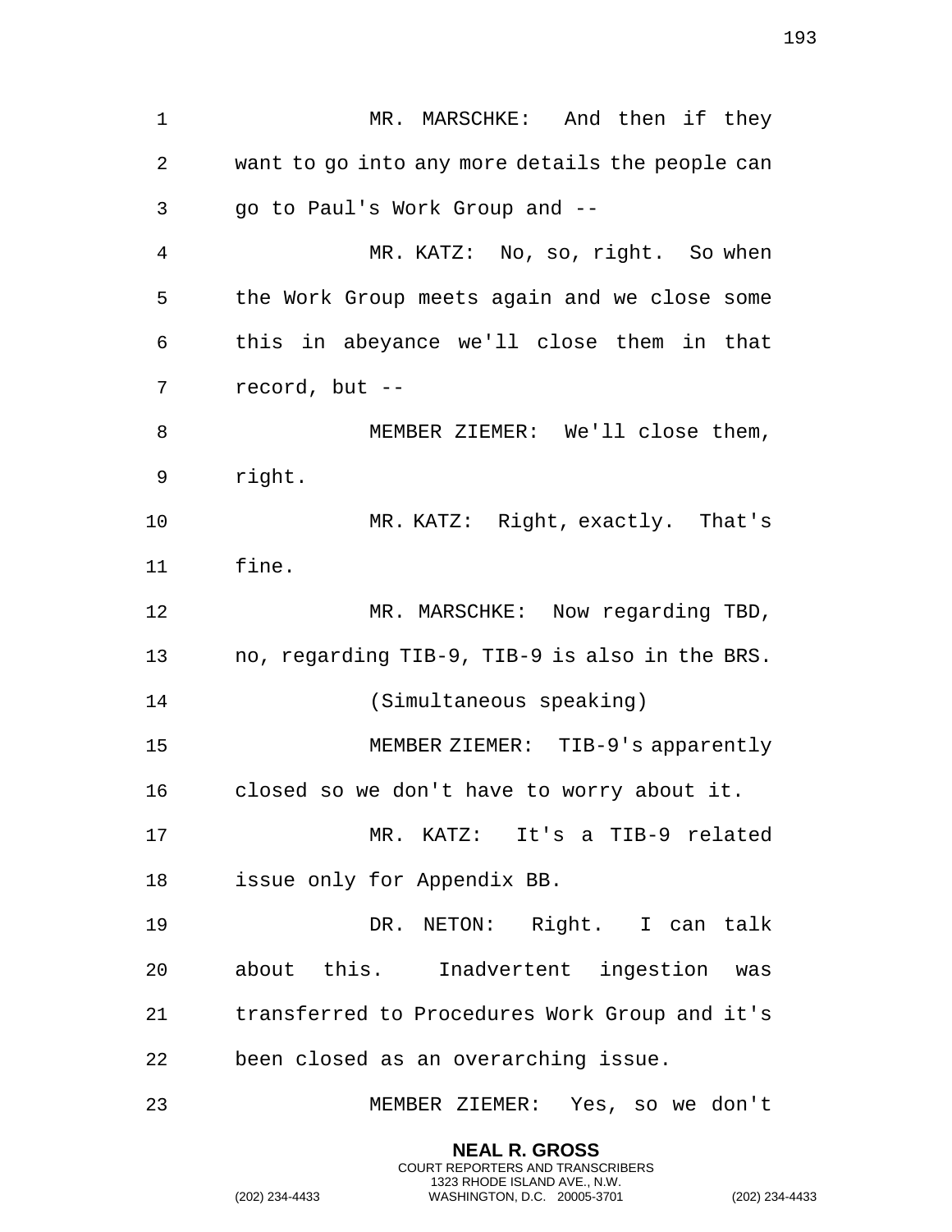MR. MARSCHKE: And then if they want to go into any more details the people can go to Paul's Work Group and --

MR. KATZ: No, so, right. So when the Work Group meets again and we close some this in abeyance we'll close them in that record, but --

MEMBER ZIEMER: We'll close them, right.

MR. KATZ: Right, exactly. That's fine.

MR. MARSCHKE: Now regarding TBD, no, regarding TIB-9, TIB-9 is also in the BRS.

(Simultaneous speaking)

MEMBER ZIEMER: TIB-9's apparently closed so we don't have to worry about it.

MR. KATZ: It's a TIB-9 related issue only for Appendix BB.

DR. NETON: Right. I can talk about this. Inadvertent ingestion was transferred to Procedures Work Group and it's been closed as an overarching issue.

MEMBER ZIEMER: Yes, so we don't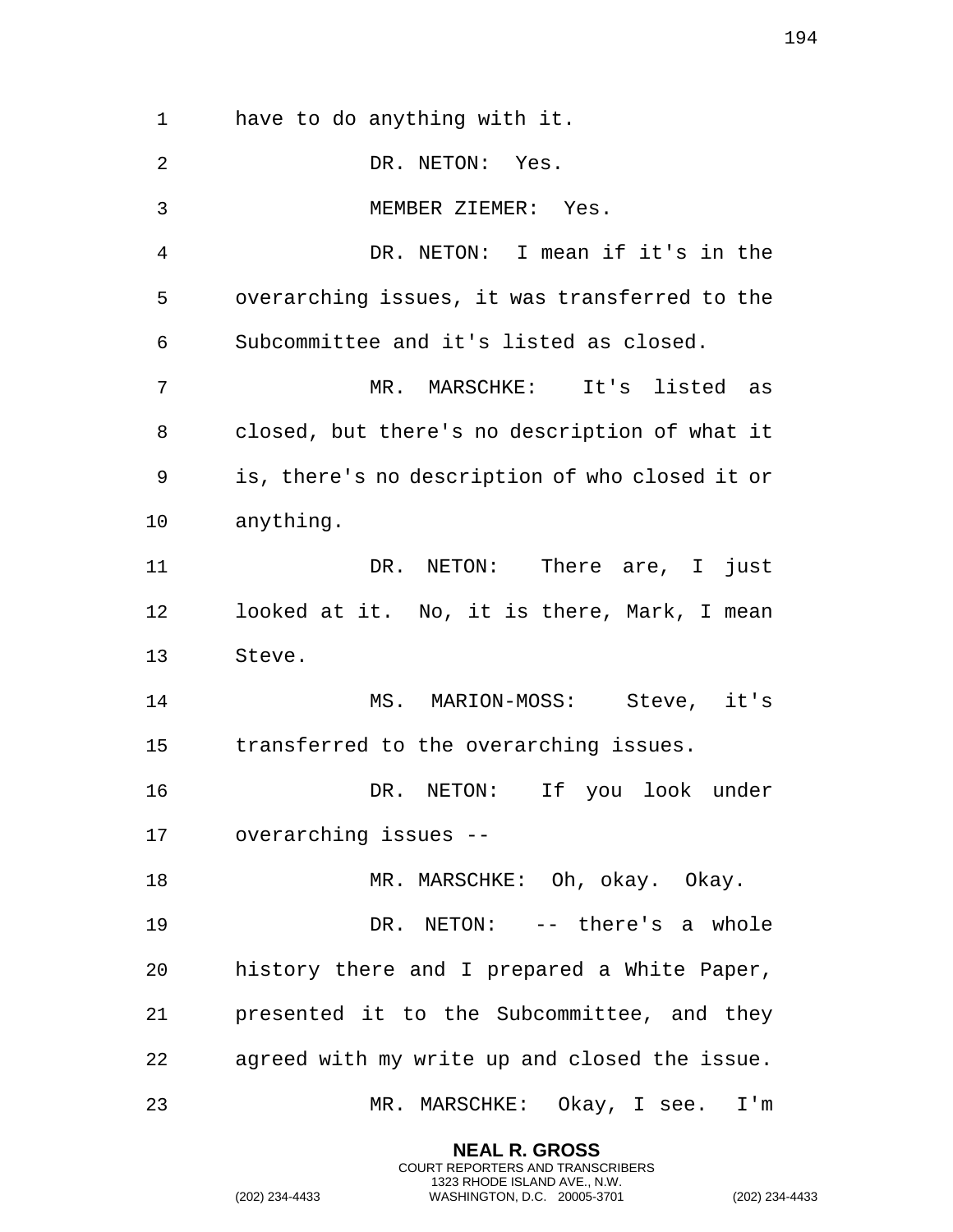have to do anything with it.

DR. NETON: Yes.

MEMBER ZIEMER: Yes.

DR. NETON: I mean if it's in the overarching issues, it was transferred to the Subcommittee and it's listed as closed.

MR. MARSCHKE: It's listed as closed, but there's no description of what it is, there's no description of who closed it or anything.

DR. NETON: There are, I just looked at it. No, it is there, Mark, I mean Steve.

MS. MARION-MOSS: Steve, it's transferred to the overarching issues.

DR. NETON: If you look under overarching issues --

MR. MARSCHKE: Oh, okay. Okay.

DR. NETON: -- there's a whole history there and I prepared a White Paper, presented it to the Subcommittee, and they agreed with my write up and closed the issue.

MR. MARSCHKE: Okay, I see. I'm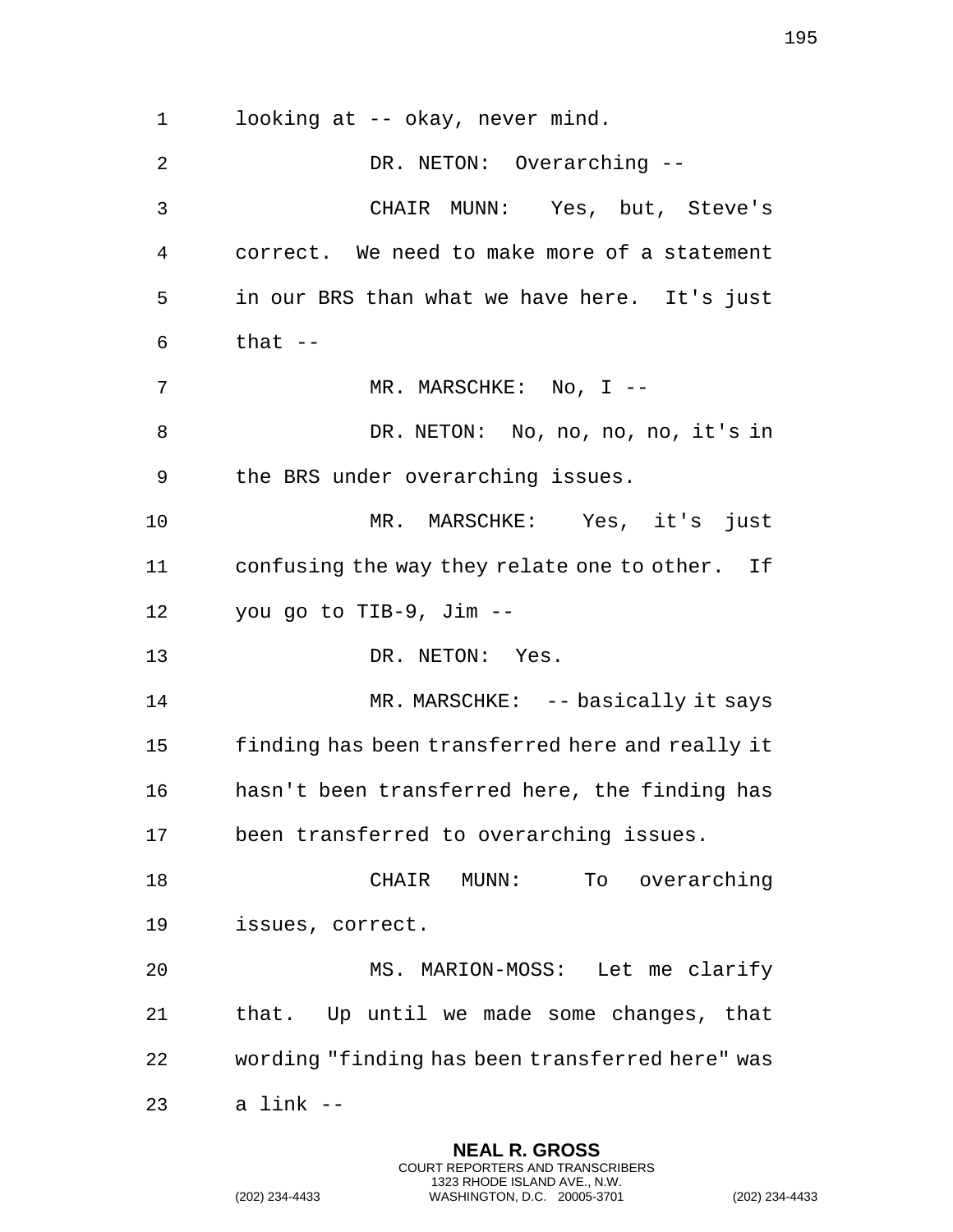looking at -- okay, never mind.

DR. NETON: Overarching --

CHAIR MUNN: Yes, but, Steve's correct. We need to make more of a statement in our BRS than what we have here. It's just that --

MR. MARSCHKE: No, I --

DR. NETON: No, no, no, no, it's in the BRS under overarching issues.

MR. MARSCHKE: Yes, it's just confusing the way they relate one to other. If you go to TIB-9, Jim --

DR. NETON: Yes.

MR. MARSCHKE: -- basically it says finding has been transferred here and really it hasn't been transferred here, the finding has been transferred to overarching issues.

CHAIR MUNN: To overarching issues, correct.

MS. MARION-MOSS: Let me clarify that. Up until we made some changes, that wording "finding has been transferred here" was a link --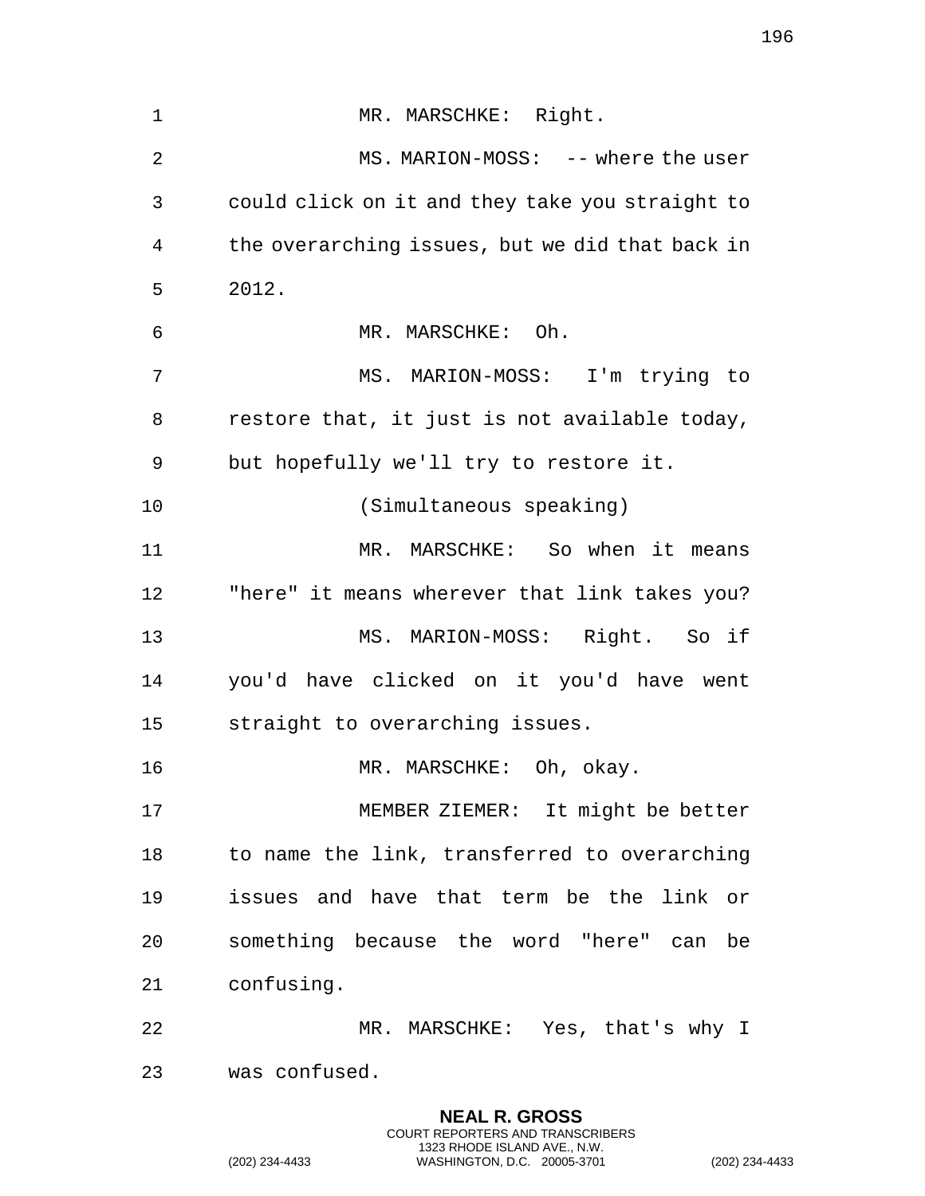MR. MARSCHKE: Right.

MS. MARION-MOSS: -- where the user could click on it and they take you straight to the overarching issues, but we did that back in 2012.

MR. MARSCHKE: Oh.

MS. MARION-MOSS: I'm trying to restore that, it just is not available today, but hopefully we'll try to restore it.

(Simultaneous speaking)

MR. MARSCHKE: So when it means "here" it means wherever that link takes you?

MS. MARION-MOSS: Right. So if you'd have clicked on it you'd have went straight to overarching issues.

MR. MARSCHKE: Oh, okay.

MEMBER ZIEMER: It might be better to name the link, transferred to overarching issues and have that term be the link or something because the word "here" can be confusing.

MR. MARSCHKE: Yes, that's why I was confused.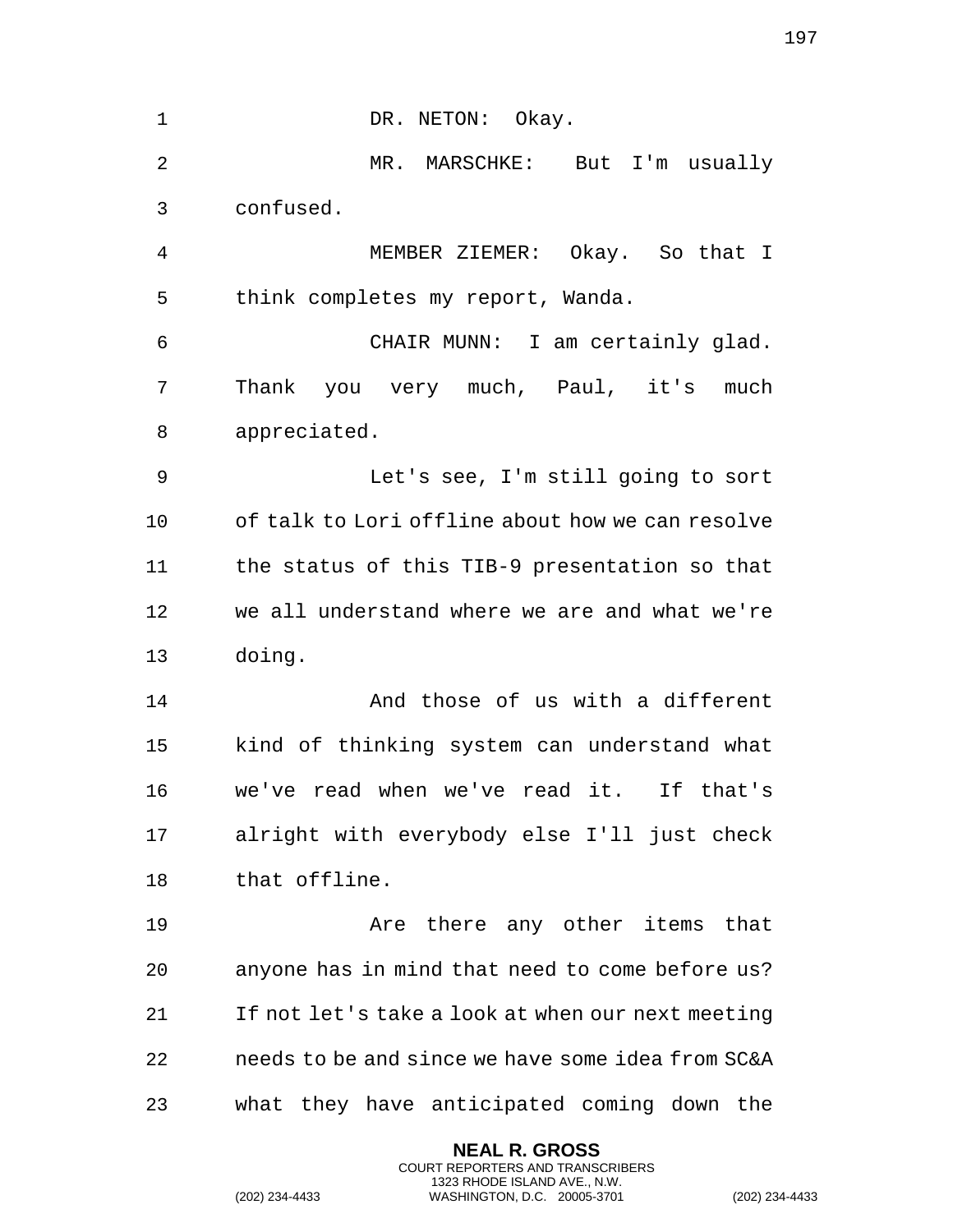DR. NETON: Okay.

MR. MARSCHKE: But I'm usually confused.

MEMBER ZIEMER: Okay. So that I think completes my report, Wanda.

CHAIR MUNN: I am certainly glad. Thank you very much, Paul, it's much appreciated.

Let's see, I'm still going to sort of talk to Lori offline about how we can resolve the status of this TIB-9 presentation so that we all understand where we are and what we're doing.

And those of us with a different kind of thinking system can understand what we've read when we've read it. If that's alright with everybody else I'll just check that offline.

Are there any other items that anyone has in mind that need to come before us? If not let's take a look at when our next meeting needs to be and since we have some idea from SC&A what they have anticipated coming down the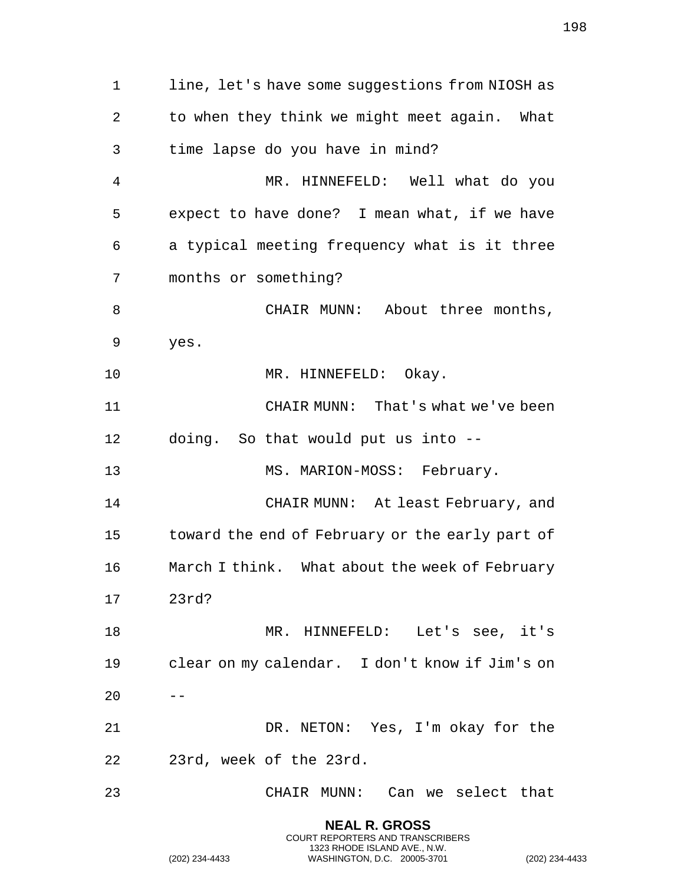line, let's have some suggestions from NIOSH as to when they think we might meet again. What time lapse do you have in mind?

MR. HINNEFELD: Well what do you expect to have done? I mean what, if we have a typical meeting frequency what is it three months or something?

CHAIR MUNN: About three months, yes.

MR. HINNEFELD: Okay.

CHAIR MUNN: That's what we've been doing. So that would put us into --

MS. MARION-MOSS: February.

CHAIR MUNN: At least February, and toward the end of February or the early part of March I think. What about the week of February 23rd?

MR. HINNEFELD: Let's see, it's clear on my calendar. I don't know if Jim's on --

DR. NETON: Yes, I'm okay for the 23rd, week of the 23rd.

CHAIR MUNN: Can we select that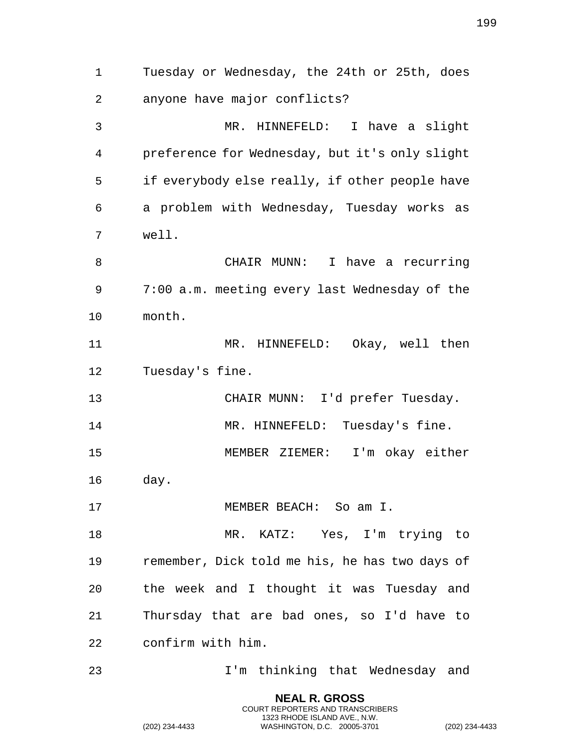Tuesday or Wednesday, the 24th or 25th, does anyone have major conflicts?

MR. HINNEFELD: I have a slight preference for Wednesday, but it's only slight if everybody else really, if other people have a problem with Wednesday, Tuesday works as well.

CHAIR MUNN: I have a recurring 7:00 a.m. meeting every last Wednesday of the month.

MR. HINNEFELD: Okay, well then Tuesday's fine.

CHAIR MUNN: I'd prefer Tuesday.

MR. HINNEFELD: Tuesday's fine.

MEMBER ZIEMER: I'm okay either day.

MEMBER BEACH: So am I.

MR. KATZ: Yes, I'm trying to remember, Dick told me his, he has two days of the week and I thought it was Tuesday and Thursday that are bad ones, so I'd have to confirm with him.

I'm thinking that Wednesday and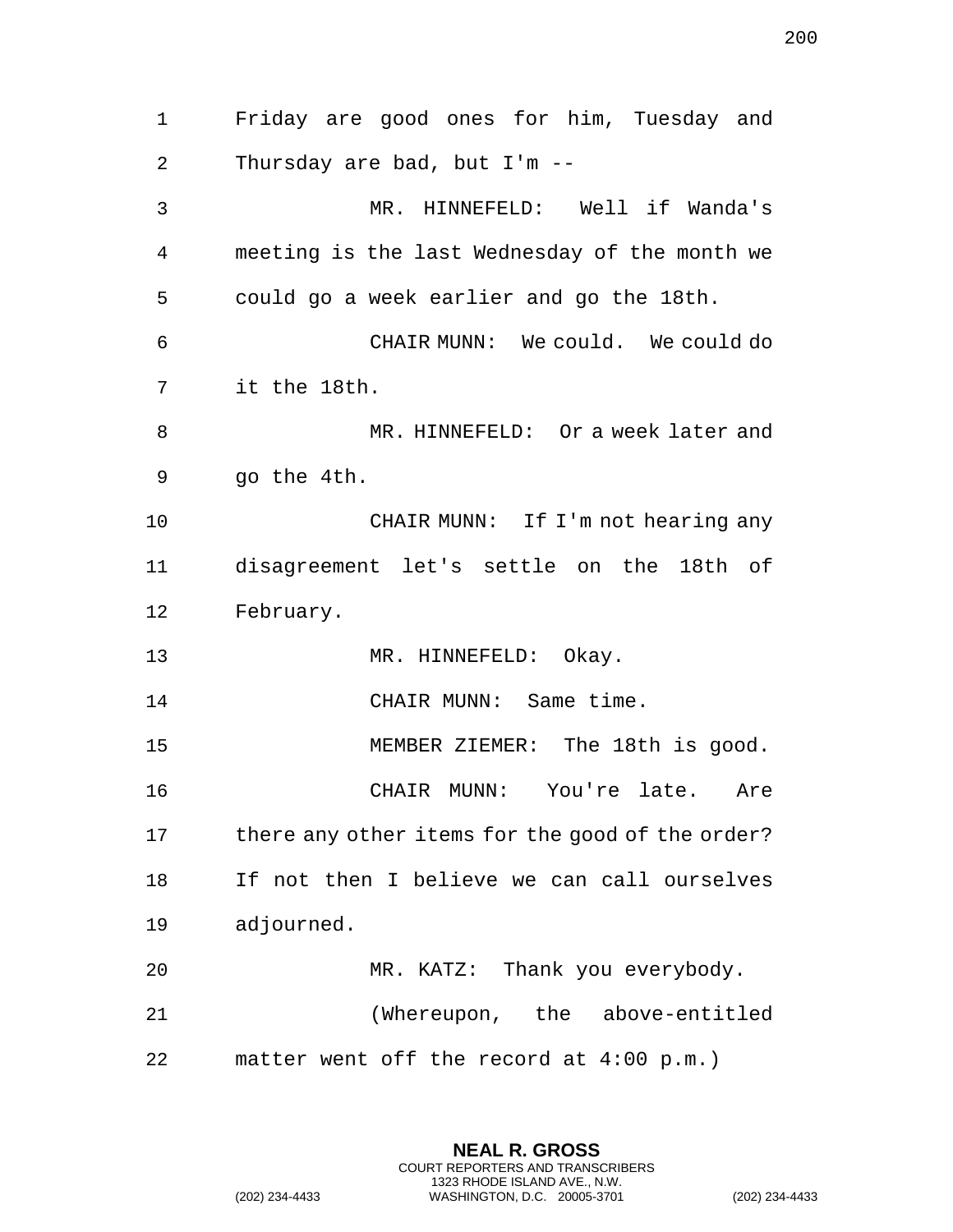Friday are good ones for him, Tuesday and Thursday are bad, but I'm --

MR. HINNEFELD: Well if Wanda's meeting is the last Wednesday of the month we could go a week earlier and go the 18th.

CHAIR MUNN: We could. We could do it the 18th.

MR. HINNEFELD: Or a week later and go the 4th.

CHAIR MUNN: If I'm not hearing any disagreement let's settle on the 18th of February.

MR. HINNEFELD: Okay.

CHAIR MUNN: Same time.

MEMBER ZIEMER: The 18th is good.

CHAIR MUNN: You're late. Are there any other items for the good of the order? If not then I believe we can call ourselves adjourned.

MR. KATZ: Thank you everybody.

(Whereupon, the above-entitled matter went off the record at 4:00 p.m.)